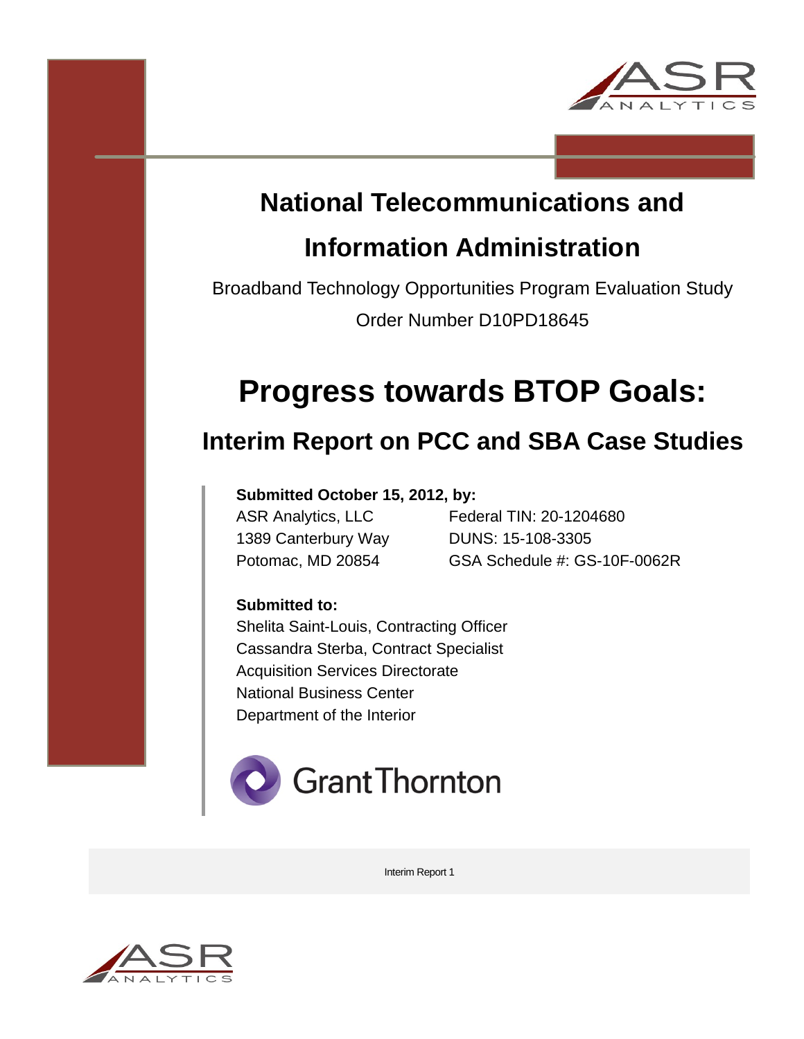# National Telecommunications and Information Administration

Broadband Technology Opportunities Program Evaluation Study

Order Number D10PD18645

# Progress towards BTOP Goals:

## Interim Report on PCC and SBA Case Studies

**Submitted October 15, 2012, by:**

ASR Analytics, LLC
1389 Canterbury Way
Potomac, MD 20854

Federal TIN: 20-1204680
DUNS: 15-108-3305
GSA Schedule #: GS-10F-0062R

**Submitted to:**

Shelita Saint-Louis, Contracting Officer
Cassandra Sterba, Contract Specialist
Acquisition Services Directorate
National Business Center
Department of the Interior

Grant Thornton

Interim Report 1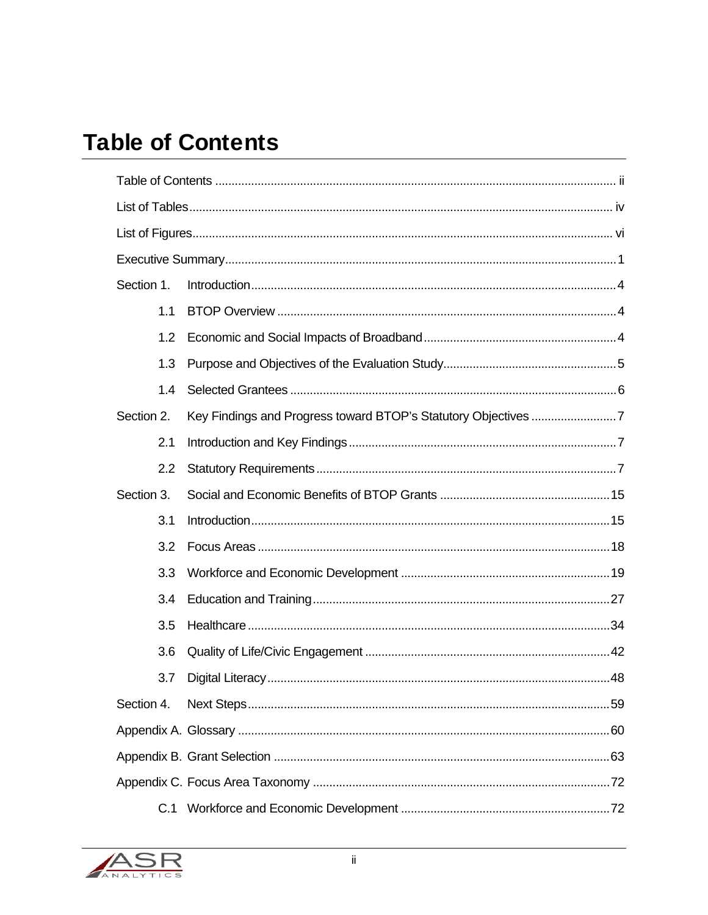# Table of Contents

Table of Contents .......... ii

List of Tables .......... iv

List of Figures .......... vi

Executive Summary .......... 1

Section 1. Introduction .......... 4

- 1.1 BTOP Overview .......... 4
- 1.2 Economic and Social Impacts of Broadband .......... 4
- 1.3 Purpose and Objectives of the Evaluation Study .......... 5
- 1.4 Selected Grantees .......... 6

Section 2. Key Findings and Progress toward BTOP's Statutory Objectives .......... 7

- 2.1 Introduction and Key Findings .......... 7
- 2.2 Statutory Requirements .......... 7

Section 3. Social and Economic Benefits of BTOP Grants .......... 15

- 3.1 Introduction .......... 15
- 3.2 Focus Areas .......... 18
- 3.3 Workforce and Economic Development .......... 19
- 3.4 Education and Training .......... 27
- 3.5 Healthcare .......... 34
- 3.6 Quality of Life/Civic Engagement .......... 42
- 3.7 Digital Literacy .......... 48

Section 4. Next Steps .......... 59

Appendix A. Glossary .......... 60

Appendix B. Grant Selection .......... 63

Appendix C. Focus Area Taxonomy .......... 72

- C.1 Workforce and Economic Development .......... 72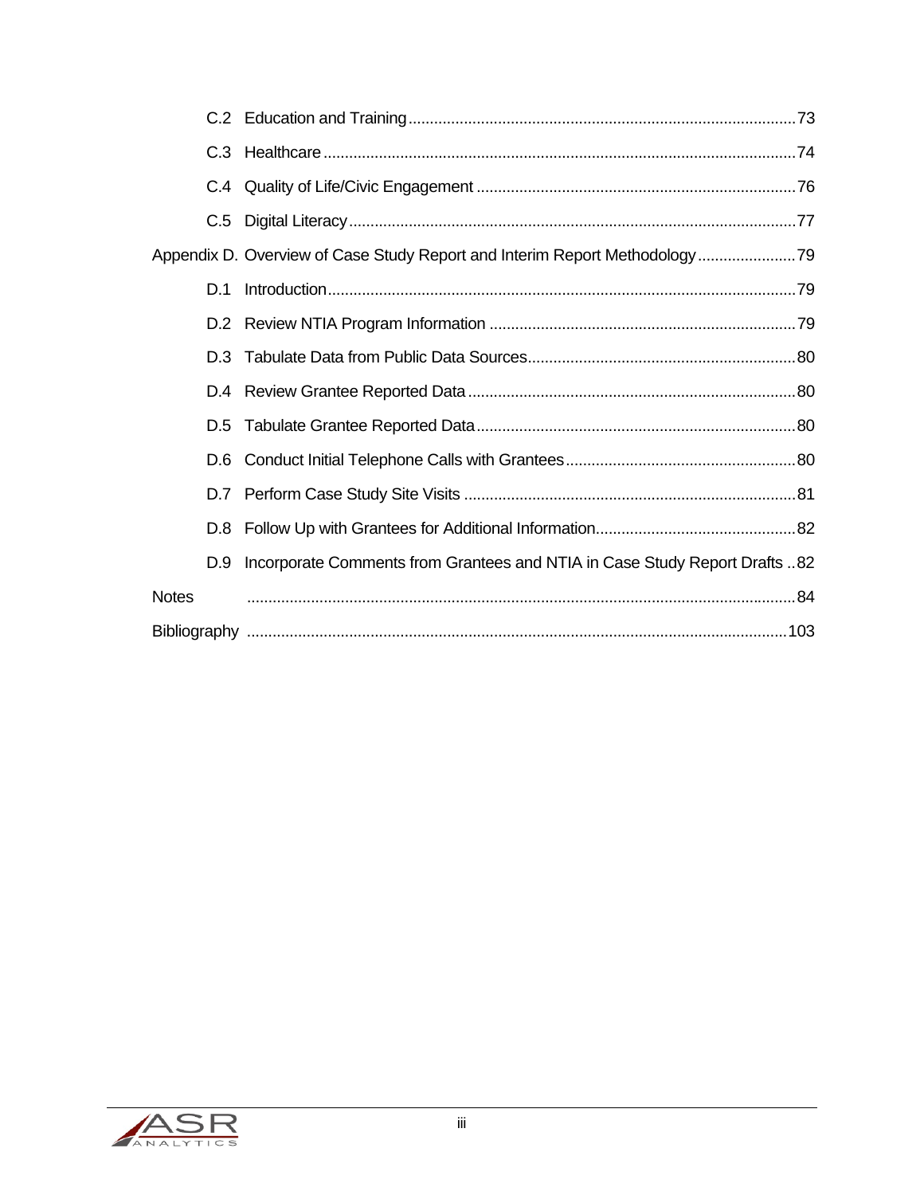- C.2 Education and Training ... 73
- C.3 Healthcare ... 74
- C.4 Quality of Life/Civic Engagement ... 76
- C.5 Digital Literacy ... 77

Appendix D. Overview of Case Study Report and Interim Report Methodology ... 79

- D.1 Introduction ... 79
- D.2 Review NTIA Program Information ... 79
- D.3 Tabulate Data from Public Data Sources ... 80
- D.4 Review Grantee Reported Data ... 80
- D.5 Tabulate Grantee Reported Data ... 80
- D.6 Conduct Initial Telephone Calls with Grantees ... 80
- D.7 Perform Case Study Site Visits ... 81
- D.8 Follow Up with Grantees for Additional Information ... 82
- D.9 Incorporate Comments from Grantees and NTIA in Case Study Report Drafts ... 82

Notes ... 84

Bibliography ... 103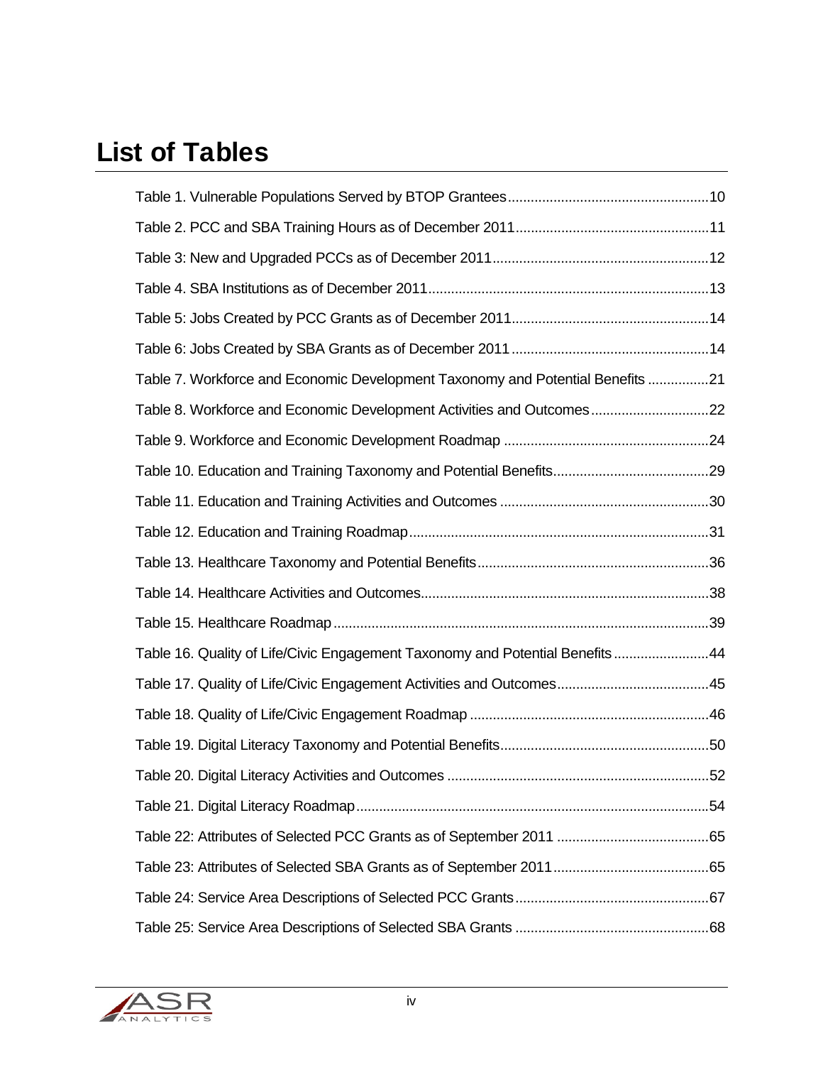# List of Tables

Table 1. Vulnerable Populations Served by BTOP Grantees....................................................10

Table 2. PCC and SBA Training Hours as of December 2011..................................................11

Table 3: New and Upgraded PCCs as of December 2011........................................................12

Table 4. SBA Institutions as of December 2011.........................................................................13

Table 5: Jobs Created by PCC Grants as of December 2011...................................................14

Table 6: Jobs Created by SBA Grants as of December 2011...................................................14

Table 7. Workforce and Economic Development Taxonomy and Potential Benefits ................21

Table 8. Workforce and Economic Development Activities and Outcomes...............................22

Table 9. Workforce and Economic Development Roadmap .....................................................24

Table 10. Education and Training Taxonomy and Potential Benefits.........................................29

Table 11. Education and Training Activities and Outcomes ......................................................30

Table 12. Education and Training Roadmap..............................................................................31

Table 13. Healthcare Taxonomy and Potential Benefits............................................................36

Table 14. Healthcare Activities and Outcomes...........................................................................38

Table 15. Healthcare Roadmap..................................................................................................39

Table 16. Quality of Life/Civic Engagement Taxonomy and Potential Benefits.........................44

Table 17. Quality of Life/Civic Engagement Activities and Outcomes.......................................45

Table 18. Quality of Life/Civic Engagement Roadmap ..............................................................46

Table 19. Digital Literacy Taxonomy and Potential Benefits......................................................50

Table 20. Digital Literacy Activities and Outcomes ....................................................................52

Table 21. Digital Literacy Roadmap...........................................................................................54

Table 22: Attributes of Selected PCC Grants as of September 2011 .......................................65

Table 23: Attributes of Selected SBA Grants as of September 2011........................................65

Table 24: Service Area Descriptions of Selected PCC Grants..................................................67

Table 25: Service Area Descriptions of Selected SBA Grants ..................................................68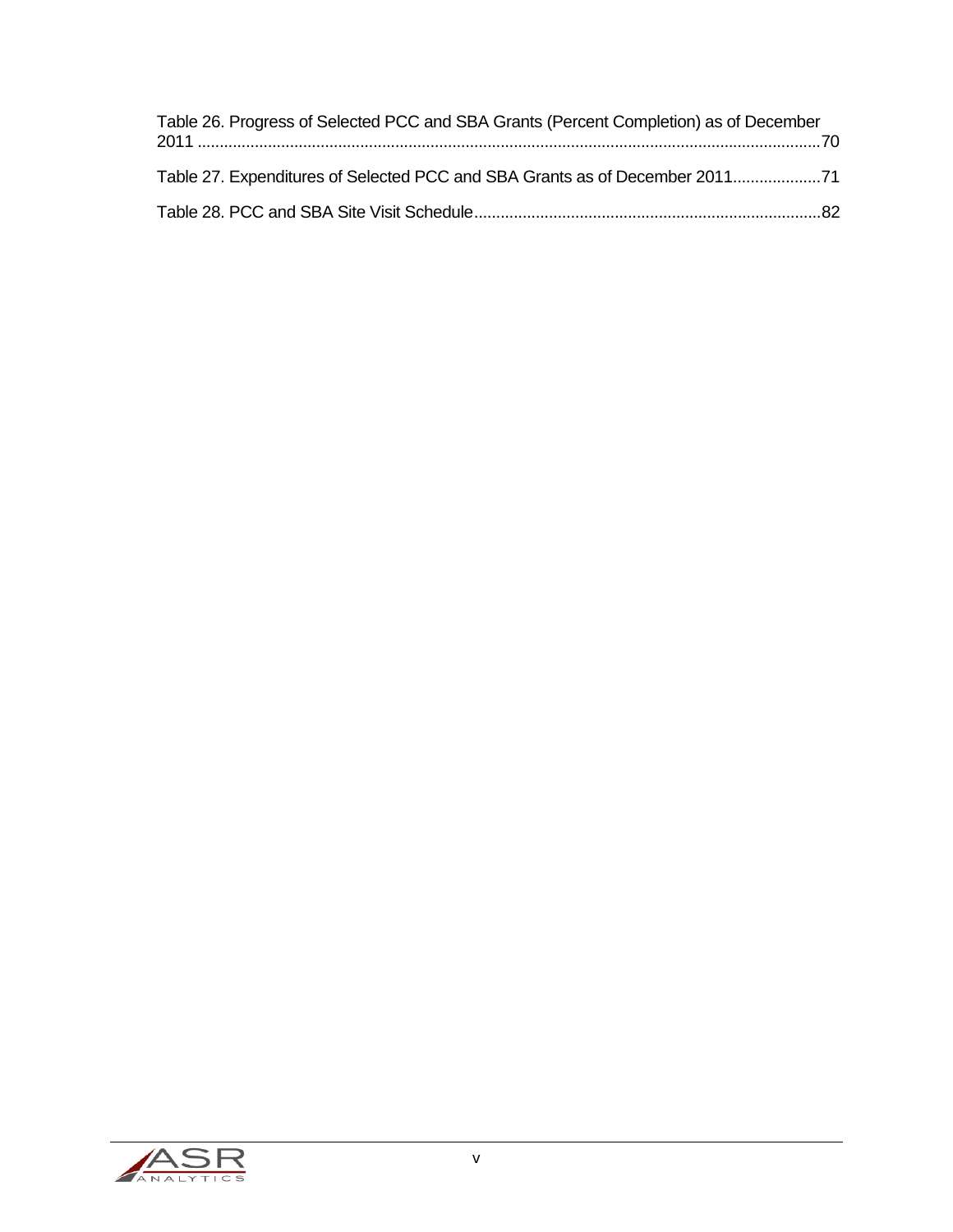Table 26. Progress of Selected PCC and SBA Grants (Percent Completion) as of December 2011 ............................................................................................................................................70

Table 27. Expenditures of Selected PCC and SBA Grants as of December 2011....................71

Table 28. PCC and SBA Site Visit Schedule...............................................................................82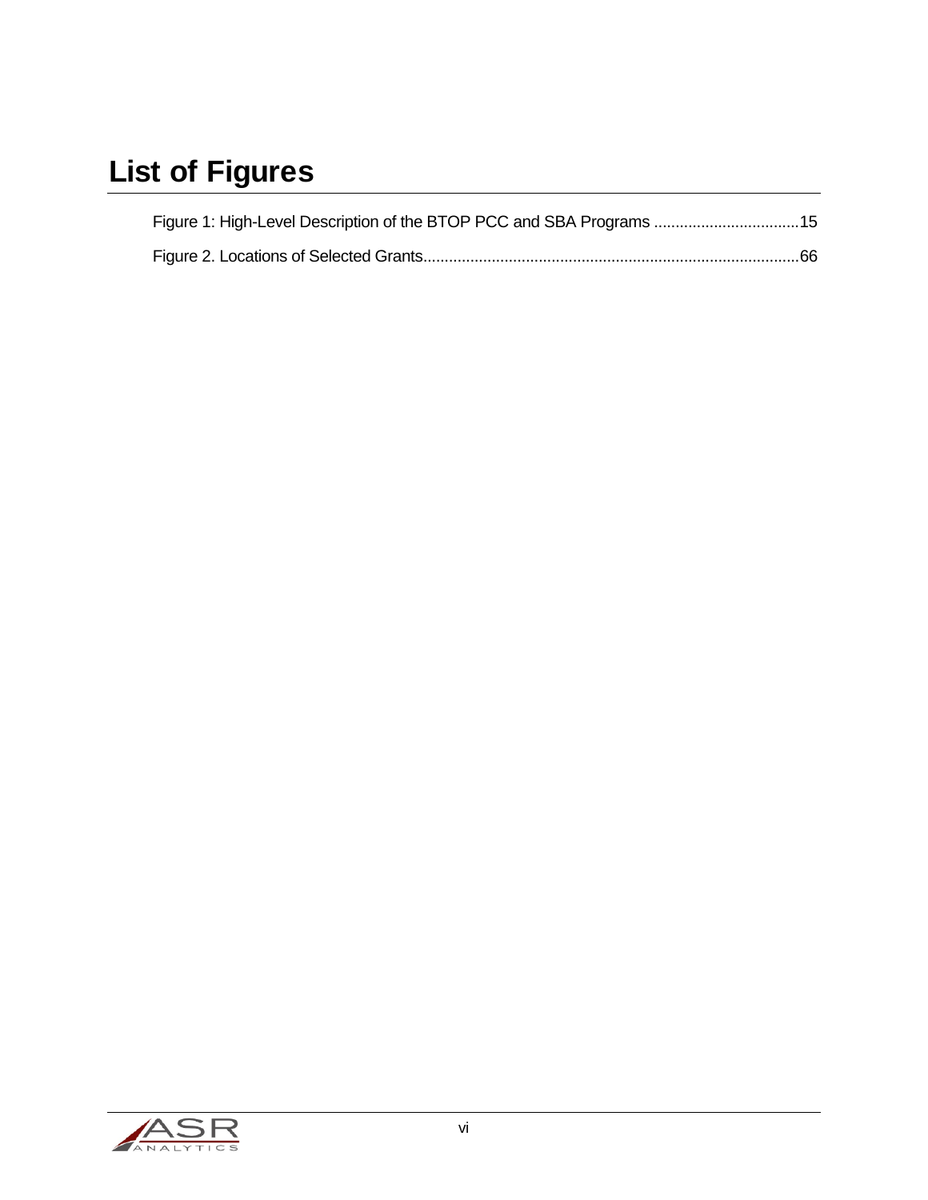# List of Figures

Figure 1: High-Level Description of the BTOP PCC and SBA Programs ..................................15

Figure 2. Locations of Selected Grants.......................................................................................66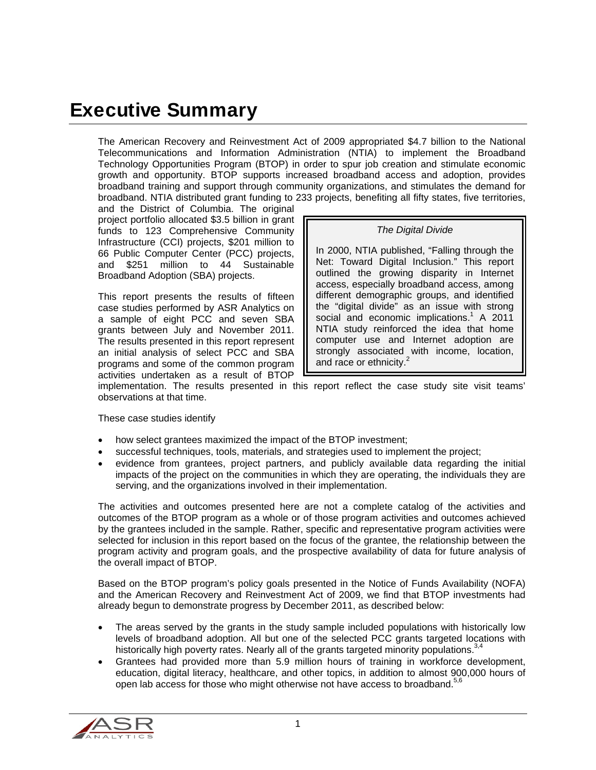# Executive Summary

The American Recovery and Reinvestment Act of 2009 appropriated $4.7 billion to the National Telecommunications and Information Administration (NTIA) to implement the Broadband Technology Opportunities Program (BTOP) in order to spur job creation and stimulate economic growth and opportunity. BTOP supports increased broadband access and adoption, provides broadband training and support through community organizations, and stimulates the demand for broadband. NTIA distributed grant funding to 233 projects, benefiting all fifty states, five territories, and the District of Columbia. The original project portfolio allocated $3.5 billion in grant funds to 123 Comprehensive Community Infrastructure (CCI) projects, $201 million to 66 Public Computer Center (PCC) projects, and $251 million to 44 Sustainable Broadband Adoption (SBA) projects.

This report presents the results of fifteen case studies performed by ASR Analytics on a sample of eight PCC and seven SBA grants between July and November 2011. The results presented in this report represent an initial analysis of select PCC and SBA programs and some of the common program activities undertaken as a result of BTOP implementation. The results presented in this report reflect the case study site visit teams' observations at that time.

> *The Digital Divide*
>
> In 2000, NTIA published, "Falling through the Net: Toward Digital Inclusion." This report outlined the growing disparity in Internet access, especially broadband access, among different demographic groups, and identified the "digital divide" as an issue with strong social and economic implications.[1] A 2011 NTIA study reinforced the idea that home computer use and Internet adoption are strongly associated with income, location, and race or ethnicity.[2]

These case studies identify

- how select grantees maximized the impact of the BTOP investment;
- successful techniques, tools, materials, and strategies used to implement the project;
- evidence from grantees, project partners, and publicly available data regarding the initial impacts of the project on the communities in which they are operating, the individuals they are serving, and the organizations involved in their implementation.

The activities and outcomes presented here are not a complete catalog of the activities and outcomes of the BTOP program as a whole or of those program activities and outcomes achieved by the grantees included in the sample. Rather, specific and representative program activities were selected for inclusion in this report based on the focus of the grantee, the relationship between the program activity and program goals, and the prospective availability of data for future analysis of the overall impact of BTOP.

Based on the BTOP program's policy goals presented in the Notice of Funds Availability (NOFA) and the American Recovery and Reinvestment Act of 2009, we find that BTOP investments had already begun to demonstrate progress by December 2011, as described below:

- The areas served by the grants in the study sample included populations with historically low levels of broadband adoption. All but one of the selected PCC grants targeted locations with historically high poverty rates. Nearly all of the grants targeted minority populations.[3,4]
- Grantees had provided more than 5.9 million hours of training in workforce development, education, digital literacy, healthcare, and other topics, in addition to almost 900,000 hours of open lab access for those who might otherwise not have access to broadband.[5,6]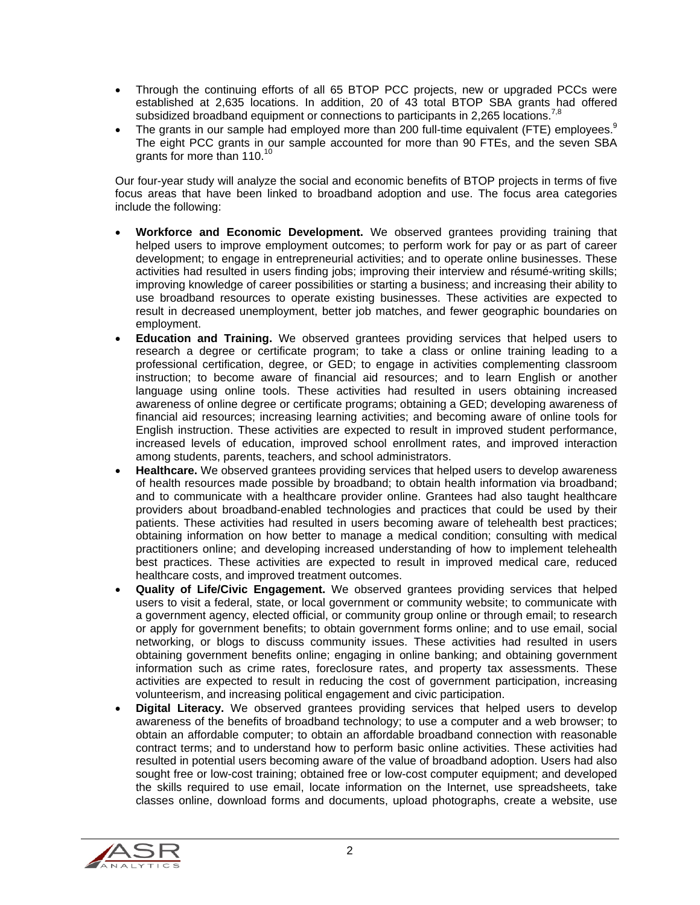- Through the continuing efforts of all 65 BTOP PCC projects, new or upgraded PCCs were established at 2,635 locations. In addition, 20 of 43 total BTOP SBA grants had offered subsidized broadband equipment or connections to participants in 2,265 locations.[7,8]
- The grants in our sample had employed more than 200 full-time equivalent (FTE) employees.[9] The eight PCC grants in our sample accounted for more than 90 FTEs, and the seven SBA grants for more than 110.[10]

Our four-year study will analyze the social and economic benefits of BTOP projects in terms of five focus areas that have been linked to broadband adoption and use. The focus area categories include the following:

- **Workforce and Economic Development.** We observed grantees providing training that helped users to improve employment outcomes; to perform work for pay or as part of career development; to engage in entrepreneurial activities; and to operate online businesses. These activities had resulted in users finding jobs; improving their interview and résumé-writing skills; improving knowledge of career possibilities or starting a business; and increasing their ability to use broadband resources to operate existing businesses. These activities are expected to result in decreased unemployment, better job matches, and fewer geographic boundaries on employment.
- **Education and Training.** We observed grantees providing services that helped users to research a degree or certificate program; to take a class or online training leading to a professional certification, degree, or GED; to engage in activities complementing classroom instruction; to become aware of financial aid resources; and to learn English or another language using online tools. These activities had resulted in users obtaining increased awareness of online degree or certificate programs; obtaining a GED; developing awareness of financial aid resources; increasing learning activities; and becoming aware of online tools for English instruction. These activities are expected to result in improved student performance, increased levels of education, improved school enrollment rates, and improved interaction among students, parents, teachers, and school administrators.
- **Healthcare.** We observed grantees providing services that helped users to develop awareness of health resources made possible by broadband; to obtain health information via broadband; and to communicate with a healthcare provider online. Grantees had also taught healthcare providers about broadband-enabled technologies and practices that could be used by their patients. These activities had resulted in users becoming aware of telehealth best practices; obtaining information on how better to manage a medical condition; consulting with medical practitioners online; and developing increased understanding of how to implement telehealth best practices. These activities are expected to result in improved medical care, reduced healthcare costs, and improved treatment outcomes.
- **Quality of Life/Civic Engagement.** We observed grantees providing services that helped users to visit a federal, state, or local government or community website; to communicate with a government agency, elected official, or community group online or through email; to research or apply for government benefits; to obtain government forms online; and to use email, social networking, or blogs to discuss community issues. These activities had resulted in users obtaining government benefits online; engaging in online banking; and obtaining government information such as crime rates, foreclosure rates, and property tax assessments. These activities are expected to result in reducing the cost of government participation, increasing volunteerism, and increasing political engagement and civic participation.
- **Digital Literacy.** We observed grantees providing services that helped users to develop awareness of the benefits of broadband technology; to use a computer and a web browser; to obtain an affordable computer; to obtain an affordable broadband connection with reasonable contract terms; and to understand how to perform basic online activities. These activities had resulted in potential users becoming aware of the value of broadband adoption. Users had also sought free or low-cost training; obtained free or low-cost computer equipment; and developed the skills required to use email, locate information on the Internet, use spreadsheets, take classes online, download forms and documents, upload photographs, create a website, use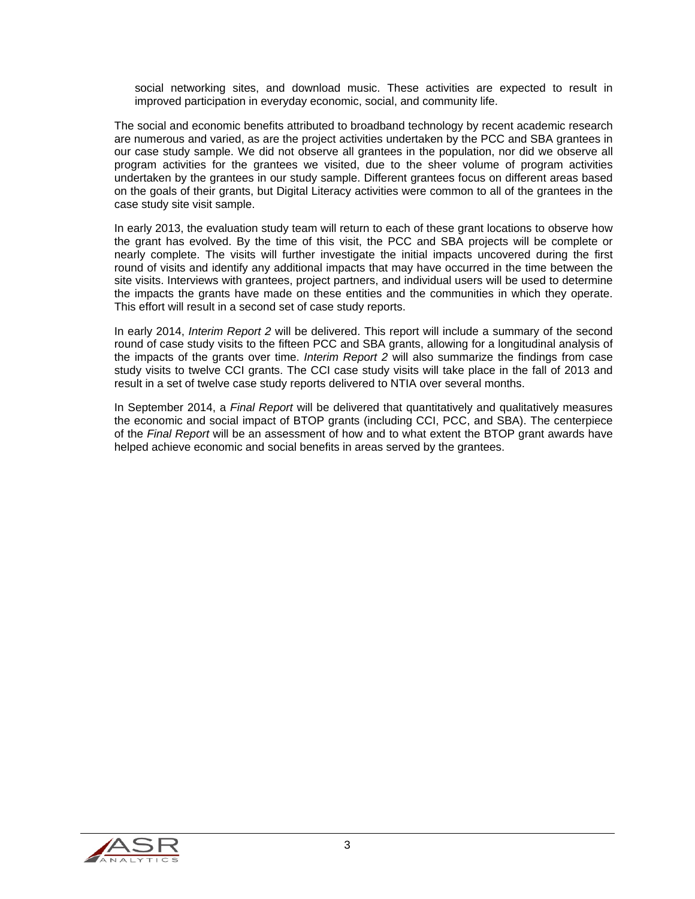social networking sites, and download music. These activities are expected to result in improved participation in everyday economic, social, and community life.

The social and economic benefits attributed to broadband technology by recent academic research are numerous and varied, as are the project activities undertaken by the PCC and SBA grantees in our case study sample. We did not observe all grantees in the population, nor did we observe all program activities for the grantees we visited, due to the sheer volume of program activities undertaken by the grantees in our study sample. Different grantees focus on different areas based on the goals of their grants, but Digital Literacy activities were common to all of the grantees in the case study site visit sample.

In early 2013, the evaluation study team will return to each of these grant locations to observe how the grant has evolved. By the time of this visit, the PCC and SBA projects will be complete or nearly complete. The visits will further investigate the initial impacts uncovered during the first round of visits and identify any additional impacts that may have occurred in the time between the site visits. Interviews with grantees, project partners, and individual users will be used to determine the impacts the grants have made on these entities and the communities in which they operate. This effort will result in a second set of case study reports.

In early 2014, *Interim Report 2* will be delivered. This report will include a summary of the second round of case study visits to the fifteen PCC and SBA grants, allowing for a longitudinal analysis of the impacts of the grants over time. *Interim Report 2* will also summarize the findings from case study visits to twelve CCI grants. The CCI case study visits will take place in the fall of 2013 and result in a set of twelve case study reports delivered to NTIA over several months.

In September 2014, a *Final Report* will be delivered that quantitatively and qualitatively measures the economic and social impact of BTOP grants (including CCI, PCC, and SBA). The centerpiece of the *Final Report* will be an assessment of how and to what extent the BTOP grant awards have helped achieve economic and social benefits in areas served by the grantees.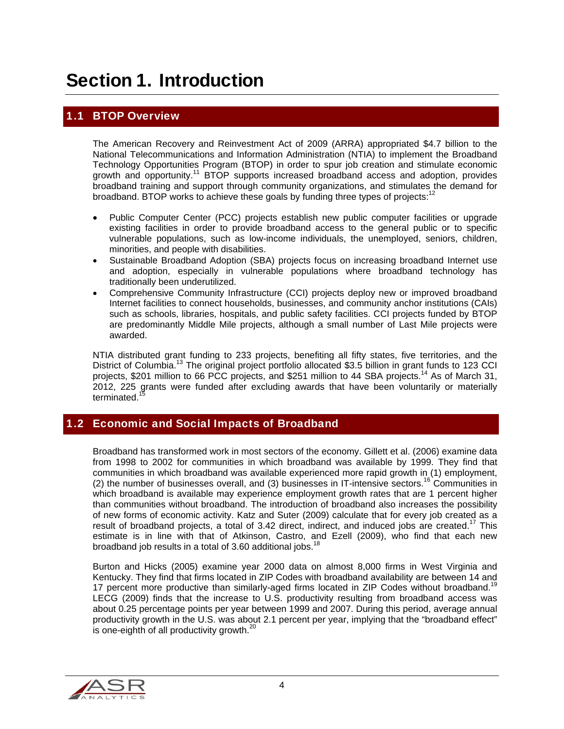# Section 1. Introduction

## 1.1 BTOP Overview

The American Recovery and Reinvestment Act of 2009 (ARRA) appropriated $4.7 billion to the National Telecommunications and Information Administration (NTIA) to implement the Broadband Technology Opportunities Program (BTOP) in order to spur job creation and stimulate economic growth and opportunity.[11] BTOP supports increased broadband access and adoption, provides broadband training and support through community organizations, and stimulates the demand for broadband. BTOP works to achieve these goals by funding three types of projects:[12]

- Public Computer Center (PCC) projects establish new public computer facilities or upgrade existing facilities in order to provide broadband access to the general public or to specific vulnerable populations, such as low-income individuals, the unemployed, seniors, children, minorities, and people with disabilities.
- Sustainable Broadband Adoption (SBA) projects focus on increasing broadband Internet use and adoption, especially in vulnerable populations where broadband technology has traditionally been underutilized.
- Comprehensive Community Infrastructure (CCI) projects deploy new or improved broadband Internet facilities to connect households, businesses, and community anchor institutions (CAIs) such as schools, libraries, hospitals, and public safety facilities. CCI projects funded by BTOP are predominantly Middle Mile projects, although a small number of Last Mile projects were awarded.

NTIA distributed grant funding to 233 projects, benefiting all fifty states, five territories, and the District of Columbia.[13] The original project portfolio allocated $3.5 billion in grant funds to 123 CCI projects, $201 million to 66 PCC projects, and $251 million to 44 SBA projects.[14] As of March 31, 2012, 225 grants were funded after excluding awards that have been voluntarily or materially terminated.[15]

## 1.2 Economic and Social Impacts of Broadband

Broadband has transformed work in most sectors of the economy. Gillett et al. (2006) examine data from 1998 to 2002 for communities in which broadband was available by 1999. They find that communities in which broadband was available experienced more rapid growth in (1) employment, (2) the number of businesses overall, and (3) businesses in IT-intensive sectors.[16] Communities in which broadband is available may experience employment growth rates that are 1 percent higher than communities without broadband. The introduction of broadband also increases the possibility of new forms of economic activity. Katz and Suter (2009) calculate that for every job created as a result of broadband projects, a total of 3.42 direct, indirect, and induced jobs are created.[17] This estimate is in line with that of Atkinson, Castro, and Ezell (2009), who find that each new broadband job results in a total of 3.60 additional jobs.[18]

Burton and Hicks (2005) examine year 2000 data on almost 8,000 firms in West Virginia and Kentucky. They find that firms located in ZIP Codes with broadband availability are between 14 and 17 percent more productive than similarly-aged firms located in ZIP Codes without broadband.[19] LECG (2009) finds that the increase to U.S. productivity resulting from broadband access was about 0.25 percentage points per year between 1999 and 2007. During this period, average annual productivity growth in the U.S. was about 2.1 percent per year, implying that the "broadband effect" is one-eighth of all productivity growth.[20]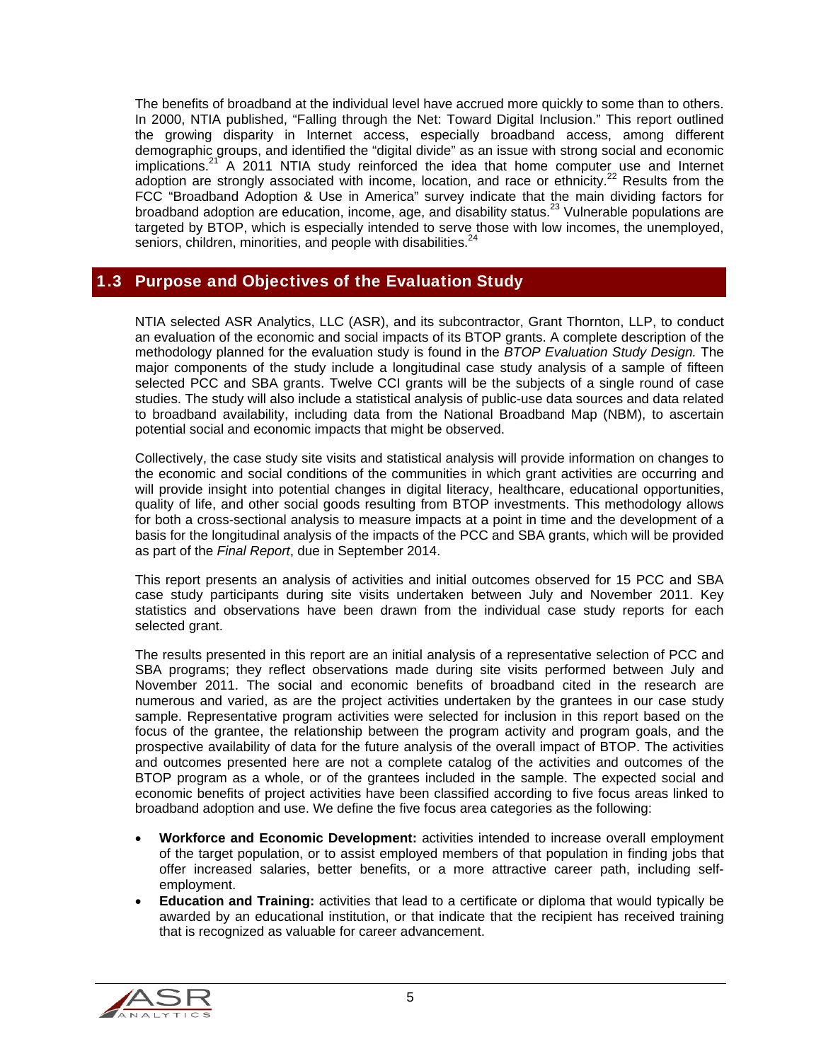The benefits of broadband at the individual level have accrued more quickly to some than to others. In 2000, NTIA published, "Falling through the Net: Toward Digital Inclusion." This report outlined the growing disparity in Internet access, especially broadband access, among different demographic groups, and identified the "digital divide" as an issue with strong social and economic implications.[21] A 2011 NTIA study reinforced the idea that home computer use and Internet adoption are strongly associated with income, location, and race or ethnicity.[22] Results from the FCC "Broadband Adoption & Use in America" survey indicate that the main dividing factors for broadband adoption are education, income, age, and disability status.[23] Vulnerable populations are targeted by BTOP, which is especially intended to serve those with low incomes, the unemployed, seniors, children, minorities, and people with disabilities.[24]

## 1.3 Purpose and Objectives of the Evaluation Study

NTIA selected ASR Analytics, LLC (ASR), and its subcontractor, Grant Thornton, LLP, to conduct an evaluation of the economic and social impacts of its BTOP grants. A complete description of the methodology planned for the evaluation study is found in the *BTOP Evaluation Study Design.* The major components of the study include a longitudinal case study analysis of a sample of fifteen selected PCC and SBA grants. Twelve CCI grants will be the subjects of a single round of case studies. The study will also include a statistical analysis of public-use data sources and data related to broadband availability, including data from the National Broadband Map (NBM), to ascertain potential social and economic impacts that might be observed.

Collectively, the case study site visits and statistical analysis will provide information on changes to the economic and social conditions of the communities in which grant activities are occurring and will provide insight into potential changes in digital literacy, healthcare, educational opportunities, quality of life, and other social goods resulting from BTOP investments. This methodology allows for both a cross-sectional analysis to measure impacts at a point in time and the development of a basis for the longitudinal analysis of the impacts of the PCC and SBA grants, which will be provided as part of the *Final Report*, due in September 2014.

This report presents an analysis of activities and initial outcomes observed for 15 PCC and SBA case study participants during site visits undertaken between July and November 2011. Key statistics and observations have been drawn from the individual case study reports for each selected grant.

The results presented in this report are an initial analysis of a representative selection of PCC and SBA programs; they reflect observations made during site visits performed between July and November 2011. The social and economic benefits of broadband cited in the research are numerous and varied, as are the project activities undertaken by the grantees in our case study sample. Representative program activities were selected for inclusion in this report based on the focus of the grantee, the relationship between the program activity and program goals, and the prospective availability of data for the future analysis of the overall impact of BTOP. The activities and outcomes presented here are not a complete catalog of the activities and outcomes of the BTOP program as a whole, or of the grantees included in the sample. The expected social and economic benefits of project activities have been classified according to five focus areas linked to broadband adoption and use. We define the five focus area categories as the following:

- **Workforce and Economic Development:** activities intended to increase overall employment of the target population, or to assist employed members of that population in finding jobs that offer increased salaries, better benefits, or a more attractive career path, including self-employment.
- **Education and Training:** activities that lead to a certificate or diploma that would typically be awarded by an educational institution, or that indicate that the recipient has received training that is recognized as valuable for career advancement.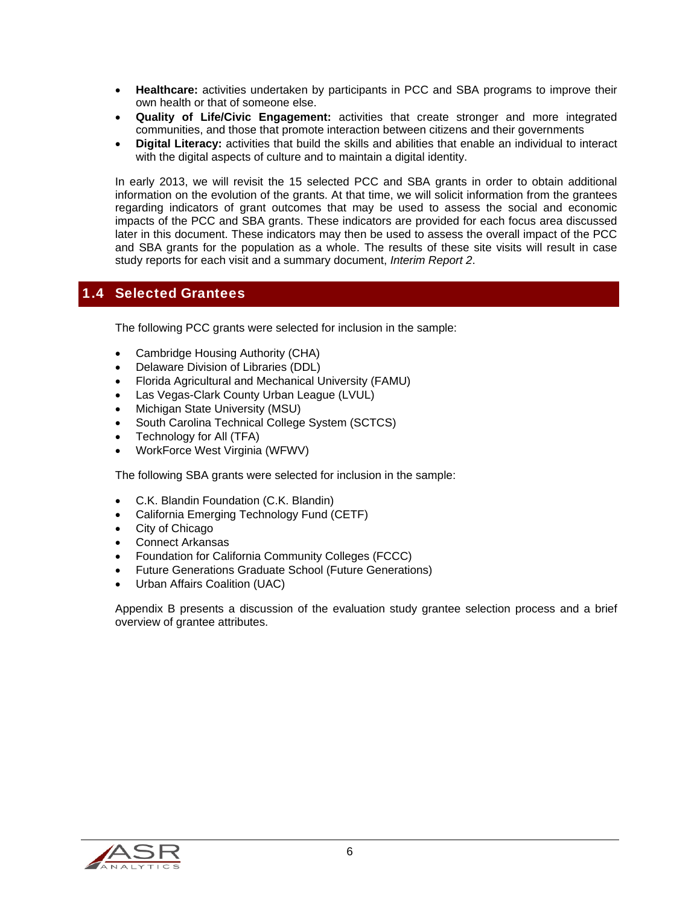- **Healthcare:** activities undertaken by participants in PCC and SBA programs to improve their own health or that of someone else.
- **Quality of Life/Civic Engagement:** activities that create stronger and more integrated communities, and those that promote interaction between citizens and their governments
- **Digital Literacy:** activities that build the skills and abilities that enable an individual to interact with the digital aspects of culture and to maintain a digital identity.

In early 2013, we will revisit the 15 selected PCC and SBA grants in order to obtain additional information on the evolution of the grants. At that time, we will solicit information from the grantees regarding indicators of grant outcomes that may be used to assess the social and economic impacts of the PCC and SBA grants. These indicators are provided for each focus area discussed later in this document. These indicators may then be used to assess the overall impact of the PCC and SBA grants for the population as a whole. The results of these site visits will result in case study reports for each visit and a summary document, *Interim Report 2*.

## 1.4 Selected Grantees

The following PCC grants were selected for inclusion in the sample:

- Cambridge Housing Authority (CHA)
- Delaware Division of Libraries (DDL)
- Florida Agricultural and Mechanical University (FAMU)
- Las Vegas-Clark County Urban League (LVUL)
- Michigan State University (MSU)
- South Carolina Technical College System (SCTCS)
- Technology for All (TFA)
- WorkForce West Virginia (WFWV)

The following SBA grants were selected for inclusion in the sample:

- C.K. Blandin Foundation (C.K. Blandin)
- California Emerging Technology Fund (CETF)
- City of Chicago
- Connect Arkansas
- Foundation for California Community Colleges (FCCC)
- Future Generations Graduate School (Future Generations)
- Urban Affairs Coalition (UAC)

Appendix B presents a discussion of the evaluation study grantee selection process and a brief overview of grantee attributes.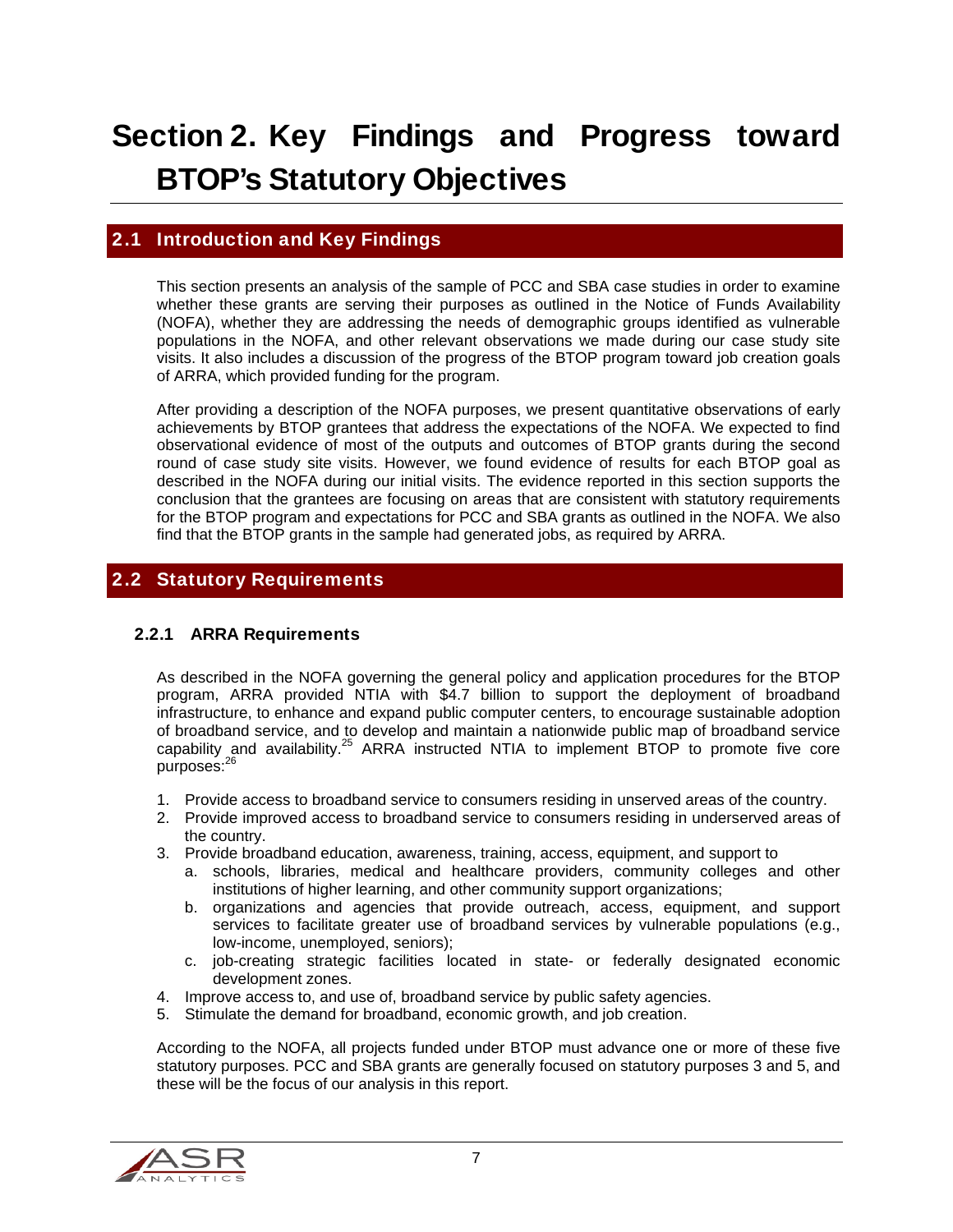# Section 2. Key Findings and Progress toward BTOP's Statutory Objectives

## 2.1 Introduction and Key Findings

This section presents an analysis of the sample of PCC and SBA case studies in order to examine whether these grants are serving their purposes as outlined in the Notice of Funds Availability (NOFA), whether they are addressing the needs of demographic groups identified as vulnerable populations in the NOFA, and other relevant observations we made during our case study site visits. It also includes a discussion of the progress of the BTOP program toward job creation goals of ARRA, which provided funding for the program.

After providing a description of the NOFA purposes, we present quantitative observations of early achievements by BTOP grantees that address the expectations of the NOFA. We expected to find observational evidence of most of the outputs and outcomes of BTOP grants during the second round of case study site visits. However, we found evidence of results for each BTOP goal as described in the NOFA during our initial visits. The evidence reported in this section supports the conclusion that the grantees are focusing on areas that are consistent with statutory requirements for the BTOP program and expectations for PCC and SBA grants as outlined in the NOFA. We also find that the BTOP grants in the sample had generated jobs, as required by ARRA.

## 2.2 Statutory Requirements

### 2.2.1 ARRA Requirements

As described in the NOFA governing the general policy and application procedures for the BTOP program, ARRA provided NTIA with $4.7 billion to support the deployment of broadband infrastructure, to enhance and expand public computer centers, to encourage sustainable adoption of broadband service, and to develop and maintain a nationwide public map of broadband service capability and availability.[25] ARRA instructed NTIA to implement BTOP to promote five core purposes:[26]

1. Provide access to broadband service to consumers residing in unserved areas of the country.
2. Provide improved access to broadband service to consumers residing in underserved areas of the country.
3. Provide broadband education, awareness, training, access, equipment, and support to
   a. schools, libraries, medical and healthcare providers, community colleges and other institutions of higher learning, and other community support organizations;
   b. organizations and agencies that provide outreach, access, equipment, and support services to facilitate greater use of broadband services by vulnerable populations (e.g., low-income, unemployed, seniors);
   c. job-creating strategic facilities located in state- or federally designated economic development zones.
4. Improve access to, and use of, broadband service by public safety agencies.
5. Stimulate the demand for broadband, economic growth, and job creation.

According to the NOFA, all projects funded under BTOP must advance one or more of these five statutory purposes. PCC and SBA grants are generally focused on statutory purposes 3 and 5, and these will be the focus of our analysis in this report.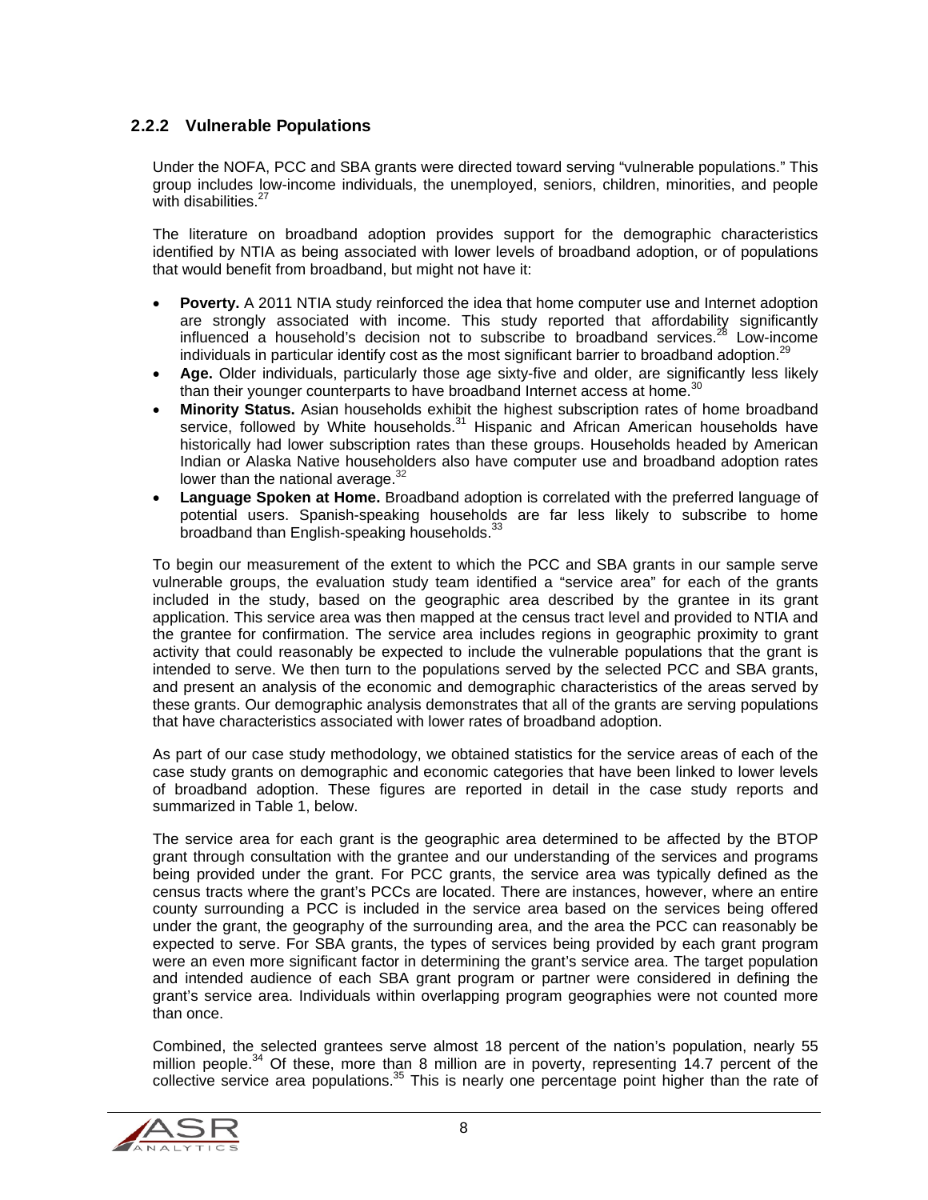### 2.2.2 Vulnerable Populations

Under the NOFA, PCC and SBA grants were directed toward serving "vulnerable populations." This group includes low-income individuals, the unemployed, seniors, children, minorities, and people with disabilities.[27]

The literature on broadband adoption provides support for the demographic characteristics identified by NTIA as being associated with lower levels of broadband adoption, or of populations that would benefit from broadband, but might not have it:

- **Poverty.** A 2011 NTIA study reinforced the idea that home computer use and Internet adoption are strongly associated with income. This study reported that affordability significantly influenced a household's decision not to subscribe to broadband services.[28] Low-income individuals in particular identify cost as the most significant barrier to broadband adoption.[29]
- **Age.** Older individuals, particularly those age sixty-five and older, are significantly less likely than their younger counterparts to have broadband Internet access at home.[30]
- **Minority Status.** Asian households exhibit the highest subscription rates of home broadband service, followed by White households.[31] Hispanic and African American households have historically had lower subscription rates than these groups. Households headed by American Indian or Alaska Native householders also have computer use and broadband adoption rates lower than the national average.[32]
- **Language Spoken at Home.** Broadband adoption is correlated with the preferred language of potential users. Spanish-speaking households are far less likely to subscribe to home broadband than English-speaking households.[33]

To begin our measurement of the extent to which the PCC and SBA grants in our sample serve vulnerable groups, the evaluation study team identified a "service area" for each of the grants included in the study, based on the geographic area described by the grantee in its grant application. This service area was then mapped at the census tract level and provided to NTIA and the grantee for confirmation. The service area includes regions in geographic proximity to grant activity that could reasonably be expected to include the vulnerable populations that the grant is intended to serve. We then turn to the populations served by the selected PCC and SBA grants, and present an analysis of the economic and demographic characteristics of the areas served by these grants. Our demographic analysis demonstrates that all of the grants are serving populations that have characteristics associated with lower rates of broadband adoption.

As part of our case study methodology, we obtained statistics for the service areas of each of the case study grants on demographic and economic categories that have been linked to lower levels of broadband adoption. These figures are reported in detail in the case study reports and summarized in Table 1, below.

The service area for each grant is the geographic area determined to be affected by the BTOP grant through consultation with the grantee and our understanding of the services and programs being provided under the grant. For PCC grants, the service area was typically defined as the census tracts where the grant's PCCs are located. There are instances, however, where an entire county surrounding a PCC is included in the service area based on the services being offered under the grant, the geography of the surrounding area, and the area the PCC can reasonably be expected to serve. For SBA grants, the types of services being provided by each grant program were an even more significant factor in determining the grant's service area. The target population and intended audience of each SBA grant program or partner were considered in defining the grant's service area. Individuals within overlapping program geographies were not counted more than once.

Combined, the selected grantees serve almost 18 percent of the nation's population, nearly 55 million people.[34] Of these, more than 8 million are in poverty, representing 14.7 percent of the collective service area populations.[35] This is nearly one percentage point higher than the rate of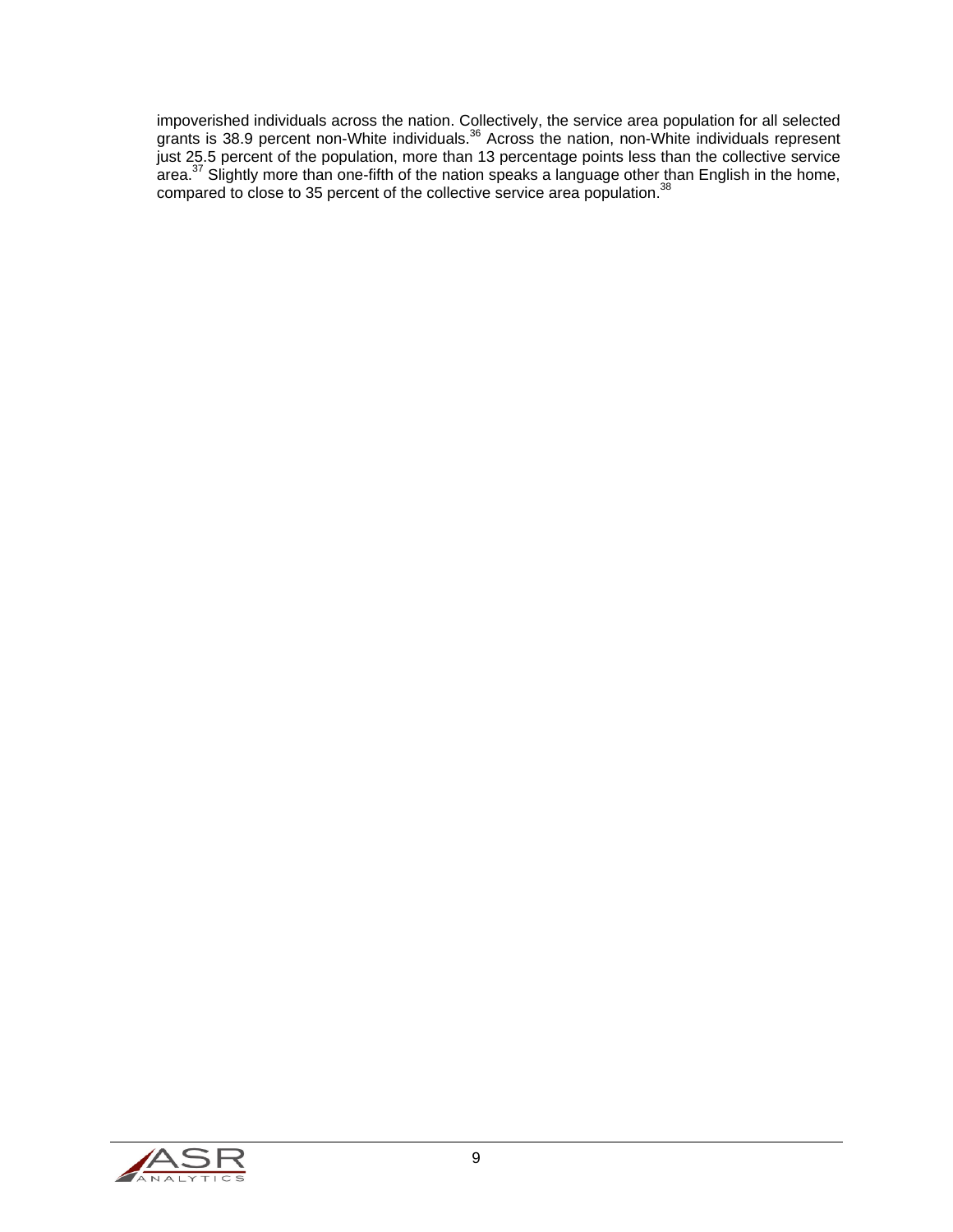impoverished individuals across the nation. Collectively, the service area population for all selected grants is 38.9 percent non-White individuals.[36] Across the nation, non-White individuals represent just 25.5 percent of the population, more than 13 percentage points less than the collective service area.[37] Slightly more than one-fifth of the nation speaks a language other than English in the home, compared to close to 35 percent of the collective service area population.[38]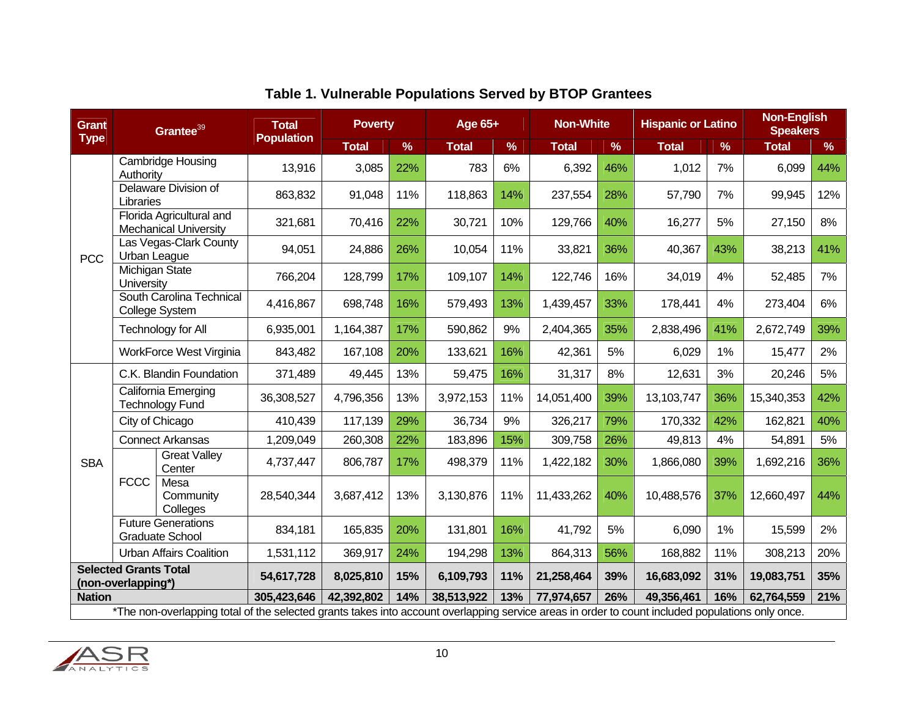## Table 1. Vulnerable Populations Served by BTOP Grantees

| Grant Type | Grantee[39] | | Total Population | Poverty | | Age 65+ | | Non-White | | Hispanic or Latino | | Non-English Speakers | |
|---|---|---|---|---|---|---|---|---|---|---|---|---|---|
| | | | | Total | % | Total | % | Total | % | Total | % | Total | % |
| PCC | Cambridge Housing Authority | | 13,916 | 3,085 | 22% | 783 | 6% | 6,392 | 46% | 1,012 | 7% | 6,099 | 44% |
| PCC | Delaware Division of Libraries | | 863,832 | 91,048 | 11% | 118,863 | 14% | 237,554 | 28% | 57,790 | 7% | 99,945 | 12% |
| PCC | Florida Agricultural and Mechanical University | | 321,681 | 70,416 | 22% | 30,721 | 10% | 129,766 | 40% | 16,277 | 5% | 27,150 | 8% |
| PCC | Las Vegas-Clark County Urban League | | 94,051 | 24,886 | 26% | 10,054 | 11% | 33,821 | 36% | 40,367 | 43% | 38,213 | 41% |
| PCC | Michigan State University | | 766,204 | 128,799 | 17% | 109,107 | 14% | 122,746 | 16% | 34,019 | 4% | 52,485 | 7% |
| PCC | South Carolina Technical College System | | 4,416,867 | 698,748 | 16% | 579,493 | 13% | 1,439,457 | 33% | 178,441 | 4% | 273,404 | 6% |
| PCC | Technology for All | | 6,935,001 | 1,164,387 | 17% | 590,862 | 9% | 2,404,365 | 35% | 2,838,496 | 41% | 2,672,749 | 39% |
| PCC | WorkForce West Virginia | | 843,482 | 167,108 | 20% | 133,621 | 16% | 42,361 | 5% | 6,029 | 1% | 15,477 | 2% |
| SBA | C.K. Blandin Foundation | | 371,489 | 49,445 | 13% | 59,475 | 16% | 31,317 | 8% | 12,631 | 3% | 20,246 | 5% |
| SBA | California Emerging Technology Fund | | 36,308,527 | 4,796,356 | 13% | 3,972,153 | 11% | 14,051,400 | 39% | 13,103,747 | 36% | 15,340,353 | 42% |
| SBA | City of Chicago | | 410,439 | 117,139 | 29% | 36,734 | 9% | 326,217 | 79% | 170,332 | 42% | 162,821 | 40% |
| SBA | Connect Arkansas | | 1,209,049 | 260,308 | 22% | 183,896 | 15% | 309,758 | 26% | 49,813 | 4% | 54,891 | 5% |
| SBA | FCCC | Great Valley Center | 4,737,447 | 806,787 | 17% | 498,379 | 11% | 1,422,182 | 30% | 1,866,080 | 39% | 1,692,216 | 36% |
| SBA | FCCC | Mesa Community Colleges | 28,540,344 | 3,687,412 | 13% | 3,130,876 | 11% | 11,433,262 | 40% | 10,488,576 | 37% | 12,660,497 | 44% |
| SBA | Future Generations Graduate School | | 834,181 | 165,835 | 20% | 131,801 | 16% | 41,792 | 5% | 6,090 | 1% | 15,599 | 2% |
| SBA | Urban Affairs Coalition | | 1,531,112 | 369,917 | 24% | 194,298 | 13% | 864,313 | 56% | 168,882 | 11% | 308,213 | 20% |
| **Selected Grants Total (non-overlapping*)** | | | **54,617,728** | **8,025,810** | **15%** | **6,109,793** | **11%** | **21,258,464** | **39%** | **16,683,092** | **31%** | **19,083,751** | **35%** |
| **Nation** | | | **305,423,646** | **42,392,802** | **14%** | **38,513,922** | **13%** | **77,974,657** | **26%** | **49,356,461** | **16%** | **62,764,559** | **21%** |

*The non-overlapping total of the selected grants takes into account overlapping service areas in order to count included populations only once.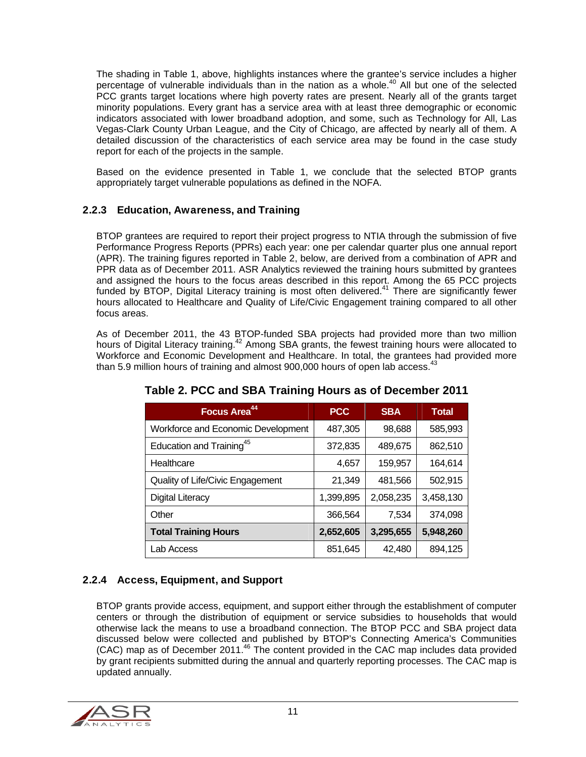The shading in Table 1, above, highlights instances where the grantee's service includes a higher percentage of vulnerable individuals than in the nation as a whole.[40] All but one of the selected PCC grants target locations where high poverty rates are present. Nearly all of the grants target minority populations. Every grant has a service area with at least three demographic or economic indicators associated with lower broadband adoption, and some, such as Technology for All, Las Vegas-Clark County Urban League, and the City of Chicago, are affected by nearly all of them. A detailed discussion of the characteristics of each service area may be found in the case study report for each of the projects in the sample.

Based on the evidence presented in Table 1, we conclude that the selected BTOP grants appropriately target vulnerable populations as defined in the NOFA.

### 2.2.3 Education, Awareness, and Training

BTOP grantees are required to report their project progress to NTIA through the submission of five Performance Progress Reports (PPRs) each year: one per calendar quarter plus one annual report (APR). The training figures reported in Table 2, below, are derived from a combination of APR and PPR data as of December 2011. ASR Analytics reviewed the training hours submitted by grantees and assigned the hours to the focus areas described in this report. Among the 65 PCC projects funded by BTOP, Digital Literacy training is most often delivered.[41] There are significantly fewer hours allocated to Healthcare and Quality of Life/Civic Engagement training compared to all other focus areas.

As of December 2011, the 43 BTOP-funded SBA projects had provided more than two million hours of Digital Literacy training.[42] Among SBA grants, the fewest training hours were allocated to Workforce and Economic Development and Healthcare. In total, the grantees had provided more than 5.9 million hours of training and almost 900,000 hours of open lab access.[43]

**Table 2. PCC and SBA Training Hours as of December 2011**

| Focus Area[44] | PCC | SBA | Total |
|---|---|---|---|
| Workforce and Economic Development | 487,305 | 98,688 | 585,993 |
| Education and Training[45] | 372,835 | 489,675 | 862,510 |
| Healthcare | 4,657 | 159,957 | 164,614 |
| Quality of Life/Civic Engagement | 21,349 | 481,566 | 502,915 |
| Digital Literacy | 1,399,895 | 2,058,235 | 3,458,130 |
| Other | 366,564 | 7,534 | 374,098 |
| **Total Training Hours** | **2,652,605** | **3,295,655** | **5,948,260** |
| Lab Access | 851,645 | 42,480 | 894,125 |

### 2.2.4 Access, Equipment, and Support

BTOP grants provide access, equipment, and support either through the establishment of computer centers or through the distribution of equipment or service subsidies to households that would otherwise lack the means to use a broadband connection. The BTOP PCC and SBA project data discussed below were collected and published by BTOP's Connecting America's Communities (CAC) map as of December 2011.[46] The content provided in the CAC map includes data provided by grant recipients submitted during the annual and quarterly reporting processes. The CAC map is updated annually.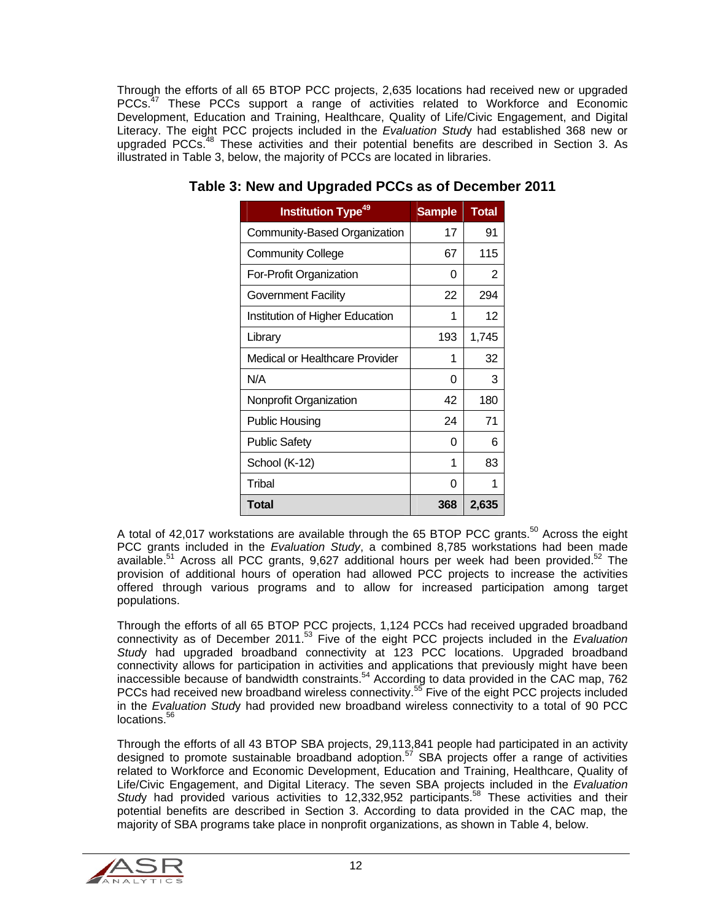Through the efforts of all 65 BTOP PCC projects, 2,635 locations had received new or upgraded PCCs.[47] These PCCs support a range of activities related to Workforce and Economic Development, Education and Training, Healthcare, Quality of Life/Civic Engagement, and Digital Literacy. The eight PCC projects included in the *Evaluation Study* had established 368 new or upgraded PCCs.[48] These activities and their potential benefits are described in Section 3. As illustrated in Table 3, below, the majority of PCCs are located in libraries.

**Table 3: New and Upgraded PCCs as of December 2011**

| Institution Type[49] | Sample | Total |
|---|---|---|
| Community-Based Organization | 17 | 91 |
| Community College | 67 | 115 |
| For-Profit Organization | 0 | 2 |
| Government Facility | 22 | 294 |
| Institution of Higher Education | 1 | 12 |
| Library | 193 | 1,745 |
| Medical or Healthcare Provider | 1 | 32 |
| N/A | 0 | 3 |
| Nonprofit Organization | 42 | 180 |
| Public Housing | 24 | 71 |
| Public Safety | 0 | 6 |
| School (K-12) | 1 | 83 |
| Tribal | 0 | 1 |
| **Total** | **368** | **2,635** |

A total of 42,017 workstations are available through the 65 BTOP PCC grants.[50] Across the eight PCC grants included in the *Evaluation Study*, a combined 8,785 workstations had been made available.[51] Across all PCC grants, 9,627 additional hours per week had been provided.[52] The provision of additional hours of operation had allowed PCC projects to increase the activities offered through various programs and to allow for increased participation among target populations.

Through the efforts of all 65 BTOP PCC projects, 1,124 PCCs had received upgraded broadband connectivity as of December 2011.[53] Five of the eight PCC projects included in the *Evaluation Study* had upgraded broadband connectivity at 123 PCC locations. Upgraded broadband connectivity allows for participation in activities and applications that previously might have been inaccessible because of bandwidth constraints.[54] According to data provided in the CAC map, 762 PCCs had received new broadband wireless connectivity.[55] Five of the eight PCC projects included in the *Evaluation Study* had provided new broadband wireless connectivity to a total of 90 PCC locations.[56]

Through the efforts of all 43 BTOP SBA projects, 29,113,841 people had participated in an activity designed to promote sustainable broadband adoption.[57] SBA projects offer a range of activities related to Workforce and Economic Development, Education and Training, Healthcare, Quality of Life/Civic Engagement, and Digital Literacy. The seven SBA projects included in the *Evaluation Study* had provided various activities to 12,332,952 participants.[58] These activities and their potential benefits are described in Section 3. According to data provided in the CAC map, the majority of SBA programs take place in nonprofit organizations, as shown in Table 4, below.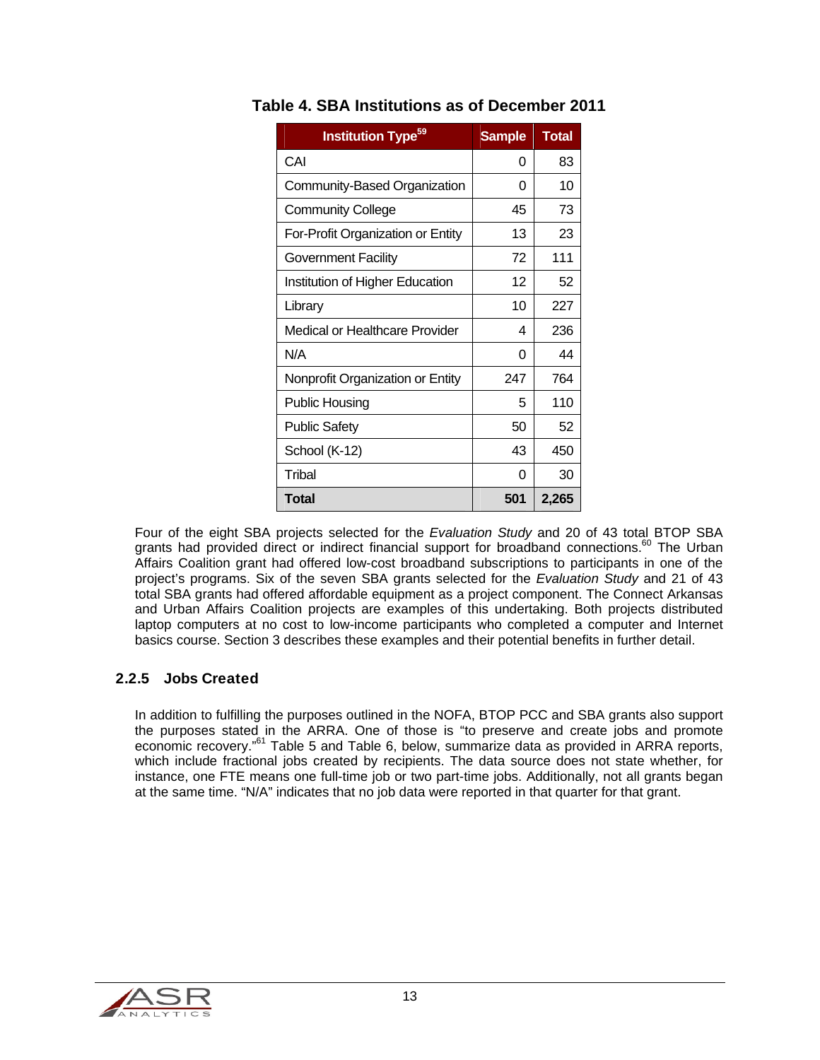**Table 4. SBA Institutions as of December 2011**

| Institution Type[59] | Sample | Total |
|---|---|---|
| CAI | 0 | 83 |
| Community-Based Organization | 0 | 10 |
| Community College | 45 | 73 |
| For-Profit Organization or Entity | 13 | 23 |
| Government Facility | 72 | 111 |
| Institution of Higher Education | 12 | 52 |
| Library | 10 | 227 |
| Medical or Healthcare Provider | 4 | 236 |
| N/A | 0 | 44 |
| Nonprofit Organization or Entity | 247 | 764 |
| Public Housing | 5 | 110 |
| Public Safety | 50 | 52 |
| School (K-12) | 43 | 450 |
| Tribal | 0 | 30 |
| **Total** | **501** | **2,265** |

Four of the eight SBA projects selected for the *Evaluation Study* and 20 of 43 total BTOP SBA grants had provided direct or indirect financial support for broadband connections.[60] The Urban Affairs Coalition grant had offered low-cost broadband subscriptions to participants in one of the project's programs. Six of the seven SBA grants selected for the *Evaluation Study* and 21 of 43 total SBA grants had offered affordable equipment as a project component. The Connect Arkansas and Urban Affairs Coalition projects are examples of this undertaking. Both projects distributed laptop computers at no cost to low-income participants who completed a computer and Internet basics course. Section 3 describes these examples and their potential benefits in further detail.

### 2.2.5 Jobs Created

In addition to fulfilling the purposes outlined in the NOFA, BTOP PCC and SBA grants also support the purposes stated in the ARRA. One of those is "to preserve and create jobs and promote economic recovery."[61] Table 5 and Table 6, below, summarize data as provided in ARRA reports, which include fractional jobs created by recipients. The data source does not state whether, for instance, one FTE means one full-time job or two part-time jobs. Additionally, not all grants began at the same time. "N/A" indicates that no job data were reported in that quarter for that grant.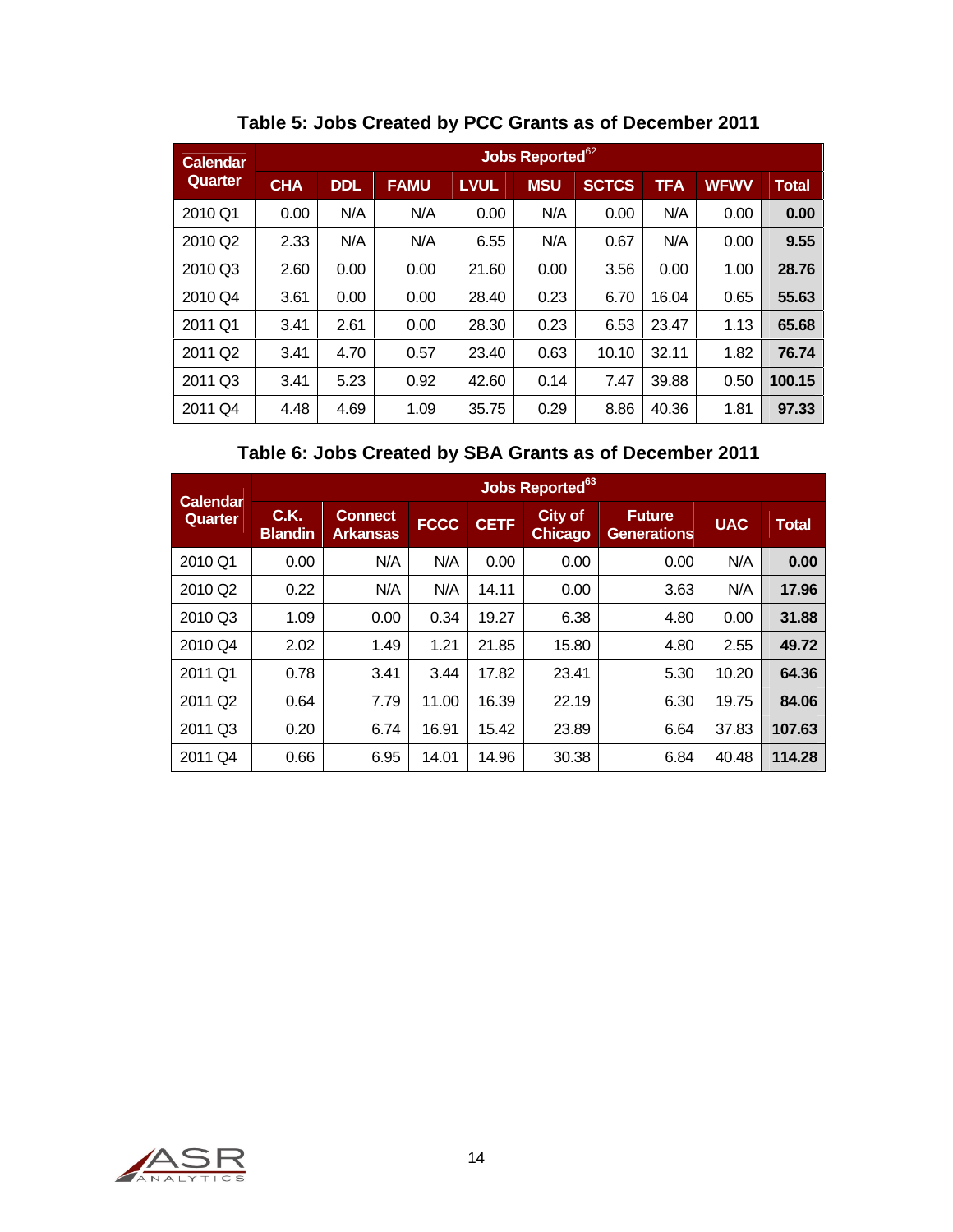### Table 5: Jobs Created by PCC Grants as of December 2011

| Calendar Quarter | Jobs Reported[62] | | | | | | | | |
|---|---|---|---|---|---|---|---|---|---|
| | CHA | DDL | FAMU | LVUL | MSU | SCTCS | TFA | WFWV | Total |
| 2010 Q1 | 0.00 | N/A | N/A | 0.00 | N/A | 0.00 | N/A | 0.00 | **0.00** |
| 2010 Q2 | 2.33 | N/A | N/A | 6.55 | N/A | 0.67 | N/A | 0.00 | **9.55** |
| 2010 Q3 | 2.60 | 0.00 | 0.00 | 21.60 | 0.00 | 3.56 | 0.00 | 1.00 | **28.76** |
| 2010 Q4 | 3.61 | 0.00 | 0.00 | 28.40 | 0.23 | 6.70 | 16.04 | 0.65 | **55.63** |
| 2011 Q1 | 3.41 | 2.61 | 0.00 | 28.30 | 0.23 | 6.53 | 23.47 | 1.13 | **65.68** |
| 2011 Q2 | 3.41 | 4.70 | 0.57 | 23.40 | 0.63 | 10.10 | 32.11 | 1.82 | **76.74** |
| 2011 Q3 | 3.41 | 5.23 | 0.92 | 42.60 | 0.14 | 7.47 | 39.88 | 0.50 | **100.15** |
| 2011 Q4 | 4.48 | 4.69 | 1.09 | 35.75 | 0.29 | 8.86 | 40.36 | 1.81 | **97.33** |

### Table 6: Jobs Created by SBA Grants as of December 2011

| Calendar Quarter | Jobs Reported[63] | | | | | | | |
|---|---|---|---|---|---|---|---|---|
| | C.K. Blandin | Connect Arkansas | FCCC | CETF | City of Chicago | Future Generations | UAC | Total |
| 2010 Q1 | 0.00 | N/A | N/A | 0.00 | 0.00 | 0.00 | N/A | **0.00** |
| 2010 Q2 | 0.22 | N/A | N/A | 14.11 | 0.00 | 3.63 | N/A | **17.96** |
| 2010 Q3 | 1.09 | 0.00 | 0.34 | 19.27 | 6.38 | 4.80 | 0.00 | **31.88** |
| 2010 Q4 | 2.02 | 1.49 | 1.21 | 21.85 | 15.80 | 4.80 | 2.55 | **49.72** |
| 2011 Q1 | 0.78 | 3.41 | 3.44 | 17.82 | 23.41 | 5.30 | 10.20 | **64.36** |
| 2011 Q2 | 0.64 | 7.79 | 11.00 | 16.39 | 22.19 | 6.30 | 19.75 | **84.06** |
| 2011 Q3 | 0.20 | 6.74 | 16.91 | 15.42 | 23.89 | 6.64 | 37.83 | **107.63** |
| 2011 Q4 | 0.66 | 6.95 | 14.01 | 14.96 | 30.38 | 6.84 | 40.48 | **114.28** |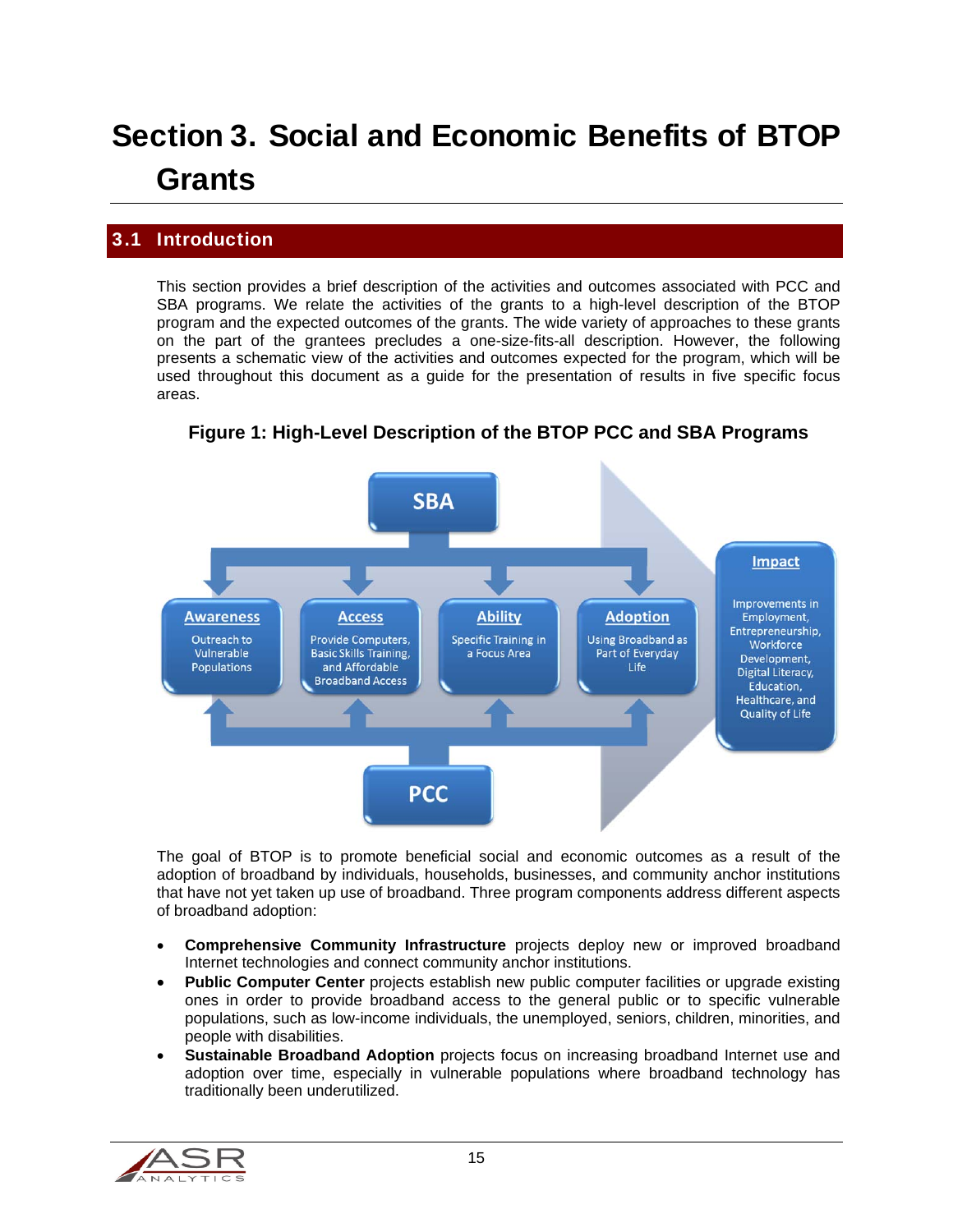# Section 3. Social and Economic Benefits of BTOP Grants

## 3.1 Introduction

This section provides a brief description of the activities and outcomes associated with PCC and SBA programs. We relate the activities of the grants to a high-level description of the BTOP program and the expected outcomes of the grants. The wide variety of approaches to these grants on the part of the grantees precludes a one-size-fits-all description. However, the following presents a schematic view of the activities and outcomes expected for the program, which will be used throughout this document as a guide for the presentation of results in five specific focus areas.

**Figure 1: High-Level Description of the BTOP PCC and SBA Programs**

SBA

**Awareness**
Outreach to Vulnerable Populations

**Access**
Provide Computers, Basic Skills Training, and Affordable Broadband Access

**Ability**
Specific Training in a Focus Area

**Adoption**
Using Broadband as Part of Everyday Life

**Impact**
Improvements in Employment, Entrepreneurship, Workforce Development, Digital Literacy, Education, Healthcare, and Quality of Life

PCC

The goal of BTOP is to promote beneficial social and economic outcomes as a result of the adoption of broadband by individuals, households, businesses, and community anchor institutions that have not yet taken up use of broadband. Three program components address different aspects of broadband adoption:

- **Comprehensive Community Infrastructure** projects deploy new or improved broadband Internet technologies and connect community anchor institutions.
- **Public Computer Center** projects establish new public computer facilities or upgrade existing ones in order to provide broadband access to the general public or to specific vulnerable populations, such as low-income individuals, the unemployed, seniors, children, minorities, and people with disabilities.
- **Sustainable Broadband Adoption** projects focus on increasing broadband Internet use and adoption over time, especially in vulnerable populations where broadband technology has traditionally been underutilized.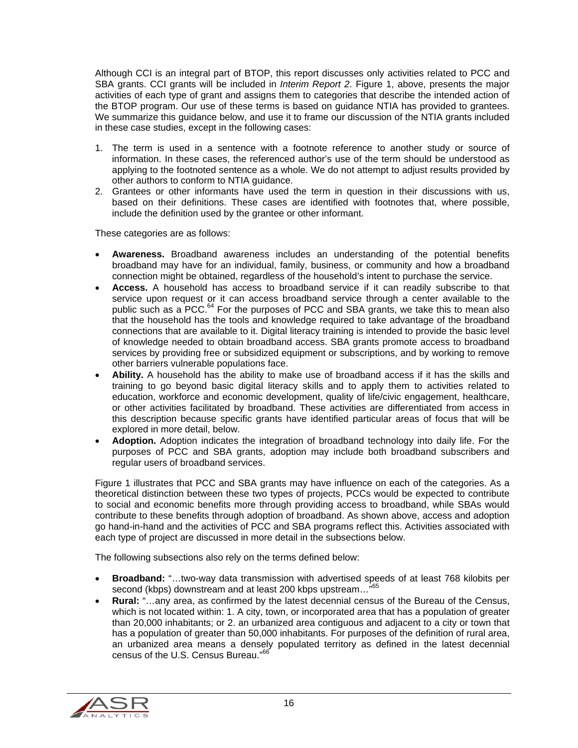Although CCI is an integral part of BTOP, this report discusses only activities related to PCC and SBA grants. CCI grants will be included in *Interim Report 2*. Figure 1, above, presents the major activities of each type of grant and assigns them to categories that describe the intended action of the BTOP program. Our use of these terms is based on guidance NTIA has provided to grantees. We summarize this guidance below, and use it to frame our discussion of the NTIA grants included in these case studies, except in the following cases:

1. The term is used in a sentence with a footnote reference to another study or source of information. In these cases, the referenced author's use of the term should be understood as applying to the footnoted sentence as a whole. We do not attempt to adjust results provided by other authors to conform to NTIA guidance.
2. Grantees or other informants have used the term in question in their discussions with us, based on their definitions. These cases are identified with footnotes that, where possible, include the definition used by the grantee or other informant.

These categories are as follows:

- **Awareness.** Broadband awareness includes an understanding of the potential benefits broadband may have for an individual, family, business, or community and how a broadband connection might be obtained, regardless of the household's intent to purchase the service.
- **Access.** A household has access to broadband service if it can readily subscribe to that service upon request or it can access broadband service through a center available to the public such as a PCC.[64] For the purposes of PCC and SBA grants, we take this to mean also that the household has the tools and knowledge required to take advantage of the broadband connections that are available to it. Digital literacy training is intended to provide the basic level of knowledge needed to obtain broadband access. SBA grants promote access to broadband services by providing free or subsidized equipment or subscriptions, and by working to remove other barriers vulnerable populations face.
- **Ability.** A household has the ability to make use of broadband access if it has the skills and training to go beyond basic digital literacy skills and to apply them to activities related to education, workforce and economic development, quality of life/civic engagement, healthcare, or other activities facilitated by broadband. These activities are differentiated from access in this description because specific grants have identified particular areas of focus that will be explored in more detail, below.
- **Adoption.** Adoption indicates the integration of broadband technology into daily life. For the purposes of PCC and SBA grants, adoption may include both broadband subscribers and regular users of broadband services.

Figure 1 illustrates that PCC and SBA grants may have influence on each of the categories. As a theoretical distinction between these two types of projects, PCCs would be expected to contribute to social and economic benefits more through providing access to broadband, while SBAs would contribute to these benefits through adoption of broadband. As shown above, access and adoption go hand-in-hand and the activities of PCC and SBA programs reflect this. Activities associated with each type of project are discussed in more detail in the subsections below.

The following subsections also rely on the terms defined below:

- **Broadband:** "…two-way data transmission with advertised speeds of at least 768 kilobits per second (kbps) downstream and at least 200 kbps upstream…"[65]
- **Rural:** "…any area, as confirmed by the latest decennial census of the Bureau of the Census, which is not located within: 1. A city, town, or incorporated area that has a population of greater than 20,000 inhabitants; or 2. an urbanized area contiguous and adjacent to a city or town that has a population of greater than 50,000 inhabitants. For purposes of the definition of rural area, an urbanized area means a densely populated territory as defined in the latest decennial census of the U.S. Census Bureau."[66]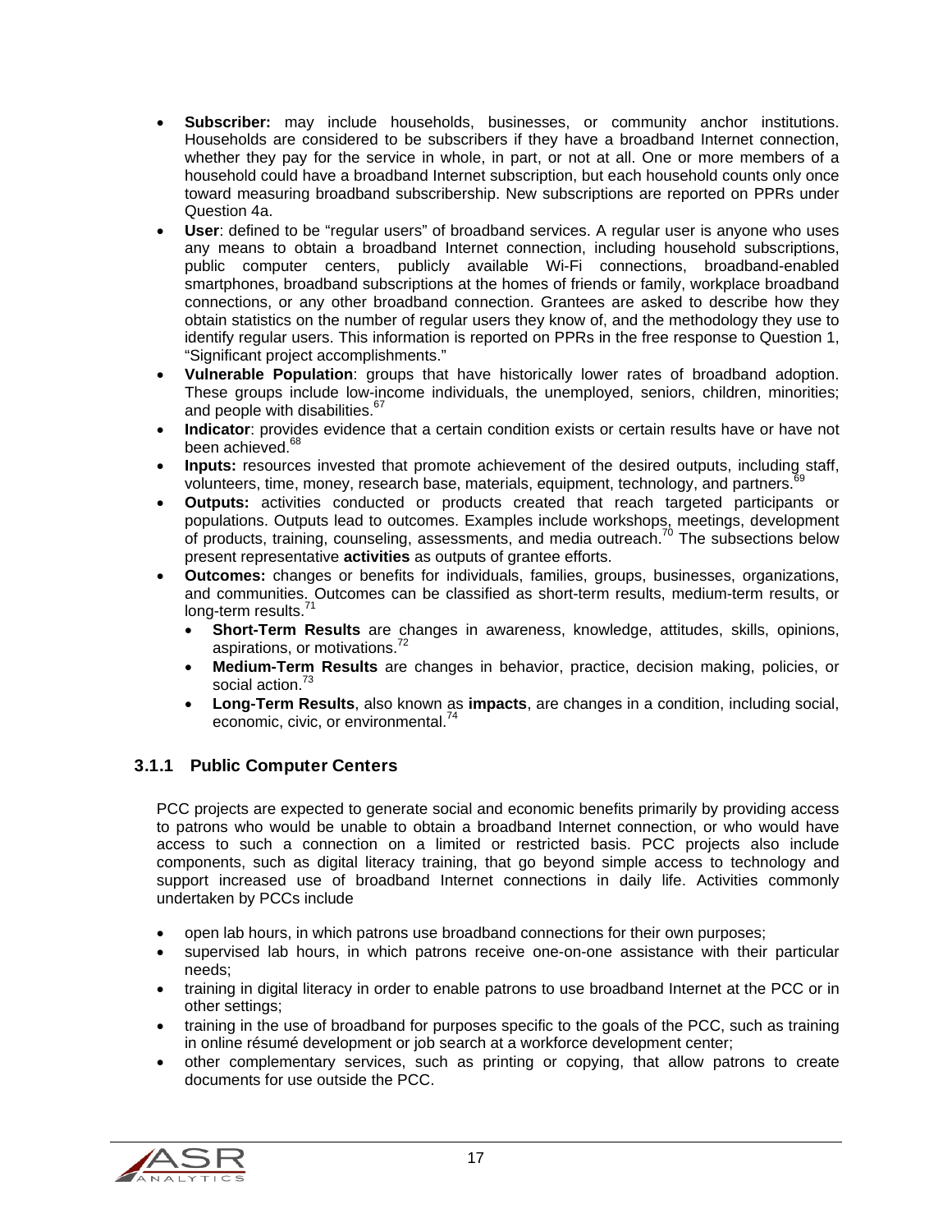- **Subscriber:** may include households, businesses, or community anchor institutions. Households are considered to be subscribers if they have a broadband Internet connection, whether they pay for the service in whole, in part, or not at all. One or more members of a household could have a broadband Internet subscription, but each household counts only once toward measuring broadband subscribership. New subscriptions are reported on PPRs under Question 4a.
- **User**: defined to be "regular users" of broadband services. A regular user is anyone who uses any means to obtain a broadband Internet connection, including household subscriptions, public computer centers, publicly available Wi-Fi connections, broadband-enabled smartphones, broadband subscriptions at the homes of friends or family, workplace broadband connections, or any other broadband connection. Grantees are asked to describe how they obtain statistics on the number of regular users they know of, and the methodology they use to identify regular users. This information is reported on PPRs in the free response to Question 1, "Significant project accomplishments."
- **Vulnerable Population**: groups that have historically lower rates of broadband adoption. These groups include low-income individuals, the unemployed, seniors, children, minorities; and people with disabilities.[67]
- **Indicator**: provides evidence that a certain condition exists or certain results have or have not been achieved.[68]
- **Inputs:** resources invested that promote achievement of the desired outputs, including staff, volunteers, time, money, research base, materials, equipment, technology, and partners.[69]
- **Outputs:** activities conducted or products created that reach targeted participants or populations. Outputs lead to outcomes. Examples include workshops, meetings, development of products, training, counseling, assessments, and media outreach.[70] The subsections below present representative **activities** as outputs of grantee efforts.
- **Outcomes:** changes or benefits for individuals, families, groups, businesses, organizations, and communities. Outcomes can be classified as short-term results, medium-term results, or long-term results.[71]
  - **Short-Term Results** are changes in awareness, knowledge, attitudes, skills, opinions, aspirations, or motivations.[72]
  - **Medium-Term Results** are changes in behavior, practice, decision making, policies, or social action.[73]
  - **Long-Term Results**, also known as **impacts**, are changes in a condition, including social, economic, civic, or environmental.[74]

### 3.1.1 Public Computer Centers

PCC projects are expected to generate social and economic benefits primarily by providing access to patrons who would be unable to obtain a broadband Internet connection, or who would have access to such a connection on a limited or restricted basis. PCC projects also include components, such as digital literacy training, that go beyond simple access to technology and support increased use of broadband Internet connections in daily life. Activities commonly undertaken by PCCs include

- open lab hours, in which patrons use broadband connections for their own purposes;
- supervised lab hours, in which patrons receive one-on-one assistance with their particular needs;
- training in digital literacy in order to enable patrons to use broadband Internet at the PCC or in other settings;
- training in the use of broadband for purposes specific to the goals of the PCC, such as training in online résumé development or job search at a workforce development center;
- other complementary services, such as printing or copying, that allow patrons to create documents for use outside the PCC.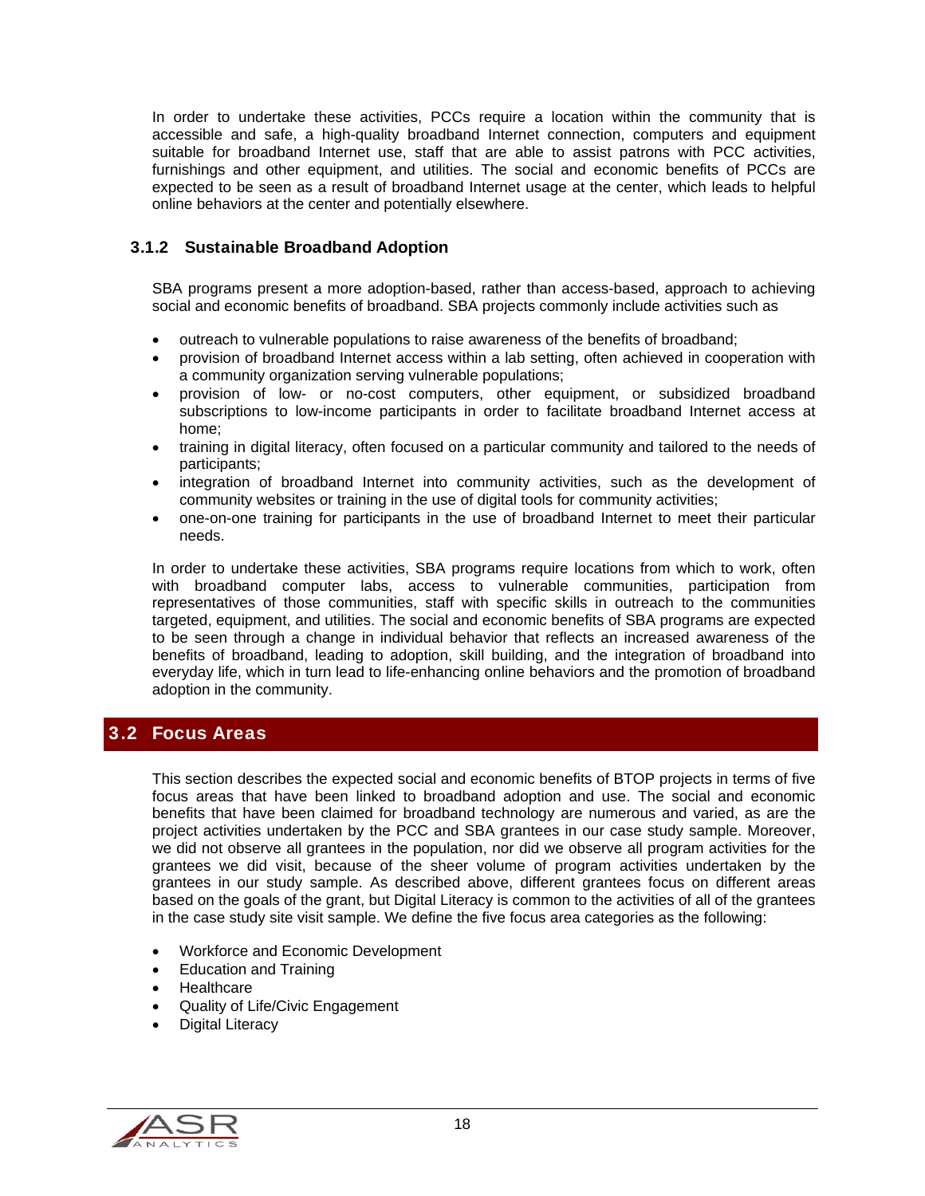In order to undertake these activities, PCCs require a location within the community that is accessible and safe, a high-quality broadband Internet connection, computers and equipment suitable for broadband Internet use, staff that are able to assist patrons with PCC activities, furnishings and other equipment, and utilities. The social and economic benefits of PCCs are expected to be seen as a result of broadband Internet usage at the center, which leads to helpful online behaviors at the center and potentially elsewhere.

### 3.1.2 Sustainable Broadband Adoption

SBA programs present a more adoption-based, rather than access-based, approach to achieving social and economic benefits of broadband. SBA projects commonly include activities such as

- outreach to vulnerable populations to raise awareness of the benefits of broadband;
- provision of broadband Internet access within a lab setting, often achieved in cooperation with a community organization serving vulnerable populations;
- provision of low- or no-cost computers, other equipment, or subsidized broadband subscriptions to low-income participants in order to facilitate broadband Internet access at home;
- training in digital literacy, often focused on a particular community and tailored to the needs of participants;
- integration of broadband Internet into community activities, such as the development of community websites or training in the use of digital tools for community activities;
- one-on-one training for participants in the use of broadband Internet to meet their particular needs.

In order to undertake these activities, SBA programs require locations from which to work, often with broadband computer labs, access to vulnerable communities, participation from representatives of those communities, staff with specific skills in outreach to the communities targeted, equipment, and utilities. The social and economic benefits of SBA programs are expected to be seen through a change in individual behavior that reflects an increased awareness of the benefits of broadband, leading to adoption, skill building, and the integration of broadband into everyday life, which in turn lead to life-enhancing online behaviors and the promotion of broadband adoption in the community.

## 3.2 Focus Areas

This section describes the expected social and economic benefits of BTOP projects in terms of five focus areas that have been linked to broadband adoption and use. The social and economic benefits that have been claimed for broadband technology are numerous and varied, as are the project activities undertaken by the PCC and SBA grantees in our case study sample. Moreover, we did not observe all grantees in the population, nor did we observe all program activities for the grantees we did visit, because of the sheer volume of program activities undertaken by the grantees in our study sample. As described above, different grantees focus on different areas based on the goals of the grant, but Digital Literacy is common to the activities of all of the grantees in the case study site visit sample. We define the five focus area categories as the following:

- Workforce and Economic Development
- Education and Training
- Healthcare
- Quality of Life/Civic Engagement
- Digital Literacy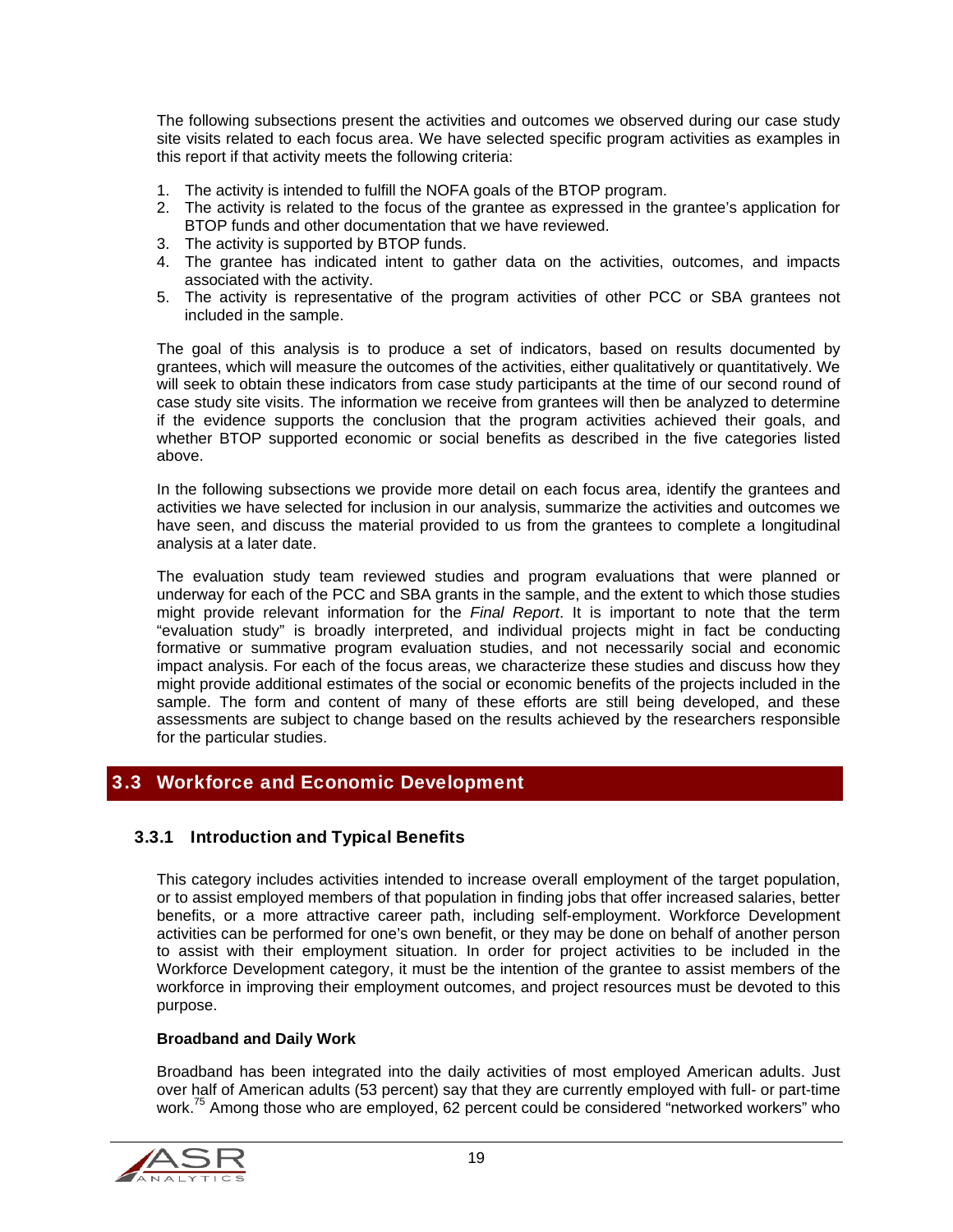The following subsections present the activities and outcomes we observed during our case study site visits related to each focus area. We have selected specific program activities as examples in this report if that activity meets the following criteria:

1. The activity is intended to fulfill the NOFA goals of the BTOP program.
2. The activity is related to the focus of the grantee as expressed in the grantee's application for BTOP funds and other documentation that we have reviewed.
3. The activity is supported by BTOP funds.
4. The grantee has indicated intent to gather data on the activities, outcomes, and impacts associated with the activity.
5. The activity is representative of the program activities of other PCC or SBA grantees not included in the sample.

The goal of this analysis is to produce a set of indicators, based on results documented by grantees, which will measure the outcomes of the activities, either qualitatively or quantitatively. We will seek to obtain these indicators from case study participants at the time of our second round of case study site visits. The information we receive from grantees will then be analyzed to determine if the evidence supports the conclusion that the program activities achieved their goals, and whether BTOP supported economic or social benefits as described in the five categories listed above.

In the following subsections we provide more detail on each focus area, identify the grantees and activities we have selected for inclusion in our analysis, summarize the activities and outcomes we have seen, and discuss the material provided to us from the grantees to complete a longitudinal analysis at a later date.

The evaluation study team reviewed studies and program evaluations that were planned or underway for each of the PCC and SBA grants in the sample, and the extent to which those studies might provide relevant information for the *Final Report*. It is important to note that the term "evaluation study" is broadly interpreted, and individual projects might in fact be conducting formative or summative program evaluation studies, and not necessarily social and economic impact analysis. For each of the focus areas, we characterize these studies and discuss how they might provide additional estimates of the social or economic benefits of the projects included in the sample. The form and content of many of these efforts are still being developed, and these assessments are subject to change based on the results achieved by the researchers responsible for the particular studies.

## 3.3 Workforce and Economic Development

### 3.3.1 Introduction and Typical Benefits

This category includes activities intended to increase overall employment of the target population, or to assist employed members of that population in finding jobs that offer increased salaries, better benefits, or a more attractive career path, including self-employment. Workforce Development activities can be performed for one's own benefit, or they may be done on behalf of another person to assist with their employment situation. In order for project activities to be included in the Workforce Development category, it must be the intention of the grantee to assist members of the workforce in improving their employment outcomes, and project resources must be devoted to this purpose.

**Broadband and Daily Work**

Broadband has been integrated into the daily activities of most employed American adults. Just over half of American adults (53 percent) say that they are currently employed with full- or part-time work.[75] Among those who are employed, 62 percent could be considered "networked workers" who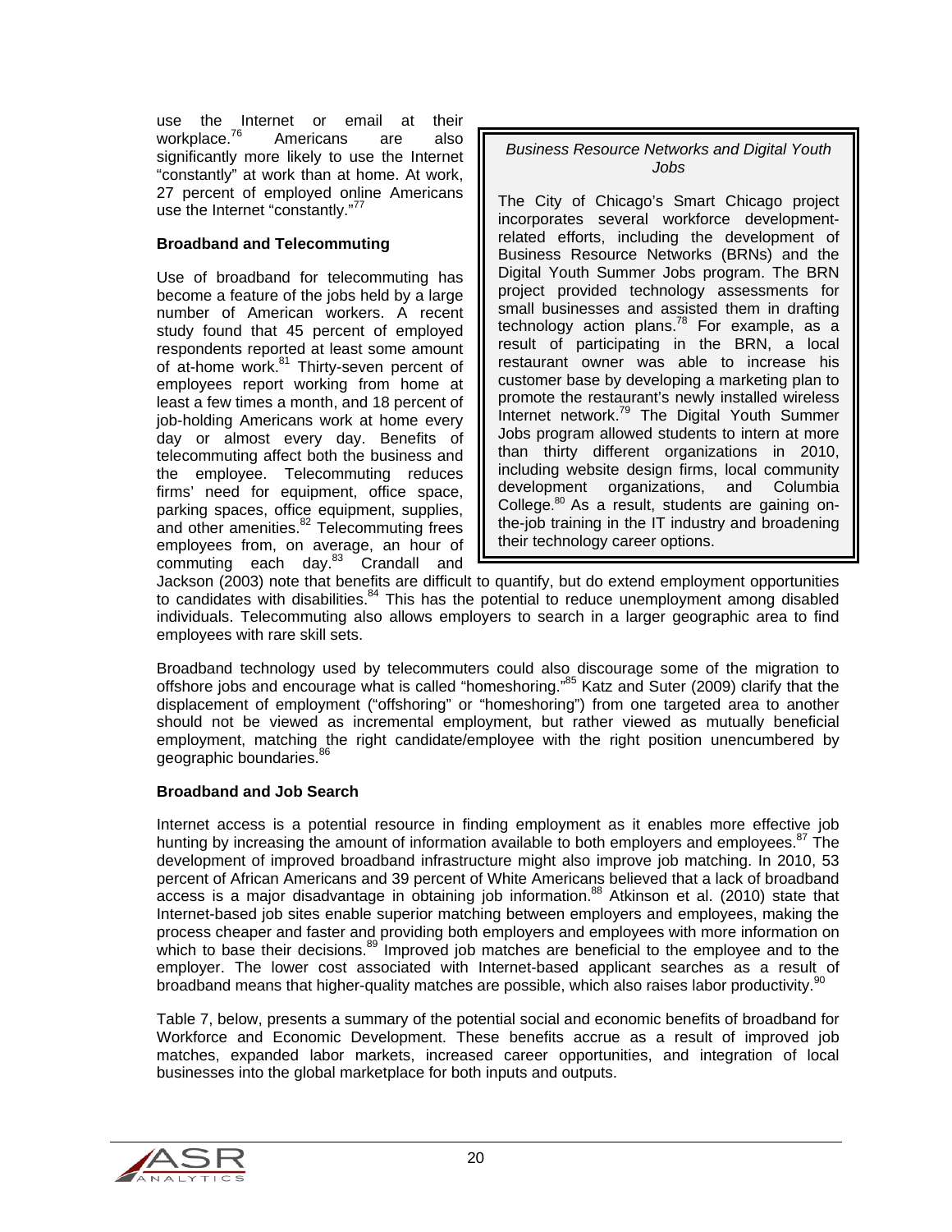use the Internet or email at their workplace.[76] Americans are also significantly more likely to use the Internet "constantly" at work than at home. At work, 27 percent of employed online Americans use the Internet "constantly."[77]

> *Business Resource Networks and Digital Youth Jobs*
>
> The City of Chicago's Smart Chicago project incorporates several workforce development-related efforts, including the development of Business Resource Networks (BRNs) and the Digital Youth Summer Jobs program. The BRN project provided technology assessments for small businesses and assisted them in drafting technology action plans.[78] For example, as a result of participating in the BRN, a local restaurant owner was able to increase his customer base by developing a marketing plan to promote the restaurant's newly installed wireless Internet network.[79] The Digital Youth Summer Jobs program allowed students to intern at more than thirty different organizations in 2010, including website design firms, local community development organizations, and Columbia College.[80] As a result, students are gaining on-the-job training in the IT industry and broadening their technology career options.

**Broadband and Telecommuting**

Use of broadband for telecommuting has become a feature of the jobs held by a large number of American workers. A recent study found that 45 percent of employed respondents reported at least some amount of at-home work.[81] Thirty-seven percent of employees report working from home at least a few times a month, and 18 percent of job-holding Americans work at home every day or almost every day. Benefits of telecommuting affect both the business and the employee. Telecommuting reduces firms' need for equipment, office space, parking spaces, office equipment, supplies, and other amenities.[82] Telecommuting frees employees from, on average, an hour of commuting each day.[83] Crandall and Jackson (2003) note that benefits are difficult to quantify, but do extend employment opportunities to candidates with disabilities.[84] This has the potential to reduce unemployment among disabled individuals. Telecommuting also allows employers to search in a larger geographic area to find employees with rare skill sets.

Broadband technology used by telecommuters could also discourage some of the migration to offshore jobs and encourage what is called "homeshoring."[85] Katz and Suter (2009) clarify that the displacement of employment ("offshoring" or "homeshoring") from one targeted area to another should not be viewed as incremental employment, but rather viewed as mutually beneficial employment, matching the right candidate/employee with the right position unencumbered by geographic boundaries.[86]

**Broadband and Job Search**

Internet access is a potential resource in finding employment as it enables more effective job hunting by increasing the amount of information available to both employers and employees.[87] The development of improved broadband infrastructure might also improve job matching. In 2010, 53 percent of African Americans and 39 percent of White Americans believed that a lack of broadband access is a major disadvantage in obtaining job information.[88] Atkinson et al. (2010) state that Internet-based job sites enable superior matching between employers and employees, making the process cheaper and faster and providing both employers and employees with more information on which to base their decisions.[89] Improved job matches are beneficial to the employee and to the employer. The lower cost associated with Internet-based applicant searches as a result of broadband means that higher-quality matches are possible, which also raises labor productivity.[90]

Table 7, below, presents a summary of the potential social and economic benefits of broadband for Workforce and Economic Development. These benefits accrue as a result of improved job matches, expanded labor markets, increased career opportunities, and integration of local businesses into the global marketplace for both inputs and outputs.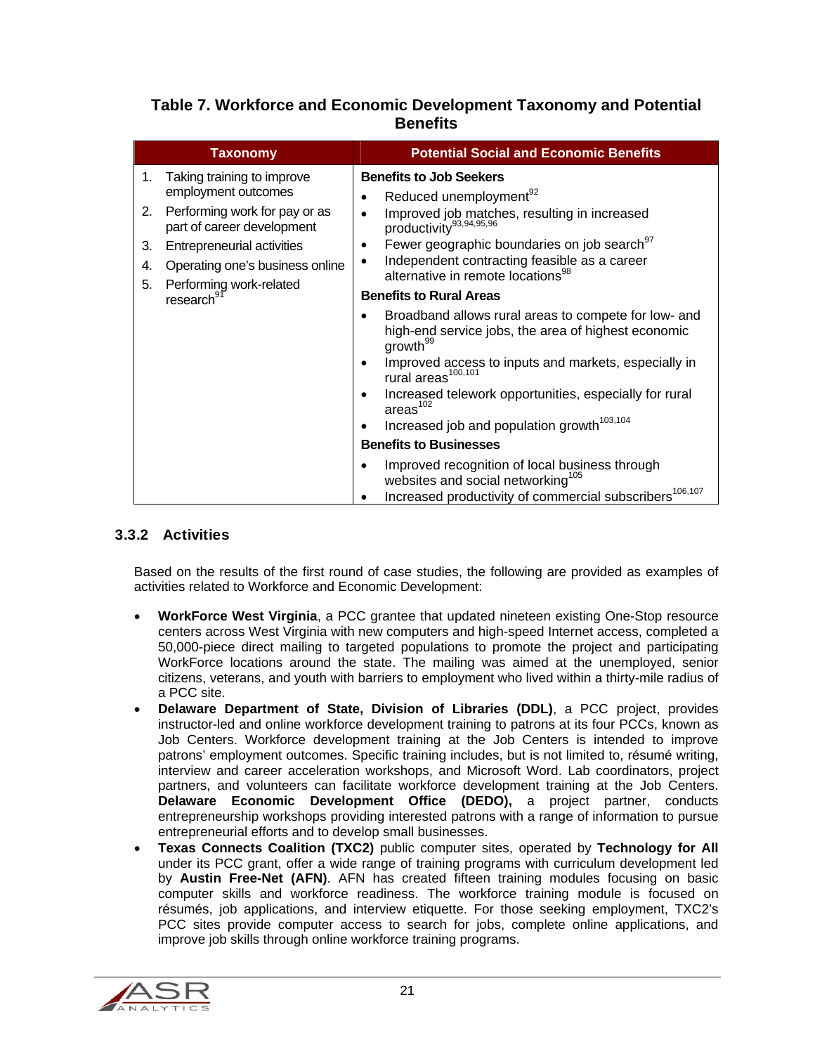**Table 7. Workforce and Economic Development Taxonomy and Potential Benefits**

| Taxonomy | Potential Social and Economic Benefits |
| --- | --- |
| 1. Taking training to improve employment outcomes<br>2. Performing work for pay or as part of career development<br>3. Entrepreneurial activities<br>4. Operating one's business online<br>5. Performing work-related research[91] | **Benefits to Job Seekers**<br>• Reduced unemployment[92]<br>• Improved job matches, resulting in increased productivity[93,94,95,96]<br>• Fewer geographic boundaries on job search[97]<br>• Independent contracting feasible as a career alternative in remote locations[98]<br>**Benefits to Rural Areas**<br>• Broadband allows rural areas to compete for low- and high-end service jobs, the area of highest economic growth[99]<br>• Improved access to inputs and markets, especially in rural areas[100,101]<br>• Increased telework opportunities, especially for rural areas[102]<br>• Increased job and population growth[103,104]<br>**Benefits to Businesses**<br>• Improved recognition of local business through websites and social networking[105]<br>• Increased productivity of commercial subscribers[106,107] |

### 3.3.2 Activities

Based on the results of the first round of case studies, the following are provided as examples of activities related to Workforce and Economic Development:

- **WorkForce West Virginia**, a PCC grantee that updated nineteen existing One-Stop resource centers across West Virginia with new computers and high-speed Internet access, completed a 50,000-piece direct mailing to targeted populations to promote the project and participating WorkForce locations around the state. The mailing was aimed at the unemployed, senior citizens, veterans, and youth with barriers to employment who lived within a thirty-mile radius of a PCC site.
- **Delaware Department of State, Division of Libraries (DDL)**, a PCC project, provides instructor-led and online workforce development training to patrons at its four PCCs, known as Job Centers. Workforce development training at the Job Centers is intended to improve patrons' employment outcomes. Specific training includes, but is not limited to, résumé writing, interview and career acceleration workshops, and Microsoft Word. Lab coordinators, project partners, and volunteers can facilitate workforce development training at the Job Centers. **Delaware Economic Development Office (DEDO),** a project partner, conducts entrepreneurship workshops providing interested patrons with a range of information to pursue entrepreneurial efforts and to develop small businesses.
- **Texas Connects Coalition (TXC2)** public computer sites, operated by **Technology for All** under its PCC grant, offer a wide range of training programs with curriculum development led by **Austin Free-Net (AFN)**. AFN has created fifteen training modules focusing on basic computer skills and workforce readiness. The workforce training module is focused on résumés, job applications, and interview etiquette. For those seeking employment, TXC2's PCC sites provide computer access to search for jobs, complete online applications, and improve job skills through online workforce training programs.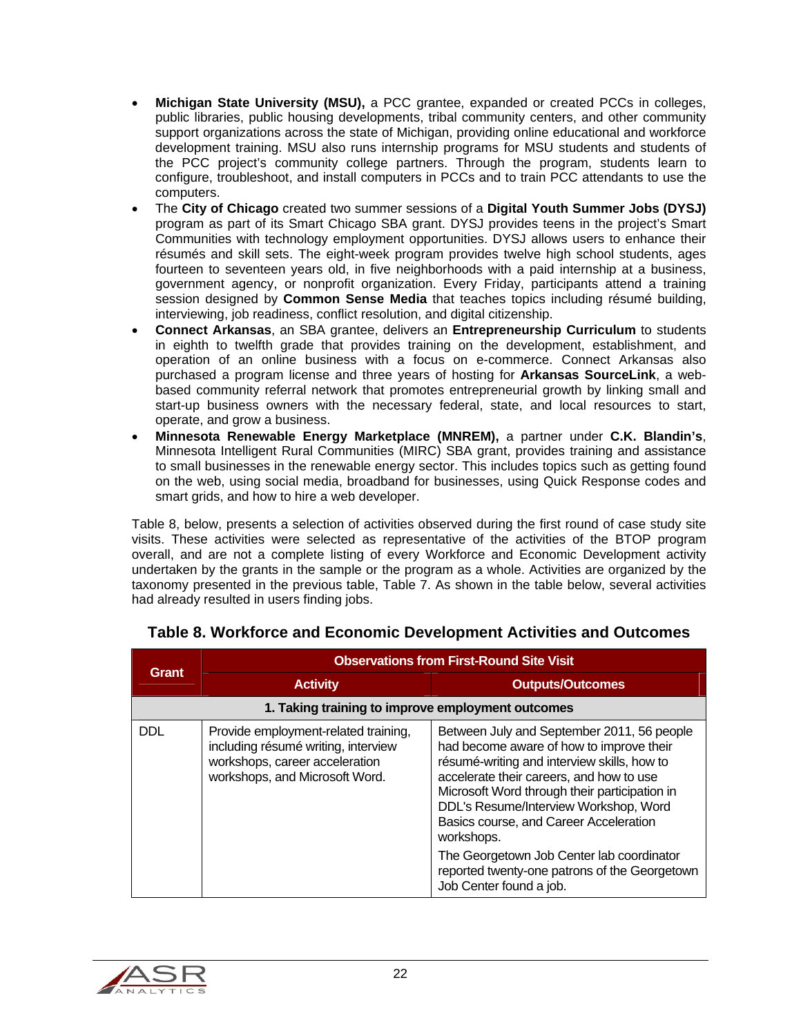- **Michigan State University (MSU),** a PCC grantee, expanded or created PCCs in colleges, public libraries, public housing developments, tribal community centers, and other community support organizations across the state of Michigan, providing online educational and workforce development training. MSU also runs internship programs for MSU students and students of the PCC project's community college partners. Through the program, students learn to configure, troubleshoot, and install computers in PCCs and to train PCC attendants to use the computers.
- The **City of Chicago** created two summer sessions of a **Digital Youth Summer Jobs (DYSJ)** program as part of its Smart Chicago SBA grant. DYSJ provides teens in the project's Smart Communities with technology employment opportunities. DYSJ allows users to enhance their résumés and skill sets. The eight-week program provides twelve high school students, ages fourteen to seventeen years old, in five neighborhoods with a paid internship at a business, government agency, or nonprofit organization. Every Friday, participants attend a training session designed by **Common Sense Media** that teaches topics including résumé building, interviewing, job readiness, conflict resolution, and digital citizenship.
- **Connect Arkansas**, an SBA grantee, delivers an **Entrepreneurship Curriculum** to students in eighth to twelfth grade that provides training on the development, establishment, and operation of an online business with a focus on e-commerce. Connect Arkansas also purchased a program license and three years of hosting for **Arkansas SourceLink**, a web-based community referral network that promotes entrepreneurial growth by linking small and start-up business owners with the necessary federal, state, and local resources to start, operate, and grow a business.
- **Minnesota Renewable Energy Marketplace (MNREM),** a partner under **C.K. Blandin's**, Minnesota Intelligent Rural Communities (MIRC) SBA grant, provides training and assistance to small businesses in the renewable energy sector. This includes topics such as getting found on the web, using social media, broadband for businesses, using Quick Response codes and smart grids, and how to hire a web developer.

Table 8, below, presents a selection of activities observed during the first round of case study site visits. These activities were selected as representative of the activities of the BTOP program overall, and are not a complete listing of every Workforce and Economic Development activity undertaken by the grants in the sample or the program as a whole. Activities are organized by the taxonomy presented in the previous table, Table 7. As shown in the table below, several activities had already resulted in users finding jobs.

### Table 8. Workforce and Economic Development Activities and Outcomes

| Grant | Observations from First-Round Site Visit | |
|---|---|---|
| | **Activity** | **Outputs/Outcomes** |
| **1. Taking training to improve employment outcomes** | | |
| DDL | Provide employment-related training, including résumé writing, interview workshops, career acceleration workshops, and Microsoft Word. | Between July and September 2011, 56 people had become aware of how to improve their résumé-writing and interview skills, how to accelerate their careers, and how to use Microsoft Word through their participation in DDL's Resume/Interview Workshop, Word Basics course, and Career Acceleration workshops.<br><br>The Georgetown Job Center lab coordinator reported twenty-one patrons of the Georgetown Job Center found a job. |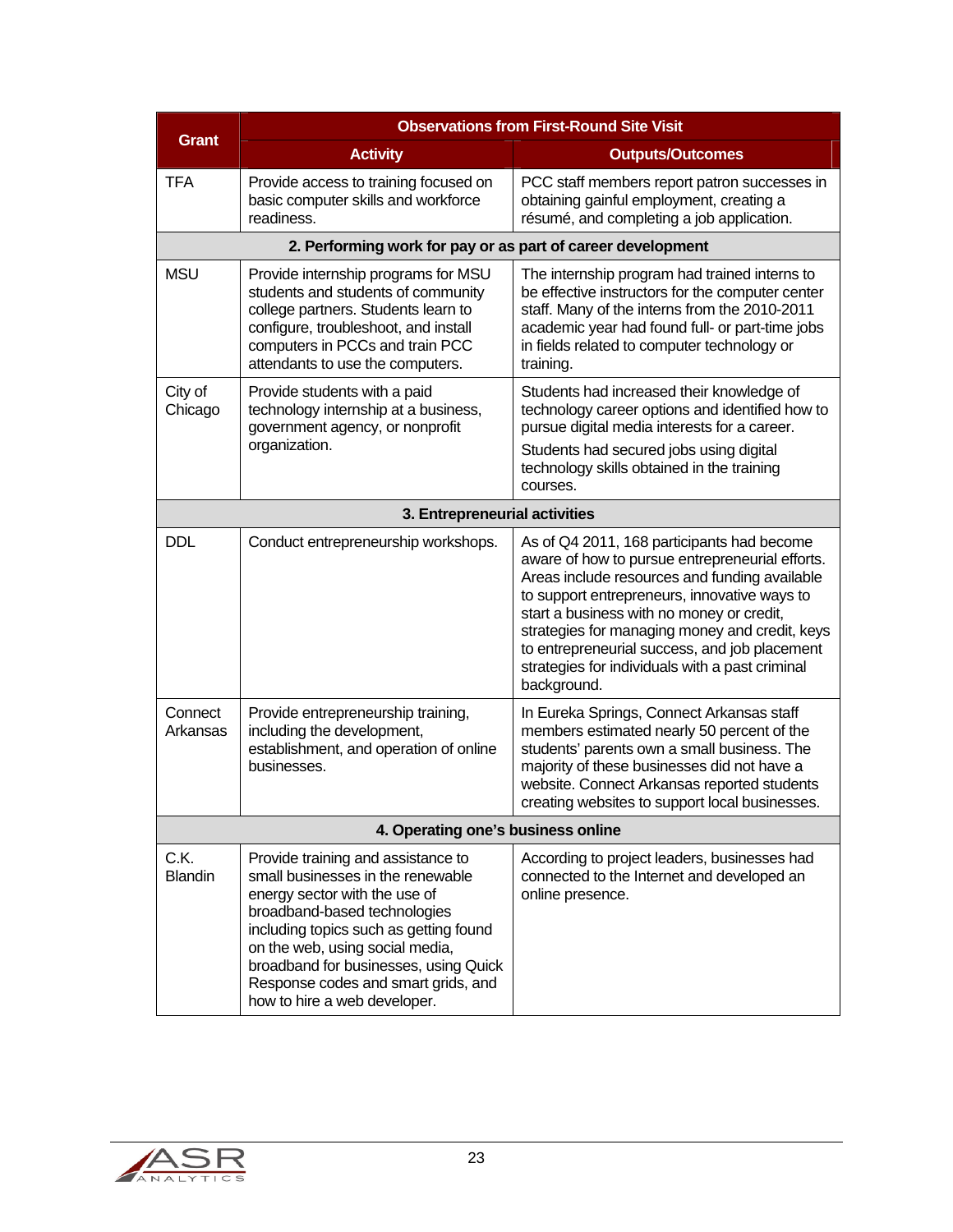| Grant | Observations from First-Round Site Visit | |
|---|---|---|
| | **Activity** | **Outputs/Outcomes** |
| TFA | Provide access to training focused on basic computer skills and workforce readiness. | PCC staff members report patron successes in obtaining gainful employment, creating a résumé, and completing a job application. |
| **2. Performing work for pay or as part of career development** | | |
| MSU | Provide internship programs for MSU students and students of community college partners. Students learn to configure, troubleshoot, and install computers in PCCs and train PCC attendants to use the computers. | The internship program had trained interns to be effective instructors for the computer center staff. Many of the interns from the 2010-2011 academic year had found full- or part-time jobs in fields related to computer technology or training. |
| City of Chicago | Provide students with a paid technology internship at a business, government agency, or nonprofit organization. | Students had increased their knowledge of technology career options and identified how to pursue digital media interests for a career.<br>Students had secured jobs using digital technology skills obtained in the training courses. |
| **3. Entrepreneurial activities** | | |
| DDL | Conduct entrepreneurship workshops. | As of Q4 2011, 168 participants had become aware of how to pursue entrepreneurial efforts. Areas include resources and funding available to support entrepreneurs, innovative ways to start a business with no money or credit, strategies for managing money and credit, keys to entrepreneurial success, and job placement strategies for individuals with a past criminal background. |
| Connect Arkansas | Provide entrepreneurship training, including the development, establishment, and operation of online businesses. | In Eureka Springs, Connect Arkansas staff members estimated nearly 50 percent of the students' parents own a small business. The majority of these businesses did not have a website. Connect Arkansas reported students creating websites to support local businesses. |
| **4. Operating one's business online** | | |
| C.K. Blandin | Provide training and assistance to small businesses in the renewable energy sector with the use of broadband-based technologies including topics such as getting found on the web, using social media, broadband for businesses, using Quick Response codes and smart grids, and how to hire a web developer. | According to project leaders, businesses had connected to the Internet and developed an online presence. |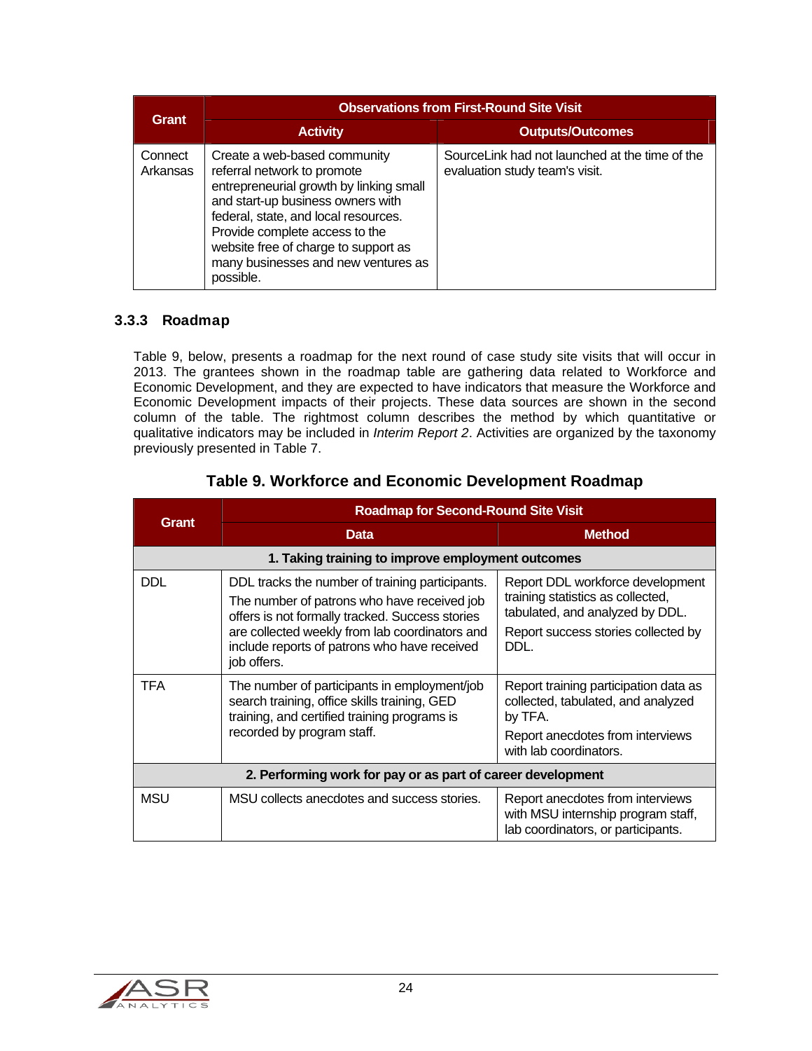| Grant | Observations from First-Round Site Visit | |
|---|---|---|
| | Activity | Outputs/Outcomes |
| Connect Arkansas | Create a web-based community referral network to promote entrepreneurial growth by linking small and start-up business owners with federal, state, and local resources. Provide complete access to the website free of charge to support as many businesses and new ventures as possible. | SourceLink had not launched at the time of the evaluation study team's visit. |

### 3.3.3 Roadmap

Table 9, below, presents a roadmap for the next round of case study site visits that will occur in 2013. The grantees shown in the roadmap table are gathering data related to Workforce and Economic Development, and they are expected to have indicators that measure the Workforce and Economic Development impacts of their projects. These data sources are shown in the second column of the table. The rightmost column describes the method by which quantitative or qualitative indicators may be included in *Interim Report 2*. Activities are organized by the taxonomy previously presented in Table 7.

**Table 9. Workforce and Economic Development Roadmap**

| Grant | Roadmap for Second-Round Site Visit | |
|---|---|---|
| | Data | Method |
| **1. Taking training to improve employment outcomes** | | |
| DDL | DDL tracks the number of training participants. The number of patrons who have received job offers is not formally tracked. Success stories are collected weekly from lab coordinators and include reports of patrons who have received job offers. | Report DDL workforce development training statistics as collected, tabulated, and analyzed by DDL. Report success stories collected by DDL. |
| TFA | The number of participants in employment/job search training, office skills training, GED training, and certified training programs is recorded by program staff. | Report training participation data as collected, tabulated, and analyzed by TFA. Report anecdotes from interviews with lab coordinators. |
| **2. Performing work for pay or as part of career development** | | |
| MSU | MSU collects anecdotes and success stories. | Report anecdotes from interviews with MSU internship program staff, lab coordinators, or participants. |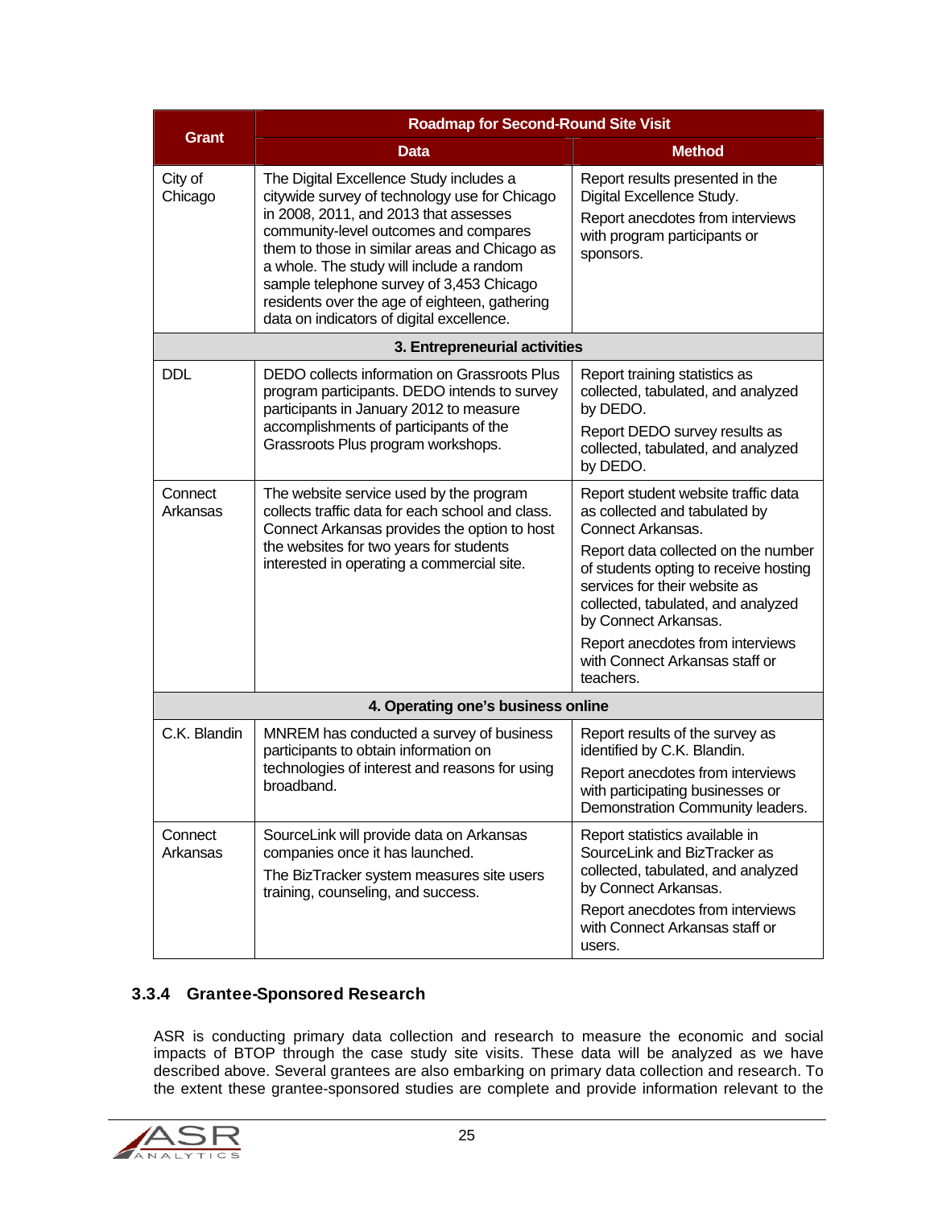| Grant | Roadmap for Second-Round Site Visit | |
|---|---|---|
| | **Data** | **Method** |
| City of Chicago | The Digital Excellence Study includes a citywide survey of technology use for Chicago in 2008, 2011, and 2013 that assesses community-level outcomes and compares them to those in similar areas and Chicago as a whole. The study will include a random sample telephone survey of 3,453 Chicago residents over the age of eighteen, gathering data on indicators of digital excellence. | Report results presented in the Digital Excellence Study.<br>Report anecdotes from interviews with program participants or sponsors. |
| **3. Entrepreneurial activities** | | |
| DDL | DEDO collects information on Grassroots Plus program participants. DEDO intends to survey participants in January 2012 to measure accomplishments of participants of the Grassroots Plus program workshops. | Report training statistics as collected, tabulated, and analyzed by DEDO.<br>Report DEDO survey results as collected, tabulated, and analyzed by DEDO. |
| Connect Arkansas | The website service used by the program collects traffic data for each school and class. Connect Arkansas provides the option to host the websites for two years for students interested in operating a commercial site. | Report student website traffic data as collected and tabulated by Connect Arkansas.<br>Report data collected on the number of students opting to receive hosting services for their website as collected, tabulated, and analyzed by Connect Arkansas.<br>Report anecdotes from interviews with Connect Arkansas staff or teachers. |
| **4. Operating one's business online** | | |
| C.K. Blandin | MNREM has conducted a survey of business participants to obtain information on technologies of interest and reasons for using broadband. | Report results of the survey as identified by C.K. Blandin.<br>Report anecdotes from interviews with participating businesses or Demonstration Community leaders. |
| Connect Arkansas | SourceLink will provide data on Arkansas companies once it has launched.<br>The BizTracker system measures site users training, counseling, and success. | Report statistics available in SourceLink and BizTracker as collected, tabulated, and analyzed by Connect Arkansas.<br>Report anecdotes from interviews with Connect Arkansas staff or users. |

### 3.3.4 Grantee-Sponsored Research

ASR is conducting primary data collection and research to measure the economic and social impacts of BTOP through the case study site visits. These data will be analyzed as we have described above. Several grantees are also embarking on primary data collection and research. To the extent these grantee-sponsored studies are complete and provide information relevant to the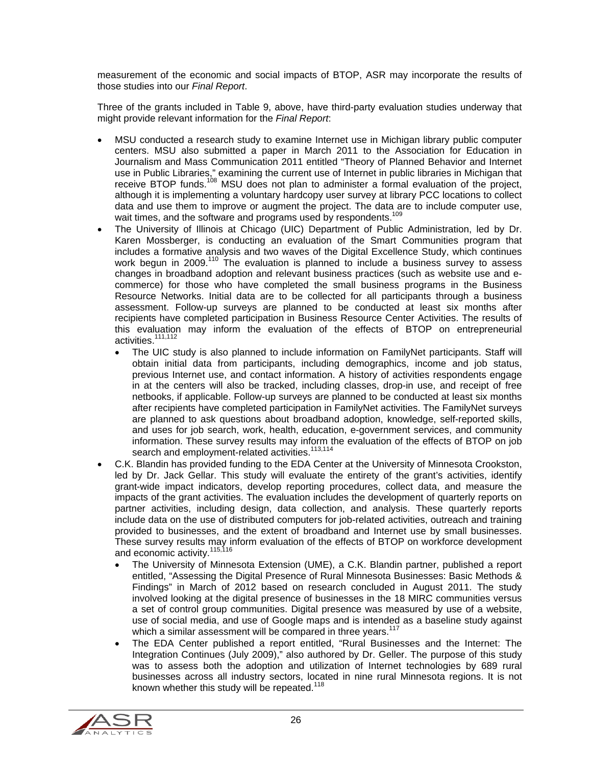measurement of the economic and social impacts of BTOP, ASR may incorporate the results of those studies into our *Final Report*.

Three of the grants included in Table 9, above, have third-party evaluation studies underway that might provide relevant information for the *Final Report*:

- MSU conducted a research study to examine Internet use in Michigan library public computer centers. MSU also submitted a paper in March 2011 to the Association for Education in Journalism and Mass Communication 2011 entitled "Theory of Planned Behavior and Internet use in Public Libraries," examining the current use of Internet in public libraries in Michigan that receive BTOP funds.[108] MSU does not plan to administer a formal evaluation of the project, although it is implementing a voluntary hardcopy user survey at library PCC locations to collect data and use them to improve or augment the project. The data are to include computer use, wait times, and the software and programs used by respondents.[109]
- The University of Illinois at Chicago (UIC) Department of Public Administration, led by Dr. Karen Mossberger, is conducting an evaluation of the Smart Communities program that includes a formative analysis and two waves of the Digital Excellence Study, which continues work begun in 2009.[110] The evaluation is planned to include a business survey to assess changes in broadband adoption and relevant business practices (such as website use and e-commerce) for those who have completed the small business programs in the Business Resource Networks. Initial data are to be collected for all participants through a business assessment. Follow-up surveys are planned to be conducted at least six months after recipients have completed participation in Business Resource Center Activities. The results of this evaluation may inform the evaluation of the effects of BTOP on entrepreneurial activities.[111,112]
  - The UIC study is also planned to include information on FamilyNet participants. Staff will obtain initial data from participants, including demographics, income and job status, previous Internet use, and contact information. A history of activities respondents engage in at the centers will also be tracked, including classes, drop-in use, and receipt of free netbooks, if applicable. Follow-up surveys are planned to be conducted at least six months after recipients have completed participation in FamilyNet activities. The FamilyNet surveys are planned to ask questions about broadband adoption, knowledge, self-reported skills, and uses for job search, work, health, education, e-government services, and community information. These survey results may inform the evaluation of the effects of BTOP on job search and employment-related activities.[113,114]
- C.K. Blandin has provided funding to the EDA Center at the University of Minnesota Crookston, led by Dr. Jack Gellar. This study will evaluate the entirety of the grant's activities, identify grant-wide impact indicators, develop reporting procedures, collect data, and measure the impacts of the grant activities. The evaluation includes the development of quarterly reports on partner activities, including design, data collection, and analysis. These quarterly reports include data on the use of distributed computers for job-related activities, outreach and training provided to businesses, and the extent of broadband and Internet use by small businesses. These survey results may inform evaluation of the effects of BTOP on workforce development and economic activity.[115,116]
  - The University of Minnesota Extension (UME), a C.K. Blandin partner, published a report entitled, "Assessing the Digital Presence of Rural Minnesota Businesses: Basic Methods & Findings" in March of 2012 based on research concluded in August 2011. The study involved looking at the digital presence of businesses in the 18 MIRC communities versus a set of control group communities. Digital presence was measured by use of a website, use of social media, and use of Google maps and is intended as a baseline study against which a similar assessment will be compared in three years.[117]
  - The EDA Center published a report entitled, "Rural Businesses and the Internet: The Integration Continues (July 2009)," also authored by Dr. Geller. The purpose of this study was to assess both the adoption and utilization of Internet technologies by 689 rural businesses across all industry sectors, located in nine rural Minnesota regions. It is not known whether this study will be repeated.[118]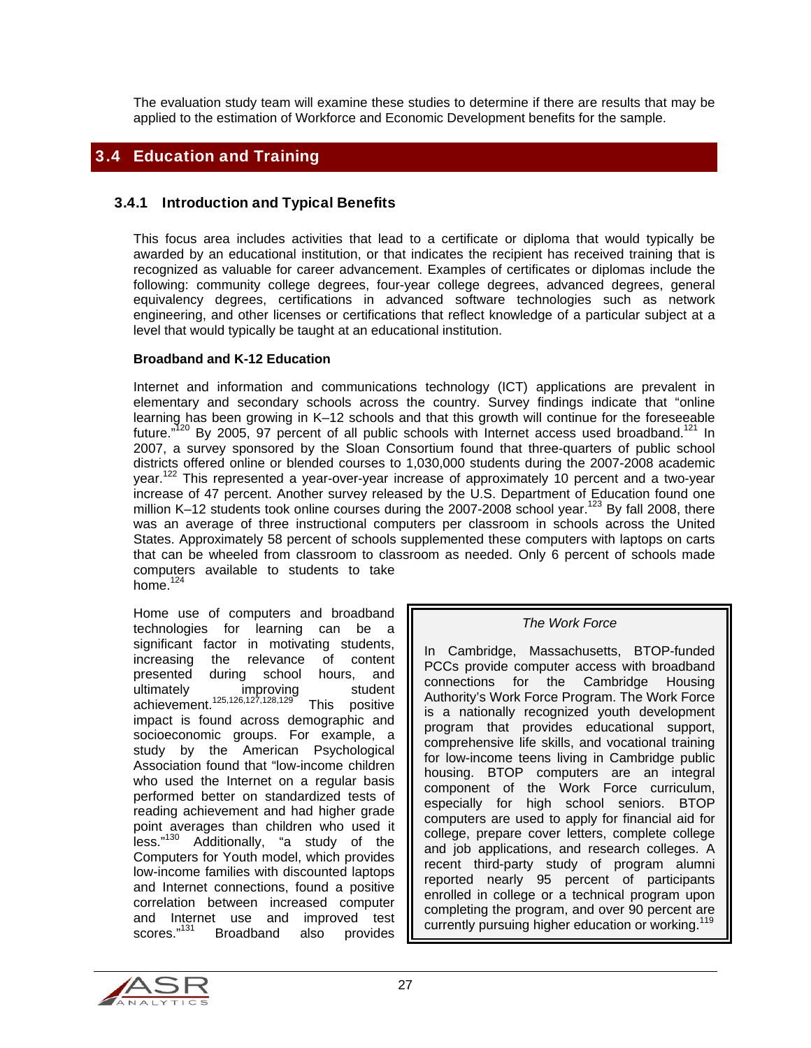The evaluation study team will examine these studies to determine if there are results that may be applied to the estimation of Workforce and Economic Development benefits for the sample.

## 3.4 Education and Training

### 3.4.1 Introduction and Typical Benefits

This focus area includes activities that lead to a certificate or diploma that would typically be awarded by an educational institution, or that indicates the recipient has received training that is recognized as valuable for career advancement. Examples of certificates or diplomas include the following: community college degrees, four-year college degrees, advanced degrees, general equivalency degrees, certifications in advanced software technologies such as network engineering, and other licenses or certifications that reflect knowledge of a particular subject at a level that would typically be taught at an educational institution.

**Broadband and K-12 Education**

Internet and information and communications technology (ICT) applications are prevalent in elementary and secondary schools across the country. Survey findings indicate that "online learning has been growing in K–12 schools and that this growth will continue for the foreseeable future."[120] By 2005, 97 percent of all public schools with Internet access used broadband.[121] In 2007, a survey sponsored by the Sloan Consortium found that three-quarters of public school districts offered online or blended courses to 1,030,000 students during the 2007-2008 academic year.[122] This represented a year-over-year increase of approximately 10 percent and a two-year increase of 47 percent. Another survey released by the U.S. Department of Education found one million K–12 students took online courses during the 2007-2008 school year.[123] By fall 2008, there was an average of three instructional computers per classroom in schools across the United States. Approximately 58 percent of schools supplemented these computers with laptops on carts that can be wheeled from classroom to classroom as needed. Only 6 percent of schools made computers available to students to take home.[124]

Home use of computers and broadband technologies for learning can be a significant factor in motivating students, increasing the relevance of content presented during school hours, and ultimately improving student achievement.[125,126,127,128,129] This positive impact is found across demographic and socioeconomic groups. For example, a study by the American Psychological Association found that "low-income children who used the Internet on a regular basis performed better on standardized tests of reading achievement and had higher grade point averages than children who used it less."[130] Additionally, "a study of the Computers for Youth model, which provides low-income families with discounted laptops and Internet connections, found a positive correlation between increased computer and Internet use and improved test scores."[131] Broadband also provides

> *The Work Force*
>
> In Cambridge, Massachusetts, BTOP-funded PCCs provide computer access with broadband connections for the Cambridge Housing Authority's Work Force Program. The Work Force is a nationally recognized youth development program that provides educational support, comprehensive life skills, and vocational training for low-income teens living in Cambridge public housing. BTOP computers are an integral component of the Work Force curriculum, especially for high school seniors. BTOP computers are used to apply for financial aid for college, prepare cover letters, complete college and job applications, and research colleges. A recent third-party study of program alumni reported nearly 95 percent of participants enrolled in college or a technical program upon completing the program, and over 90 percent are currently pursuing higher education or working.[119]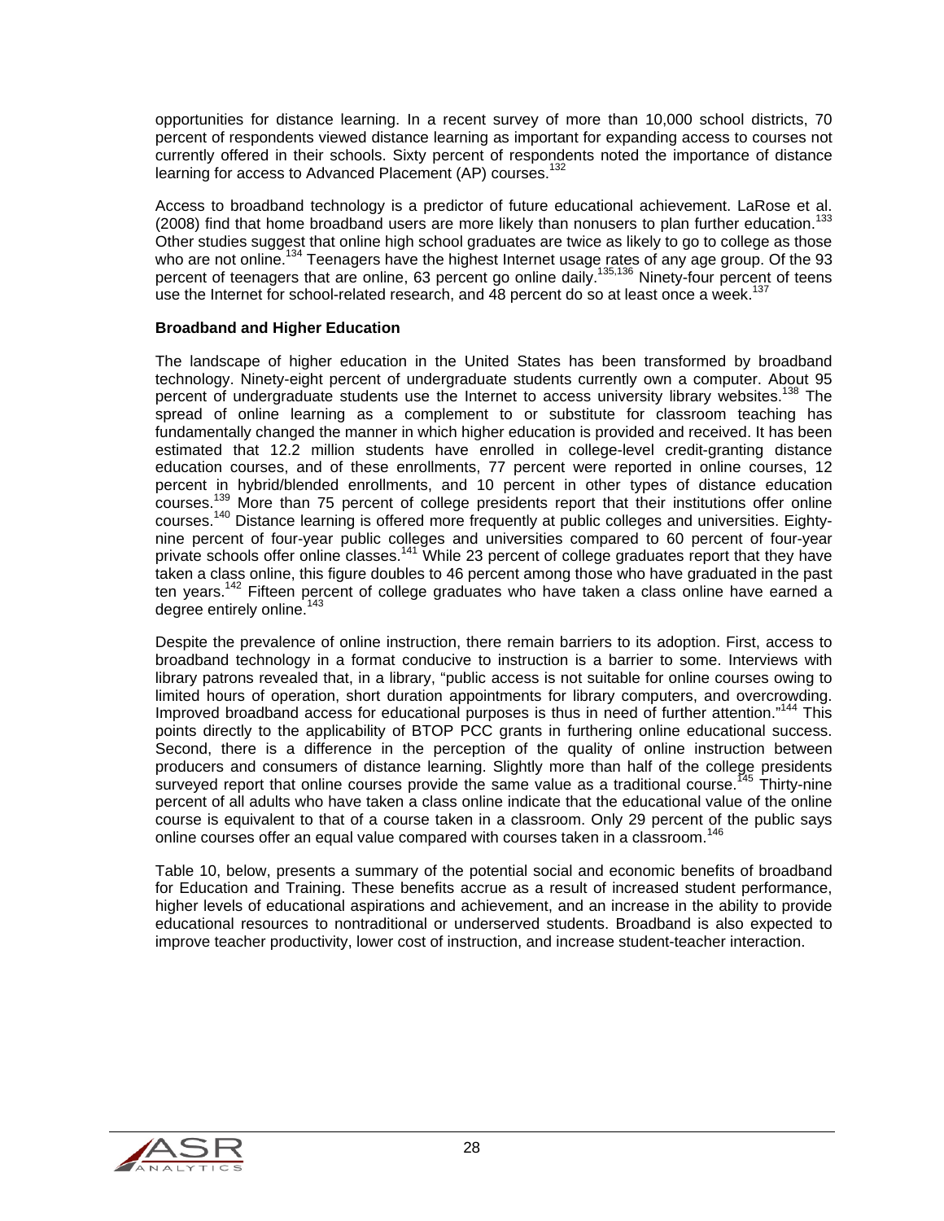opportunities for distance learning. In a recent survey of more than 10,000 school districts, 70 percent of respondents viewed distance learning as important for expanding access to courses not currently offered in their schools. Sixty percent of respondents noted the importance of distance learning for access to Advanced Placement (AP) courses.[132]

Access to broadband technology is a predictor of future educational achievement. LaRose et al. (2008) find that home broadband users are more likely than nonusers to plan further education.[133] Other studies suggest that online high school graduates are twice as likely to go to college as those who are not online.[134] Teenagers have the highest Internet usage rates of any age group. Of the 93 percent of teenagers that are online, 63 percent go online daily.[135,136] Ninety-four percent of teens use the Internet for school-related research, and 48 percent do so at least once a week.[137]

**Broadband and Higher Education**

The landscape of higher education in the United States has been transformed by broadband technology. Ninety-eight percent of undergraduate students currently own a computer. About 95 percent of undergraduate students use the Internet to access university library websites.[138] The spread of online learning as a complement to or substitute for classroom teaching has fundamentally changed the manner in which higher education is provided and received. It has been estimated that 12.2 million students have enrolled in college-level credit-granting distance education courses, and of these enrollments, 77 percent were reported in online courses, 12 percent in hybrid/blended enrollments, and 10 percent in other types of distance education courses.[139] More than 75 percent of college presidents report that their institutions offer online courses.[140] Distance learning is offered more frequently at public colleges and universities. Eighty-nine percent of four-year public colleges and universities compared to 60 percent of four-year private schools offer online classes.[141] While 23 percent of college graduates report that they have taken a class online, this figure doubles to 46 percent among those who have graduated in the past ten years.[142] Fifteen percent of college graduates who have taken a class online have earned a degree entirely online.[143]

Despite the prevalence of online instruction, there remain barriers to its adoption. First, access to broadband technology in a format conducive to instruction is a barrier to some. Interviews with library patrons revealed that, in a library, "public access is not suitable for online courses owing to limited hours of operation, short duration appointments for library computers, and overcrowding. Improved broadband access for educational purposes is thus in need of further attention."[144] This points directly to the applicability of BTOP PCC grants in furthering online educational success. Second, there is a difference in the perception of the quality of online instruction between producers and consumers of distance learning. Slightly more than half of the college presidents surveyed report that online courses provide the same value as a traditional course.[145] Thirty-nine percent of all adults who have taken a class online indicate that the educational value of the online course is equivalent to that of a course taken in a classroom. Only 29 percent of the public says online courses offer an equal value compared with courses taken in a classroom.[146]

Table 10, below, presents a summary of the potential social and economic benefits of broadband for Education and Training. These benefits accrue as a result of increased student performance, higher levels of educational aspirations and achievement, and an increase in the ability to provide educational resources to nontraditional or underserved students. Broadband is also expected to improve teacher productivity, lower cost of instruction, and increase student-teacher interaction.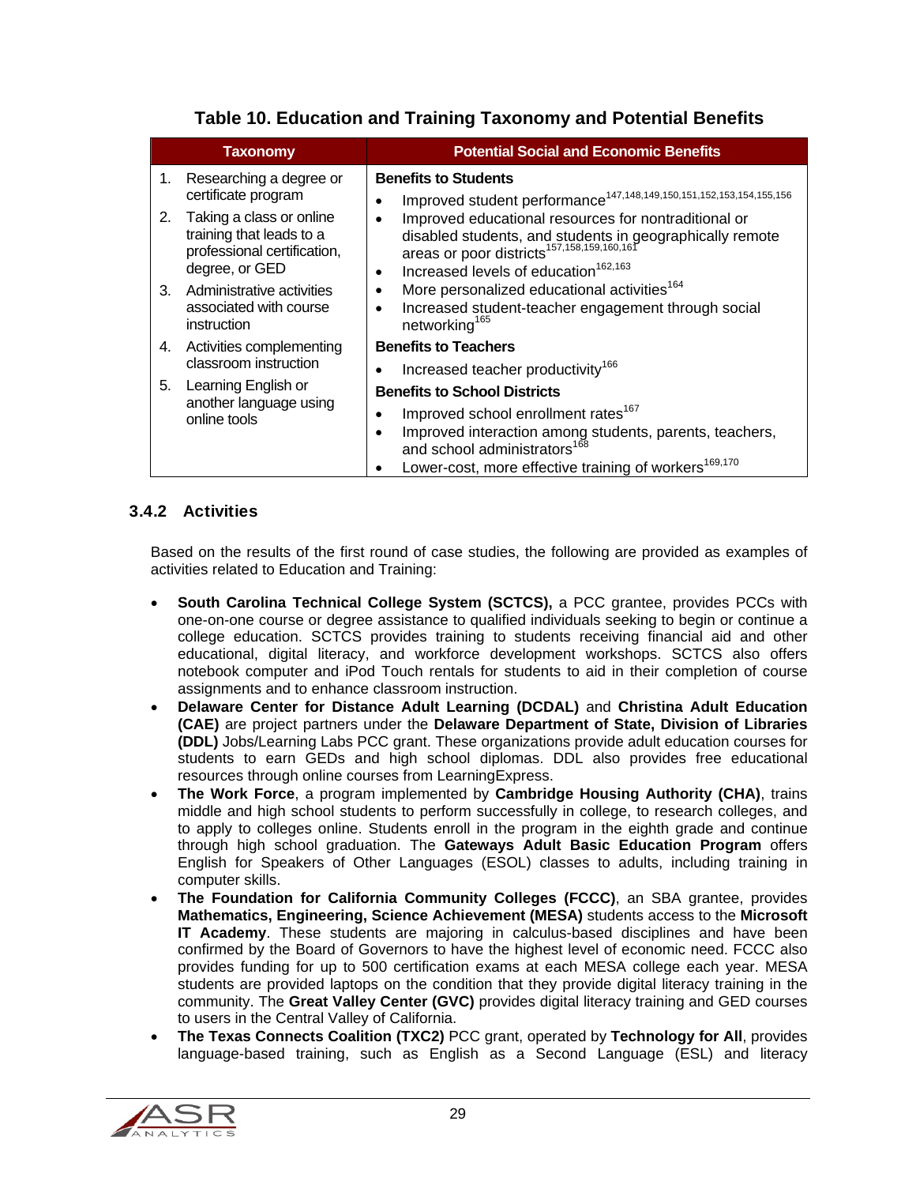**Table 10. Education and Training Taxonomy and Potential Benefits**

| Taxonomy | Potential Social and Economic Benefits |
| --- | --- |
| 1. Researching a degree or certificate program<br>2. Taking a class or online training that leads to a professional certification, degree, or GED<br>3. Administrative activities associated with course instruction<br>4. Activities complementing classroom instruction<br>5. Learning English or another language using online tools | **Benefits to Students**<br>• Improved student performance[147,148,149,150,151,152,153,154,155,156]<br>• Improved educational resources for nontraditional or disabled students, and students in geographically remote areas or poor districts[157,158,159,160,161]<br>• Increased levels of education[162,163]<br>• More personalized educational activities[164]<br>• Increased student-teacher engagement through social networking[165]<br>**Benefits to Teachers**<br>• Increased teacher productivity[166]<br>**Benefits to School Districts**<br>• Improved school enrollment rates[167]<br>• Improved interaction among students, parents, teachers, and school administrators[168]<br>• Lower-cost, more effective training of workers[169,170] |

### 3.4.2 Activities

Based on the results of the first round of case studies, the following are provided as examples of activities related to Education and Training:

- **South Carolina Technical College System (SCTCS),** a PCC grantee, provides PCCs with one-on-one course or degree assistance to qualified individuals seeking to begin or continue a college education. SCTCS provides training to students receiving financial aid and other educational, digital literacy, and workforce development workshops. SCTCS also offers notebook computer and iPod Touch rentals for students to aid in their completion of course assignments and to enhance classroom instruction.
- **Delaware Center for Distance Adult Learning (DCDAL)** and **Christina Adult Education (CAE)** are project partners under the **Delaware Department of State, Division of Libraries (DDL)** Jobs/Learning Labs PCC grant. These organizations provide adult education courses for students to earn GEDs and high school diplomas. DDL also provides free educational resources through online courses from LearningExpress.
- **The Work Force**, a program implemented by **Cambridge Housing Authority (CHA)**, trains middle and high school students to perform successfully in college, to research colleges, and to apply to colleges online. Students enroll in the program in the eighth grade and continue through high school graduation. The **Gateways Adult Basic Education Program** offers English for Speakers of Other Languages (ESOL) classes to adults, including training in computer skills.
- **The Foundation for California Community Colleges (FCCC)**, an SBA grantee, provides **Mathematics, Engineering, Science Achievement (MESA)** students access to the **Microsoft IT Academy**. These students are majoring in calculus-based disciplines and have been confirmed by the Board of Governors to have the highest level of economic need. FCCC also provides funding for up to 500 certification exams at each MESA college each year. MESA students are provided laptops on the condition that they provide digital literacy training in the community. The **Great Valley Center (GVC)** provides digital literacy training and GED courses to users in the Central Valley of California.
- **The Texas Connects Coalition (TXC2)** PCC grant, operated by **Technology for All**, provides language-based training, such as English as a Second Language (ESL) and literacy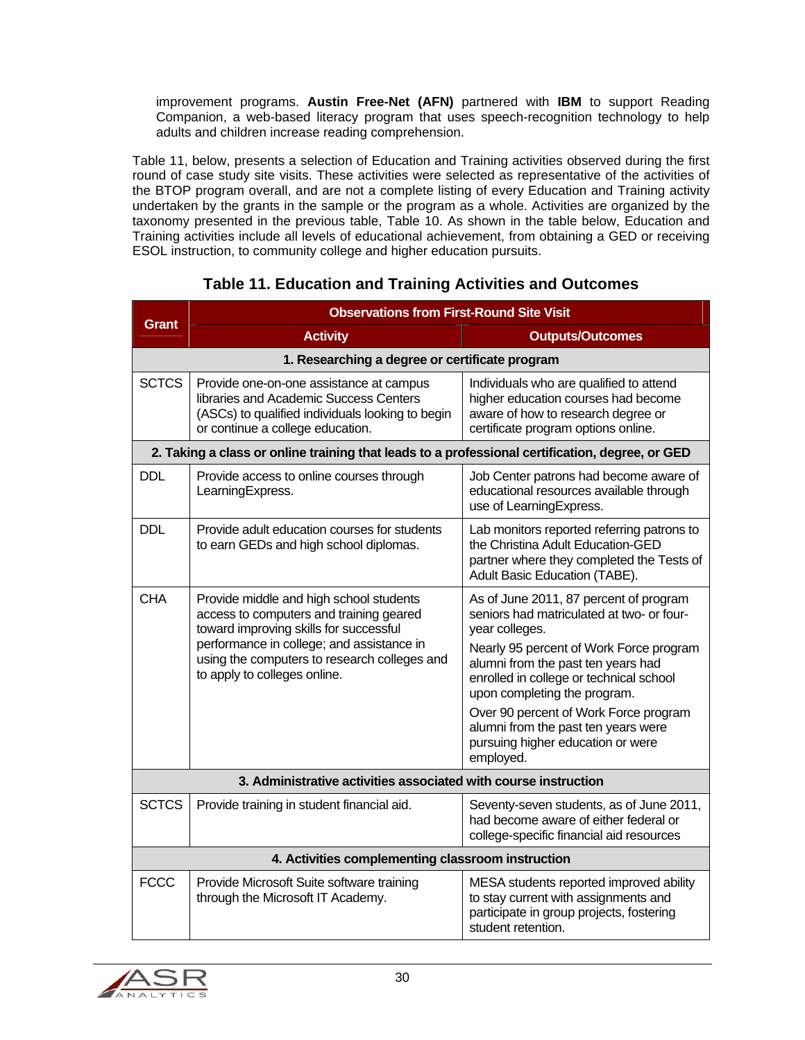improvement programs. **Austin Free-Net (AFN)** partnered with **IBM** to support Reading Companion, a web-based literacy program that uses speech-recognition technology to help adults and children increase reading comprehension.

Table 11, below, presents a selection of Education and Training activities observed during the first round of case study site visits. These activities were selected as representative of the activities of the BTOP program overall, and are not a complete listing of every Education and Training activity undertaken by the grants in the sample or the program as a whole. Activities are organized by the taxonomy presented in the previous table, Table 10. As shown in the table below, Education and Training activities include all levels of educational achievement, from obtaining a GED or receiving ESOL instruction, to community college and higher education pursuits.

### Table 11. Education and Training Activities and Outcomes

| Grant | Observations from First-Round Site Visit | |
|---|---|---|
| | **Activity** | **Outputs/Outcomes** |
| **1. Researching a degree or certificate program** | | |
| SCTCS | Provide one-on-one assistance at campus libraries and Academic Success Centers (ASCs) to qualified individuals looking to begin or continue a college education. | Individuals who are qualified to attend higher education courses had become aware of how to research degree or certificate program options online. |
| **2. Taking a class or online training that leads to a professional certification, degree, or GED** | | |
| DDL | Provide access to online courses through LearningExpress. | Job Center patrons had become aware of educational resources available through use of LearningExpress. |
| DDL | Provide adult education courses for students to earn GEDs and high school diplomas. | Lab monitors reported referring patrons to the Christina Adult Education-GED partner where they completed the Tests of Adult Basic Education (TABE). |
| CHA | Provide middle and high school students access to computers and training geared toward improving skills for successful performance in college; and assistance in using the computers to research colleges and to apply to colleges online. | As of June 2011, 87 percent of program seniors had matriculated at two- or four-year colleges.<br><br>Nearly 95 percent of Work Force program alumni from the past ten years had enrolled in college or technical school upon completing the program.<br><br>Over 90 percent of Work Force program alumni from the past ten years were pursuing higher education or were employed. |
| **3. Administrative activities associated with course instruction** | | |
| SCTCS | Provide training in student financial aid. | Seventy-seven students, as of June 2011, had become aware of either federal or college-specific financial aid resources |
| **4. Activities complementing classroom instruction** | | |
| FCCC | Provide Microsoft Suite software training through the Microsoft IT Academy. | MESA students reported improved ability to stay current with assignments and participate in group projects, fostering student retention. |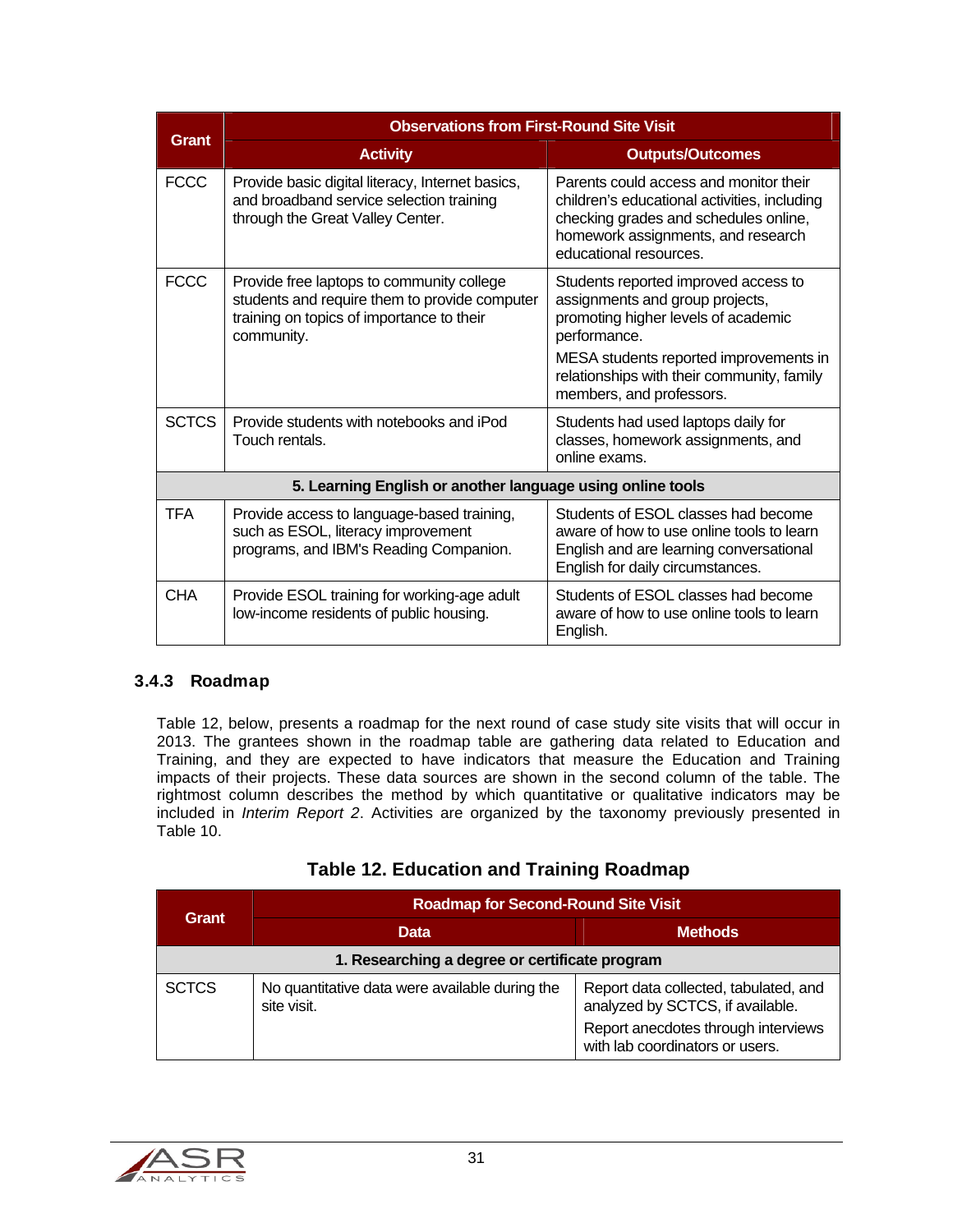| Grant | Observations from First-Round Site Visit | |
|---|---|---|
| | Activity | Outputs/Outcomes |
| FCCC | Provide basic digital literacy, Internet basics, and broadband service selection training through the Great Valley Center. | Parents could access and monitor their children's educational activities, including checking grades and schedules online, homework assignments, and research educational resources. |
| FCCC | Provide free laptops to community college students and require them to provide computer training on topics of importance to their community. | Students reported improved access to assignments and group projects, promoting higher levels of academic performance.<br>MESA students reported improvements in relationships with their community, family members, and professors. |
| SCTCS | Provide students with notebooks and iPod Touch rentals. | Students had used laptops daily for classes, homework assignments, and online exams. |
| **5. Learning English or another language using online tools** | | |
| TFA | Provide access to language-based training, such as ESOL, literacy improvement programs, and IBM's Reading Companion. | Students of ESOL classes had become aware of how to use online tools to learn English and are learning conversational English for daily circumstances. |
| CHA | Provide ESOL training for working-age adult low-income residents of public housing. | Students of ESOL classes had become aware of how to use online tools to learn English. |

### 3.4.3 Roadmap

Table 12, below, presents a roadmap for the next round of case study site visits that will occur in 2013. The grantees shown in the roadmap table are gathering data related to Education and Training, and they are expected to have indicators that measure the Education and Training impacts of their projects. These data sources are shown in the second column of the table. The rightmost column describes the method by which quantitative or qualitative indicators may be included in *Interim Report 2*. Activities are organized by the taxonomy previously presented in Table 10.

**Table 12. Education and Training Roadmap**

| Grant | Roadmap for Second-Round Site Visit | |
|---|---|---|
| | Data | Methods |
| **1. Researching a degree or certificate program** | | |
| SCTCS | No quantitative data were available during the site visit. | Report data collected, tabulated, and analyzed by SCTCS, if available.<br>Report anecdotes through interviews with lab coordinators or users. |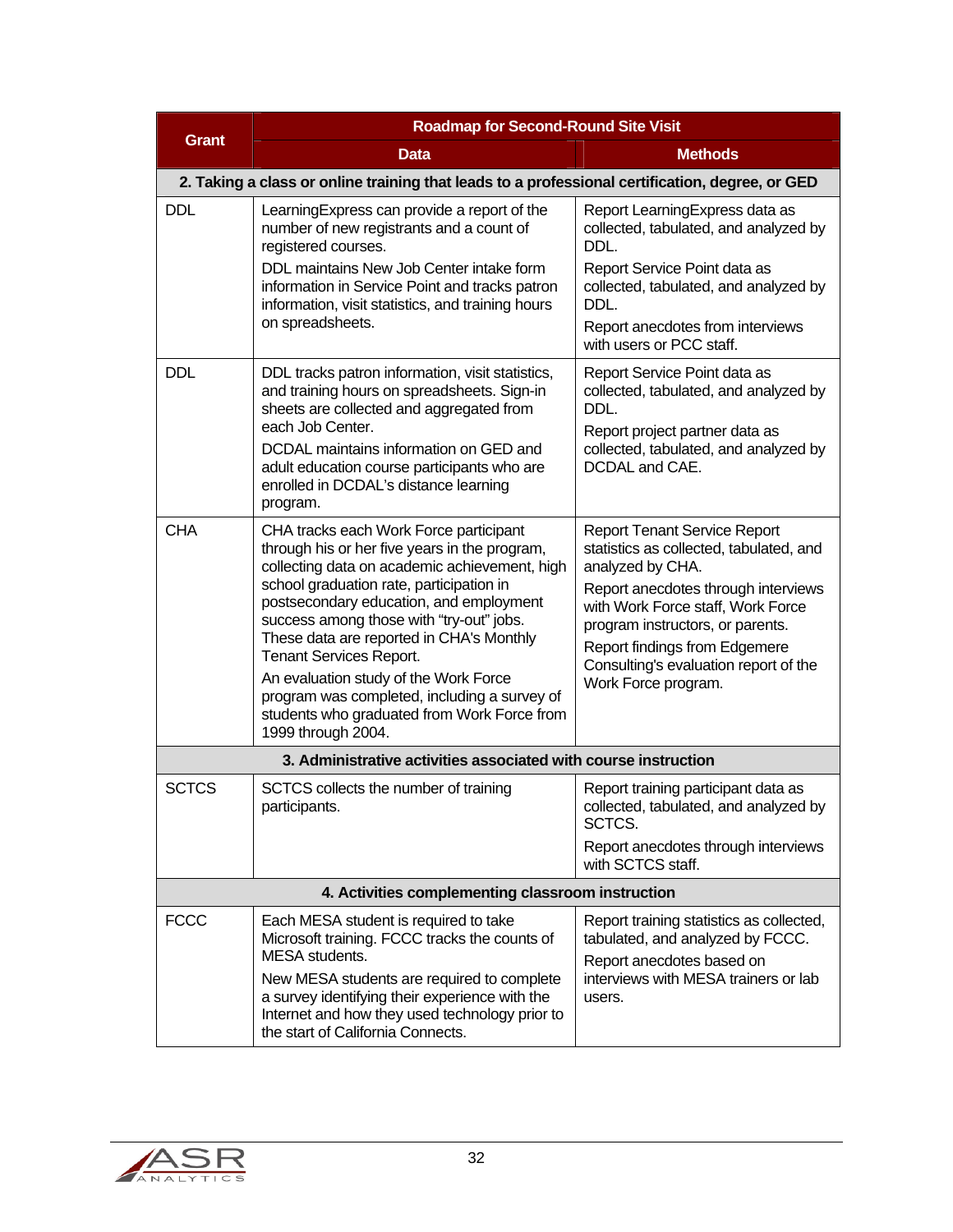| Grant | Roadmap for Second-Round Site Visit | |
|---|---|---|
| | **Data** | **Methods** |
| **2. Taking a class or online training that leads to a professional certification, degree, or GED** | | |
| DDL | LearningExpress can provide a report of the number of new registrants and a count of registered courses.<br>DDL maintains New Job Center intake form information in Service Point and tracks patron information, visit statistics, and training hours on spreadsheets. | Report LearningExpress data as collected, tabulated, and analyzed by DDL.<br>Report Service Point data as collected, tabulated, and analyzed by DDL.<br>Report anecdotes from interviews with users or PCC staff. |
| DDL | DDL tracks patron information, visit statistics, and training hours on spreadsheets. Sign-in sheets are collected and aggregated from each Job Center.<br>DCDAL maintains information on GED and adult education course participants who are enrolled in DCDAL's distance learning program. | Report Service Point data as collected, tabulated, and analyzed by DDL.<br>Report project partner data as collected, tabulated, and analyzed by DCDAL and CAE. |
| CHA | CHA tracks each Work Force participant through his or her five years in the program, collecting data on academic achievement, high school graduation rate, participation in postsecondary education, and employment success among those with "try-out" jobs. These data are reported in CHA's Monthly Tenant Services Report.<br>An evaluation study of the Work Force program was completed, including a survey of students who graduated from Work Force from 1999 through 2004. | Report Tenant Service Report statistics as collected, tabulated, and analyzed by CHA.<br>Report anecdotes through interviews with Work Force staff, Work Force program instructors, or parents.<br>Report findings from Edgemere Consulting's evaluation report of the Work Force program. |
| **3. Administrative activities associated with course instruction** | | |
| SCTCS | SCTCS collects the number of training participants. | Report training participant data as collected, tabulated, and analyzed by SCTCS.<br>Report anecdotes through interviews with SCTCS staff. |
| **4. Activities complementing classroom instruction** | | |
| FCCC | Each MESA student is required to take Microsoft training. FCCC tracks the counts of MESA students.<br>New MESA students are required to complete a survey identifying their experience with the Internet and how they used technology prior to the start of California Connects. | Report training statistics as collected, tabulated, and analyzed by FCCC.<br>Report anecdotes based on interviews with MESA trainers or lab users. |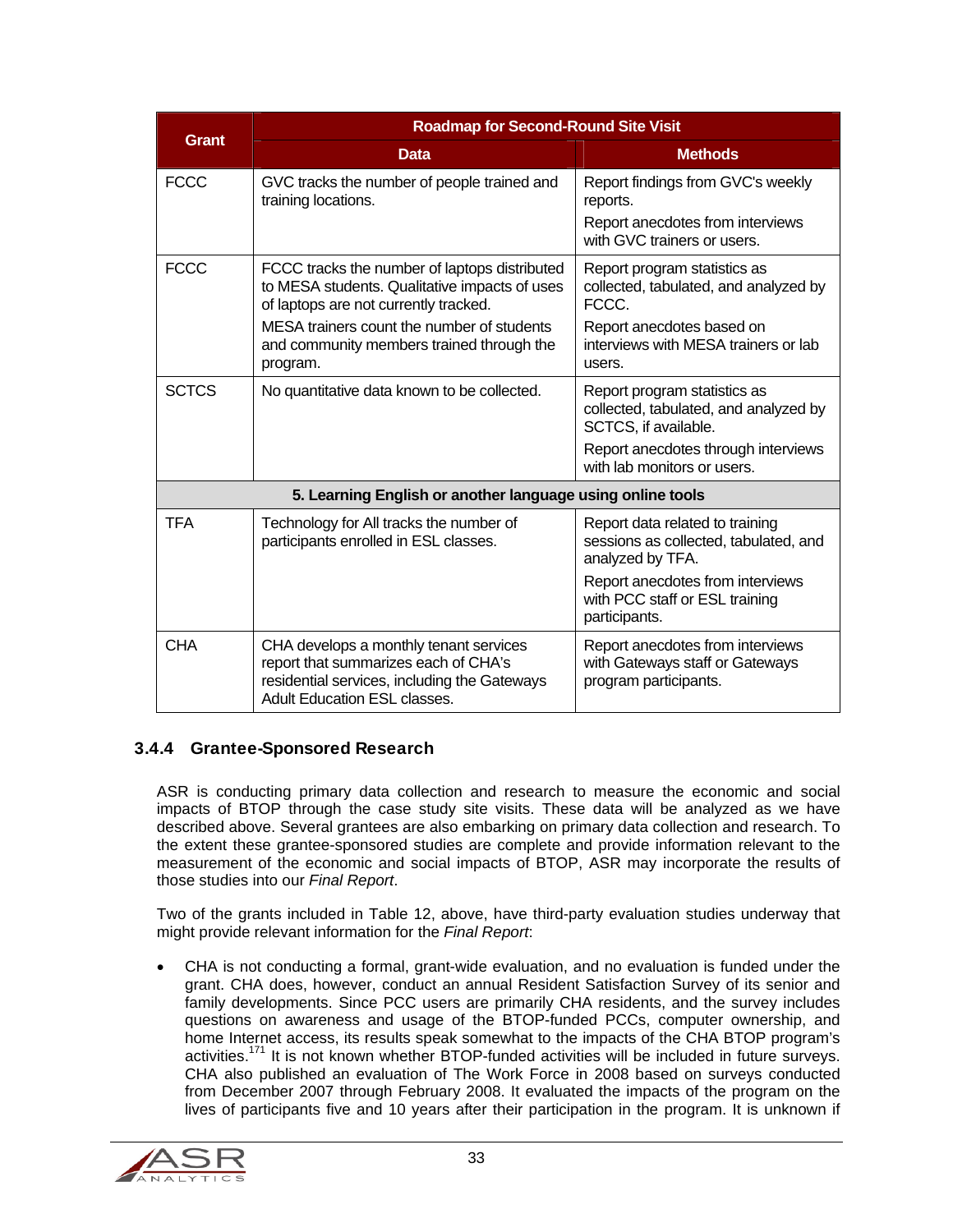| Grant | Roadmap for Second-Round Site Visit | |
|---|---|---|
| | Data | Methods |
| FCCC | GVC tracks the number of people trained and training locations. | Report findings from GVC's weekly reports.<br>Report anecdotes from interviews with GVC trainers or users. |
| FCCC | FCCC tracks the number of laptops distributed to MESA students. Qualitative impacts of uses of laptops are not currently tracked.<br>MESA trainers count the number of students and community members trained through the program. | Report program statistics as collected, tabulated, and analyzed by FCCC.<br>Report anecdotes based on interviews with MESA trainers or lab users. |
| SCTCS | No quantitative data known to be collected. | Report program statistics as collected, tabulated, and analyzed by SCTCS, if available.<br>Report anecdotes through interviews with lab monitors or users. |
| **5. Learning English or another language using online tools** | | |
| TFA | Technology for All tracks the number of participants enrolled in ESL classes. | Report data related to training sessions as collected, tabulated, and analyzed by TFA.<br>Report anecdotes from interviews with PCC staff or ESL training participants. |
| CHA | CHA develops a monthly tenant services report that summarizes each of CHA's residential services, including the Gateways Adult Education ESL classes. | Report anecdotes from interviews with Gateways staff or Gateways program participants. |

### 3.4.4 Grantee-Sponsored Research

ASR is conducting primary data collection and research to measure the economic and social impacts of BTOP through the case study site visits. These data will be analyzed as we have described above. Several grantees are also embarking on primary data collection and research. To the extent these grantee-sponsored studies are complete and provide information relevant to the measurement of the economic and social impacts of BTOP, ASR may incorporate the results of those studies into our *Final Report*.

Two of the grants included in Table 12, above, have third-party evaluation studies underway that might provide relevant information for the *Final Report*:

- CHA is not conducting a formal, grant-wide evaluation, and no evaluation is funded under the grant. CHA does, however, conduct an annual Resident Satisfaction Survey of its senior and family developments. Since PCC users are primarily CHA residents, and the survey includes questions on awareness and usage of the BTOP-funded PCCs, computer ownership, and home Internet access, its results speak somewhat to the impacts of the CHA BTOP program's activities.[171] It is not known whether BTOP-funded activities will be included in future surveys. CHA also published an evaluation of The Work Force in 2008 based on surveys conducted from December 2007 through February 2008. It evaluated the impacts of the program on the lives of participants five and 10 years after their participation in the program. It is unknown if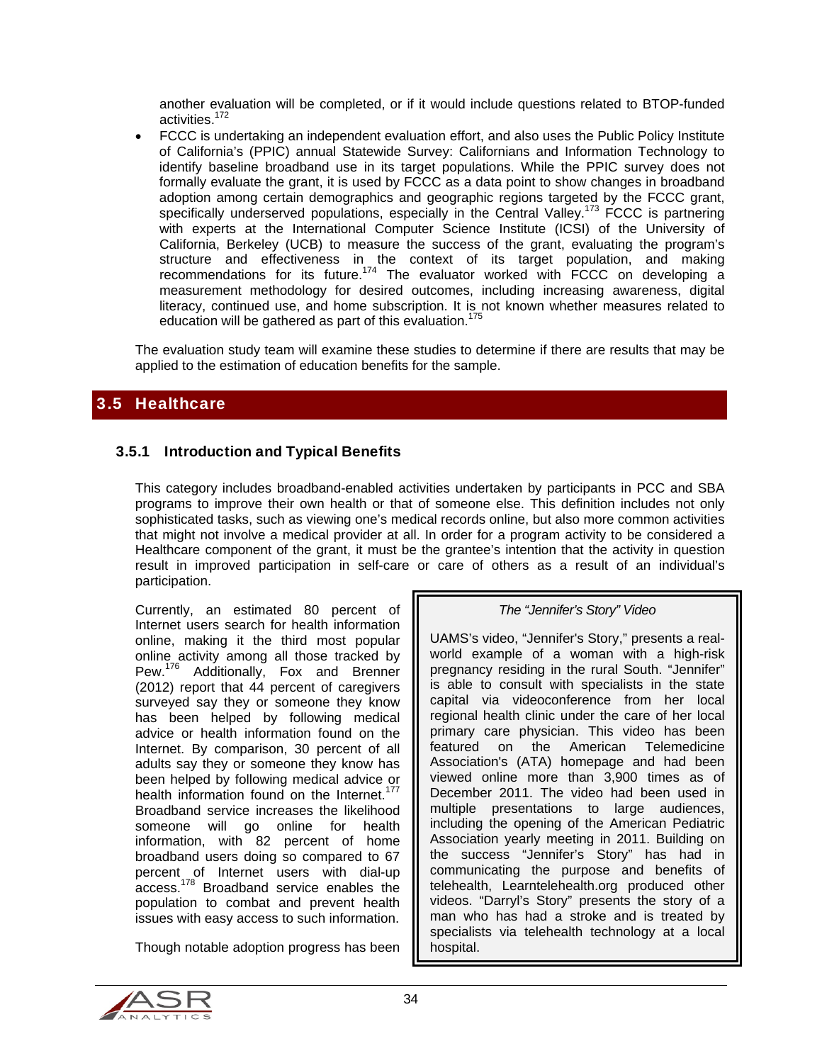another evaluation will be completed, or if it would include questions related to BTOP-funded activities.[172]

- FCCC is undertaking an independent evaluation effort, and also uses the Public Policy Institute of California's (PPIC) annual Statewide Survey: Californians and Information Technology to identify baseline broadband use in its target populations. While the PPIC survey does not formally evaluate the grant, it is used by FCCC as a data point to show changes in broadband adoption among certain demographics and geographic regions targeted by the FCCC grant, specifically underserved populations, especially in the Central Valley.[173] FCCC is partnering with experts at the International Computer Science Institute (ICSI) of the University of California, Berkeley (UCB) to measure the success of the grant, evaluating the program's structure and effectiveness in the context of its target population, and making recommendations for its future.[174] The evaluator worked with FCCC on developing a measurement methodology for desired outcomes, including increasing awareness, digital literacy, continued use, and home subscription. It is not known whether measures related to education will be gathered as part of this evaluation.[175]

The evaluation study team will examine these studies to determine if there are results that may be applied to the estimation of education benefits for the sample.

## 3.5 Healthcare

### 3.5.1 Introduction and Typical Benefits

This category includes broadband-enabled activities undertaken by participants in PCC and SBA programs to improve their own health or that of someone else. This definition includes not only sophisticated tasks, such as viewing one's medical records online, but also more common activities that might not involve a medical provider at all. In order for a program activity to be considered a Healthcare component of the grant, it must be the grantee's intention that the activity in question result in improved participation in self-care or care of others as a result of an individual's participation.

Currently, an estimated 80 percent of Internet users search for health information online, making it the third most popular online activity among all those tracked by Pew.[176] Additionally, Fox and Brenner (2012) report that 44 percent of caregivers surveyed say they or someone they know has been helped by following medical advice or health information found on the Internet. By comparison, 30 percent of all adults say they or someone they know has been helped by following medical advice or health information found on the Internet.[177] Broadband service increases the likelihood someone will go online for health information, with 82 percent of home broadband users doing so compared to 67 percent of Internet users with dial-up access.[178] Broadband service enables the population to combat and prevent health issues with easy access to such information.

> *The "Jennifer's Story" Video*
>
> UAMS's video, "Jennifer's Story," presents a real-world example of a woman with a high-risk pregnancy residing in the rural South. "Jennifer" is able to consult with specialists in the state capital via videoconference from her local regional health clinic under the care of her local primary care physician. This video has been featured on the American Telemedicine Association's (ATA) homepage and had been viewed online more than 3,900 times as of December 2011. The video had been used in multiple presentations to large audiences, including the opening of the American Pediatric Association yearly meeting in 2011. Building on the success "Jennifer's Story" has had in communicating the purpose and benefits of telehealth, Learntelehealth.org produced other videos. "Darryl's Story" presents the story of a man who has had a stroke and is treated by specialists via telehealth technology at a local hospital.

Though notable adoption progress has been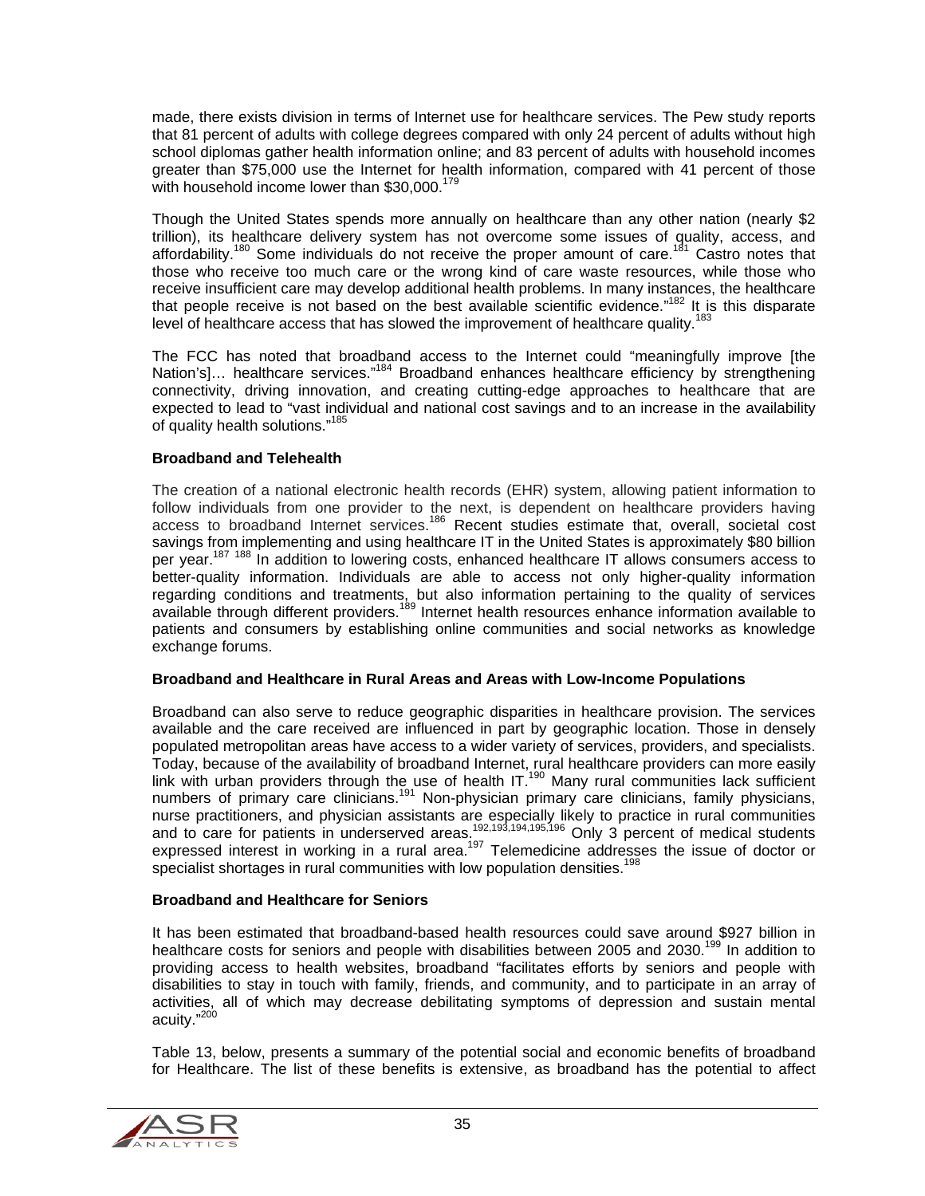made, there exists division in terms of Internet use for healthcare services. The Pew study reports that 81 percent of adults with college degrees compared with only 24 percent of adults without high school diplomas gather health information online; and 83 percent of adults with household incomes greater than $75,000 use the Internet for health information, compared with 41 percent of those with household income lower than $30,000.[179]

Though the United States spends more annually on healthcare than any other nation (nearly $2 trillion), its healthcare delivery system has not overcome some issues of quality, access, and affordability.[180] Some individuals do not receive the proper amount of care.[181] Castro notes that those who receive too much care or the wrong kind of care waste resources, while those who receive insufficient care may develop additional health problems. In many instances, the healthcare that people receive is not based on the best available scientific evidence."[182] It is this disparate level of healthcare access that has slowed the improvement of healthcare quality.[183]

The FCC has noted that broadband access to the Internet could "meaningfully improve [the Nation's]… healthcare services."[184] Broadband enhances healthcare efficiency by strengthening connectivity, driving innovation, and creating cutting-edge approaches to healthcare that are expected to lead to "vast individual and national cost savings and to an increase in the availability of quality health solutions."[185]

**Broadband and Telehealth**

The creation of a national electronic health records (EHR) system, allowing patient information to follow individuals from one provider to the next, is dependent on healthcare providers having access to broadband Internet services.[186] Recent studies estimate that, overall, societal cost savings from implementing and using healthcare IT in the United States is approximately $80 billion per year.[187] [188] In addition to lowering costs, enhanced healthcare IT allows consumers access to better-quality information. Individuals are able to access not only higher-quality information regarding conditions and treatments, but also information pertaining to the quality of services available through different providers.[189] Internet health resources enhance information available to patients and consumers by establishing online communities and social networks as knowledge exchange forums.

**Broadband and Healthcare in Rural Areas and Areas with Low-Income Populations**

Broadband can also serve to reduce geographic disparities in healthcare provision. The services available and the care received are influenced in part by geographic location. Those in densely populated metropolitan areas have access to a wider variety of services, providers, and specialists. Today, because of the availability of broadband Internet, rural healthcare providers can more easily link with urban providers through the use of health IT.[190] Many rural communities lack sufficient numbers of primary care clinicians.[191] Non-physician primary care clinicians, family physicians, nurse practitioners, and physician assistants are especially likely to practice in rural communities and to care for patients in underserved areas.[192,193,194,195,196] Only 3 percent of medical students expressed interest in working in a rural area.[197] Telemedicine addresses the issue of doctor or specialist shortages in rural communities with low population densities.[198]

**Broadband and Healthcare for Seniors**

It has been estimated that broadband-based health resources could save around $927 billion in healthcare costs for seniors and people with disabilities between 2005 and 2030.[199] In addition to providing access to health websites, broadband "facilitates efforts by seniors and people with disabilities to stay in touch with family, friends, and community, and to participate in an array of activities, all of which may decrease debilitating symptoms of depression and sustain mental acuity."[200]

Table 13, below, presents a summary of the potential social and economic benefits of broadband for Healthcare. The list of these benefits is extensive, as broadband has the potential to affect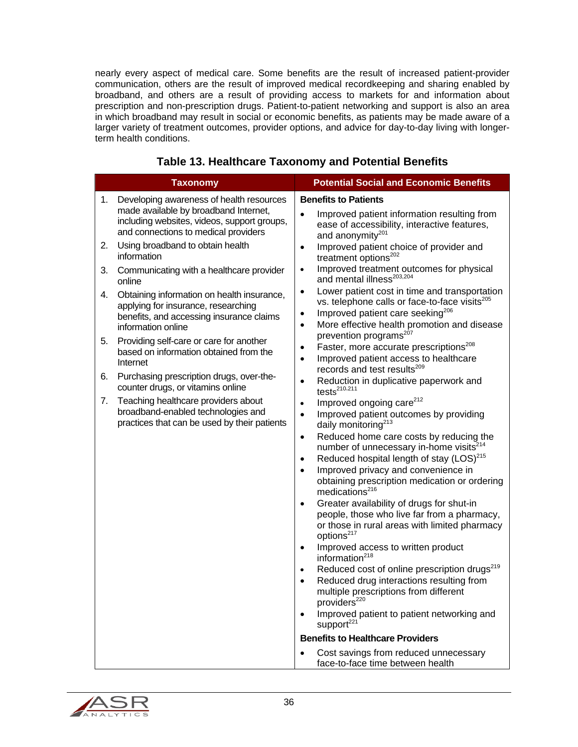nearly every aspect of medical care. Some benefits are the result of increased patient-provider communication, others are the result of improved medical recordkeeping and sharing enabled by broadband, and others are a result of providing access to markets for and information about prescription and non-prescription drugs. Patient-to-patient networking and support is also an area in which broadband may result in social or economic benefits, as patients may be made aware of a larger variety of treatment outcomes, provider options, and advice for day-to-day living with longer-term health conditions.

## Table 13. Healthcare Taxonomy and Potential Benefits

| Taxonomy | Potential Social and Economic Benefits |
|---|---|
| 1. Developing awareness of health resources made available by broadband Internet, including websites, videos, support groups, and connections to medical providers<br>2. Using broadband to obtain health information<br>3. Communicating with a healthcare provider online<br>4. Obtaining information on health insurance, applying for insurance, researching benefits, and accessing insurance claims information online<br>5. Providing self-care or care for another based on information obtained from the Internet<br>6. Purchasing prescription drugs, over-the-counter drugs, or vitamins online<br>7. Teaching healthcare providers about broadband-enabled technologies and practices that can be used by their patients | **Benefits to Patients**<br>• Improved patient information resulting from ease of accessibility, interactive features, and anonymity[201]<br>• Improved patient choice of provider and treatment options[202]<br>• Improved treatment outcomes for physical and mental illness[203,204]<br>• Lower patient cost in time and transportation vs. telephone calls or face-to-face visits[205]<br>• Improved patient care seeking[206]<br>• More effective health promotion and disease prevention programs[207]<br>• Faster, more accurate prescriptions[208]<br>• Improved patient access to healthcare records and test results[209]<br>• Reduction in duplicative paperwork and tests[210,211]<br>• Improved ongoing care[212]<br>• Improved patient outcomes by providing daily monitoring[213]<br>• Reduced home care costs by reducing the number of unnecessary in-home visits[214]<br>• Reduced hospital length of stay (LOS)[215]<br>• Improved privacy and convenience in obtaining prescription medication or ordering medications[216]<br>• Greater availability of drugs for shut-in people, those who live far from a pharmacy, or those in rural areas with limited pharmacy options[217]<br>• Improved access to written product information[218]<br>• Reduced cost of online prescription drugs[219]<br>• Reduced drug interactions resulting from multiple prescriptions from different providers[220]<br>• Improved patient to patient networking and support[221]<br>**Benefits to Healthcare Providers**<br>• Cost savings from reduced unnecessary face-to-face time between health |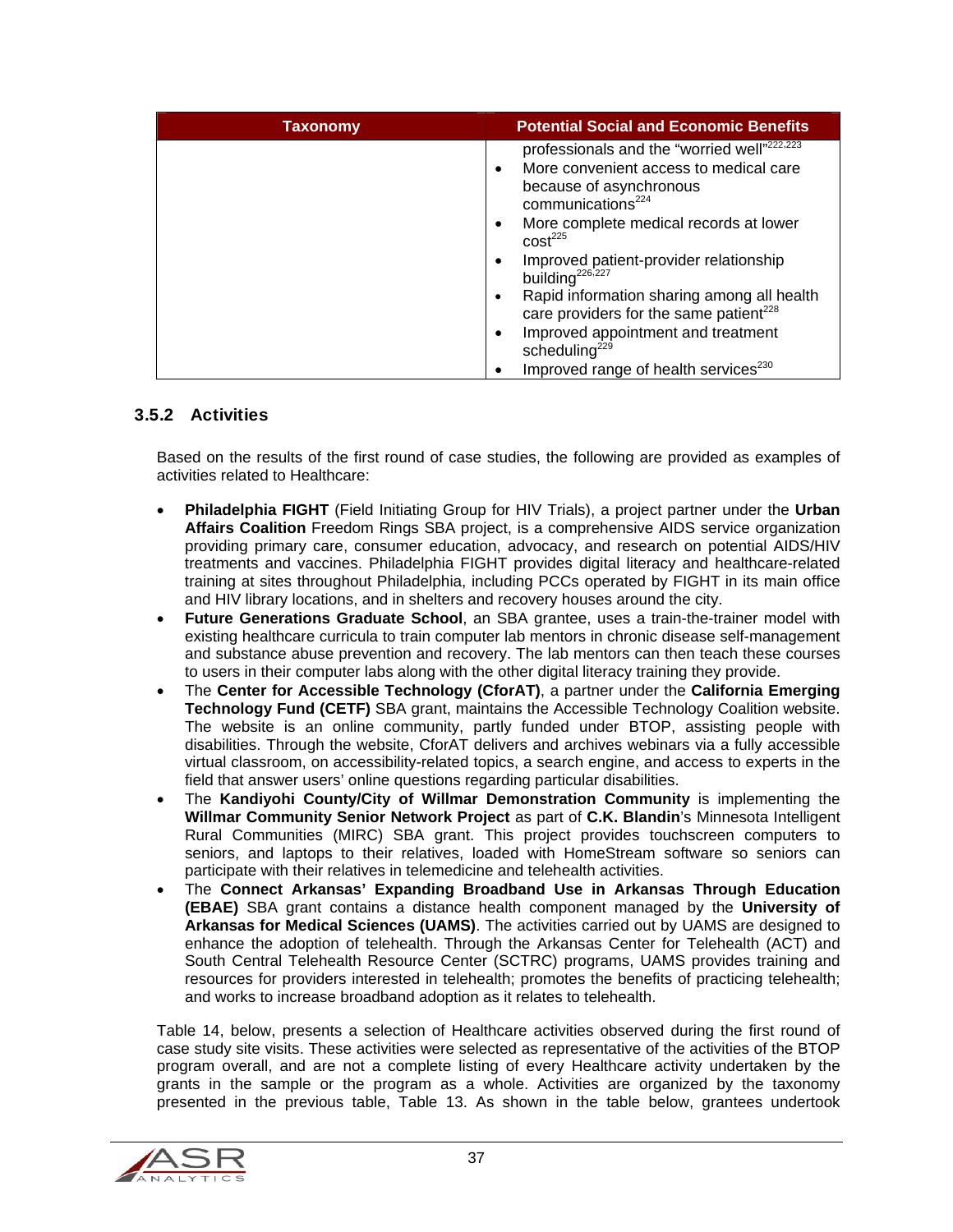| Taxonomy | Potential Social and Economic Benefits |
| --- | --- |
| | professionals and the "worried well"[222,223]<br>• More convenient access to medical care because of asynchronous communications[224]<br>• More complete medical records at lower cost[225]<br>• Improved patient-provider relationship building[226,227]<br>• Rapid information sharing among all health care providers for the same patient[228]<br>• Improved appointment and treatment scheduling[229]<br>• Improved range of health services[230] |

### 3.5.2 Activities

Based on the results of the first round of case studies, the following are provided as examples of activities related to Healthcare:

- **Philadelphia FIGHT** (Field Initiating Group for HIV Trials), a project partner under the **Urban Affairs Coalition** Freedom Rings SBA project, is a comprehensive AIDS service organization providing primary care, consumer education, advocacy, and research on potential AIDS/HIV treatments and vaccines. Philadelphia FIGHT provides digital literacy and healthcare-related training at sites throughout Philadelphia, including PCCs operated by FIGHT in its main office and HIV library locations, and in shelters and recovery houses around the city.
- **Future Generations Graduate School**, an SBA grantee, uses a train-the-trainer model with existing healthcare curricula to train computer lab mentors in chronic disease self-management and substance abuse prevention and recovery. The lab mentors can then teach these courses to users in their computer labs along with the other digital literacy training they provide.
- The **Center for Accessible Technology (CforAT)**, a partner under the **California Emerging Technology Fund (CETF)** SBA grant, maintains the Accessible Technology Coalition website. The website is an online community, partly funded under BTOP, assisting people with disabilities. Through the website, CforAT delivers and archives webinars via a fully accessible virtual classroom, on accessibility-related topics, a search engine, and access to experts in the field that answer users' online questions regarding particular disabilities.
- The **Kandiyohi County/City of Willmar Demonstration Community** is implementing the **Willmar Community Senior Network Project** as part of **C.K. Blandin**'s Minnesota Intelligent Rural Communities (MIRC) SBA grant. This project provides touchscreen computers to seniors, and laptops to their relatives, loaded with HomeStream software so seniors can participate with their relatives in telemedicine and telehealth activities.
- The **Connect Arkansas' Expanding Broadband Use in Arkansas Through Education (EBAE)** SBA grant contains a distance health component managed by the **University of Arkansas for Medical Sciences (UAMS)**. The activities carried out by UAMS are designed to enhance the adoption of telehealth. Through the Arkansas Center for Telehealth (ACT) and South Central Telehealth Resource Center (SCTRC) programs, UAMS provides training and resources for providers interested in telehealth; promotes the benefits of practicing telehealth; and works to increase broadband adoption as it relates to telehealth.

Table 14, below, presents a selection of Healthcare activities observed during the first round of case study site visits. These activities were selected as representative of the activities of the BTOP program overall, and are not a complete listing of every Healthcare activity undertaken by the grants in the sample or the program as a whole. Activities are organized by the taxonomy presented in the previous table, Table 13. As shown in the table below, grantees undertook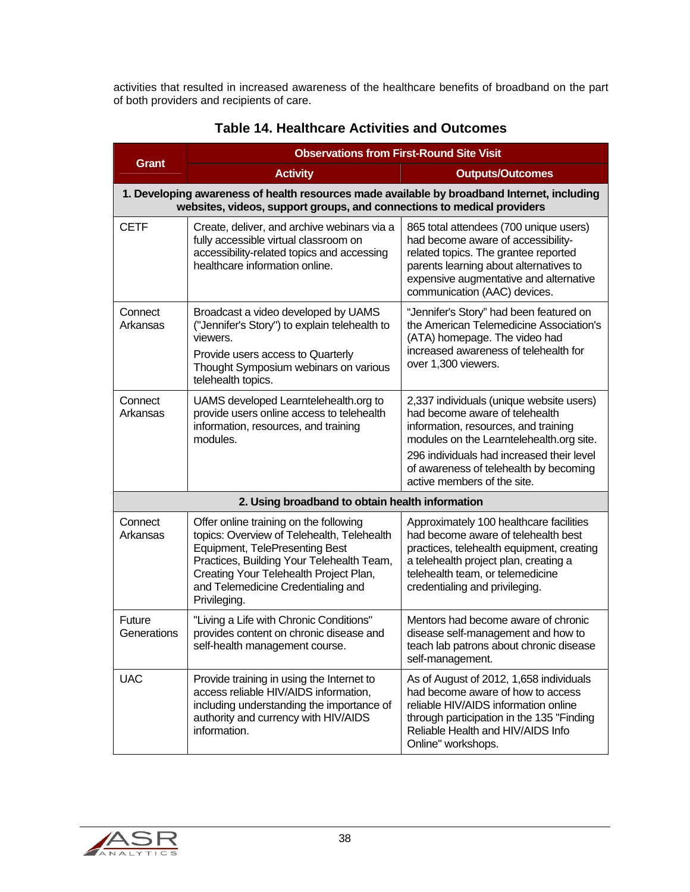activities that resulted in increased awareness of the healthcare benefits of broadband on the part of both providers and recipients of care.

**Table 14. Healthcare Activities and Outcomes**

| Grant | Observations from First-Round Site Visit | |
|---|---|---|
| | **Activity** | **Outputs/Outcomes** |
| **1. Developing awareness of health resources made available by broadband Internet, including websites, videos, support groups, and connections to medical providers** | | |
| CETF | Create, deliver, and archive webinars via a fully accessible virtual classroom on accessibility-related topics and accessing healthcare information online. | 865 total attendees (700 unique users) had become aware of accessibility-related topics. The grantee reported parents learning about alternatives to expensive augmentative and alternative communication (AAC) devices. |
| Connect Arkansas | Broadcast a video developed by UAMS ("Jennifer's Story") to explain telehealth to viewers.<br>Provide users access to Quarterly Thought Symposium webinars on various telehealth topics. | "Jennifer's Story" had been featured on the American Telemedicine Association's (ATA) homepage. The video had increased awareness of telehealth for over 1,300 viewers. |
| Connect Arkansas | UAMS developed Learntelehealth.org to provide users online access to telehealth information, resources, and training modules. | 2,337 individuals (unique website users) had become aware of telehealth information, resources, and training modules on the Learntelehealth.org site.<br>296 individuals had increased their level of awareness of telehealth by becoming active members of the site. |
| **2. Using broadband to obtain health information** | | |
| Connect Arkansas | Offer online training on the following topics: Overview of Telehealth, Telehealth Equipment, TelePresenting Best Practices, Building Your Telehealth Team, Creating Your Telehealth Project Plan, and Telemedicine Credentialing and Privileging. | Approximately 100 healthcare facilities had become aware of telehealth best practices, telehealth equipment, creating a telehealth project plan, creating a telehealth team, or telemedicine credentialing and privileging. |
| Future Generations | "Living a Life with Chronic Conditions" provides content on chronic disease and self-health management course. | Mentors had become aware of chronic disease self-management and how to teach lab patrons about chronic disease self-management. |
| UAC | Provide training in using the Internet to access reliable HIV/AIDS information, including understanding the importance of authority and currency with HIV/AIDS information. | As of August of 2012, 1,658 individuals had become aware of how to access reliable HIV/AIDS information online through participation in the 135 "Finding Reliable Health and HIV/AIDS Info Online" workshops. |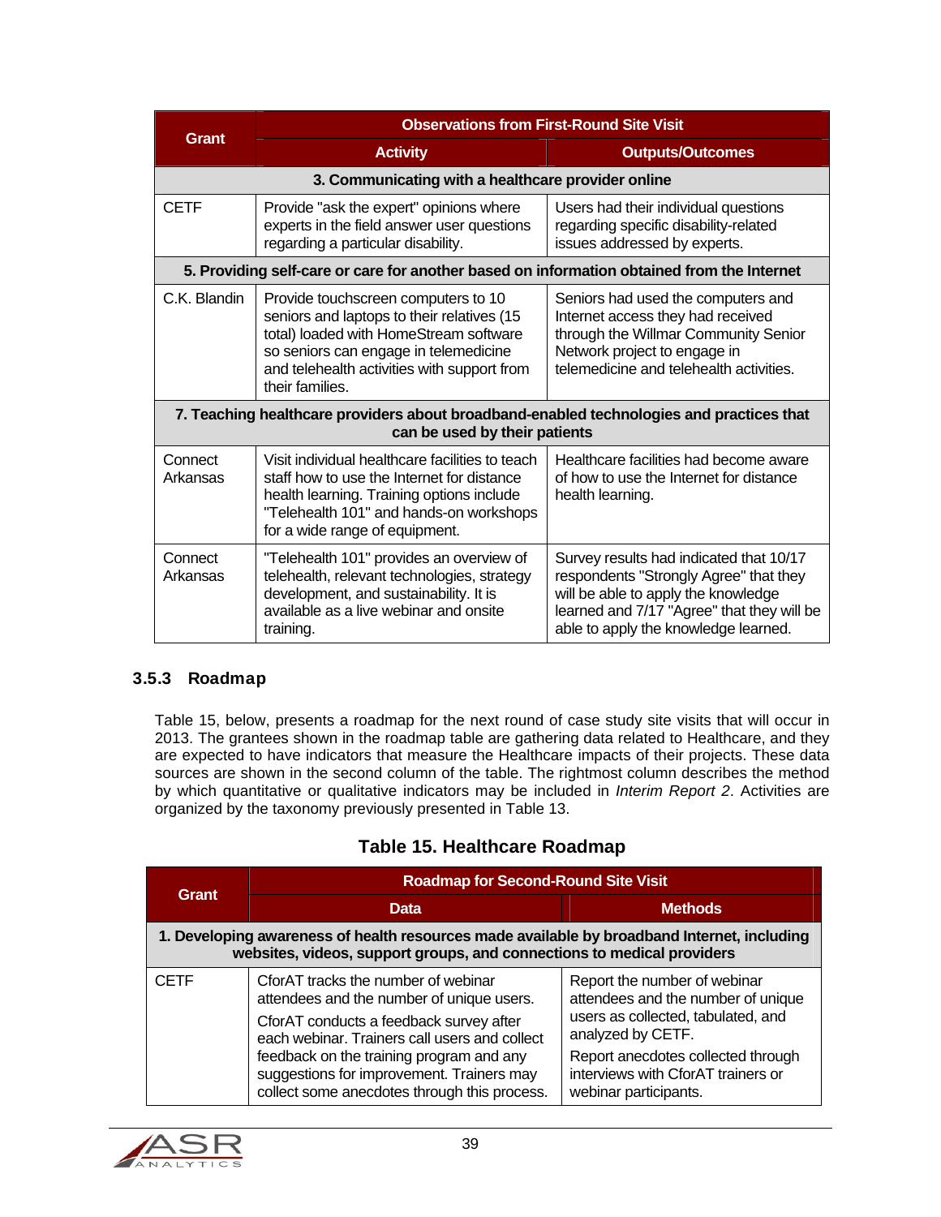| Grant | Observations from First-Round Site Visit | |
|---|---|---|
| | **Activity** | **Outputs/Outcomes** |
| **3. Communicating with a healthcare provider online** | | |
| CETF | Provide "ask the expert" opinions where experts in the field answer user questions regarding a particular disability. | Users had their individual questions regarding specific disability-related issues addressed by experts. |
| **5. Providing self-care or care for another based on information obtained from the Internet** | | |
| C.K. Blandin | Provide touchscreen computers to 10 seniors and laptops to their relatives (15 total) loaded with HomeStream software so seniors can engage in telemedicine and telehealth activities with support from their families. | Seniors had used the computers and Internet access they had received through the Willmar Community Senior Network project to engage in telemedicine and telehealth activities. |
| **7. Teaching healthcare providers about broadband-enabled technologies and practices that can be used by their patients** | | |
| Connect Arkansas | Visit individual healthcare facilities to teach staff how to use the Internet for distance health learning. Training options include "Telehealth 101" and hands-on workshops for a wide range of equipment. | Healthcare facilities had become aware of how to use the Internet for distance health learning. |
| Connect Arkansas | "Telehealth 101" provides an overview of telehealth, relevant technologies, strategy development, and sustainability. It is available as a live webinar and onsite training. | Survey results had indicated that 10/17 respondents "Strongly Agree" that they will be able to apply the knowledge learned and 7/17 "Agree" that they will be able to apply the knowledge learned. |

### 3.5.3 Roadmap

Table 15, below, presents a roadmap for the next round of case study site visits that will occur in 2013. The grantees shown in the roadmap table are gathering data related to Healthcare, and they are expected to have indicators that measure the Healthcare impacts of their projects. These data sources are shown in the second column of the table. The rightmost column describes the method by which quantitative or qualitative indicators may be included in *Interim Report 2*. Activities are organized by the taxonomy previously presented in Table 13.

**Table 15. Healthcare Roadmap**

| Grant | Roadmap for Second-Round Site Visit | |
|---|---|---|
| | **Data** | **Methods** |
| **1. Developing awareness of health resources made available by broadband Internet, including websites, videos, support groups, and connections to medical providers** | | |
| CETF | CforAT tracks the number of webinar attendees and the number of unique users.<br><br>CforAT conducts a feedback survey after each webinar. Trainers call users and collect feedback on the training program and any suggestions for improvement. Trainers may collect some anecdotes through this process. | Report the number of webinar attendees and the number of unique users as collected, tabulated, and analyzed by CETF.<br><br>Report anecdotes collected through interviews with CforAT trainers or webinar participants. |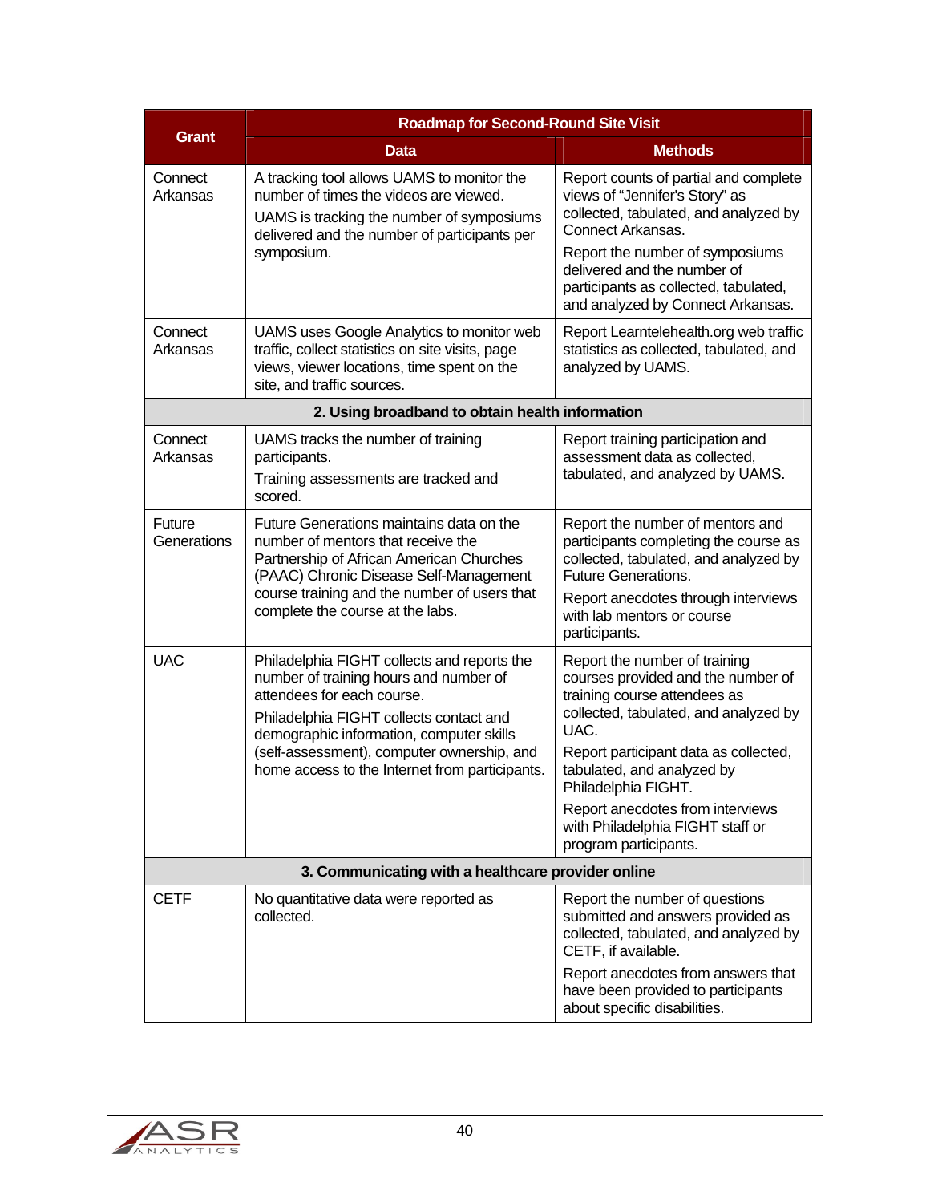| Grant | Roadmap for Second-Round Site Visit | |
|---|---|---|
| | **Data** | **Methods** |
| Connect Arkansas | A tracking tool allows UAMS to monitor the number of times the videos are viewed.<br>UAMS is tracking the number of symposiums delivered and the number of participants per symposium. | Report counts of partial and complete views of "Jennifer's Story" as collected, tabulated, and analyzed by Connect Arkansas.<br>Report the number of symposiums delivered and the number of participants as collected, tabulated, and analyzed by Connect Arkansas. |
| Connect Arkansas | UAMS uses Google Analytics to monitor web traffic, collect statistics on site visits, page views, viewer locations, time spent on the site, and traffic sources. | Report Learntelehealth.org web traffic statistics as collected, tabulated, and analyzed by UAMS. |
| **2. Using broadband to obtain health information** | | |
| Connect Arkansas | UAMS tracks the number of training participants.<br>Training assessments are tracked and scored. | Report training participation and assessment data as collected, tabulated, and analyzed by UAMS. |
| Future Generations | Future Generations maintains data on the number of mentors that receive the Partnership of African American Churches (PAAC) Chronic Disease Self-Management course training and the number of users that complete the course at the labs. | Report the number of mentors and participants completing the course as collected, tabulated, and analyzed by Future Generations.<br>Report anecdotes through interviews with lab mentors or course participants. |
| UAC | Philadelphia FIGHT collects and reports the number of training hours and number of attendees for each course.<br>Philadelphia FIGHT collects contact and demographic information, computer skills (self-assessment), computer ownership, and home access to the Internet from participants. | Report the number of training courses provided and the number of training course attendees as collected, tabulated, and analyzed by UAC.<br>Report participant data as collected, tabulated, and analyzed by Philadelphia FIGHT.<br>Report anecdotes from interviews with Philadelphia FIGHT staff or program participants. |
| **3. Communicating with a healthcare provider online** | | |
| CETF | No quantitative data were reported as collected. | Report the number of questions submitted and answers provided as collected, tabulated, and analyzed by CETF, if available.<br>Report anecdotes from answers that have been provided to participants about specific disabilities. |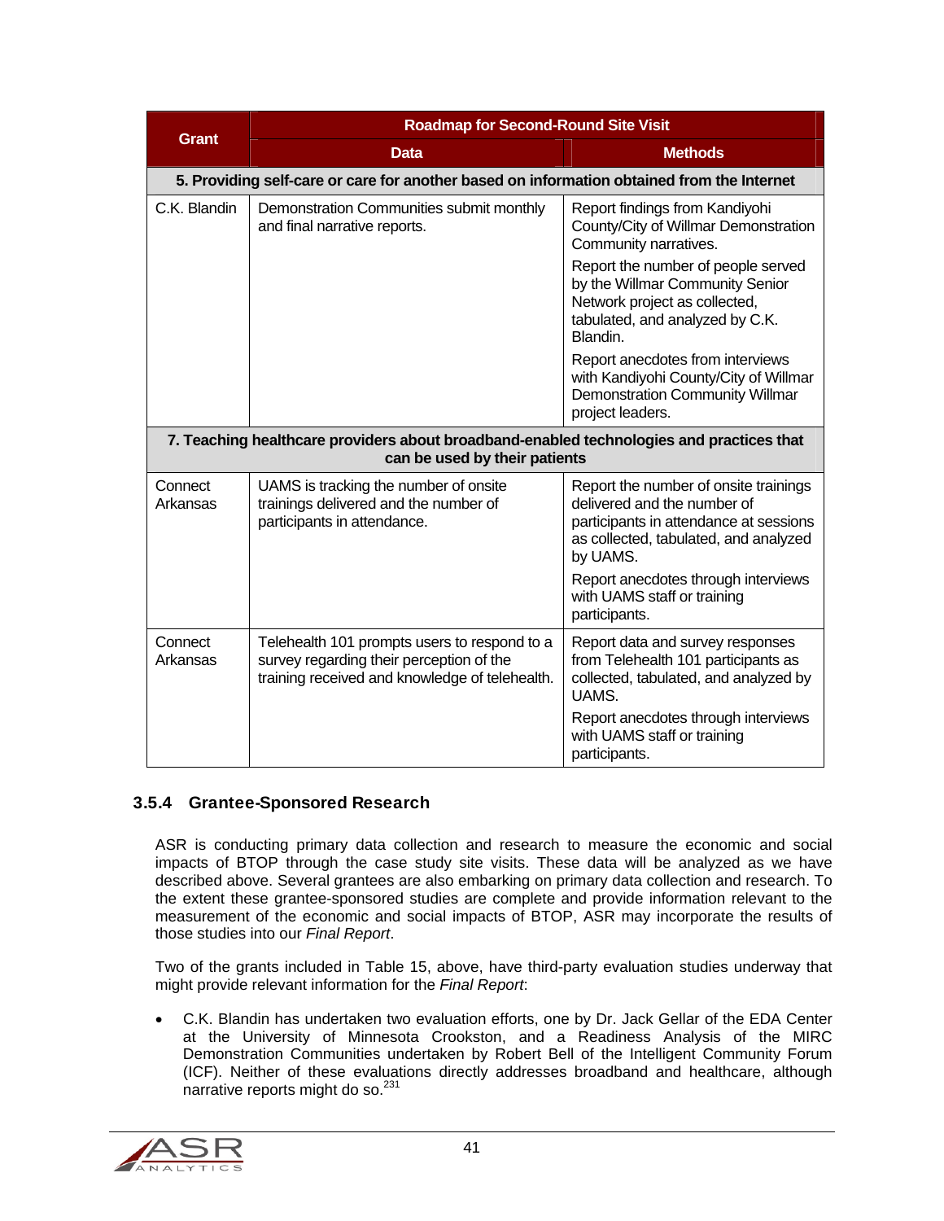| Grant | Roadmap for Second-Round Site Visit | |
|---|---|---|
| | **Data** | **Methods** |
| **5. Providing self-care or care for another based on information obtained from the Internet** | | |
| C.K. Blandin | Demonstration Communities submit monthly and final narrative reports. | Report findings from Kandiyohi County/City of Willmar Demonstration Community narratives.<br><br>Report the number of people served by the Willmar Community Senior Network project as collected, tabulated, and analyzed by C.K. Blandin.<br><br>Report anecdotes from interviews with Kandiyohi County/City of Willmar Demonstration Community Willmar project leaders. |
| **7. Teaching healthcare providers about broadband-enabled technologies and practices that can be used by their patients** | | |
| Connect Arkansas | UAMS is tracking the number of onsite trainings delivered and the number of participants in attendance. | Report the number of onsite trainings delivered and the number of participants in attendance at sessions as collected, tabulated, and analyzed by UAMS.<br><br>Report anecdotes through interviews with UAMS staff or training participants. |
| Connect Arkansas | Telehealth 101 prompts users to respond to a survey regarding their perception of the training received and knowledge of telehealth. | Report data and survey responses from Telehealth 101 participants as collected, tabulated, and analyzed by UAMS.<br><br>Report anecdotes through interviews with UAMS staff or training participants. |

### 3.5.4 Grantee-Sponsored Research

ASR is conducting primary data collection and research to measure the economic and social impacts of BTOP through the case study site visits. These data will be analyzed as we have described above. Several grantees are also embarking on primary data collection and research. To the extent these grantee-sponsored studies are complete and provide information relevant to the measurement of the economic and social impacts of BTOP, ASR may incorporate the results of those studies into our *Final Report*.

Two of the grants included in Table 15, above, have third-party evaluation studies underway that might provide relevant information for the *Final Report*:

- C.K. Blandin has undertaken two evaluation efforts, one by Dr. Jack Gellar of the EDA Center at the University of Minnesota Crookston, and a Readiness Analysis of the MIRC Demonstration Communities undertaken by Robert Bell of the Intelligent Community Forum (ICF). Neither of these evaluations directly addresses broadband and healthcare, although narrative reports might do so.[231]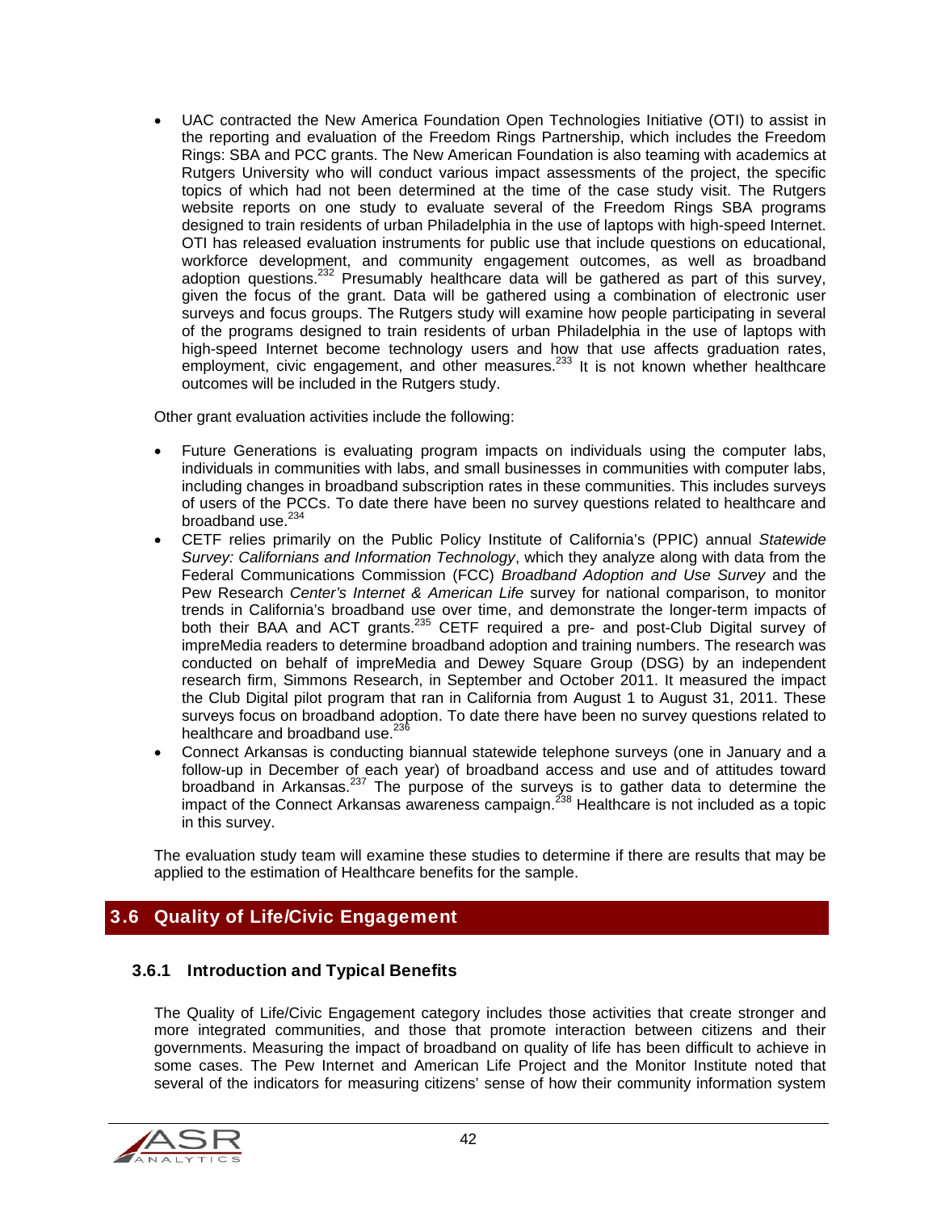- UAC contracted the New America Foundation Open Technologies Initiative (OTI) to assist in the reporting and evaluation of the Freedom Rings Partnership, which includes the Freedom Rings: SBA and PCC grants. The New American Foundation is also teaming with academics at Rutgers University who will conduct various impact assessments of the project, the specific topics of which had not been determined at the time of the case study visit. The Rutgers website reports on one study to evaluate several of the Freedom Rings SBA programs designed to train residents of urban Philadelphia in the use of laptops with high-speed Internet. OTI has released evaluation instruments for public use that include questions on educational, workforce development, and community engagement outcomes, as well as broadband adoption questions.[232] Presumably healthcare data will be gathered as part of this survey, given the focus of the grant. Data will be gathered using a combination of electronic user surveys and focus groups. The Rutgers study will examine how people participating in several of the programs designed to train residents of urban Philadelphia in the use of laptops with high-speed Internet become technology users and how that use affects graduation rates, employment, civic engagement, and other measures.[233] It is not known whether healthcare outcomes will be included in the Rutgers study.

Other grant evaluation activities include the following:

- Future Generations is evaluating program impacts on individuals using the computer labs, individuals in communities with labs, and small businesses in communities with computer labs, including changes in broadband subscription rates in these communities. This includes surveys of users of the PCCs. To date there have been no survey questions related to healthcare and broadband use.[234]
- CETF relies primarily on the Public Policy Institute of California's (PPIC) annual *Statewide Survey: Californians and Information Technology*, which they analyze along with data from the Federal Communications Commission (FCC) *Broadband Adoption and Use Survey* and the Pew Research *Center's Internet & American Life* survey for national comparison, to monitor trends in California's broadband use over time, and demonstrate the longer-term impacts of both their BAA and ACT grants.[235] CETF required a pre- and post-Club Digital survey of impreMedia readers to determine broadband adoption and training numbers. The research was conducted on behalf of impreMedia and Dewey Square Group (DSG) by an independent research firm, Simmons Research, in September and October 2011. It measured the impact the Club Digital pilot program that ran in California from August 1 to August 31, 2011. These surveys focus on broadband adoption. To date there have been no survey questions related to healthcare and broadband use.[236]
- Connect Arkansas is conducting biannual statewide telephone surveys (one in January and a follow-up in December of each year) of broadband access and use and of attitudes toward broadband in Arkansas.[237] The purpose of the surveys is to gather data to determine the impact of the Connect Arkansas awareness campaign.[238] Healthcare is not included as a topic in this survey.

The evaluation study team will examine these studies to determine if there are results that may be applied to the estimation of Healthcare benefits for the sample.

## 3.6 Quality of Life/Civic Engagement

### 3.6.1 Introduction and Typical Benefits

The Quality of Life/Civic Engagement category includes those activities that create stronger and more integrated communities, and those that promote interaction between citizens and their governments. Measuring the impact of broadband on quality of life has been difficult to achieve in some cases. The Pew Internet and American Life Project and the Monitor Institute noted that several of the indicators for measuring citizens' sense of how their community information system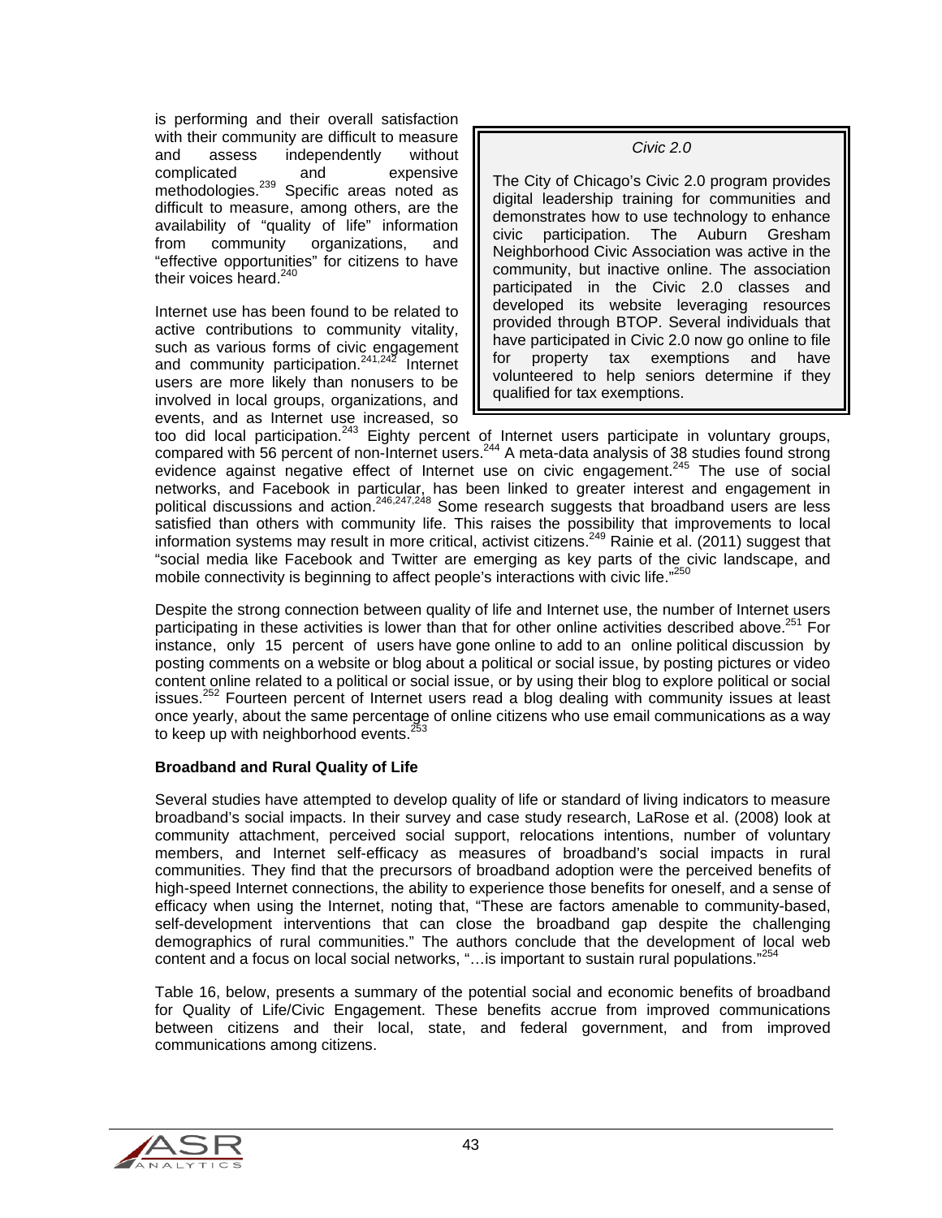is performing and their overall satisfaction with their community are difficult to measure and assess independently without complicated and expensive methodologies.[239] Specific areas noted as difficult to measure, among others, are the availability of "quality of life" information from community organizations, and "effective opportunities" for citizens to have their voices heard.[240]

Internet use has been found to be related to active contributions to community vitality, such as various forms of civic engagement and community participation.[241,242] Internet users are more likely than nonusers to be involved in local groups, organizations, and events, and as Internet use increased, so too did local participation.[243] Eighty percent of Internet users participate in voluntary groups, compared with 56 percent of non-Internet users.[244] A meta-data analysis of 38 studies found strong evidence against negative effect of Internet use on civic engagement.[245] The use of social networks, and Facebook in particular, has been linked to greater interest and engagement in political discussions and action.[246,247,248] Some research suggests that broadband users are less satisfied than others with community life. This raises the possibility that improvements to local information systems may result in more critical, activist citizens.[249] Rainie et al. (2011) suggest that "social media like Facebook and Twitter are emerging as key parts of the civic landscape, and mobile connectivity is beginning to affect people's interactions with civic life."[250]

> *Civic 2.0*
>
> The City of Chicago's Civic 2.0 program provides digital leadership training for communities and demonstrates how to use technology to enhance civic participation. The Auburn Gresham Neighborhood Civic Association was active in the community, but inactive online. The association participated in the Civic 2.0 classes and developed its website leveraging resources provided through BTOP. Several individuals that have participated in Civic 2.0 now go online to file for property tax exemptions and have volunteered to help seniors determine if they qualified for tax exemptions.

Despite the strong connection between quality of life and Internet use, the number of Internet users participating in these activities is lower than that for other online activities described above.[251] For instance, only 15 percent of users have gone online to add to an online political discussion by posting comments on a website or blog about a political or social issue, by posting pictures or video content online related to a political or social issue, or by using their blog to explore political or social issues.[252] Fourteen percent of Internet users read a blog dealing with community issues at least once yearly, about the same percentage of online citizens who use email communications as a way to keep up with neighborhood events.[253]

**Broadband and Rural Quality of Life**

Several studies have attempted to develop quality of life or standard of living indicators to measure broadband's social impacts. In their survey and case study research, LaRose et al. (2008) look at community attachment, perceived social support, relocations intentions, number of voluntary members, and Internet self-efficacy as measures of broadband's social impacts in rural communities. They find that the precursors of broadband adoption were the perceived benefits of high-speed Internet connections, the ability to experience those benefits for oneself, and a sense of efficacy when using the Internet, noting that, "These are factors amenable to community-based, self-development interventions that can close the broadband gap despite the challenging demographics of rural communities." The authors conclude that the development of local web content and a focus on local social networks, "…is important to sustain rural populations."[254]

Table 16, below, presents a summary of the potential social and economic benefits of broadband for Quality of Life/Civic Engagement. These benefits accrue from improved communications between citizens and their local, state, and federal government, and from improved communications among citizens.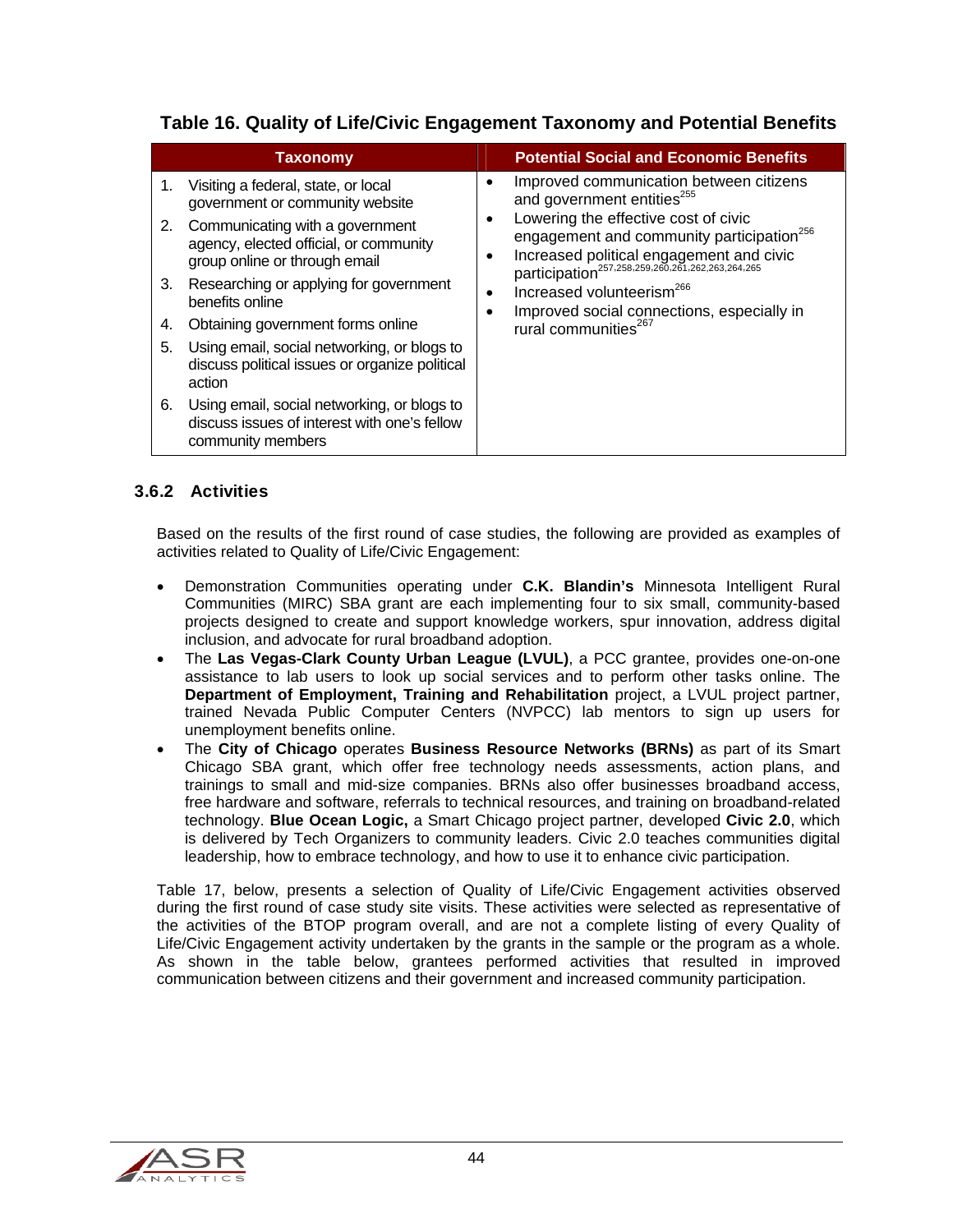**Table 16. Quality of Life/Civic Engagement Taxonomy and Potential Benefits**

| Taxonomy | Potential Social and Economic Benefits |
|---|---|
| 1. Visiting a federal, state, or local government or community website<br>2. Communicating with a government agency, elected official, or community group online or through email<br>3. Researching or applying for government benefits online<br>4. Obtaining government forms online<br>5. Using email, social networking, or blogs to discuss political issues or organize political action<br>6. Using email, social networking, or blogs to discuss issues of interest with one's fellow community members | • Improved communication between citizens and government entities[255]<br>• Lowering the effective cost of civic engagement and community participation[256]<br>• Increased political engagement and civic participation[257,258,259,260,261,262,263,264,265]<br>• Increased volunteerism[266]<br>• Improved social connections, especially in rural communities[267] |

### 3.6.2 Activities

Based on the results of the first round of case studies, the following are provided as examples of activities related to Quality of Life/Civic Engagement:

- Demonstration Communities operating under **C.K. Blandin's** Minnesota Intelligent Rural Communities (MIRC) SBA grant are each implementing four to six small, community-based projects designed to create and support knowledge workers, spur innovation, address digital inclusion, and advocate for rural broadband adoption.
- The **Las Vegas-Clark County Urban League (LVUL)**, a PCC grantee, provides one-on-one assistance to lab users to look up social services and to perform other tasks online. The **Department of Employment, Training and Rehabilitation** project, a LVUL project partner, trained Nevada Public Computer Centers (NVPCC) lab mentors to sign up users for unemployment benefits online.
- The **City of Chicago** operates **Business Resource Networks (BRNs)** as part of its Smart Chicago SBA grant, which offer free technology needs assessments, action plans, and trainings to small and mid-size companies. BRNs also offer businesses broadband access, free hardware and software, referrals to technical resources, and training on broadband-related technology. **Blue Ocean Logic,** a Smart Chicago project partner, developed **Civic 2.0**, which is delivered by Tech Organizers to community leaders. Civic 2.0 teaches communities digital leadership, how to embrace technology, and how to use it to enhance civic participation.

Table 17, below, presents a selection of Quality of Life/Civic Engagement activities observed during the first round of case study site visits. These activities were selected as representative of the activities of the BTOP program overall, and are not a complete listing of every Quality of Life/Civic Engagement activity undertaken by the grants in the sample or the program as a whole. As shown in the table below, grantees performed activities that resulted in improved communication between citizens and their government and increased community participation.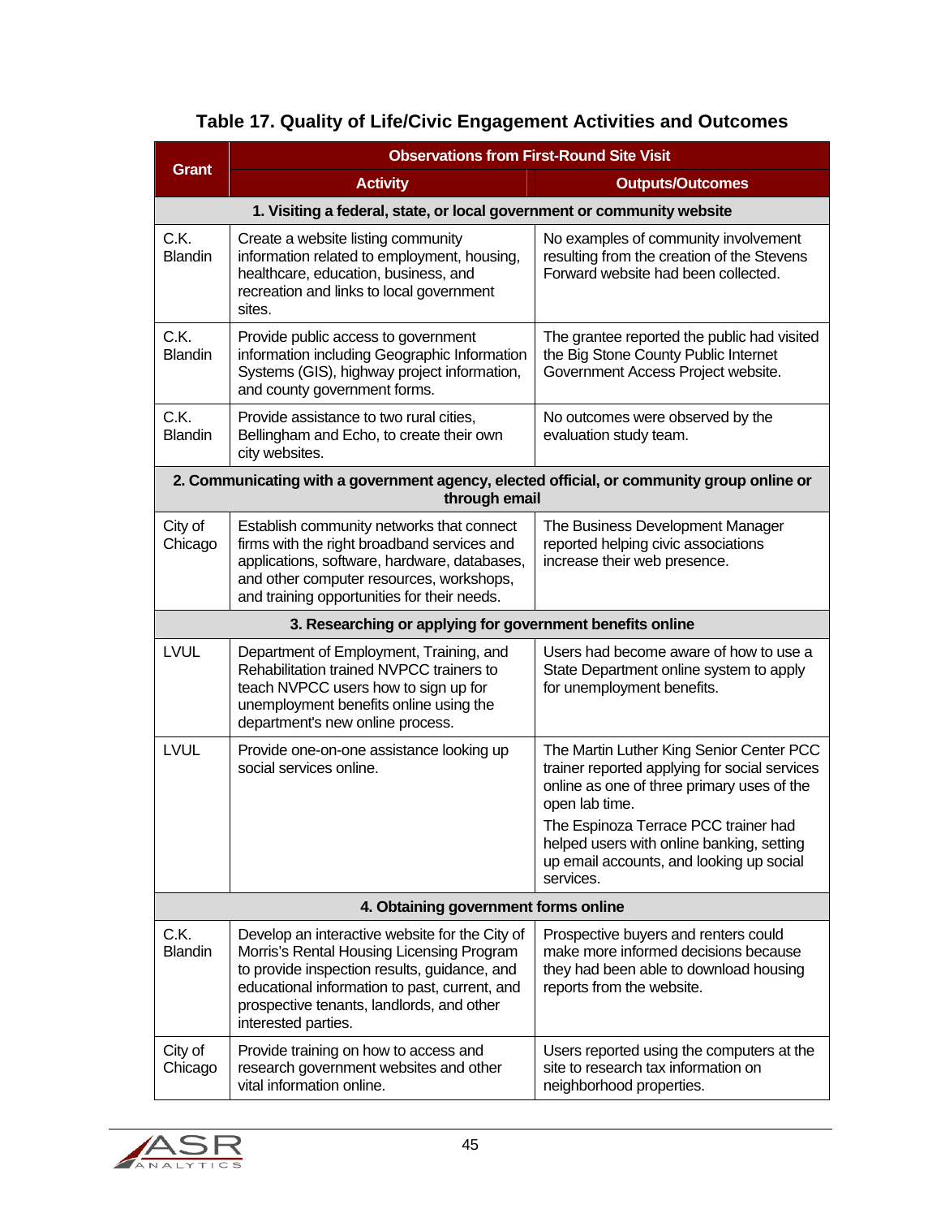**Table 17. Quality of Life/Civic Engagement Activities and Outcomes**

| Grant | Observations from First-Round Site Visit | |
|---|---|---|
| | **Activity** | **Outputs/Outcomes** |
| **1. Visiting a federal, state, or local government or community website** | | |
| C.K. Blandin | Create a website listing community information related to employment, housing, healthcare, education, business, and recreation and links to local government sites. | No examples of community involvement resulting from the creation of the Stevens Forward website had been collected. |
| C.K. Blandin | Provide public access to government information including Geographic Information Systems (GIS), highway project information, and county government forms. | The grantee reported the public had visited the Big Stone County Public Internet Government Access Project website. |
| C.K. Blandin | Provide assistance to two rural cities, Bellingham and Echo, to create their own city websites. | No outcomes were observed by the evaluation study team. |
| **2. Communicating with a government agency, elected official, or community group online or through email** | | |
| City of Chicago | Establish community networks that connect firms with the right broadband services and applications, software, hardware, databases, and other computer resources, workshops, and training opportunities for their needs. | The Business Development Manager reported helping civic associations increase their web presence. |
| **3. Researching or applying for government benefits online** | | |
| LVUL | Department of Employment, Training, and Rehabilitation trained NVPCC trainers to teach NVPCC users how to sign up for unemployment benefits online using the department's new online process. | Users had become aware of how to use a State Department online system to apply for unemployment benefits. |
| LVUL | Provide one-on-one assistance looking up social services online. | The Martin Luther King Senior Center PCC trainer reported applying for social services online as one of three primary uses of the open lab time.<br>The Espinoza Terrace PCC trainer had helped users with online banking, setting up email accounts, and looking up social services. |
| **4. Obtaining government forms online** | | |
| C.K. Blandin | Develop an interactive website for the City of Morris's Rental Housing Licensing Program to provide inspection results, guidance, and educational information to past, current, and prospective tenants, landlords, and other interested parties. | Prospective buyers and renters could make more informed decisions because they had been able to download housing reports from the website. |
| City of Chicago | Provide training on how to access and research government websites and other vital information online. | Users reported using the computers at the site to research tax information on neighborhood properties. |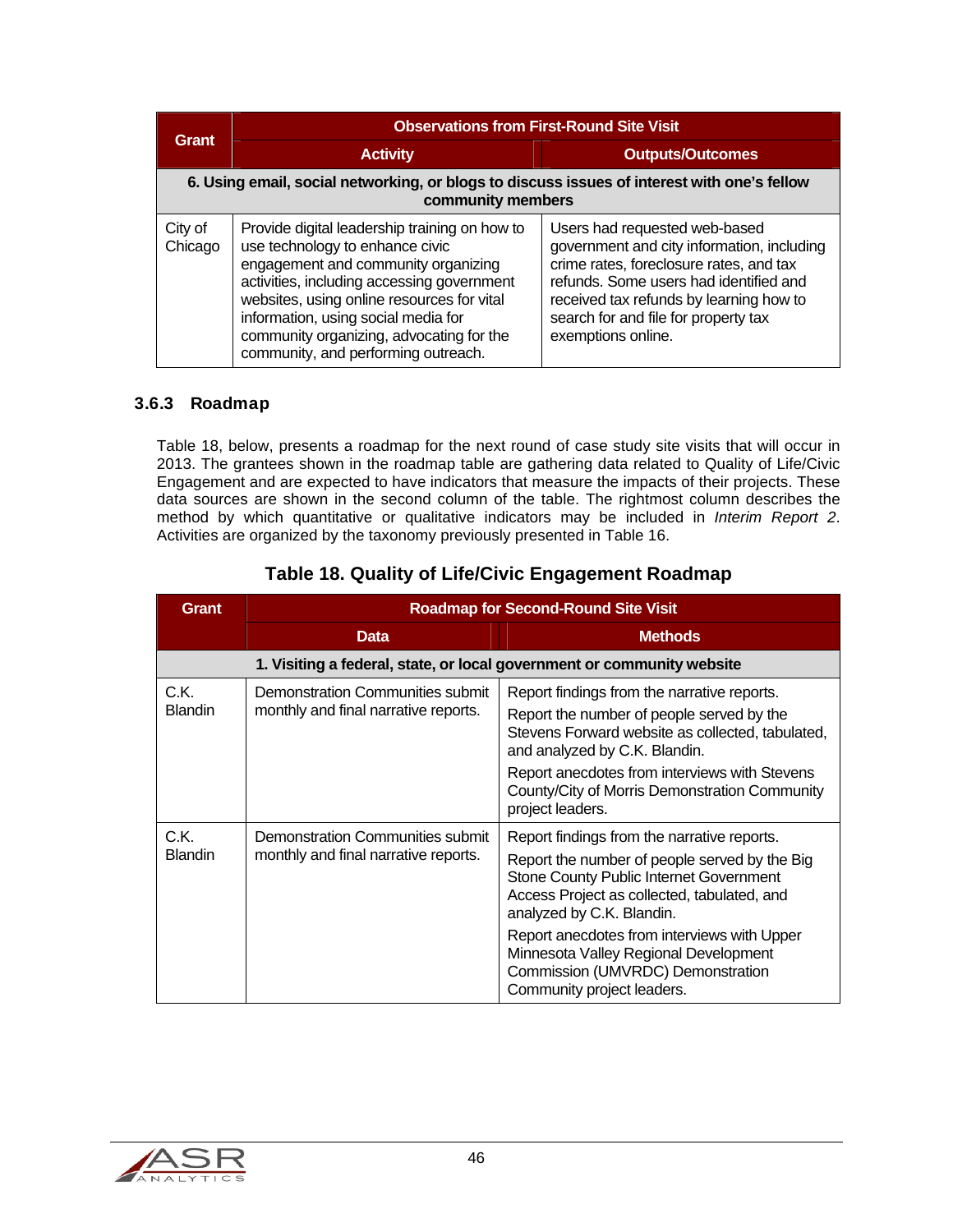| Grant | Observations from First-Round Site Visit | |
|---|---|---|
| | **Activity** | **Outputs/Outcomes** |
| **6. Using email, social networking, or blogs to discuss issues of interest with one's fellow community members** | | |
| City of Chicago | Provide digital leadership training on how to use technology to enhance civic engagement and community organizing activities, including accessing government websites, using online resources for vital information, using social media for community organizing, advocating for the community, and performing outreach. | Users had requested web-based government and city information, including crime rates, foreclosure rates, and tax refunds. Some users had identified and received tax refunds by learning how to search for and file for property tax exemptions online. |

### 3.6.3 Roadmap

Table 18, below, presents a roadmap for the next round of case study site visits that will occur in 2013. The grantees shown in the roadmap table are gathering data related to Quality of Life/Civic Engagement and are expected to have indicators that measure the impacts of their projects. These data sources are shown in the second column of the table. The rightmost column describes the method by which quantitative or qualitative indicators may be included in *Interim Report 2*. Activities are organized by the taxonomy previously presented in Table 16.

**Table 18. Quality of Life/Civic Engagement Roadmap**

| Grant | Roadmap for Second-Round Site Visit | |
|---|---|---|
| | **Data** | **Methods** |
| **1. Visiting a federal, state, or local government or community website** | | |
| C.K. Blandin | Demonstration Communities submit monthly and final narrative reports. | Report findings from the narrative reports.<br>Report the number of people served by the Stevens Forward website as collected, tabulated, and analyzed by C.K. Blandin.<br>Report anecdotes from interviews with Stevens County/City of Morris Demonstration Community project leaders. |
| C.K. Blandin | Demonstration Communities submit monthly and final narrative reports. | Report findings from the narrative reports.<br>Report the number of people served by the Big Stone County Public Internet Government Access Project as collected, tabulated, and analyzed by C.K. Blandin.<br>Report anecdotes from interviews with Upper Minnesota Valley Regional Development Commission (UMVRDC) Demonstration Community project leaders. |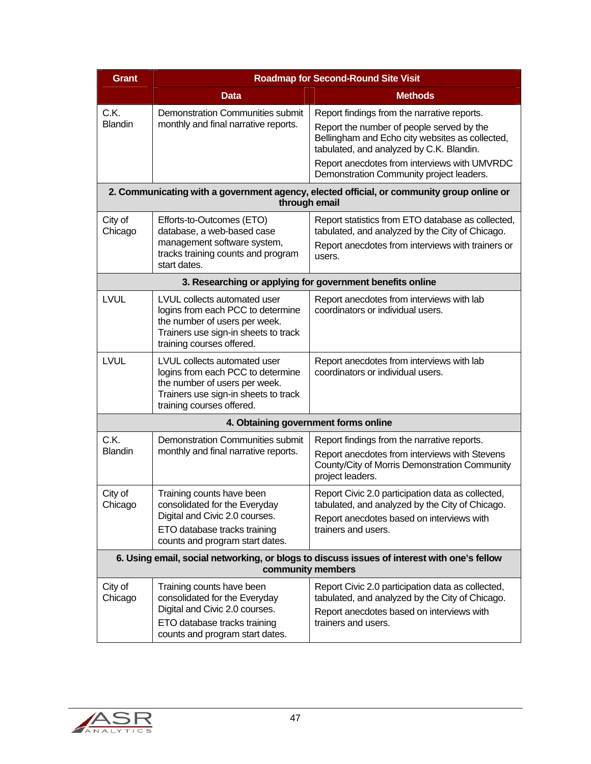| Grant | Roadmap for Second-Round Site Visit | |
|---|---|---|
| | **Data** | **Methods** |
| C.K. Blandin | Demonstration Communities submit monthly and final narrative reports. | Report findings from the narrative reports.<br>Report the number of people served by the Bellingham and Echo city websites as collected, tabulated, and analyzed by C.K. Blandin.<br>Report anecdotes from interviews with UMVRDC Demonstration Community project leaders. |
| **2. Communicating with a government agency, elected official, or community group online or through email** | | |
| City of Chicago | Efforts-to-Outcomes (ETO) database, a web-based case management software system, tracks training counts and program start dates. | Report statistics from ETO database as collected, tabulated, and analyzed by the City of Chicago.<br>Report anecdotes from interviews with trainers or users. |
| **3. Researching or applying for government benefits online** | | |
| LVUL | LVUL collects automated user logins from each PCC to determine the number of users per week. Trainers use sign-in sheets to track training courses offered. | Report anecdotes from interviews with lab coordinators or individual users. |
| LVUL | LVUL collects automated user logins from each PCC to determine the number of users per week. Trainers use sign-in sheets to track training courses offered. | Report anecdotes from interviews with lab coordinators or individual users. |
| **4. Obtaining government forms online** | | |
| C.K. Blandin | Demonstration Communities submit monthly and final narrative reports. | Report findings from the narrative reports.<br>Report anecdotes from interviews with Stevens County/City of Morris Demonstration Community project leaders. |
| City of Chicago | Training counts have been consolidated for the Everyday Digital and Civic 2.0 courses.<br>ETO database tracks training counts and program start dates. | Report Civic 2.0 participation data as collected, tabulated, and analyzed by the City of Chicago.<br>Report anecdotes based on interviews with trainers and users. |
| **6. Using email, social networking, or blogs to discuss issues of interest with one's fellow community members** | | |
| City of Chicago | Training counts have been consolidated for the Everyday Digital and Civic 2.0 courses.<br>ETO database tracks training counts and program start dates. | Report Civic 2.0 participation data as collected, tabulated, and analyzed by the City of Chicago.<br>Report anecdotes based on interviews with trainers and users. |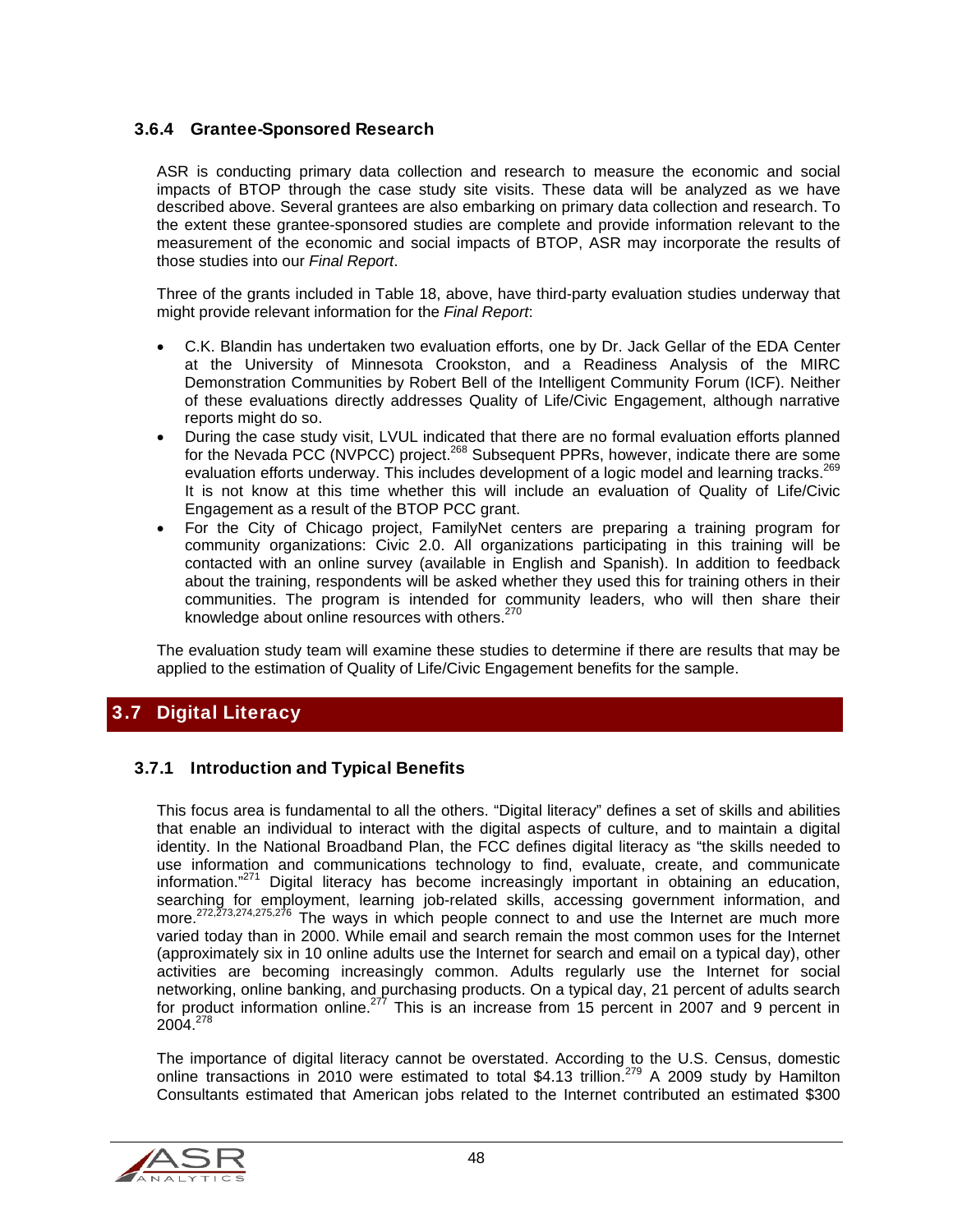### 3.6.4 Grantee-Sponsored Research

ASR is conducting primary data collection and research to measure the economic and social impacts of BTOP through the case study site visits. These data will be analyzed as we have described above. Several grantees are also embarking on primary data collection and research. To the extent these grantee-sponsored studies are complete and provide information relevant to the measurement of the economic and social impacts of BTOP, ASR may incorporate the results of those studies into our *Final Report*.

Three of the grants included in Table 18, above, have third-party evaluation studies underway that might provide relevant information for the *Final Report*:

- C.K. Blandin has undertaken two evaluation efforts, one by Dr. Jack Gellar of the EDA Center at the University of Minnesota Crookston, and a Readiness Analysis of the MIRC Demonstration Communities by Robert Bell of the Intelligent Community Forum (ICF). Neither of these evaluations directly addresses Quality of Life/Civic Engagement, although narrative reports might do so.
- During the case study visit, LVUL indicated that there are no formal evaluation efforts planned for the Nevada PCC (NVPCC) project.[268] Subsequent PPRs, however, indicate there are some evaluation efforts underway. This includes development of a logic model and learning tracks.[269] It is not know at this time whether this will include an evaluation of Quality of Life/Civic Engagement as a result of the BTOP PCC grant.
- For the City of Chicago project, FamilyNet centers are preparing a training program for community organizations: Civic 2.0. All organizations participating in this training will be contacted with an online survey (available in English and Spanish). In addition to feedback about the training, respondents will be asked whether they used this for training others in their communities. The program is intended for community leaders, who will then share their knowledge about online resources with others.[270]

The evaluation study team will examine these studies to determine if there are results that may be applied to the estimation of Quality of Life/Civic Engagement benefits for the sample.

## 3.7 Digital Literacy

### 3.7.1 Introduction and Typical Benefits

This focus area is fundamental to all the others. "Digital literacy" defines a set of skills and abilities that enable an individual to interact with the digital aspects of culture, and to maintain a digital identity. In the National Broadband Plan, the FCC defines digital literacy as "the skills needed to use information and communications technology to find, evaluate, create, and communicate information."[271] Digital literacy has become increasingly important in obtaining an education, searching for employment, learning job-related skills, accessing government information, and more.[272,273,274,275,276] The ways in which people connect to and use the Internet are much more varied today than in 2000. While email and search remain the most common uses for the Internet (approximately six in 10 online adults use the Internet for search and email on a typical day), other activities are becoming increasingly common. Adults regularly use the Internet for social networking, online banking, and purchasing products. On a typical day, 21 percent of adults search for product information online.[277] This is an increase from 15 percent in 2007 and 9 percent in 2004.[278]

The importance of digital literacy cannot be overstated. According to the U.S. Census, domestic online transactions in 2010 were estimated to total \$4.13 trillion.[279] A 2009 study by Hamilton Consultants estimated that American jobs related to the Internet contributed an estimated \$300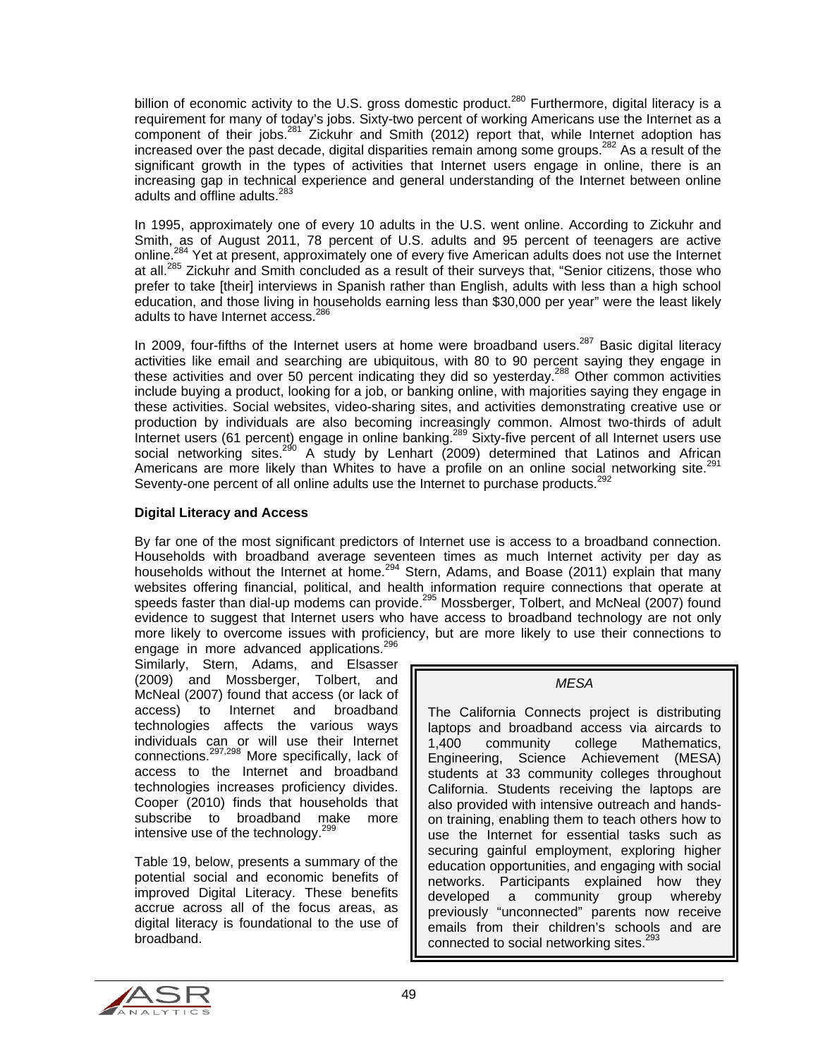billion of economic activity to the U.S. gross domestic product.[280] Furthermore, digital literacy is a requirement for many of today's jobs. Sixty-two percent of working Americans use the Internet as a component of their jobs.[281] Zickuhr and Smith (2012) report that, while Internet adoption has increased over the past decade, digital disparities remain among some groups.[282] As a result of the significant growth in the types of activities that Internet users engage in online, there is an increasing gap in technical experience and general understanding of the Internet between online adults and offline adults.[283]

In 1995, approximately one of every 10 adults in the U.S. went online. According to Zickuhr and Smith, as of August 2011, 78 percent of U.S. adults and 95 percent of teenagers are active online.[284] Yet at present, approximately one of every five American adults does not use the Internet at all.[285] Zickuhr and Smith concluded as a result of their surveys that, "Senior citizens, those who prefer to take [their] interviews in Spanish rather than English, adults with less than a high school education, and those living in households earning less than $30,000 per year" were the least likely adults to have Internet access.[286]

In 2009, four-fifths of the Internet users at home were broadband users.[287] Basic digital literacy activities like email and searching are ubiquitous, with 80 to 90 percent saying they engage in these activities and over 50 percent indicating they did so yesterday.[288] Other common activities include buying a product, looking for a job, or banking online, with majorities saying they engage in these activities. Social websites, video-sharing sites, and activities demonstrating creative use or production by individuals are also becoming increasingly common. Almost two-thirds of adult Internet users (61 percent) engage in online banking.[289] Sixty-five percent of all Internet users use social networking sites.[290] A study by Lenhart (2009) determined that Latinos and African Americans are more likely than Whites to have a profile on an online social networking site.[291] Seventy-one percent of all online adults use the Internet to purchase products.[292]

**Digital Literacy and Access**

By far one of the most significant predictors of Internet use is access to a broadband connection. Households with broadband average seventeen times as much Internet activity per day as households without the Internet at home.[294] Stern, Adams, and Boase (2011) explain that many websites offering financial, political, and health information require connections that operate at speeds faster than dial-up modems can provide.[295] Mossberger, Tolbert, and McNeal (2007) found evidence to suggest that Internet users who have access to broadband technology are not only more likely to overcome issues with proficiency, but are more likely to use their connections to engage in more advanced applications.[296] Similarly, Stern, Adams, and Elsasser (2009) and Mossberger, Tolbert, and McNeal (2007) found that access (or lack of access) to Internet and broadband technologies affects the various ways individuals can or will use their Internet connections.[297,298] More specifically, lack of access to the Internet and broadband technologies increases proficiency divides. Cooper (2010) finds that households that subscribe to broadband make more intensive use of the technology.[299]

Table 19, below, presents a summary of the potential social and economic benefits of improved Digital Literacy. These benefits accrue across all of the focus areas, as digital literacy is foundational to the use of broadband.

> *MESA*
>
> The California Connects project is distributing laptops and broadband access via aircards to 1,400 community college Mathematics, Engineering, Science Achievement (MESA) students at 33 community colleges throughout California. Students receiving the laptops are also provided with intensive outreach and hands-on training, enabling them to teach others how to use the Internet for essential tasks such as securing gainful employment, exploring higher education opportunities, and engaging with social networks. Participants explained how they developed a community group whereby previously "unconnected" parents now receive emails from their children's schools and are connected to social networking sites.[293]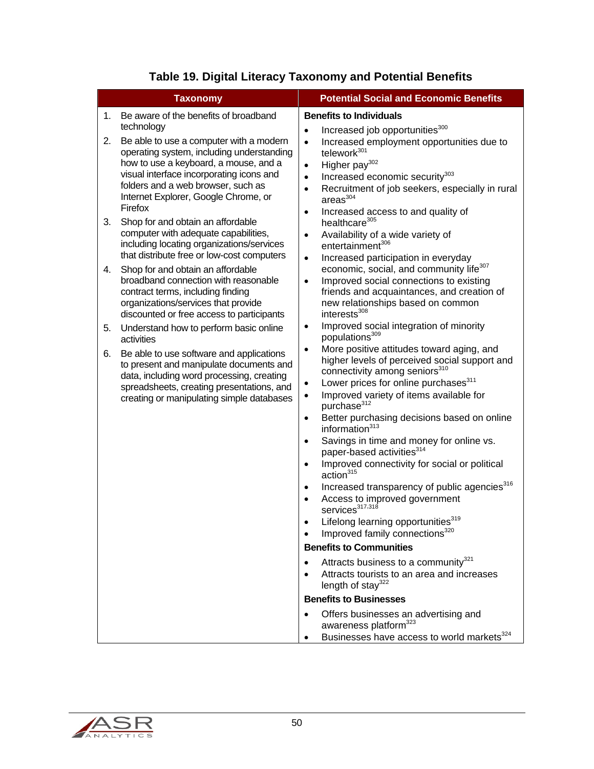**Table 19. Digital Literacy Taxonomy and Potential Benefits**

| Taxonomy | Potential Social and Economic Benefits |
|---|---|
| 1. Be aware of the benefits of broadband technology<br>2. Be able to use a computer with a modern operating system, including understanding how to use a keyboard, a mouse, and a visual interface incorporating icons and folders and a web browser, such as Internet Explorer, Google Chrome, or Firefox<br>3. Shop for and obtain an affordable computer with adequate capabilities, including locating organizations/services that distribute free or low-cost computers<br>4. Shop for and obtain an affordable broadband connection with reasonable contract terms, including finding organizations/services that provide discounted or free access to participants<br>5. Understand how to perform basic online activities<br>6. Be able to use software and applications to present and manipulate documents and data, including word processing, creating spreadsheets, creating presentations, and creating or manipulating simple databases | **Benefits to Individuals**<br>• Increased job opportunities[300]<br>• Increased employment opportunities due to telework[301]<br>• Higher pay[302]<br>• Increased economic security[303]<br>• Recruitment of job seekers, especially in rural areas[304]<br>• Increased access to and quality of healthcare[305]<br>• Availability of a wide variety of entertainment[306]<br>• Increased participation in everyday economic, social, and community life[307]<br>• Improved social connections to existing friends and acquaintances, and creation of new relationships based on common interests[308]<br>• Improved social integration of minority populations[309]<br>• More positive attitudes toward aging, and higher levels of perceived social support and connectivity among seniors[310]<br>• Lower prices for online purchases[311]<br>• Improved variety of items available for purchase[312]<br>• Better purchasing decisions based on online information[313]<br>• Savings in time and money for online vs. paper-based activities[314]<br>• Improved connectivity for social or political action[315]<br>• Increased transparency of public agencies[316]<br>• Access to improved government services[317,318]<br>• Lifelong learning opportunities[319]<br>• Improved family connections[320]<br>**Benefits to Communities**<br>• Attracts business to a community[321]<br>• Attracts tourists to an area and increases length of stay[322]<br>**Benefits to Businesses**<br>• Offers businesses an advertising and awareness platform[323]<br>• Businesses have access to world markets[324] |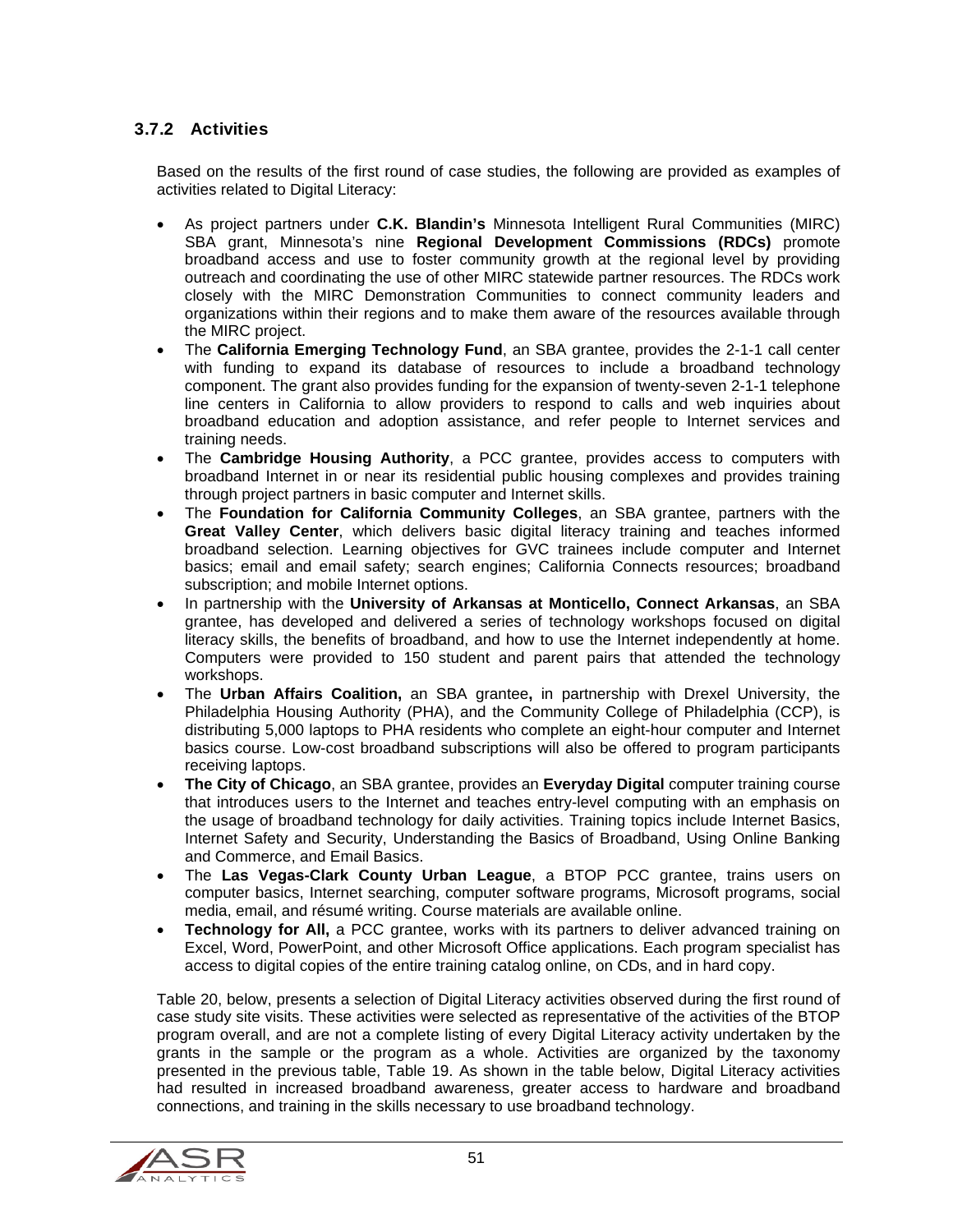### 3.7.2 Activities

Based on the results of the first round of case studies, the following are provided as examples of activities related to Digital Literacy:

- As project partners under **C.K. Blandin's** Minnesota Intelligent Rural Communities (MIRC) SBA grant, Minnesota's nine **Regional Development Commissions (RDCs)** promote broadband access and use to foster community growth at the regional level by providing outreach and coordinating the use of other MIRC statewide partner resources. The RDCs work closely with the MIRC Demonstration Communities to connect community leaders and organizations within their regions and to make them aware of the resources available through the MIRC project.
- The **California Emerging Technology Fund**, an SBA grantee, provides the 2-1-1 call center with funding to expand its database of resources to include a broadband technology component. The grant also provides funding for the expansion of twenty-seven 2-1-1 telephone line centers in California to allow providers to respond to calls and web inquiries about broadband education and adoption assistance, and refer people to Internet services and training needs.
- The **Cambridge Housing Authority**, a PCC grantee, provides access to computers with broadband Internet in or near its residential public housing complexes and provides training through project partners in basic computer and Internet skills.
- The **Foundation for California Community Colleges**, an SBA grantee, partners with the **Great Valley Center**, which delivers basic digital literacy training and teaches informed broadband selection. Learning objectives for GVC trainees include computer and Internet basics; email and email safety; search engines; California Connects resources; broadband subscription; and mobile Internet options.
- In partnership with the **University of Arkansas at Monticello, Connect Arkansas**, an SBA grantee, has developed and delivered a series of technology workshops focused on digital literacy skills, the benefits of broadband, and how to use the Internet independently at home. Computers were provided to 150 student and parent pairs that attended the technology workshops.
- The **Urban Affairs Coalition,** an SBA grantee**,** in partnership with Drexel University, the Philadelphia Housing Authority (PHA), and the Community College of Philadelphia (CCP), is distributing 5,000 laptops to PHA residents who complete an eight-hour computer and Internet basics course. Low-cost broadband subscriptions will also be offered to program participants receiving laptops.
- **The City of Chicago**, an SBA grantee, provides an **Everyday Digital** computer training course that introduces users to the Internet and teaches entry-level computing with an emphasis on the usage of broadband technology for daily activities. Training topics include Internet Basics, Internet Safety and Security, Understanding the Basics of Broadband, Using Online Banking and Commerce, and Email Basics.
- The **Las Vegas-Clark County Urban League**, a BTOP PCC grantee, trains users on computer basics, Internet searching, computer software programs, Microsoft programs, social media, email, and résumé writing. Course materials are available online.
- **Technology for All,** a PCC grantee, works with its partners to deliver advanced training on Excel, Word, PowerPoint, and other Microsoft Office applications. Each program specialist has access to digital copies of the entire training catalog online, on CDs, and in hard copy.

Table 20, below, presents a selection of Digital Literacy activities observed during the first round of case study site visits. These activities were selected as representative of the activities of the BTOP program overall, and are not a complete listing of every Digital Literacy activity undertaken by the grants in the sample or the program as a whole. Activities are organized by the taxonomy presented in the previous table, Table 19. As shown in the table below, Digital Literacy activities had resulted in increased broadband awareness, greater access to hardware and broadband connections, and training in the skills necessary to use broadband technology.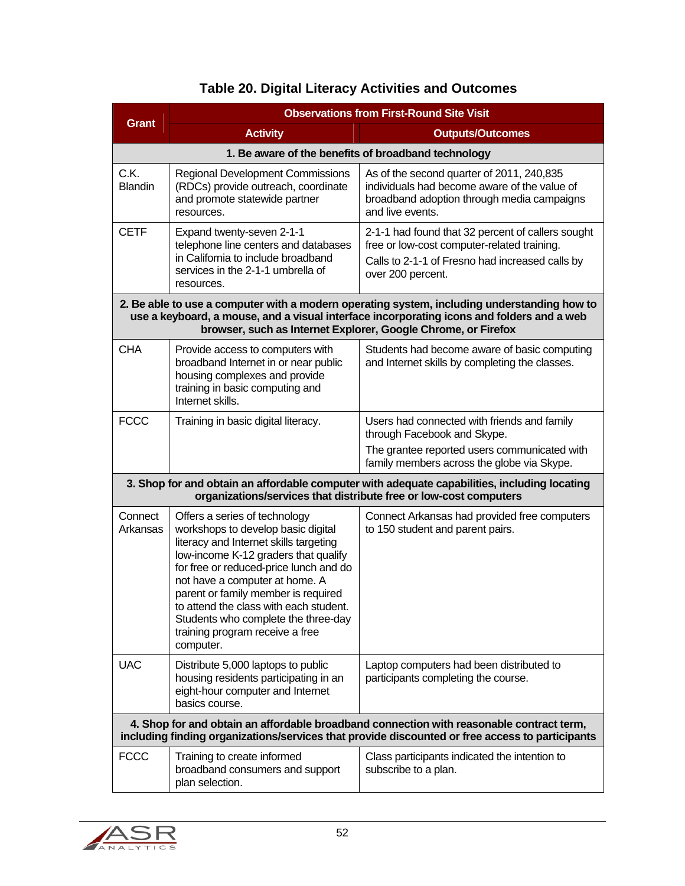**Table 20. Digital Literacy Activities and Outcomes**

| Grant | Observations from First-Round Site Visit | |
|---|---|---|
| | **Activity** | **Outputs/Outcomes** |
| **1. Be aware of the benefits of broadband technology** | | |
| C.K. Blandin | Regional Development Commissions (RDCs) provide outreach, coordinate and promote statewide partner resources. | As of the second quarter of 2011, 240,835 individuals had become aware of the value of broadband adoption through media campaigns and live events. |
| CETF | Expand twenty-seven 2-1-1 telephone line centers and databases in California to include broadband services in the 2-1-1 umbrella of resources. | 2-1-1 had found that 32 percent of callers sought free or low-cost computer-related training.<br>Calls to 2-1-1 of Fresno had increased calls by over 200 percent. |
| **2. Be able to use a computer with a modern operating system, including understanding how to use a keyboard, a mouse, and a visual interface incorporating icons and folders and a web browser, such as Internet Explorer, Google Chrome, or Firefox** | | |
| CHA | Provide access to computers with broadband Internet in or near public housing complexes and provide training in basic computing and Internet skills. | Students had become aware of basic computing and Internet skills by completing the classes. |
| FCCC | Training in basic digital literacy. | Users had connected with friends and family through Facebook and Skype.<br>The grantee reported users communicated with family members across the globe via Skype. |
| **3. Shop for and obtain an affordable computer with adequate capabilities, including locating organizations/services that distribute free or low-cost computers** | | |
| Connect Arkansas | Offers a series of technology workshops to develop basic digital literacy and Internet skills targeting low-income K-12 graders that qualify for free or reduced-price lunch and do not have a computer at home. A parent or family member is required to attend the class with each student. Students who complete the three-day training program receive a free computer. | Connect Arkansas had provided free computers to 150 student and parent pairs. |
| UAC | Distribute 5,000 laptops to public housing residents participating in an eight-hour computer and Internet basics course. | Laptop computers had been distributed to participants completing the course. |
| **4. Shop for and obtain an affordable broadband connection with reasonable contract term, including finding organizations/services that provide discounted or free access to participants** | | |
| FCCC | Training to create informed broadband consumers and support plan selection. | Class participants indicated the intention to subscribe to a plan. |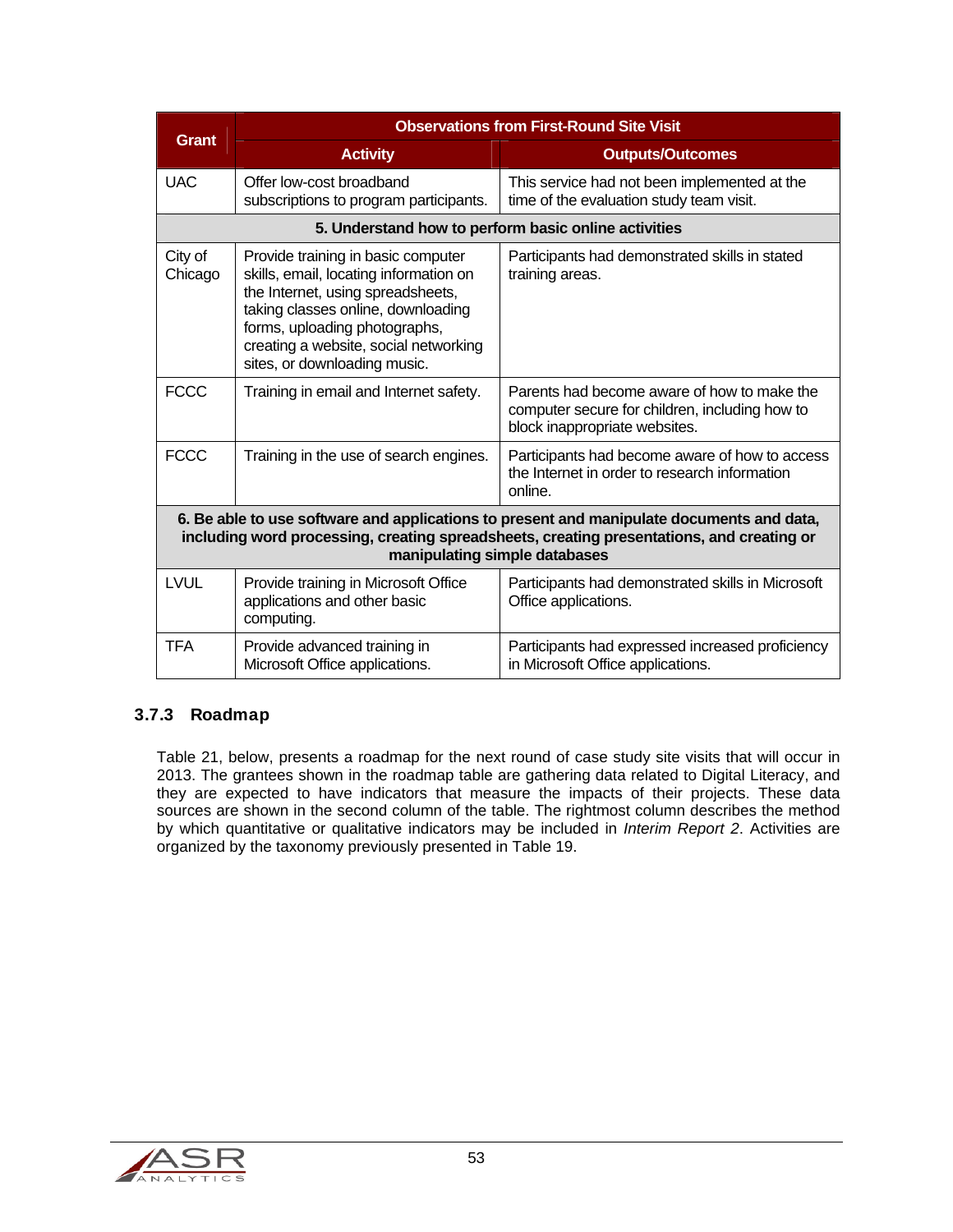| Grant | Observations from First-Round Site Visit | |
|---|---|---|
| | **Activity** | **Outputs/Outcomes** |
| UAC | Offer low-cost broadband subscriptions to program participants. | This service had not been implemented at the time of the evaluation study team visit. |
| **5. Understand how to perform basic online activities** | | |
| City of Chicago | Provide training in basic computer skills, email, locating information on the Internet, using spreadsheets, taking classes online, downloading forms, uploading photographs, creating a website, social networking sites, or downloading music. | Participants had demonstrated skills in stated training areas. |
| FCCC | Training in email and Internet safety. | Parents had become aware of how to make the computer secure for children, including how to block inappropriate websites. |
| FCCC | Training in the use of search engines. | Participants had become aware of how to access the Internet in order to research information online. |
| **6. Be able to use software and applications to present and manipulate documents and data, including word processing, creating spreadsheets, creating presentations, and creating or manipulating simple databases** | | |
| LVUL | Provide training in Microsoft Office applications and other basic computing. | Participants had demonstrated skills in Microsoft Office applications. |
| TFA | Provide advanced training in Microsoft Office applications. | Participants had expressed increased proficiency in Microsoft Office applications. |

### 3.7.3 Roadmap

Table 21, below, presents a roadmap for the next round of case study site visits that will occur in 2013. The grantees shown in the roadmap table are gathering data related to Digital Literacy, and they are expected to have indicators that measure the impacts of their projects. These data sources are shown in the second column of the table. The rightmost column describes the method by which quantitative or qualitative indicators may be included in *Interim Report 2*. Activities are organized by the taxonomy previously presented in Table 19.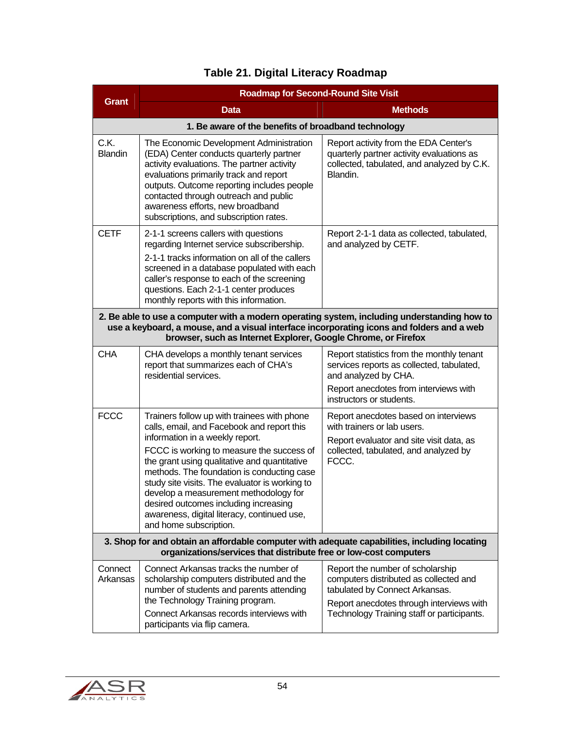**Table 21. Digital Literacy Roadmap**

| Grant | Roadmap for Second-Round Site Visit | |
|---|---|---|
| | **Data** | **Methods** |
| **1. Be aware of the benefits of broadband technology** | | |
| C.K. Blandin | The Economic Development Administration (EDA) Center conducts quarterly partner activity evaluations. The partner activity evaluations primarily track and report outputs. Outcome reporting includes people contacted through outreach and public awareness efforts, new broadband subscriptions, and subscription rates. | Report activity from the EDA Center's quarterly partner activity evaluations as collected, tabulated, and analyzed by C.K. Blandin. |
| CETF | 2-1-1 screens callers with questions regarding Internet service subscribership. 2-1-1 tracks information on all of the callers screened in a database populated with each caller's response to each of the screening questions. Each 2-1-1 center produces monthly reports with this information. | Report 2-1-1 data as collected, tabulated, and analyzed by CETF. |
| **2. Be able to use a computer with a modern operating system, including understanding how to use a keyboard, a mouse, and a visual interface incorporating icons and folders and a web browser, such as Internet Explorer, Google Chrome, or Firefox** | | |
| CHA | CHA develops a monthly tenant services report that summarizes each of CHA's residential services. | Report statistics from the monthly tenant services reports as collected, tabulated, and analyzed by CHA. Report anecdotes from interviews with instructors or students. |
| FCCC | Trainers follow up with trainees with phone calls, email, and Facebook and report this information in a weekly report. FCCC is working to measure the success of the grant using qualitative and quantitative methods. The foundation is conducting case study site visits. The evaluator is working to develop a measurement methodology for desired outcomes including increasing awareness, digital literacy, continued use, and home subscription. | Report anecdotes based on interviews with trainers or lab users. Report evaluator and site visit data, as collected, tabulated, and analyzed by FCCC. |
| **3. Shop for and obtain an affordable computer with adequate capabilities, including locating organizations/services that distribute free or low-cost computers** | | |
| Connect Arkansas | Connect Arkansas tracks the number of scholarship computers distributed and the number of students and parents attending the Technology Training program. Connect Arkansas records interviews with participants via flip camera. | Report the number of scholarship computers distributed as collected and tabulated by Connect Arkansas. Report anecdotes through interviews with Technology Training staff or participants. |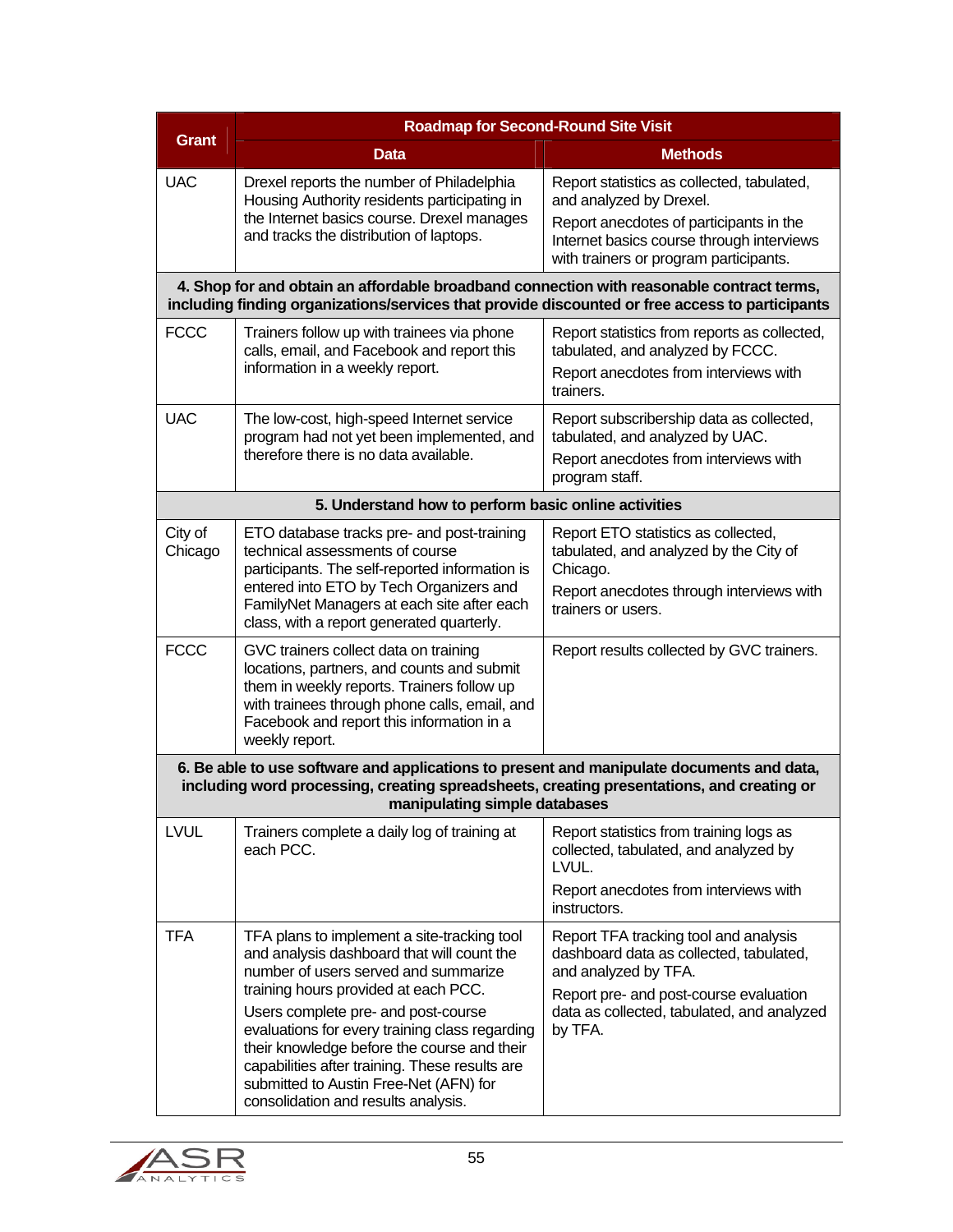| Grant | Roadmap for Second-Round Site Visit | |
|---|---|---|
| | **Data** | **Methods** |
| UAC | Drexel reports the number of Philadelphia Housing Authority residents participating in the Internet basics course. Drexel manages and tracks the distribution of laptops. | Report statistics as collected, tabulated, and analyzed by Drexel.<br>Report anecdotes of participants in the Internet basics course through interviews with trainers or program participants. |
| **4. Shop for and obtain an affordable broadband connection with reasonable contract terms, including finding organizations/services that provide discounted or free access to participants** | | |
| FCCC | Trainers follow up with trainees via phone calls, email, and Facebook and report this information in a weekly report. | Report statistics from reports as collected, tabulated, and analyzed by FCCC.<br>Report anecdotes from interviews with trainers. |
| UAC | The low-cost, high-speed Internet service program had not yet been implemented, and therefore there is no data available. | Report subscribership data as collected, tabulated, and analyzed by UAC.<br>Report anecdotes from interviews with program staff. |
| **5. Understand how to perform basic online activities** | | |
| City of Chicago | ETO database tracks pre- and post-training technical assessments of course participants. The self-reported information is entered into ETO by Tech Organizers and FamilyNet Managers at each site after each class, with a report generated quarterly. | Report ETO statistics as collected, tabulated, and analyzed by the City of Chicago.<br>Report anecdotes through interviews with trainers or users. |
| FCCC | GVC trainers collect data on training locations, partners, and counts and submit them in weekly reports. Trainers follow up with trainees through phone calls, email, and Facebook and report this information in a weekly report. | Report results collected by GVC trainers. |
| **6. Be able to use software and applications to present and manipulate documents and data, including word processing, creating spreadsheets, creating presentations, and creating or manipulating simple databases** | | |
| LVUL | Trainers complete a daily log of training at each PCC. | Report statistics from training logs as collected, tabulated, and analyzed by LVUL.<br>Report anecdotes from interviews with instructors. |
| TFA | TFA plans to implement a site-tracking tool and analysis dashboard that will count the number of users served and summarize training hours provided at each PCC.<br>Users complete pre- and post-course evaluations for every training class regarding their knowledge before the course and their capabilities after training. These results are submitted to Austin Free-Net (AFN) for consolidation and results analysis. | Report TFA tracking tool and analysis dashboard data as collected, tabulated, and analyzed by TFA.<br>Report pre- and post-course evaluation data as collected, tabulated, and analyzed by TFA. |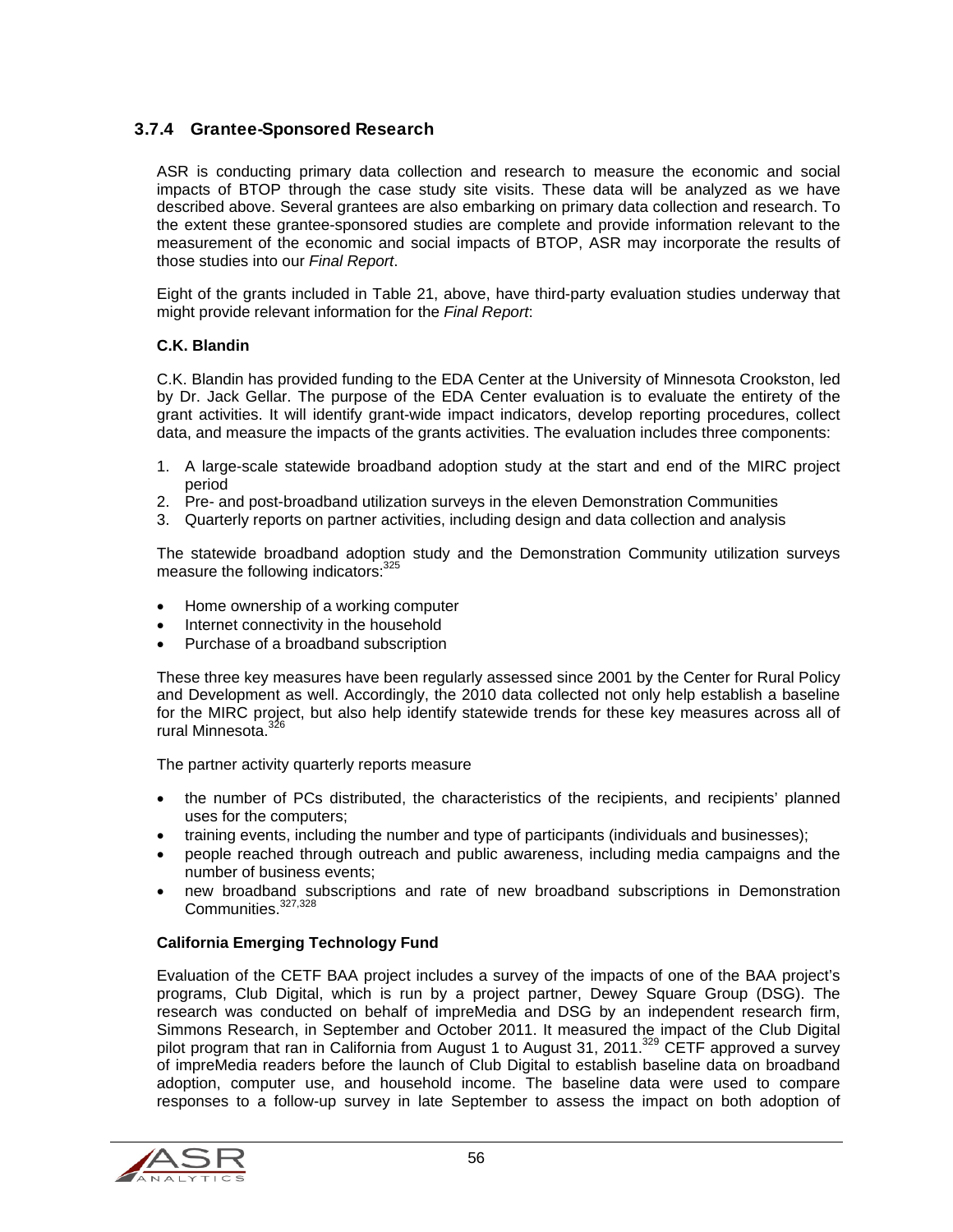### 3.7.4 Grantee-Sponsored Research

ASR is conducting primary data collection and research to measure the economic and social impacts of BTOP through the case study site visits. These data will be analyzed as we have described above. Several grantees are also embarking on primary data collection and research. To the extent these grantee-sponsored studies are complete and provide information relevant to the measurement of the economic and social impacts of BTOP, ASR may incorporate the results of those studies into our *Final Report*.

Eight of the grants included in Table 21, above, have third-party evaluation studies underway that might provide relevant information for the *Final Report*:

**C.K. Blandin**

C.K. Blandin has provided funding to the EDA Center at the University of Minnesota Crookston, led by Dr. Jack Gellar. The purpose of the EDA Center evaluation is to evaluate the entirety of the grant activities. It will identify grant-wide impact indicators, develop reporting procedures, collect data, and measure the impacts of the grants activities. The evaluation includes three components:

1. A large-scale statewide broadband adoption study at the start and end of the MIRC project period
2. Pre- and post-broadband utilization surveys in the eleven Demonstration Communities
3. Quarterly reports on partner activities, including design and data collection and analysis

The statewide broadband adoption study and the Demonstration Community utilization surveys measure the following indicators:[325]

- Home ownership of a working computer
- Internet connectivity in the household
- Purchase of a broadband subscription

These three key measures have been regularly assessed since 2001 by the Center for Rural Policy and Development as well. Accordingly, the 2010 data collected not only help establish a baseline for the MIRC project, but also help identify statewide trends for these key measures across all of rural Minnesota.[326]

The partner activity quarterly reports measure

- the number of PCs distributed, the characteristics of the recipients, and recipients' planned uses for the computers;
- training events, including the number and type of participants (individuals and businesses);
- people reached through outreach and public awareness, including media campaigns and the number of business events;
- new broadband subscriptions and rate of new broadband subscriptions in Demonstration Communities.[327,328]

**California Emerging Technology Fund**

Evaluation of the CETF BAA project includes a survey of the impacts of one of the BAA project's programs, Club Digital, which is run by a project partner, Dewey Square Group (DSG). The research was conducted on behalf of impreMedia and DSG by an independent research firm, Simmons Research, in September and October 2011. It measured the impact of the Club Digital pilot program that ran in California from August 1 to August 31, 2011.[329] CETF approved a survey of impreMedia readers before the launch of Club Digital to establish baseline data on broadband adoption, computer use, and household income. The baseline data were used to compare responses to a follow-up survey in late September to assess the impact on both adoption of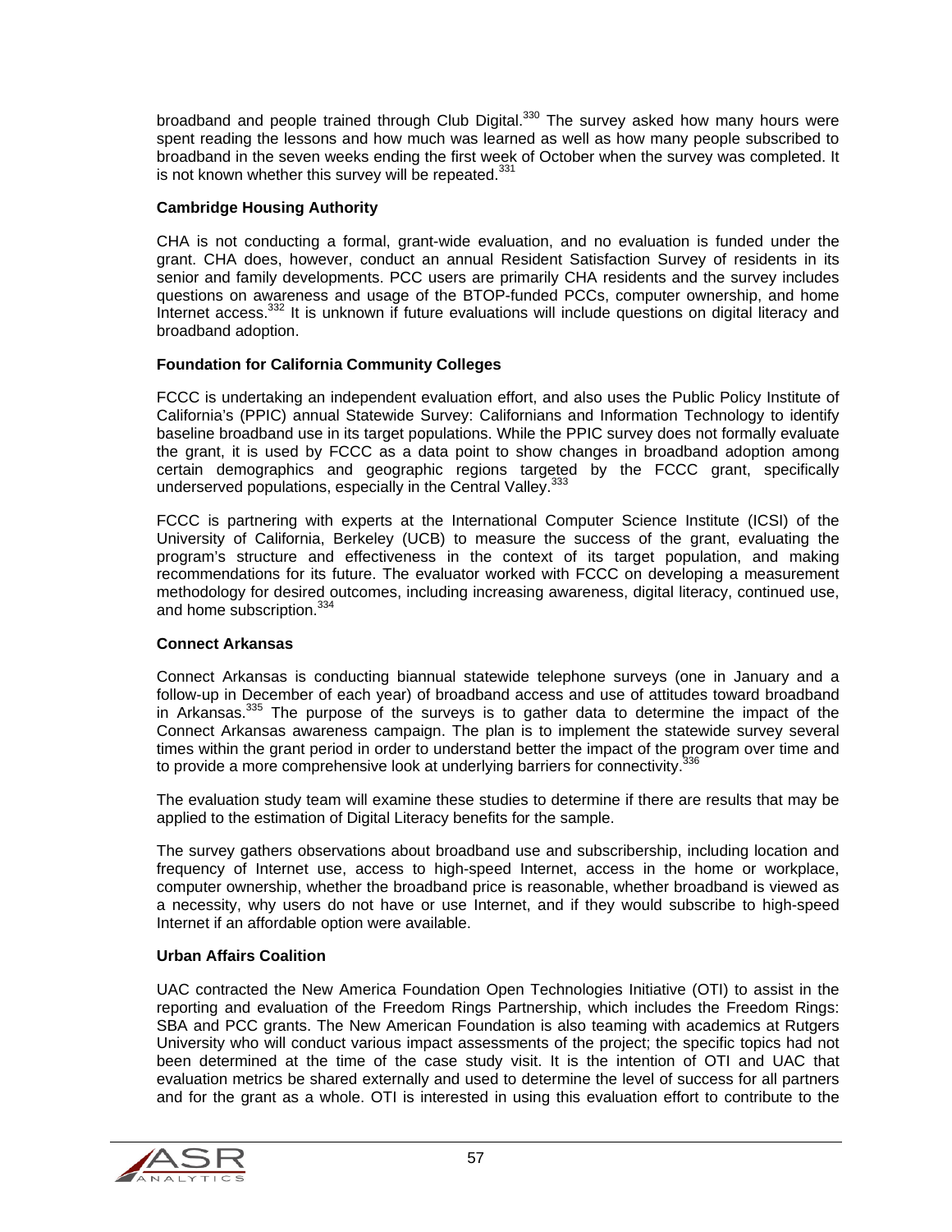broadband and people trained through Club Digital.[330] The survey asked how many hours were spent reading the lessons and how much was learned as well as how many people subscribed to broadband in the seven weeks ending the first week of October when the survey was completed. It is not known whether this survey will be repeated.[331]

**Cambridge Housing Authority**

CHA is not conducting a formal, grant-wide evaluation, and no evaluation is funded under the grant. CHA does, however, conduct an annual Resident Satisfaction Survey of residents in its senior and family developments. PCC users are primarily CHA residents and the survey includes questions on awareness and usage of the BTOP-funded PCCs, computer ownership, and home Internet access.[332] It is unknown if future evaluations will include questions on digital literacy and broadband adoption.

**Foundation for California Community Colleges**

FCCC is undertaking an independent evaluation effort, and also uses the Public Policy Institute of California's (PPIC) annual Statewide Survey: Californians and Information Technology to identify baseline broadband use in its target populations. While the PPIC survey does not formally evaluate the grant, it is used by FCCC as a data point to show changes in broadband adoption among certain demographics and geographic regions targeted by the FCCC grant, specifically underserved populations, especially in the Central Valley.[333]

FCCC is partnering with experts at the International Computer Science Institute (ICSI) of the University of California, Berkeley (UCB) to measure the success of the grant, evaluating the program's structure and effectiveness in the context of its target population, and making recommendations for its future. The evaluator worked with FCCC on developing a measurement methodology for desired outcomes, including increasing awareness, digital literacy, continued use, and home subscription.[334]

**Connect Arkansas**

Connect Arkansas is conducting biannual statewide telephone surveys (one in January and a follow-up in December of each year) of broadband access and use of attitudes toward broadband in Arkansas.[335] The purpose of the surveys is to gather data to determine the impact of the Connect Arkansas awareness campaign. The plan is to implement the statewide survey several times within the grant period in order to understand better the impact of the program over time and to provide a more comprehensive look at underlying barriers for connectivity.[336]

The evaluation study team will examine these studies to determine if there are results that may be applied to the estimation of Digital Literacy benefits for the sample.

The survey gathers observations about broadband use and subscribership, including location and frequency of Internet use, access to high-speed Internet, access in the home or workplace, computer ownership, whether the broadband price is reasonable, whether broadband is viewed as a necessity, why users do not have or use Internet, and if they would subscribe to high-speed Internet if an affordable option were available.

**Urban Affairs Coalition**

UAC contracted the New America Foundation Open Technologies Initiative (OTI) to assist in the reporting and evaluation of the Freedom Rings Partnership, which includes the Freedom Rings: SBA and PCC grants. The New American Foundation is also teaming with academics at Rutgers University who will conduct various impact assessments of the project; the specific topics had not been determined at the time of the case study visit. It is the intention of OTI and UAC that evaluation metrics be shared externally and used to determine the level of success for all partners and for the grant as a whole. OTI is interested in using this evaluation effort to contribute to the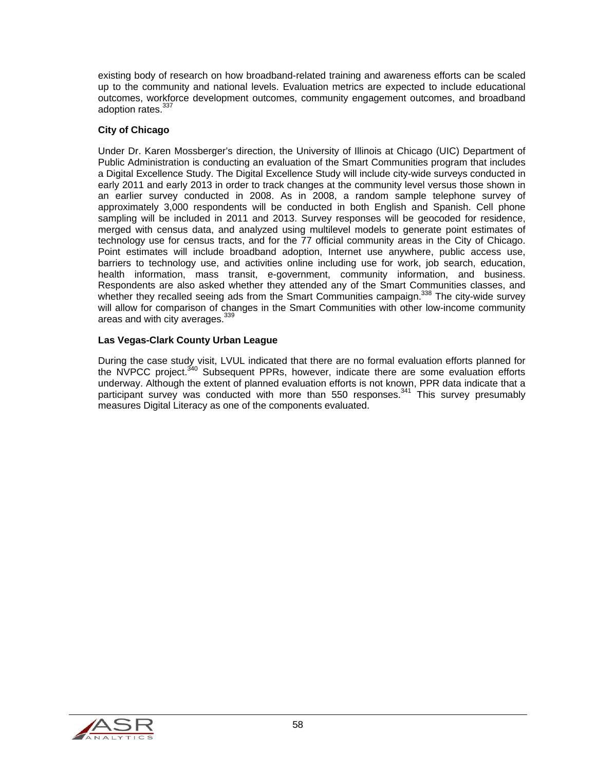existing body of research on how broadband-related training and awareness efforts can be scaled up to the community and national levels. Evaluation metrics are expected to include educational outcomes, workforce development outcomes, community engagement outcomes, and broadband adoption rates.[337]

**City of Chicago**

Under Dr. Karen Mossberger's direction, the University of Illinois at Chicago (UIC) Department of Public Administration is conducting an evaluation of the Smart Communities program that includes a Digital Excellence Study. The Digital Excellence Study will include city-wide surveys conducted in early 2011 and early 2013 in order to track changes at the community level versus those shown in an earlier survey conducted in 2008. As in 2008, a random sample telephone survey of approximately 3,000 respondents will be conducted in both English and Spanish. Cell phone sampling will be included in 2011 and 2013. Survey responses will be geocoded for residence, merged with census data, and analyzed using multilevel models to generate point estimates of technology use for census tracts, and for the 77 official community areas in the City of Chicago. Point estimates will include broadband adoption, Internet use anywhere, public access use, barriers to technology use, and activities online including use for work, job search, education, health information, mass transit, e-government, community information, and business. Respondents are also asked whether they attended any of the Smart Communities classes, and whether they recalled seeing ads from the Smart Communities campaign.[338] The city-wide survey will allow for comparison of changes in the Smart Communities with other low-income community areas and with city averages.[339]

**Las Vegas-Clark County Urban League**

During the case study visit, LVUL indicated that there are no formal evaluation efforts planned for the NVPCC project.[340] Subsequent PPRs, however, indicate there are some evaluation efforts underway. Although the extent of planned evaluation efforts is not known, PPR data indicate that a participant survey was conducted with more than 550 responses.[341] This survey presumably measures Digital Literacy as one of the components evaluated.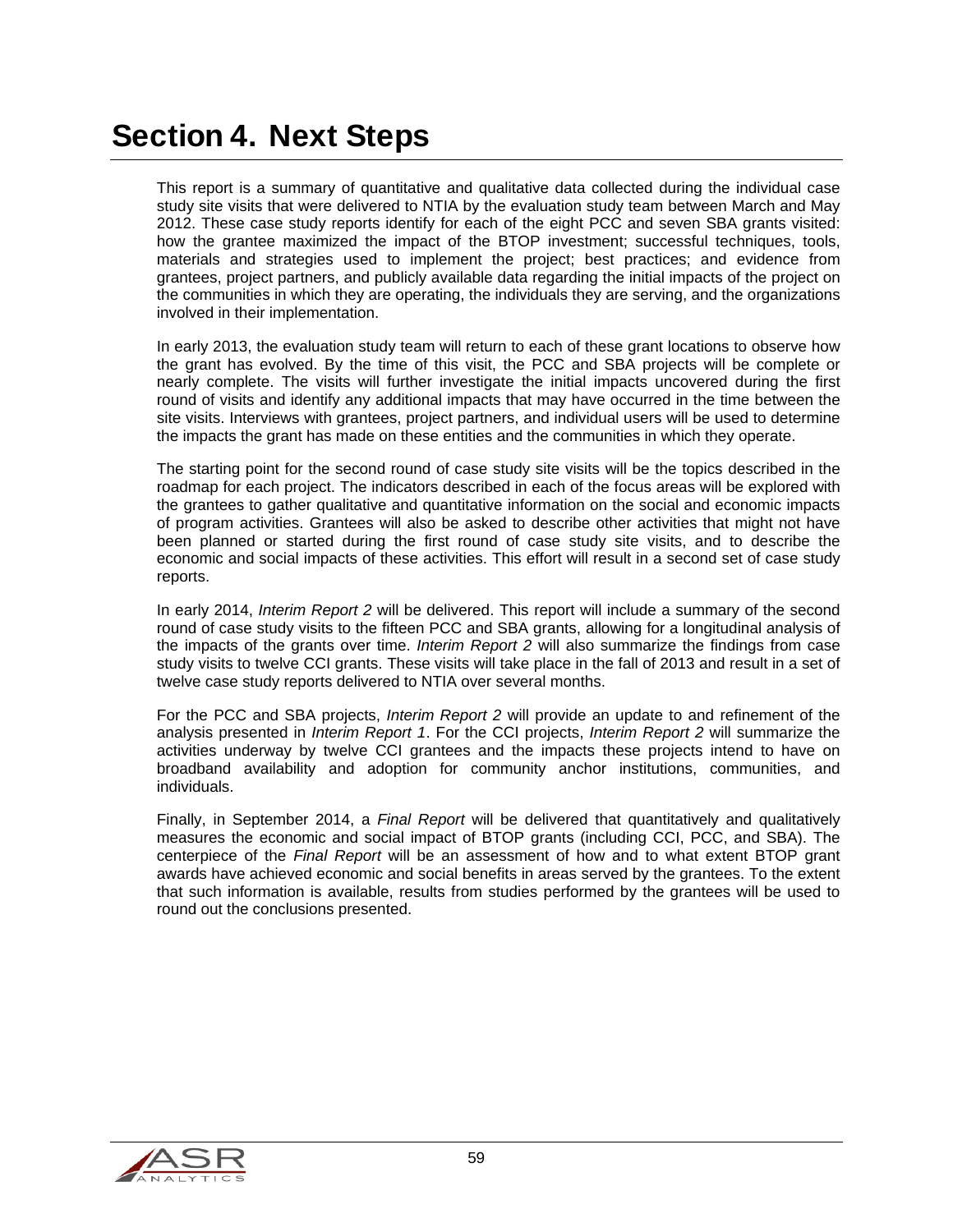# Section 4. Next Steps

This report is a summary of quantitative and qualitative data collected during the individual case study site visits that were delivered to NTIA by the evaluation study team between March and May 2012. These case study reports identify for each of the eight PCC and seven SBA grants visited: how the grantee maximized the impact of the BTOP investment; successful techniques, tools, materials and strategies used to implement the project; best practices; and evidence from grantees, project partners, and publicly available data regarding the initial impacts of the project on the communities in which they are operating, the individuals they are serving, and the organizations involved in their implementation.

In early 2013, the evaluation study team will return to each of these grant locations to observe how the grant has evolved. By the time of this visit, the PCC and SBA projects will be complete or nearly complete. The visits will further investigate the initial impacts uncovered during the first round of visits and identify any additional impacts that may have occurred in the time between the site visits. Interviews with grantees, project partners, and individual users will be used to determine the impacts the grant has made on these entities and the communities in which they operate.

The starting point for the second round of case study site visits will be the topics described in the roadmap for each project. The indicators described in each of the focus areas will be explored with the grantees to gather qualitative and quantitative information on the social and economic impacts of program activities. Grantees will also be asked to describe other activities that might not have been planned or started during the first round of case study site visits, and to describe the economic and social impacts of these activities. This effort will result in a second set of case study reports.

In early 2014, *Interim Report 2* will be delivered. This report will include a summary of the second round of case study visits to the fifteen PCC and SBA grants, allowing for a longitudinal analysis of the impacts of the grants over time. *Interim Report 2* will also summarize the findings from case study visits to twelve CCI grants. These visits will take place in the fall of 2013 and result in a set of twelve case study reports delivered to NTIA over several months.

For the PCC and SBA projects, *Interim Report 2* will provide an update to and refinement of the analysis presented in *Interim Report 1*. For the CCI projects, *Interim Report 2* will summarize the activities underway by twelve CCI grantees and the impacts these projects intend to have on broadband availability and adoption for community anchor institutions, communities, and individuals.

Finally, in September 2014, a *Final Report* will be delivered that quantitatively and qualitatively measures the economic and social impact of BTOP grants (including CCI, PCC, and SBA). The centerpiece of the *Final Report* will be an assessment of how and to what extent BTOP grant awards have achieved economic and social benefits in areas served by the grantees. To the extent that such information is available, results from studies performed by the grantees will be used to round out the conclusions presented.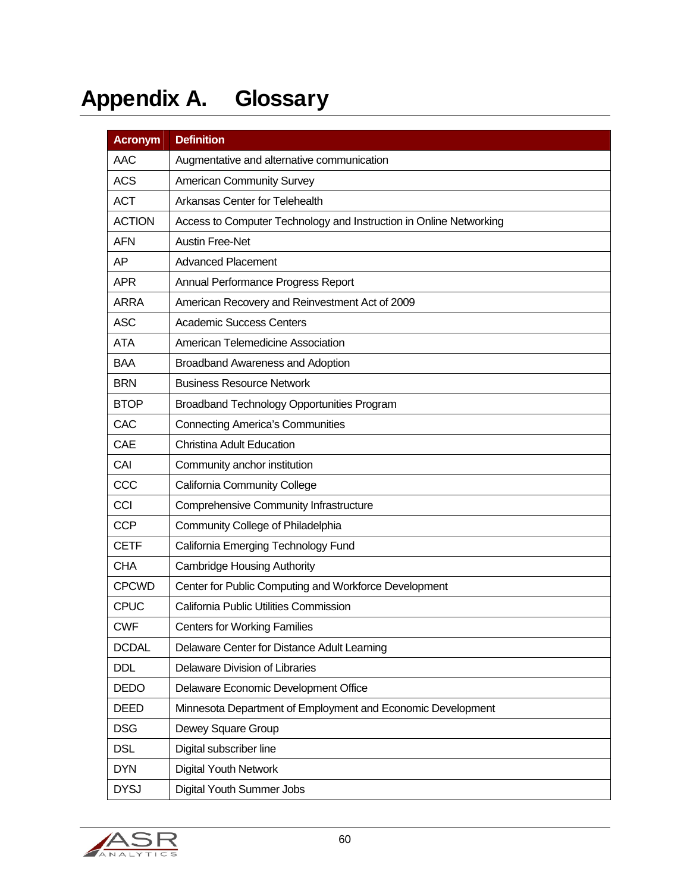# Appendix A. Glossary

| Acronym | Definition |
|---|---|
| AAC | Augmentative and alternative communication |
| ACS | American Community Survey |
| ACT | Arkansas Center for Telehealth |
| ACTION | Access to Computer Technology and Instruction in Online Networking |
| AFN | Austin Free-Net |
| AP | Advanced Placement |
| APR | Annual Performance Progress Report |
| ARRA | American Recovery and Reinvestment Act of 2009 |
| ASC | Academic Success Centers |
| ATA | American Telemedicine Association |
| BAA | Broadband Awareness and Adoption |
| BRN | Business Resource Network |
| BTOP | Broadband Technology Opportunities Program |
| CAC | Connecting America's Communities |
| CAE | Christina Adult Education |
| CAI | Community anchor institution |
| CCC | California Community College |
| CCI | Comprehensive Community Infrastructure |
| CCP | Community College of Philadelphia |
| CETF | California Emerging Technology Fund |
| CHA | Cambridge Housing Authority |
| CPCWD | Center for Public Computing and Workforce Development |
| CPUC | California Public Utilities Commission |
| CWF | Centers for Working Families |
| DCDAL | Delaware Center for Distance Adult Learning |
| DDL | Delaware Division of Libraries |
| DEDO | Delaware Economic Development Office |
| DEED | Minnesota Department of Employment and Economic Development |
| DSG | Dewey Square Group |
| DSL | Digital subscriber line |
| DYN | Digital Youth Network |
| DYSJ | Digital Youth Summer Jobs |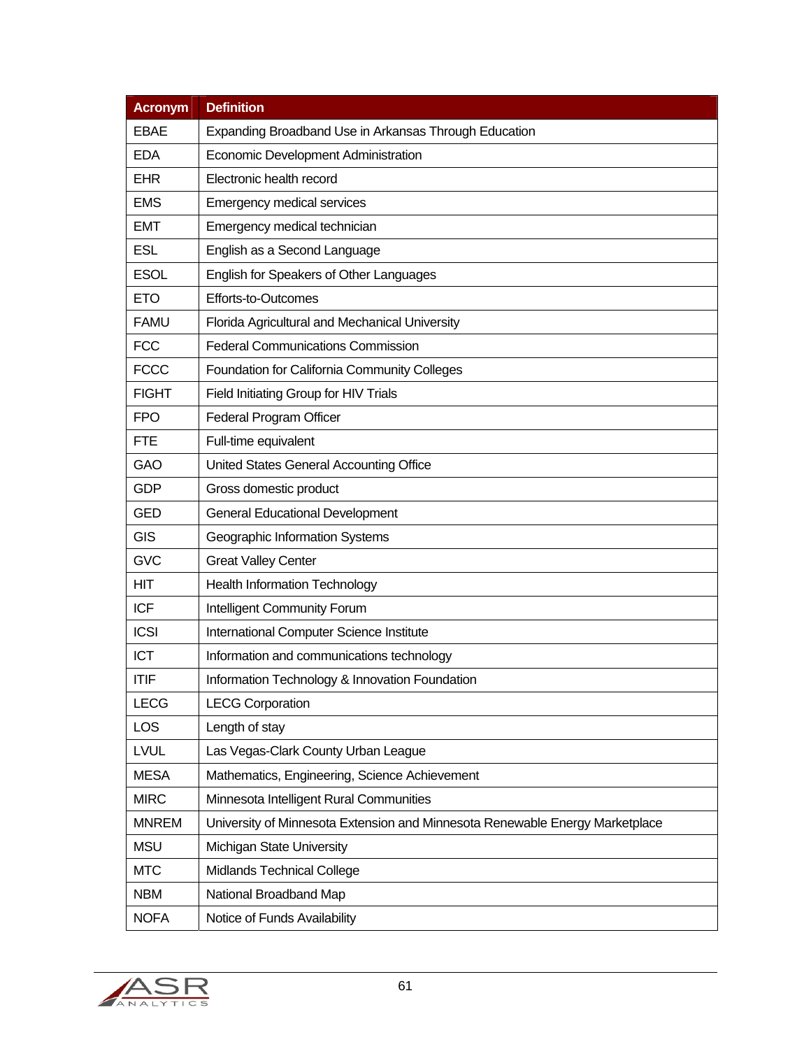| Acronym | Definition |
|---|---|
| EBAE | Expanding Broadband Use in Arkansas Through Education |
| EDA | Economic Development Administration |
| EHR | Electronic health record |
| EMS | Emergency medical services |
| EMT | Emergency medical technician |
| ESL | English as a Second Language |
| ESOL | English for Speakers of Other Languages |
| ETO | Efforts-to-Outcomes |
| FAMU | Florida Agricultural and Mechanical University |
| FCC | Federal Communications Commission |
| FCCC | Foundation for California Community Colleges |
| FIGHT | Field Initiating Group for HIV Trials |
| FPO | Federal Program Officer |
| FTE | Full-time equivalent |
| GAO | United States General Accounting Office |
| GDP | Gross domestic product |
| GED | General Educational Development |
| GIS | Geographic Information Systems |
| GVC | Great Valley Center |
| HIT | Health Information Technology |
| ICF | Intelligent Community Forum |
| ICSI | International Computer Science Institute |
| ICT | Information and communications technology |
| ITIF | Information Technology & Innovation Foundation |
| LECG | LECG Corporation |
| LOS | Length of stay |
| LVUL | Las Vegas-Clark County Urban League |
| MESA | Mathematics, Engineering, Science Achievement |
| MIRC | Minnesota Intelligent Rural Communities |
| MNREM | University of Minnesota Extension and Minnesota Renewable Energy Marketplace |
| MSU | Michigan State University |
| MTC | Midlands Technical College |
| NBM | National Broadband Map |
| NOFA | Notice of Funds Availability |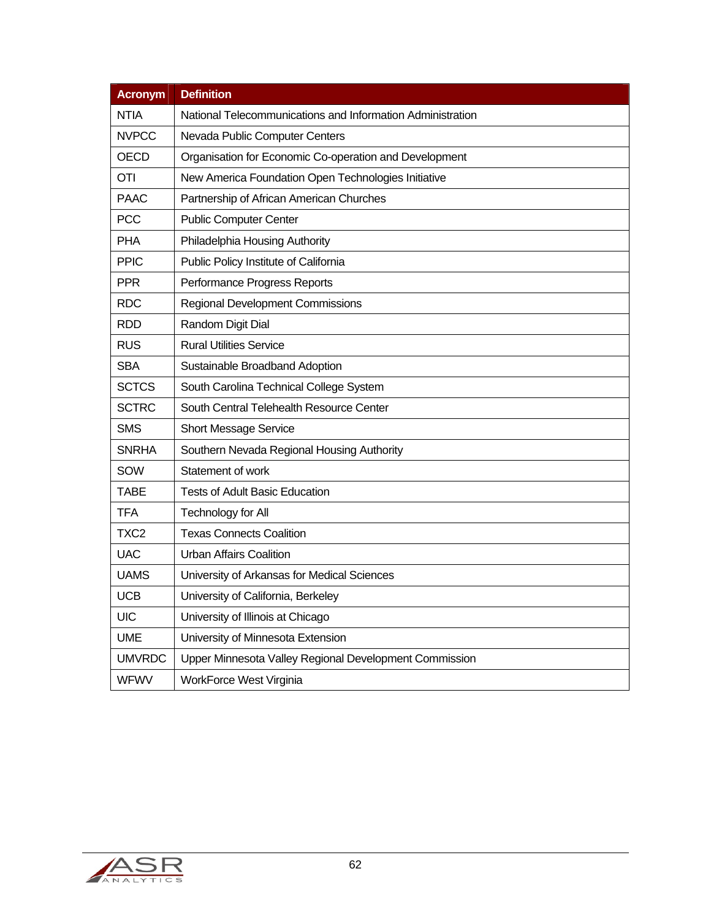| Acronym | Definition |
|---|---|
| NTIA | National Telecommunications and Information Administration |
| NVPCC | Nevada Public Computer Centers |
| OECD | Organisation for Economic Co-operation and Development |
| OTI | New America Foundation Open Technologies Initiative |
| PAAC | Partnership of African American Churches |
| PCC | Public Computer Center |
| PHA | Philadelphia Housing Authority |
| PPIC | Public Policy Institute of California |
| PPR | Performance Progress Reports |
| RDC | Regional Development Commissions |
| RDD | Random Digit Dial |
| RUS | Rural Utilities Service |
| SBA | Sustainable Broadband Adoption |
| SCTCS | South Carolina Technical College System |
| SCTRC | South Central Telehealth Resource Center |
| SMS | Short Message Service |
| SNRHA | Southern Nevada Regional Housing Authority |
| SOW | Statement of work |
| TABE | Tests of Adult Basic Education |
| TFA | Technology for All |
| TXC2 | Texas Connects Coalition |
| UAC | Urban Affairs Coalition |
| UAMS | University of Arkansas for Medical Sciences |
| UCB | University of California, Berkeley |
| UIC | University of Illinois at Chicago |
| UME | University of Minnesota Extension |
| UMVRDC | Upper Minnesota Valley Regional Development Commission |
| WFWV | WorkForce West Virginia |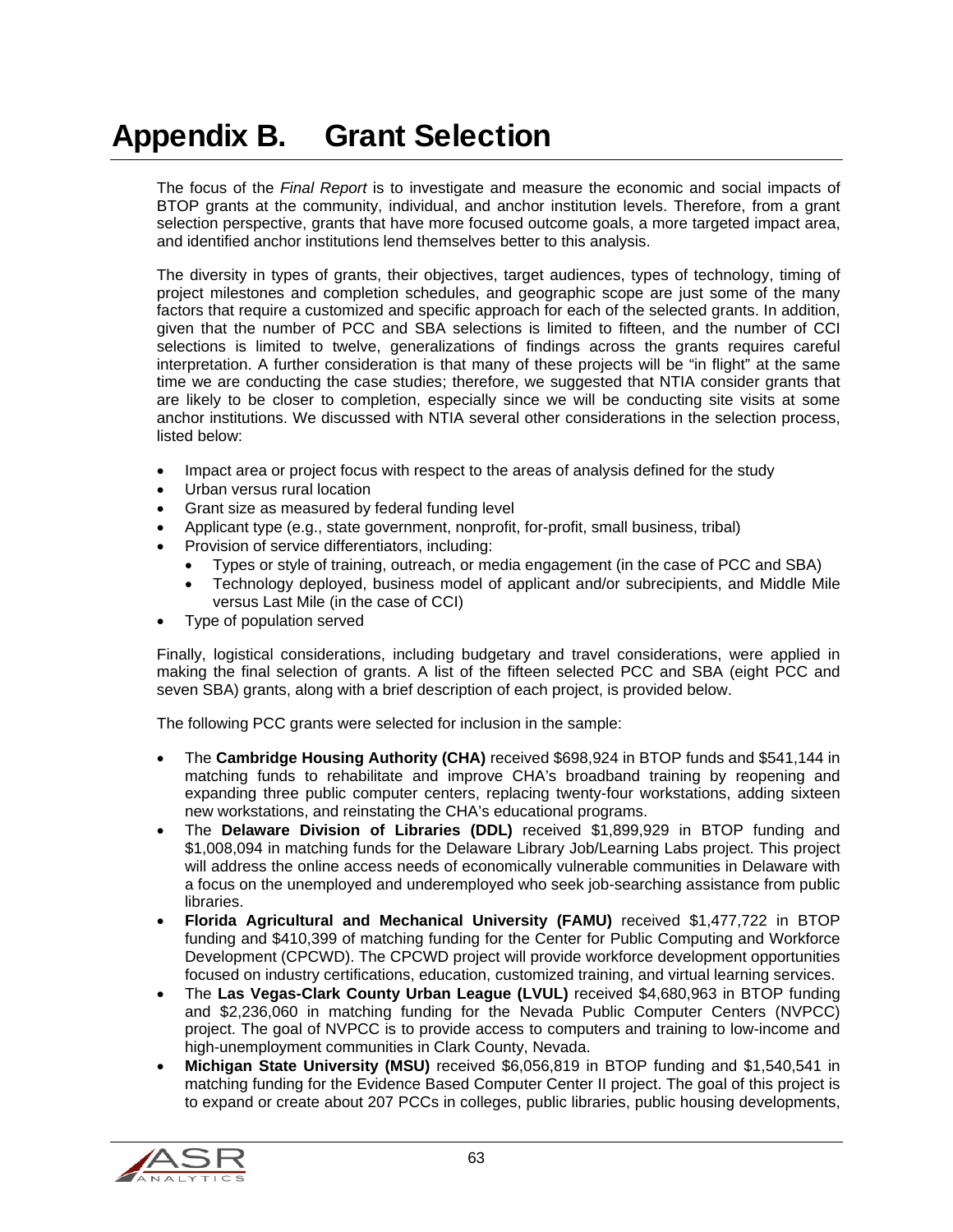# Appendix B. Grant Selection

The focus of the *Final Report* is to investigate and measure the economic and social impacts of BTOP grants at the community, individual, and anchor institution levels. Therefore, from a grant selection perspective, grants that have more focused outcome goals, a more targeted impact area, and identified anchor institutions lend themselves better to this analysis.

The diversity in types of grants, their objectives, target audiences, types of technology, timing of project milestones and completion schedules, and geographic scope are just some of the many factors that require a customized and specific approach for each of the selected grants. In addition, given that the number of PCC and SBA selections is limited to fifteen, and the number of CCI selections is limited to twelve, generalizations of findings across the grants requires careful interpretation. A further consideration is that many of these projects will be "in flight" at the same time we are conducting the case studies; therefore, we suggested that NTIA consider grants that are likely to be closer to completion, especially since we will be conducting site visits at some anchor institutions. We discussed with NTIA several other considerations in the selection process, listed below:

- Impact area or project focus with respect to the areas of analysis defined for the study
- Urban versus rural location
- Grant size as measured by federal funding level
- Applicant type (e.g., state government, nonprofit, for-profit, small business, tribal)
- Provision of service differentiators, including:
  - Types or style of training, outreach, or media engagement (in the case of PCC and SBA)
  - Technology deployed, business model of applicant and/or subrecipients, and Middle Mile versus Last Mile (in the case of CCI)
- Type of population served

Finally, logistical considerations, including budgetary and travel considerations, were applied in making the final selection of grants. A list of the fifteen selected PCC and SBA (eight PCC and seven SBA) grants, along with a brief description of each project, is provided below.

The following PCC grants were selected for inclusion in the sample:

- The **Cambridge Housing Authority (CHA)** received $698,924 in BTOP funds and $541,144 in matching funds to rehabilitate and improve CHA's broadband training by reopening and expanding three public computer centers, replacing twenty-four workstations, adding sixteen new workstations, and reinstating the CHA's educational programs.
- The **Delaware Division of Libraries (DDL)** received $1,899,929 in BTOP funding and $1,008,094 in matching funds for the Delaware Library Job/Learning Labs project. This project will address the online access needs of economically vulnerable communities in Delaware with a focus on the unemployed and underemployed who seek job-searching assistance from public libraries.
- **Florida Agricultural and Mechanical University (FAMU)** received $1,477,722 in BTOP funding and $410,399 of matching funding for the Center for Public Computing and Workforce Development (CPCWD). The CPCWD project will provide workforce development opportunities focused on industry certifications, education, customized training, and virtual learning services.
- The **Las Vegas-Clark County Urban League (LVUL)** received $4,680,963 in BTOP funding and $2,236,060 in matching funding for the Nevada Public Computer Centers (NVPCC) project. The goal of NVPCC is to provide access to computers and training to low-income and high-unemployment communities in Clark County, Nevada.
- **Michigan State University (MSU)** received $6,056,819 in BTOP funding and $1,540,541 in matching funding for the Evidence Based Computer Center II project. The goal of this project is to expand or create about 207 PCCs in colleges, public libraries, public housing developments,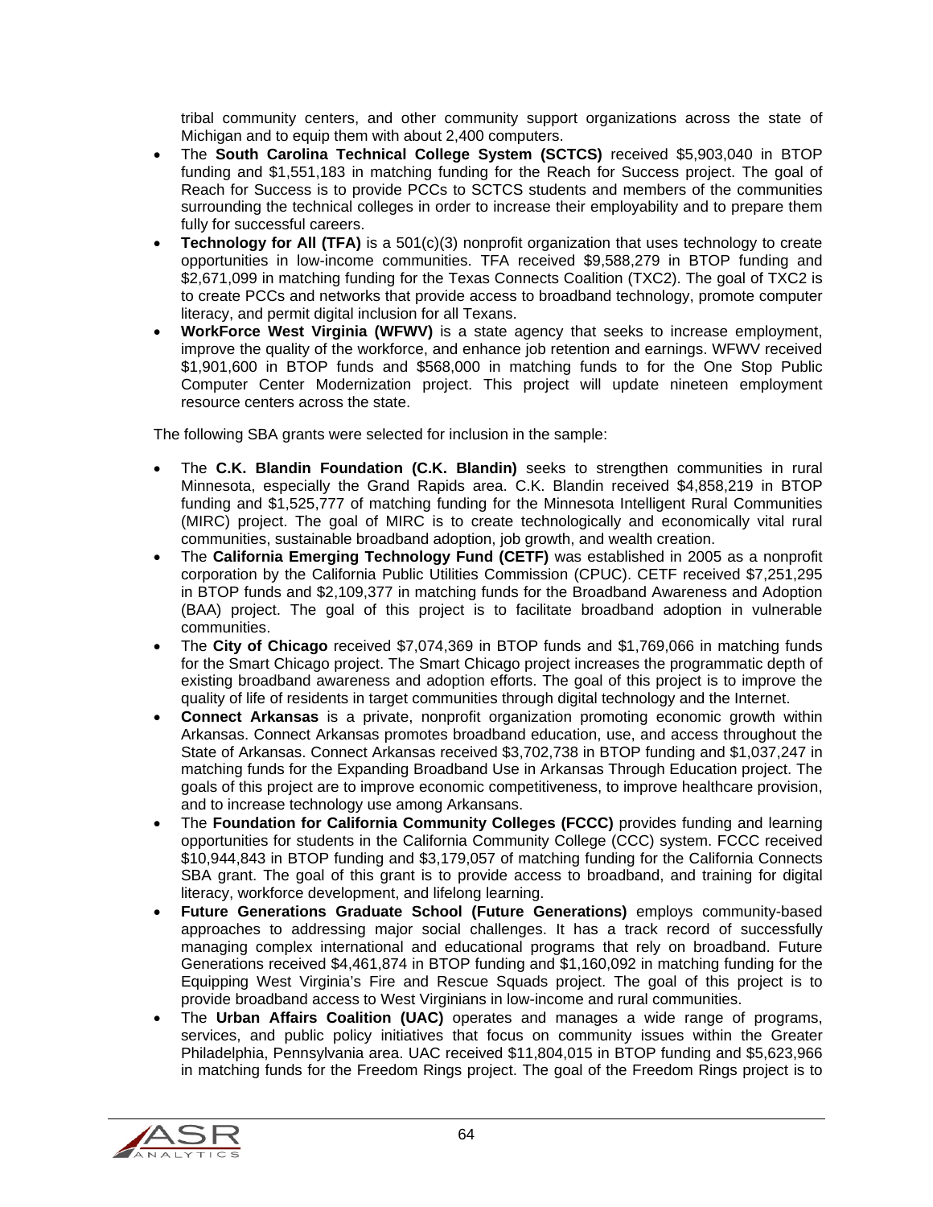tribal community centers, and other community support organizations across the state of Michigan and to equip them with about 2,400 computers.

- The **South Carolina Technical College System (SCTCS)** received $5,903,040 in BTOP funding and $1,551,183 in matching funding for the Reach for Success project. The goal of Reach for Success is to provide PCCs to SCTCS students and members of the communities surrounding the technical colleges in order to increase their employability and to prepare them fully for successful careers.
- **Technology for All (TFA)** is a 501(c)(3) nonprofit organization that uses technology to create opportunities in low-income communities. TFA received $9,588,279 in BTOP funding and $2,671,099 in matching funding for the Texas Connects Coalition (TXC2). The goal of TXC2 is to create PCCs and networks that provide access to broadband technology, promote computer literacy, and permit digital inclusion for all Texans.
- **WorkForce West Virginia (WFWV)** is a state agency that seeks to increase employment, improve the quality of the workforce, and enhance job retention and earnings. WFWV received $1,901,600 in BTOP funds and $568,000 in matching funds to for the One Stop Public Computer Center Modernization project. This project will update nineteen employment resource centers across the state.

The following SBA grants were selected for inclusion in the sample:

- The **C.K. Blandin Foundation (C.K. Blandin)** seeks to strengthen communities in rural Minnesota, especially the Grand Rapids area. C.K. Blandin received $4,858,219 in BTOP funding and $1,525,777 of matching funding for the Minnesota Intelligent Rural Communities (MIRC) project. The goal of MIRC is to create technologically and economically vital rural communities, sustainable broadband adoption, job growth, and wealth creation.
- The **California Emerging Technology Fund (CETF)** was established in 2005 as a nonprofit corporation by the California Public Utilities Commission (CPUC). CETF received $7,251,295 in BTOP funds and $2,109,377 in matching funds for the Broadband Awareness and Adoption (BAA) project. The goal of this project is to facilitate broadband adoption in vulnerable communities.
- The **City of Chicago** received $7,074,369 in BTOP funds and $1,769,066 in matching funds for the Smart Chicago project. The Smart Chicago project increases the programmatic depth of existing broadband awareness and adoption efforts. The goal of this project is to improve the quality of life of residents in target communities through digital technology and the Internet.
- **Connect Arkansas** is a private, nonprofit organization promoting economic growth within Arkansas. Connect Arkansas promotes broadband education, use, and access throughout the State of Arkansas. Connect Arkansas received $3,702,738 in BTOP funding and $1,037,247 in matching funds for the Expanding Broadband Use in Arkansas Through Education project. The goals of this project are to improve economic competitiveness, to improve healthcare provision, and to increase technology use among Arkansans.
- The **Foundation for California Community Colleges (FCCC)** provides funding and learning opportunities for students in the California Community College (CCC) system. FCCC received $10,944,843 in BTOP funding and $3,179,057 of matching funding for the California Connects SBA grant. The goal of this grant is to provide access to broadband, and training for digital literacy, workforce development, and lifelong learning.
- **Future Generations Graduate School (Future Generations)** employs community-based approaches to addressing major social challenges. It has a track record of successfully managing complex international and educational programs that rely on broadband. Future Generations received $4,461,874 in BTOP funding and $1,160,092 in matching funding for the Equipping West Virginia's Fire and Rescue Squads project. The goal of this project is to provide broadband access to West Virginians in low-income and rural communities.
- The **Urban Affairs Coalition (UAC)** operates and manages a wide range of programs, services, and public policy initiatives that focus on community issues within the Greater Philadelphia, Pennsylvania area. UAC received $11,804,015 in BTOP funding and $5,623,966 in matching funds for the Freedom Rings project. The goal of the Freedom Rings project is to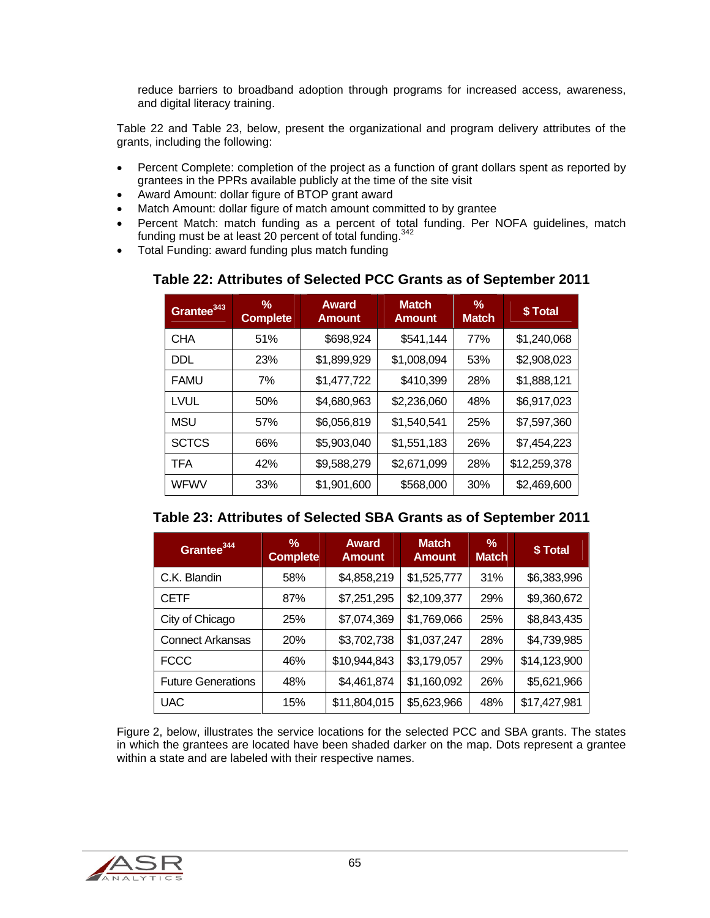reduce barriers to broadband adoption through programs for increased access, awareness, and digital literacy training.

Table 22 and Table 23, below, present the organizational and program delivery attributes of the grants, including the following:

- Percent Complete: completion of the project as a function of grant dollars spent as reported by grantees in the PPRs available publicly at the time of the site visit
- Award Amount: dollar figure of BTOP grant award
- Match Amount: dollar figure of match amount committed to by grantee
- Percent Match: match funding as a percent of total funding. Per NOFA guidelines, match funding must be at least 20 percent of total funding.[342]
- Total Funding: award funding plus match funding

**Table 22: Attributes of Selected PCC Grants as of September 2011**

| Grantee[343] | % Complete | Award Amount | Match Amount | % Match | $ Total |
|---|---|---|---|---|---|
| CHA | 51% | $698,924 | $541,144 | 77% | $1,240,068 |
| DDL | 23% | $1,899,929 | $1,008,094 | 53% | $2,908,023 |
| FAMU | 7% | $1,477,722 | $410,399 | 28% | $1,888,121 |
| LVUL | 50% | $4,680,963 | $2,236,060 | 48% | $6,917,023 |
| MSU | 57% | $6,056,819 | $1,540,541 | 25% | $7,597,360 |
| SCTCS | 66% | $5,903,040 | $1,551,183 | 26% | $7,454,223 |
| TFA | 42% | $9,588,279 | $2,671,099 | 28% | $12,259,378 |
| WFWV | 33% | $1,901,600 | $568,000 | 30% | $2,469,600 |

**Table 23: Attributes of Selected SBA Grants as of September 2011**

| Grantee[344] | % Complete | Award Amount | Match Amount | % Match | $ Total |
|---|---|---|---|---|---|
| C.K. Blandin | 58% | $4,858,219 | $1,525,777 | 31% | $6,383,996 |
| CETF | 87% | $7,251,295 | $2,109,377 | 29% | $9,360,672 |
| City of Chicago | 25% | $7,074,369 | $1,769,066 | 25% | $8,843,435 |
| Connect Arkansas | 20% | $3,702,738 | $1,037,247 | 28% | $4,739,985 |
| FCCC | 46% | $10,944,843 | $3,179,057 | 29% | $14,123,900 |
| Future Generations | 48% | $4,461,874 | $1,160,092 | 26% | $5,621,966 |
| UAC | 15% | $11,804,015 | $5,623,966 | 48% | $17,427,981 |

Figure 2, below, illustrates the service locations for the selected PCC and SBA grants. The states in which the grantees are located have been shaded darker on the map. Dots represent a grantee within a state and are labeled with their respective names.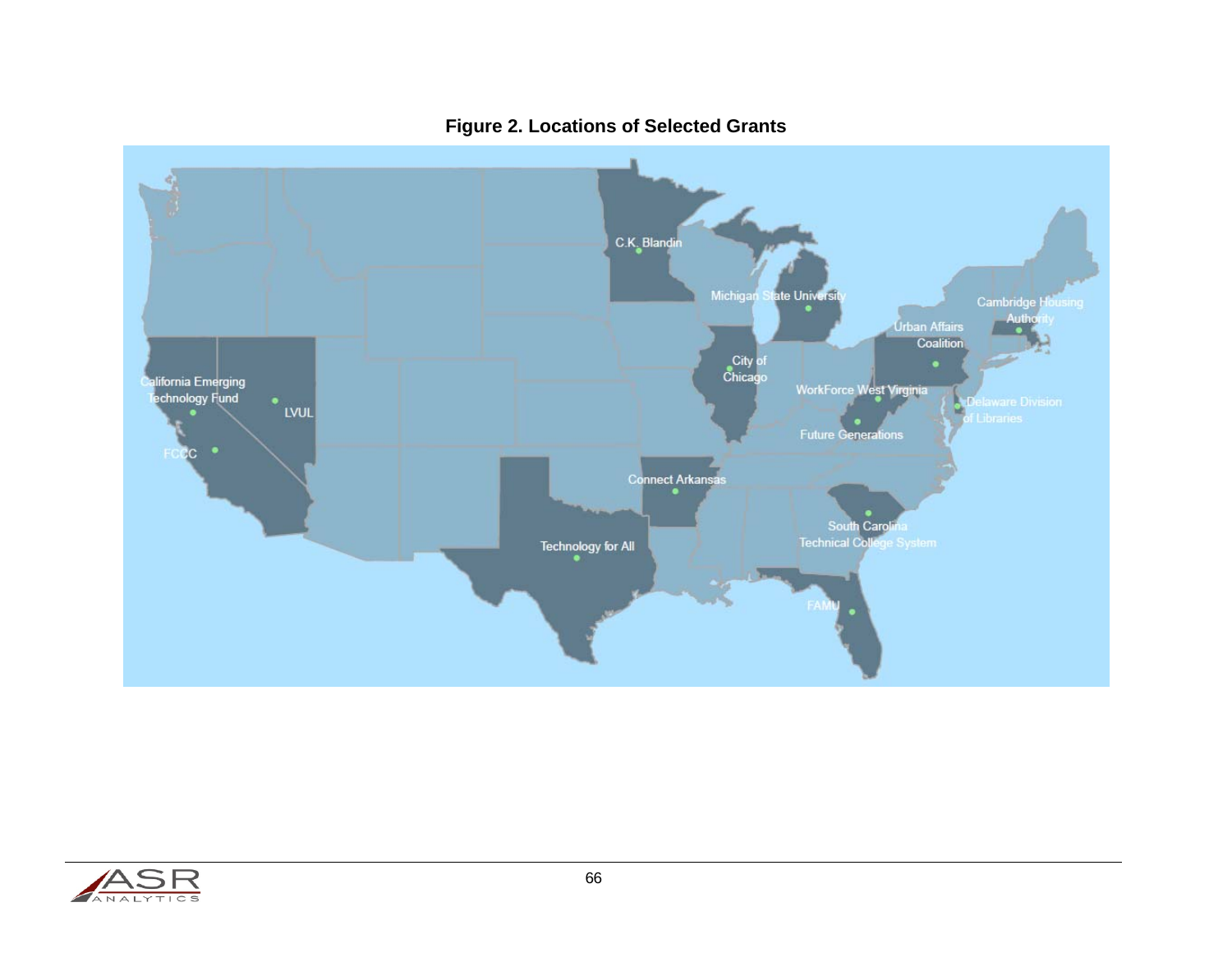**Figure 2. Locations of Selected Grants**

C.K. Blandin

Michigan State University

Cambridge Housing Authority

Urban Affairs Coalition

City of Chicago

California Emerging Technology Fund

LVUL

FCCC

WorkForce West Virginia

Delaware Division of Libraries

Future Generations

Connect Arkansas

South Carolina Technical College System

Technology for All

FAMU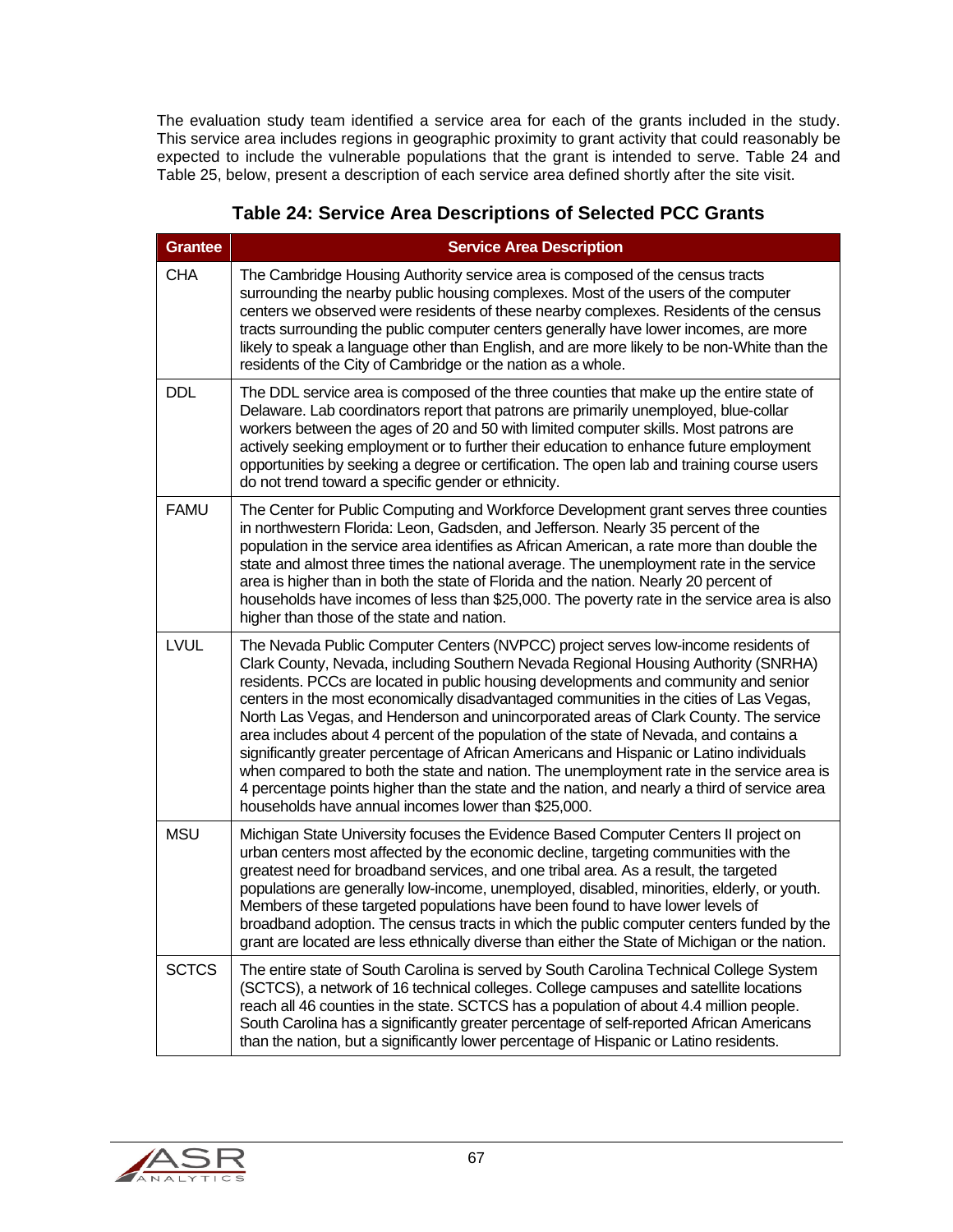The evaluation study team identified a service area for each of the grants included in the study. This service area includes regions in geographic proximity to grant activity that could reasonably be expected to include the vulnerable populations that the grant is intended to serve. Table 24 and Table 25, below, present a description of each service area defined shortly after the site visit.

### Table 24: Service Area Descriptions of Selected PCC Grants

| Grantee | Service Area Description |
| --- | --- |
| CHA | The Cambridge Housing Authority service area is composed of the census tracts surrounding the nearby public housing complexes. Most of the users of the computer centers we observed were residents of these nearby complexes. Residents of the census tracts surrounding the public computer centers generally have lower incomes, are more likely to speak a language other than English, and are more likely to be non-White than the residents of the City of Cambridge or the nation as a whole. |
| DDL | The DDL service area is composed of the three counties that make up the entire state of Delaware. Lab coordinators report that patrons are primarily unemployed, blue-collar workers between the ages of 20 and 50 with limited computer skills. Most patrons are actively seeking employment or to further their education to enhance future employment opportunities by seeking a degree or certification. The open lab and training course users do not trend toward a specific gender or ethnicity. |
| FAMU | The Center for Public Computing and Workforce Development grant serves three counties in northwestern Florida: Leon, Gadsden, and Jefferson. Nearly 35 percent of the population in the service area identifies as African American, a rate more than double the state and almost three times the national average. The unemployment rate in the service area is higher than in both the state of Florida and the nation. Nearly 20 percent of households have incomes of less than $25,000. The poverty rate in the service area is also higher than those of the state and nation. |
| LVUL | The Nevada Public Computer Centers (NVPCC) project serves low-income residents of Clark County, Nevada, including Southern Nevada Regional Housing Authority (SNRHA) residents. PCCs are located in public housing developments and community and senior centers in the most economically disadvantaged communities in the cities of Las Vegas, North Las Vegas, and Henderson and unincorporated areas of Clark County. The service area includes about 4 percent of the population of the state of Nevada, and contains a significantly greater percentage of African Americans and Hispanic or Latino individuals when compared to both the state and nation. The unemployment rate in the service area is 4 percentage points higher than the state and the nation, and nearly a third of service area households have annual incomes lower than $25,000. |
| MSU | Michigan State University focuses the Evidence Based Computer Centers II project on urban centers most affected by the economic decline, targeting communities with the greatest need for broadband services, and one tribal area. As a result, the targeted populations are generally low-income, unemployed, disabled, minorities, elderly, or youth. Members of these targeted populations have been found to have lower levels of broadband adoption. The census tracts in which the public computer centers funded by the grant are located are less ethnically diverse than either the State of Michigan or the nation. |
| SCTCS | The entire state of South Carolina is served by South Carolina Technical College System (SCTCS), a network of 16 technical colleges. College campuses and satellite locations reach all 46 counties in the state. SCTCS has a population of about 4.4 million people. South Carolina has a significantly greater percentage of self-reported African Americans than the nation, but a significantly lower percentage of Hispanic or Latino residents. |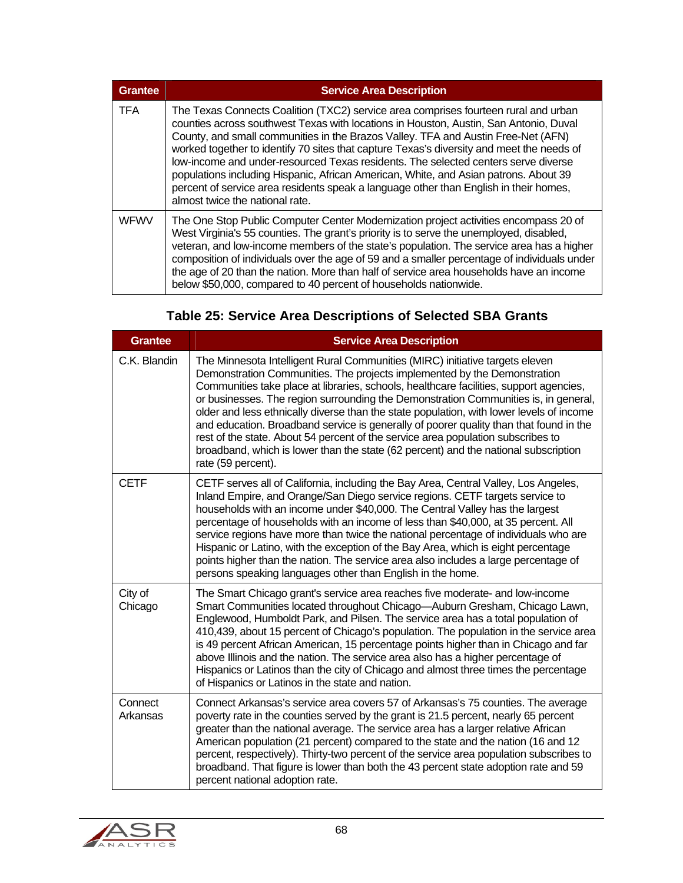| Grantee | Service Area Description |
|---|---|
| TFA | The Texas Connects Coalition (TXC2) service area comprises fourteen rural and urban counties across southwest Texas with locations in Houston, Austin, San Antonio, Duval County, and small communities in the Brazos Valley. TFA and Austin Free-Net (AFN) worked together to identify 70 sites that capture Texas's diversity and meet the needs of low-income and under-resourced Texas residents. The selected centers serve diverse populations including Hispanic, African American, White, and Asian patrons. About 39 percent of service area residents speak a language other than English in their homes, almost twice the national rate. |
| WFWV | The One Stop Public Computer Center Modernization project activities encompass 20 of West Virginia's 55 counties. The grant's priority is to serve the unemployed, disabled, veteran, and low-income members of the state's population. The service area has a higher composition of individuals over the age of 59 and a smaller percentage of individuals under the age of 20 than the nation. More than half of service area households have an income below $50,000, compared to 40 percent of households nationwide. |

### Table 25: Service Area Descriptions of Selected SBA Grants

| Grantee | Service Area Description |
|---|---|
| C.K. Blandin | The Minnesota Intelligent Rural Communities (MIRC) initiative targets eleven Demonstration Communities. The projects implemented by the Demonstration Communities take place at libraries, schools, healthcare facilities, support agencies, or businesses. The region surrounding the Demonstration Communities is, in general, older and less ethnically diverse than the state population, with lower levels of income and education. Broadband service is generally of poorer quality than that found in the rest of the state. About 54 percent of the service area population subscribes to broadband, which is lower than the state (62 percent) and the national subscription rate (59 percent). |
| CETF | CETF serves all of California, including the Bay Area, Central Valley, Los Angeles, Inland Empire, and Orange/San Diego service regions. CETF targets service to households with an income under $40,000. The Central Valley has the largest percentage of households with an income of less than $40,000, at 35 percent. All service regions have more than twice the national percentage of individuals who are Hispanic or Latino, with the exception of the Bay Area, which is eight percentage points higher than the nation. The service area also includes a large percentage of persons speaking languages other than English in the home. |
| City of Chicago | The Smart Chicago grant's service area reaches five moderate- and low-income Smart Communities located throughout Chicago—Auburn Gresham, Chicago Lawn, Englewood, Humboldt Park, and Pilsen. The service area has a total population of 410,439, about 15 percent of Chicago's population. The population in the service area is 49 percent African American, 15 percentage points higher than in Chicago and far above Illinois and the nation. The service area also has a higher percentage of Hispanics or Latinos than the city of Chicago and almost three times the percentage of Hispanics or Latinos in the state and nation. |
| Connect Arkansas | Connect Arkansas's service area covers 57 of Arkansas's 75 counties. The average poverty rate in the counties served by the grant is 21.5 percent, nearly 65 percent greater than the national average. The service area has a larger relative African American population (21 percent) compared to the state and the nation (16 and 12 percent, respectively). Thirty-two percent of the service area population subscribes to broadband. That figure is lower than both the 43 percent state adoption rate and 59 percent national adoption rate. |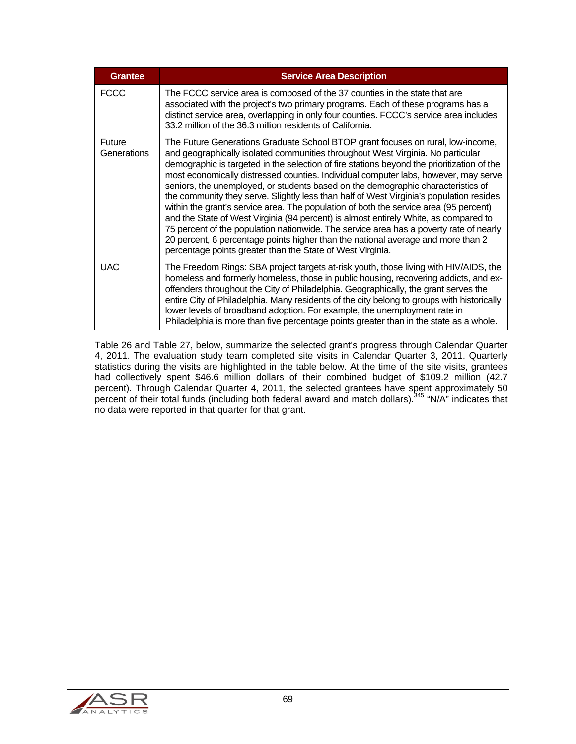| Grantee | Service Area Description |
| --- | --- |
| FCCC | The FCCC service area is composed of the 37 counties in the state that are associated with the project's two primary programs. Each of these programs has a distinct service area, overlapping in only four counties. FCCC's service area includes 33.2 million of the 36.3 million residents of California. |
| Future Generations | The Future Generations Graduate School BTOP grant focuses on rural, low-income, and geographically isolated communities throughout West Virginia. No particular demographic is targeted in the selection of fire stations beyond the prioritization of the most economically distressed counties. Individual computer labs, however, may serve seniors, the unemployed, or students based on the demographic characteristics of the community they serve. Slightly less than half of West Virginia's population resides within the grant's service area. The population of both the service area (95 percent) and the State of West Virginia (94 percent) is almost entirely White, as compared to 75 percent of the population nationwide. The service area has a poverty rate of nearly 20 percent, 6 percentage points higher than the national average and more than 2 percentage points greater than the State of West Virginia. |
| UAC | The Freedom Rings: SBA project targets at-risk youth, those living with HIV/AIDS, the homeless and formerly homeless, those in public housing, recovering addicts, and ex-offenders throughout the City of Philadelphia. Geographically, the grant serves the entire City of Philadelphia. Many residents of the city belong to groups with historically lower levels of broadband adoption. For example, the unemployment rate in Philadelphia is more than five percentage points greater than in the state as a whole. |

Table 26 and Table 27, below, summarize the selected grant's progress through Calendar Quarter 4, 2011. The evaluation study team completed site visits in Calendar Quarter 3, 2011. Quarterly statistics during the visits are highlighted in the table below. At the time of the site visits, grantees had collectively spent $46.6 million dollars of their combined budget of $109.2 million (42.7 percent). Through Calendar Quarter 4, 2011, the selected grantees have spent approximately 50 percent of their total funds (including both federal award and match dollars).[345] "N/A" indicates that no data were reported in that quarter for that grant.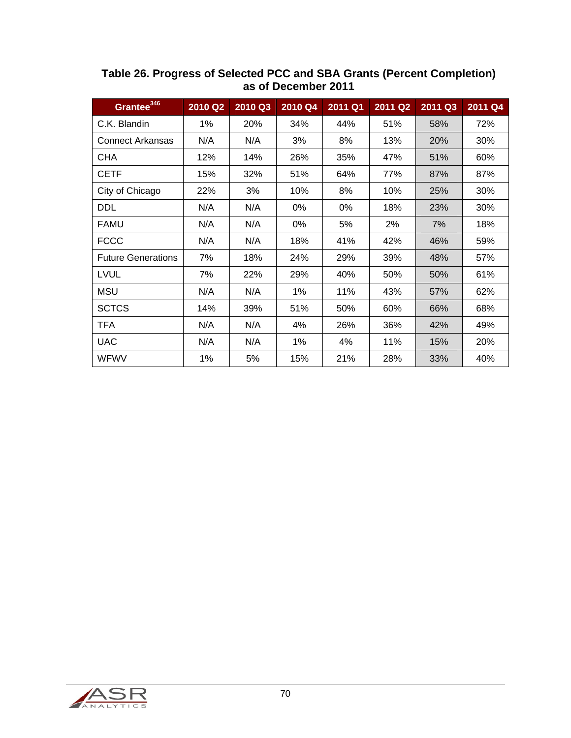**Table 26. Progress of Selected PCC and SBA Grants (Percent Completion) as of December 2011**

| Grantee[346] | 2010 Q2 | 2010 Q3 | 2010 Q4 | 2011 Q1 | 2011 Q2 | 2011 Q3 | 2011 Q4 |
|---|---|---|---|---|---|---|---|
| C.K. Blandin | 1% | 20% | 34% | 44% | 51% | 58% | 72% |
| Connect Arkansas | N/A | N/A | 3% | 8% | 13% | 20% | 30% |
| CHA | 12% | 14% | 26% | 35% | 47% | 51% | 60% |
| CETF | 15% | 32% | 51% | 64% | 77% | 87% | 87% |
| City of Chicago | 22% | 3% | 10% | 8% | 10% | 25% | 30% |
| DDL | N/A | N/A | 0% | 0% | 18% | 23% | 30% |
| FAMU | N/A | N/A | 0% | 5% | 2% | 7% | 18% |
| FCCC | N/A | N/A | 18% | 41% | 42% | 46% | 59% |
| Future Generations | 7% | 18% | 24% | 29% | 39% | 48% | 57% |
| LVUL | 7% | 22% | 29% | 40% | 50% | 50% | 61% |
| MSU | N/A | N/A | 1% | 11% | 43% | 57% | 62% |
| SCTCS | 14% | 39% | 51% | 50% | 60% | 66% | 68% |
| TFA | N/A | N/A | 4% | 26% | 36% | 42% | 49% |
| UAC | N/A | N/A | 1% | 4% | 11% | 15% | 20% |
| WFWV | 1% | 5% | 15% | 21% | 28% | 33% | 40% |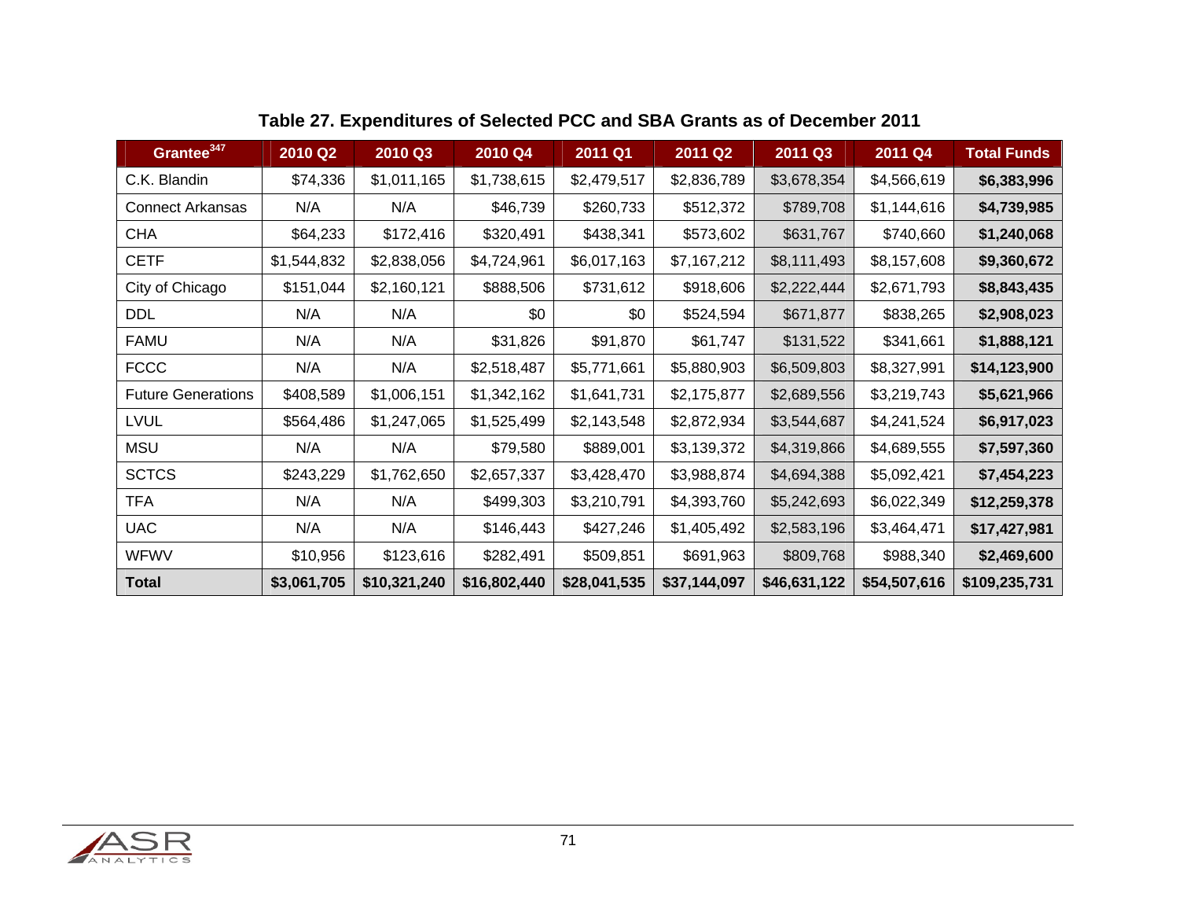**Table 27. Expenditures of Selected PCC and SBA Grants as of December 2011**

| Grantee[347] | 2010 Q2 | 2010 Q3 | 2010 Q4 | 2011 Q1 | 2011 Q2 | 2011 Q3 | 2011 Q4 | Total Funds |
|---|---|---|---|---|---|---|---|---|
| C.K. Blandin | $74,336 | $1,011,165 | $1,738,615 | $2,479,517 | $2,836,789 | $3,678,354 | $4,566,619 | **$6,383,996** |
| Connect Arkansas | N/A | N/A | $46,739 | $260,733 | $512,372 | $789,708 | $1,144,616 | **$4,739,985** |
| CHA | $64,233 | $172,416 | $320,491 | $438,341 | $573,602 | $631,767 | $740,660 | **$1,240,068** |
| CETF | $1,544,832 | $2,838,056 | $4,724,961 | $6,017,163 | $7,167,212 | $8,111,493 | $8,157,608 | **$9,360,672** |
| City of Chicago | $151,044 | $2,160,121 | $888,506 | $731,612 | $918,606 | $2,222,444 | $2,671,793 | **$8,843,435** |
| DDL | N/A | N/A | $0 | $0 | $524,594 | $671,877 | $838,265 | **$2,908,023** |
| FAMU | N/A | N/A | $31,826 | $91,870 | $61,747 | $131,522 | $341,661 | **$1,888,121** |
| FCCC | N/A | N/A | $2,518,487 | $5,771,661 | $5,880,903 | $6,509,803 | $8,327,991 | **$14,123,900** |
| Future Generations | $408,589 | $1,006,151 | $1,342,162 | $1,641,731 | $2,175,877 | $2,689,556 | $3,219,743 | **$5,621,966** |
| LVUL | $564,486 | $1,247,065 | $1,525,499 | $2,143,548 | $2,872,934 | $3,544,687 | $4,241,524 | **$6,917,023** |
| MSU | N/A | N/A | $79,580 | $889,001 | $3,139,372 | $4,319,866 | $4,689,555 | **$7,597,360** |
| SCTCS | $243,229 | $1,762,650 | $2,657,337 | $3,428,470 | $3,988,874 | $4,694,388 | $5,092,421 | **$7,454,223** |
| TFA | N/A | N/A | $499,303 | $3,210,791 | $4,393,760 | $5,242,693 | $6,022,349 | **$12,259,378** |
| UAC | N/A | N/A | $146,443 | $427,246 | $1,405,492 | $2,583,196 | $3,464,471 | **$17,427,981** |
| WFWV | $10,956 | $123,616 | $282,491 | $509,851 | $691,963 | $809,768 | $988,340 | **$2,469,600** |
| **Total** | **$3,061,705** | **$10,321,240** | **$16,802,440** | **$28,041,535** | **$37,144,097** | **$46,631,122** | **$54,507,616** | **$109,235,731** |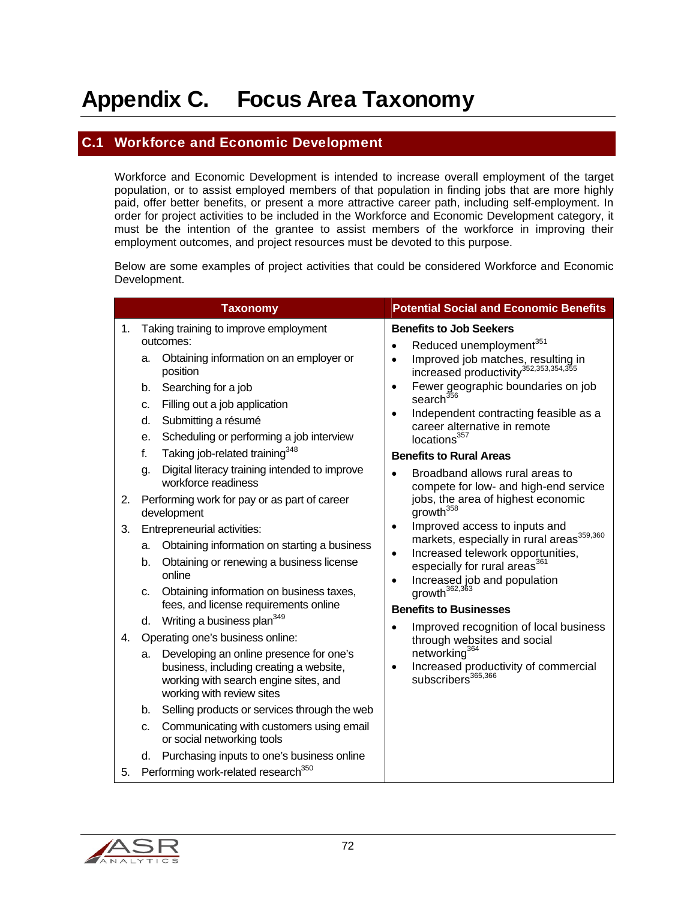# Appendix C. Focus Area Taxonomy

## C.1 Workforce and Economic Development

Workforce and Economic Development is intended to increase overall employment of the target population, or to assist employed members of that population in finding jobs that are more highly paid, offer better benefits, or present a more attractive career path, including self-employment. In order for project activities to be included in the Workforce and Economic Development category, it must be the intention of the grantee to assist members of the workforce in improving their employment outcomes, and project resources must be devoted to this purpose.

Below are some examples of project activities that could be considered Workforce and Economic Development.

| Taxonomy | Potential Social and Economic Benefits |
|---|---|
| 1. Taking training to improve employment outcomes:<br>a. Obtaining information on an employer or position<br>b. Searching for a job<br>c. Filling out a job application<br>d. Submitting a résumé<br>e. Scheduling or performing a job interview<br>f. Taking job-related training[348]<br>g. Digital literacy training intended to improve workforce readiness<br>2. Performing work for pay or as part of career development<br>3. Entrepreneurial activities:<br>a. Obtaining information on starting a business<br>b. Obtaining or renewing a business license online<br>c. Obtaining information on business taxes, fees, and license requirements online<br>d. Writing a business plan[349]<br>4. Operating one's business online:<br>a. Developing an online presence for one's business, including creating a website, working with search engine sites, and working with review sites<br>b. Selling products or services through the web<br>c. Communicating with customers using email or social networking tools<br>d. Purchasing inputs to one's business online<br>5. Performing work-related research[350] | **Benefits to Job Seekers**<br>• Reduced unemployment[351]<br>• Improved job matches, resulting in increased productivity[352,353,354,355]<br>• Fewer geographic boundaries on job search[356]<br>• Independent contracting feasible as a career alternative in remote locations[357]<br>**Benefits to Rural Areas**<br>• Broadband allows rural areas to compete for low- and high-end service jobs, the area of highest economic growth[358]<br>• Improved access to inputs and markets, especially in rural areas[359,360]<br>• Increased telework opportunities, especially for rural areas[361]<br>• Increased job and population growth[362,363]<br>**Benefits to Businesses**<br>• Improved recognition of local business through websites and social networking[364]<br>• Increased productivity of commercial subscribers[365,366] |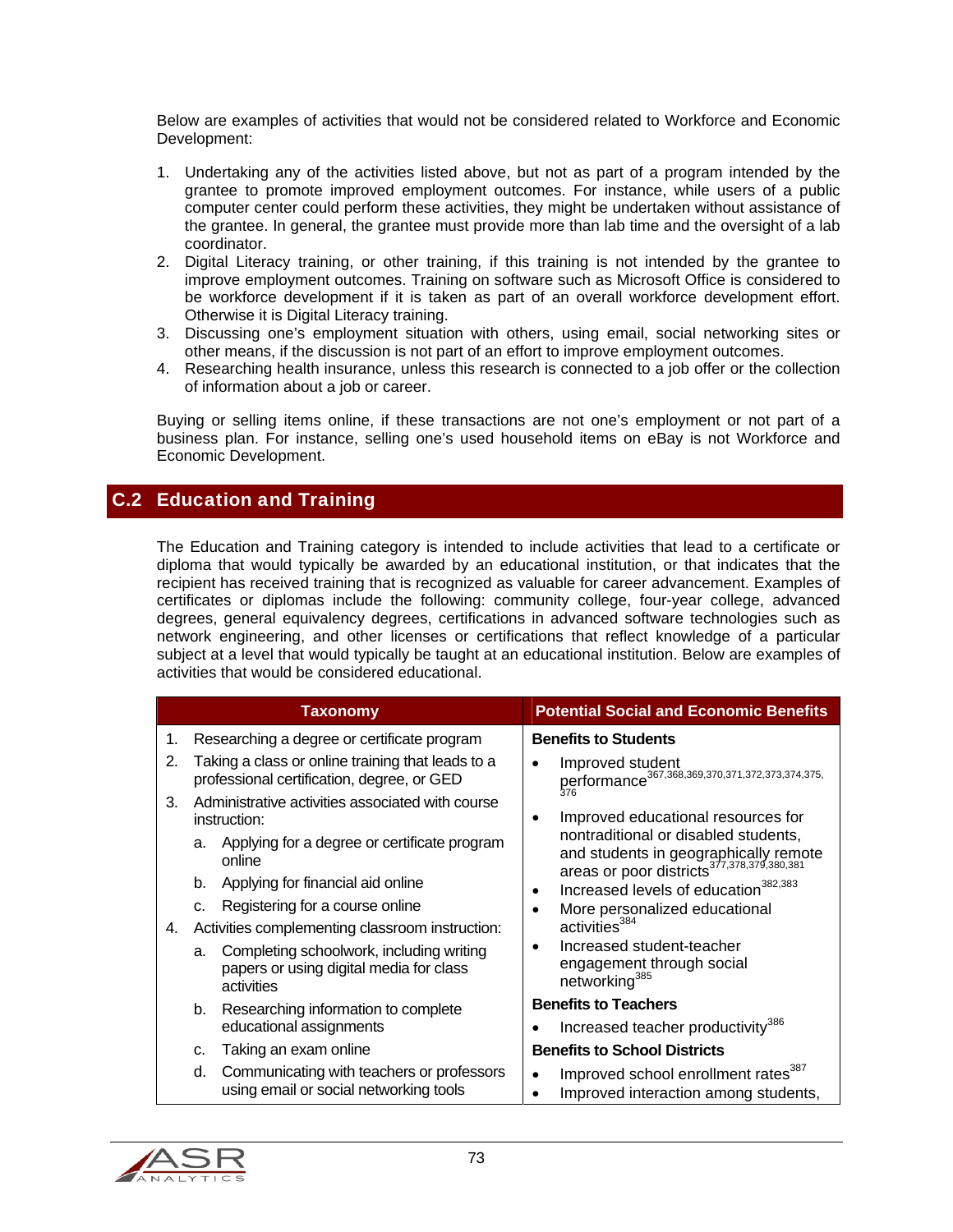Below are examples of activities that would not be considered related to Workforce and Economic Development:

1. Undertaking any of the activities listed above, but not as part of a program intended by the grantee to promote improved employment outcomes. For instance, while users of a public computer center could perform these activities, they might be undertaken without assistance of the grantee. In general, the grantee must provide more than lab time and the oversight of a lab coordinator.
2. Digital Literacy training, or other training, if this training is not intended by the grantee to improve employment outcomes. Training on software such as Microsoft Office is considered to be workforce development if it is taken as part of an overall workforce development effort. Otherwise it is Digital Literacy training.
3. Discussing one's employment situation with others, using email, social networking sites or other means, if the discussion is not part of an effort to improve employment outcomes.
4. Researching health insurance, unless this research is connected to a job offer or the collection of information about a job or career.

Buying or selling items online, if these transactions are not one's employment or not part of a business plan. For instance, selling one's used household items on eBay is not Workforce and Economic Development.

## C.2 Education and Training

The Education and Training category is intended to include activities that lead to a certificate or diploma that would typically be awarded by an educational institution, or that indicates that the recipient has received training that is recognized as valuable for career advancement. Examples of certificates or diplomas include the following: community college, four-year college, advanced degrees, general equivalency degrees, certifications in advanced software technologies such as network engineering, and other licenses or certifications that reflect knowledge of a particular subject at a level that would typically be taught at an educational institution. Below are examples of activities that would be considered educational.

| Taxonomy | Potential Social and Economic Benefits |
|---|---|
| 1. Researching a degree or certificate program<br>2. Taking a class or online training that leads to a professional certification, degree, or GED<br>3. Administrative activities associated with course instruction:<br>&nbsp;&nbsp;a. Applying for a degree or certificate program online<br>&nbsp;&nbsp;b. Applying for financial aid online<br>&nbsp;&nbsp;c. Registering for a course online<br>4. Activities complementing classroom instruction:<br>&nbsp;&nbsp;a. Completing schoolwork, including writing papers or using digital media for class activities<br>&nbsp;&nbsp;b. Researching information to complete educational assignments<br>&nbsp;&nbsp;c. Taking an exam online<br>&nbsp;&nbsp;d. Communicating with teachers or professors using email or social networking tools | **Benefits to Students**<br>• Improved student performance[367,368,369,370,371,372,373,374,375,376]<br>• Improved educational resources for nontraditional or disabled students, and students in geographically remote areas or poor districts[377,378,379,380,381]<br>• Increased levels of education[382,383]<br>• More personalized educational activities[384]<br>• Increased student-teacher engagement through social networking[385]<br>**Benefits to Teachers**<br>• Increased teacher productivity[386]<br>**Benefits to School Districts**<br>• Improved school enrollment rates[387]<br>• Improved interaction among students, |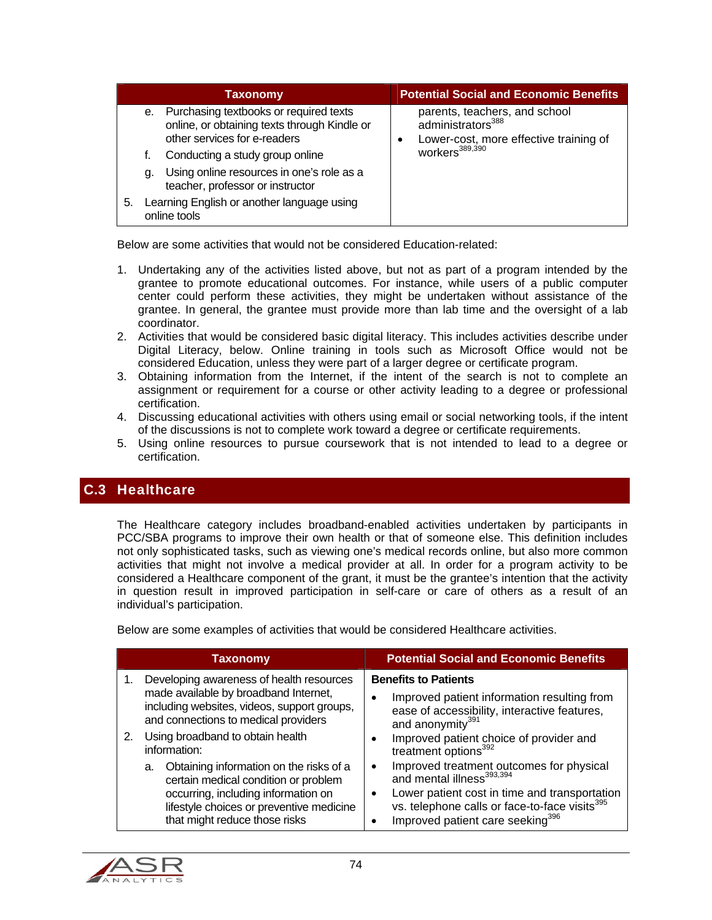| Taxonomy | Potential Social and Economic Benefits |
|---|---|
| e. Purchasing textbooks or required texts online, or obtaining texts through Kindle or other services for e-readers<br>f. Conducting a study group online<br>g. Using online resources in one's role as a teacher, professor or instructor<br>5. Learning English or another language using online tools | parents, teachers, and school administrators[388]<br>• Lower-cost, more effective training of workers[389,390] |

Below are some activities that would not be considered Education-related:

1. Undertaking any of the activities listed above, but not as part of a program intended by the grantee to promote educational outcomes. For instance, while users of a public computer center could perform these activities, they might be undertaken without assistance of the grantee. In general, the grantee must provide more than lab time and the oversight of a lab coordinator.
2. Activities that would be considered basic digital literacy. This includes activities describe under Digital Literacy, below. Online training in tools such as Microsoft Office would not be considered Education, unless they were part of a larger degree or certificate program.
3. Obtaining information from the Internet, if the intent of the search is not to complete an assignment or requirement for a course or other activity leading to a degree or professional certification.
4. Discussing educational activities with others using email or social networking tools, if the intent of the discussions is not to complete work toward a degree or certificate requirements.
5. Using online resources to pursue coursework that is not intended to lead to a degree or certification.

## C.3 Healthcare

The Healthcare category includes broadband-enabled activities undertaken by participants in PCC/SBA programs to improve their own health or that of someone else. This definition includes not only sophisticated tasks, such as viewing one's medical records online, but also more common activities that might not involve a medical provider at all. In order for a program activity to be considered a Healthcare component of the grant, it must be the grantee's intention that the activity in question result in improved participation in self-care or care of others as a result of an individual's participation.

Below are some examples of activities that would be considered Healthcare activities.

| Taxonomy | Potential Social and Economic Benefits |
|---|---|
| 1. Developing awareness of health resources made available by broadband Internet, including websites, videos, support groups, and connections to medical providers<br>2. Using broadband to obtain health information:<br>a. Obtaining information on the risks of a certain medical condition or problem occurring, including information on lifestyle choices or preventive medicine that might reduce those risks | **Benefits to Patients**<br>• Improved patient information resulting from ease of accessibility, interactive features, and anonymity[391]<br>• Improved patient choice of provider and treatment options[392]<br>• Improved treatment outcomes for physical and mental illness[393,394]<br>• Lower patient cost in time and transportation vs. telephone calls or face-to-face visits[395]<br>• Improved patient care seeking[396] |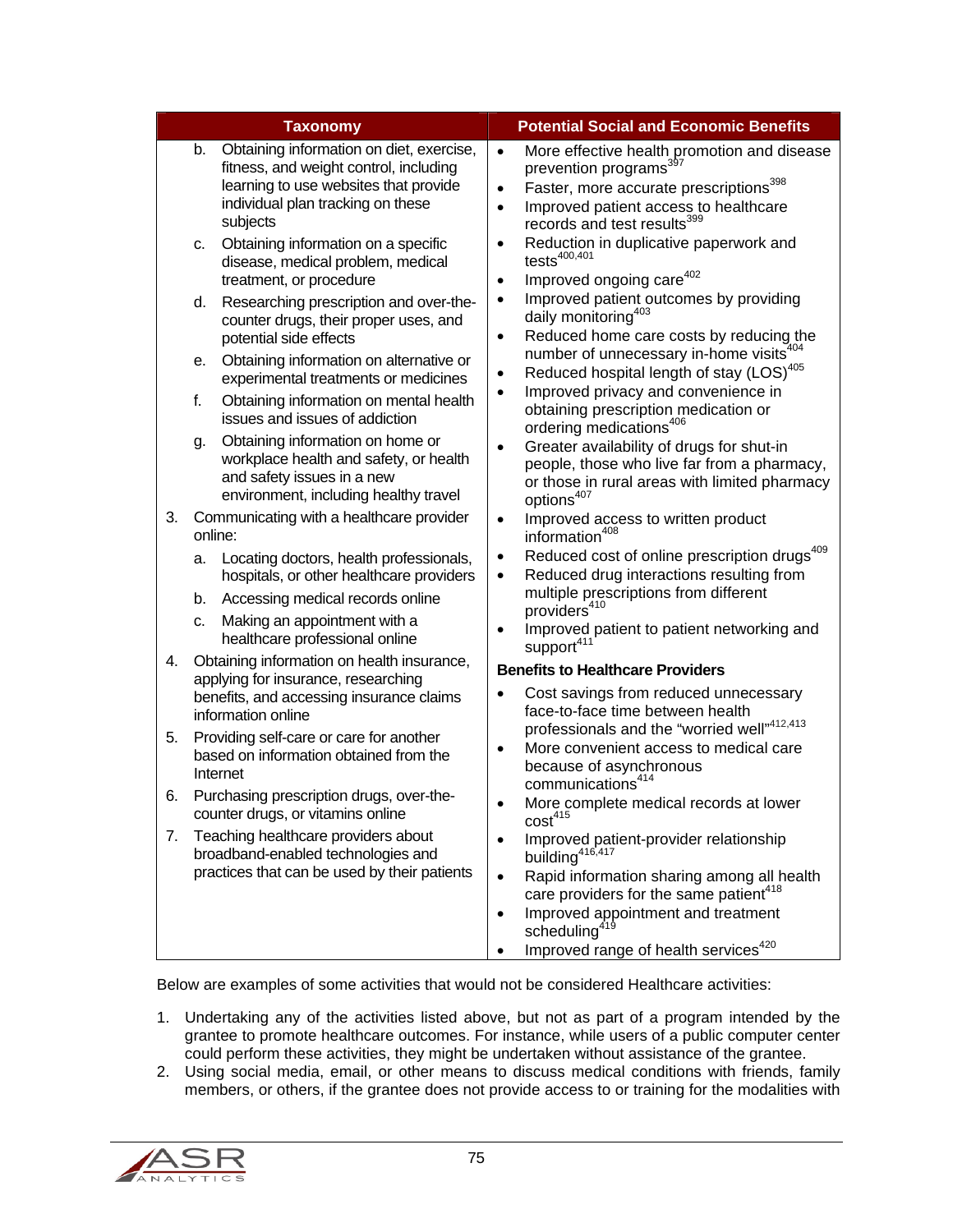| Taxonomy | Potential Social and Economic Benefits |
|---|---|
| b. Obtaining information on diet, exercise, fitness, and weight control, including learning to use websites that provide individual plan tracking on these subjects<br>c. Obtaining information on a specific disease, medical problem, medical treatment, or procedure<br>d. Researching prescription and over-the-counter drugs, their proper uses, and potential side effects<br>e. Obtaining information on alternative or experimental treatments or medicines<br>f. Obtaining information on mental health issues and issues of addiction<br>g. Obtaining information on home or workplace health and safety, or health and safety issues in a new environment, including healthy travel<br>3. Communicating with a healthcare provider online:<br>a. Locating doctors, health professionals, hospitals, or other healthcare providers<br>b. Accessing medical records online<br>c. Making an appointment with a healthcare professional online<br>4. Obtaining information on health insurance, applying for insurance, researching benefits, and accessing insurance claims information online<br>5. Providing self-care or care for another based on information obtained from the Internet<br>6. Purchasing prescription drugs, over-the-counter drugs, or vitamins online<br>7. Teaching healthcare providers about broadband-enabled technologies and practices that can be used by their patients | • More effective health promotion and disease prevention programs[397]<br>• Faster, more accurate prescriptions[398]<br>• Improved patient access to healthcare records and test results[399]<br>• Reduction in duplicative paperwork and tests[400,401]<br>• Improved ongoing care[402]<br>• Improved patient outcomes by providing daily monitoring[403]<br>• Reduced home care costs by reducing the number of unnecessary in-home visits[404]<br>• Reduced hospital length of stay (LOS)[405]<br>• Improved privacy and convenience in obtaining prescription medication or ordering medications[406]<br>• Greater availability of drugs for shut-in people, those who live far from a pharmacy, or those in rural areas with limited pharmacy options[407]<br>• Improved access to written product information[408]<br>• Reduced cost of online prescription drugs[409]<br>• Reduced drug interactions resulting from multiple prescriptions from different providers[410]<br>• Improved patient to patient networking and support[411]<br>**Benefits to Healthcare Providers**<br>• Cost savings from reduced unnecessary face-to-face time between health professionals and the "worried well"[412,413]<br>• More convenient access to medical care because of asynchronous communications[414]<br>• More complete medical records at lower cost[415]<br>• Improved patient-provider relationship building[416,417]<br>• Rapid information sharing among all health care providers for the same patient[418]<br>• Improved appointment and treatment scheduling[419]<br>• Improved range of health services[420] |

Below are examples of some activities that would not be considered Healthcare activities:

1. Undertaking any of the activities listed above, but not as part of a program intended by the grantee to promote healthcare outcomes. For instance, while users of a public computer center could perform these activities, they might be undertaken without assistance of the grantee.
2. Using social media, email, or other means to discuss medical conditions with friends, family members, or others, if the grantee does not provide access to or training for the modalities with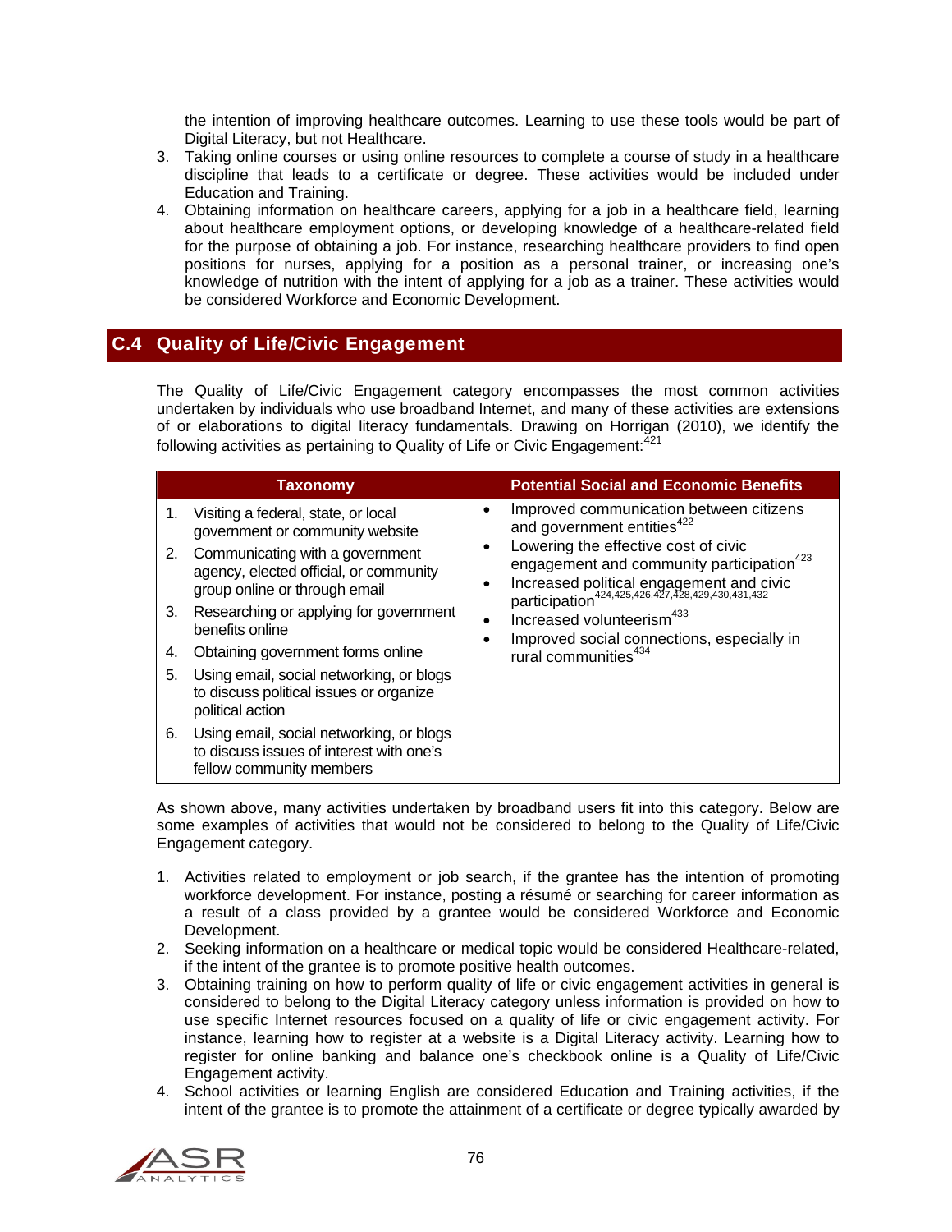the intention of improving healthcare outcomes. Learning to use these tools would be part of Digital Literacy, but not Healthcare.

3. Taking online courses or using online resources to complete a course of study in a healthcare discipline that leads to a certificate or degree. These activities would be included under Education and Training.
4. Obtaining information on healthcare careers, applying for a job in a healthcare field, learning about healthcare employment options, or developing knowledge of a healthcare-related field for the purpose of obtaining a job. For instance, researching healthcare providers to find open positions for nurses, applying for a position as a personal trainer, or increasing one's knowledge of nutrition with the intent of applying for a job as a trainer. These activities would be considered Workforce and Economic Development.

## C.4 Quality of Life/Civic Engagement

The Quality of Life/Civic Engagement category encompasses the most common activities undertaken by individuals who use broadband Internet, and many of these activities are extensions of or elaborations to digital literacy fundamentals. Drawing on Horrigan (2010), we identify the following activities as pertaining to Quality of Life or Civic Engagement:[421]

| Taxonomy | Potential Social and Economic Benefits |
|---|---|
| 1. Visiting a federal, state, or local government or community website<br>2. Communicating with a government agency, elected official, or community group online or through email<br>3. Researching or applying for government benefits online<br>4. Obtaining government forms online<br>5. Using email, social networking, or blogs to discuss political issues or organize political action<br>6. Using email, social networking, or blogs to discuss issues of interest with one's fellow community members | • Improved communication between citizens and government entities[422]<br>• Lowering the effective cost of civic engagement and community participation[423]<br>• Increased political engagement and civic participation[424,425,426,427,428,429,430,431,432]<br>• Increased volunteerism[433]<br>• Improved social connections, especially in rural communities[434] |

As shown above, many activities undertaken by broadband users fit into this category. Below are some examples of activities that would not be considered to belong to the Quality of Life/Civic Engagement category.

1. Activities related to employment or job search, if the grantee has the intention of promoting workforce development. For instance, posting a résumé or searching for career information as a result of a class provided by a grantee would be considered Workforce and Economic Development.
2. Seeking information on a healthcare or medical topic would be considered Healthcare-related, if the intent of the grantee is to promote positive health outcomes.
3. Obtaining training on how to perform quality of life or civic engagement activities in general is considered to belong to the Digital Literacy category unless information is provided on how to use specific Internet resources focused on a quality of life or civic engagement activity. For instance, learning how to register at a website is a Digital Literacy activity. Learning how to register for online banking and balance one's checkbook online is a Quality of Life/Civic Engagement activity.
4. School activities or learning English are considered Education and Training activities, if the intent of the grantee is to promote the attainment of a certificate or degree typically awarded by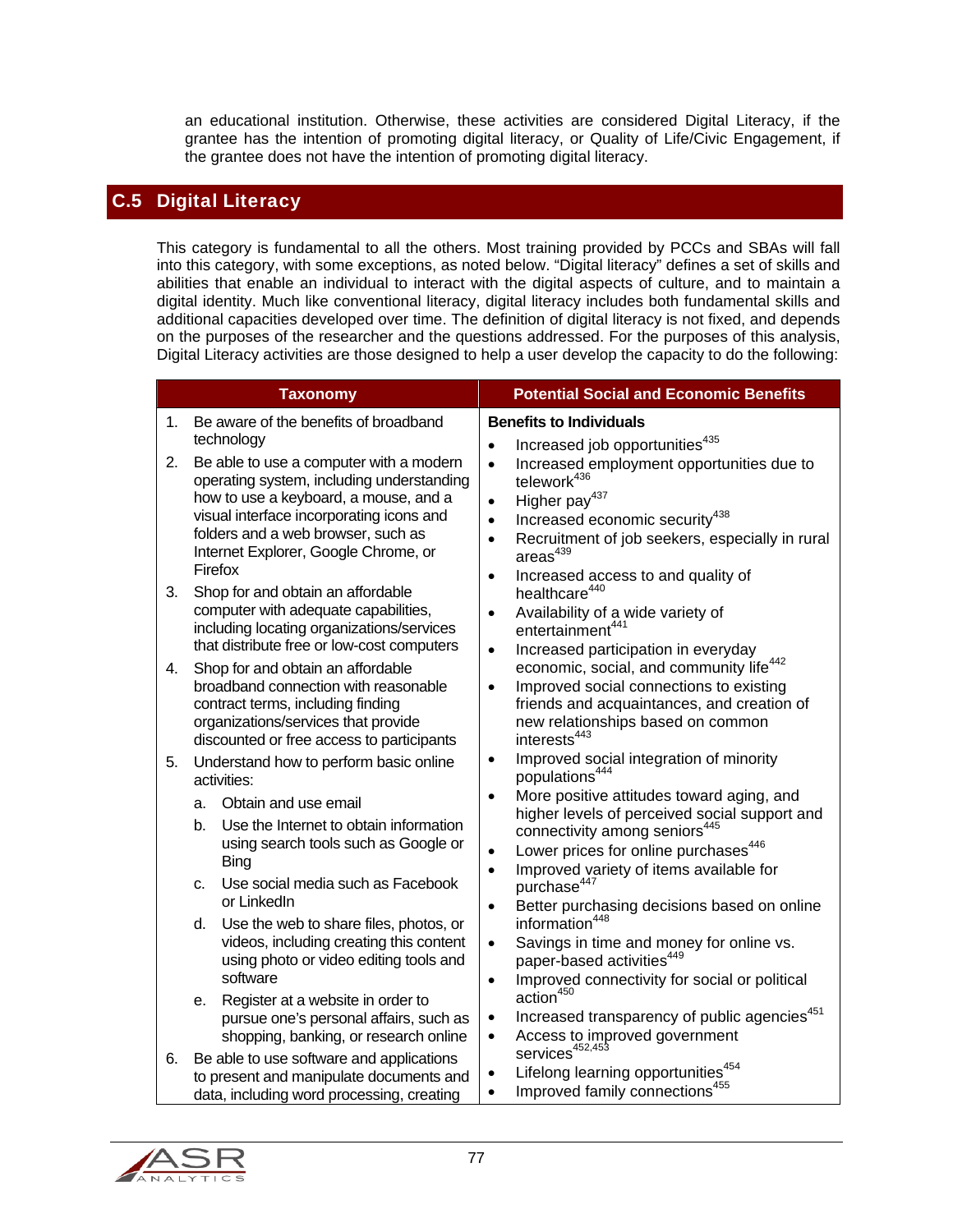an educational institution. Otherwise, these activities are considered Digital Literacy, if the grantee has the intention of promoting digital literacy, or Quality of Life/Civic Engagement, if the grantee does not have the intention of promoting digital literacy.

## C.5 Digital Literacy

This category is fundamental to all the others. Most training provided by PCCs and SBAs will fall into this category, with some exceptions, as noted below. "Digital literacy" defines a set of skills and abilities that enable an individual to interact with the digital aspects of culture, and to maintain a digital identity. Much like conventional literacy, digital literacy includes both fundamental skills and additional capacities developed over time. The definition of digital literacy is not fixed, and depends on the purposes of the researcher and the questions addressed. For the purposes of this analysis, Digital Literacy activities are those designed to help a user develop the capacity to do the following:

| Taxonomy | Potential Social and Economic Benefits |
|---|---|
| 1. Be aware of the benefits of broadband technology<br>2. Be able to use a computer with a modern operating system, including understanding how to use a keyboard, a mouse, and a visual interface incorporating icons and folders and a web browser, such as Internet Explorer, Google Chrome, or Firefox<br>3. Shop for and obtain an affordable computer with adequate capabilities, including locating organizations/services that distribute free or low-cost computers<br>4. Shop for and obtain an affordable broadband connection with reasonable contract terms, including finding organizations/services that provide discounted or free access to participants<br>5. Understand how to perform basic online activities:<br>&nbsp;&nbsp;a. Obtain and use email<br>&nbsp;&nbsp;b. Use the Internet to obtain information using search tools such as Google or Bing<br>&nbsp;&nbsp;c. Use social media such as Facebook or LinkedIn<br>&nbsp;&nbsp;d. Use the web to share files, photos, or videos, including creating this content using photo or video editing tools and software<br>&nbsp;&nbsp;e. Register at a website in order to pursue one's personal affairs, such as shopping, banking, or research online<br>6. Be able to use software and applications to present and manipulate documents and data, including word processing, creating | **Benefits to Individuals**<br>• Increased job opportunities[435]<br>• Increased employment opportunities due to telework[436]<br>• Higher pay[437]<br>• Increased economic security[438]<br>• Recruitment of job seekers, especially in rural areas[439]<br>• Increased access to and quality of healthcare[440]<br>• Availability of a wide variety of entertainment[441]<br>• Increased participation in everyday economic, social, and community life[442]<br>• Improved social connections to existing friends and acquaintances, and creation of new relationships based on common interests[443]<br>• Improved social integration of minority populations[444]<br>• More positive attitudes toward aging, and higher levels of perceived social support and connectivity among seniors[445]<br>• Lower prices for online purchases[446]<br>• Improved variety of items available for purchase[447]<br>• Better purchasing decisions based on online information[448]<br>• Savings in time and money for online vs. paper-based activities[449]<br>• Improved connectivity for social or political action[450]<br>• Increased transparency of public agencies[451]<br>• Access to improved government services[452,453]<br>• Lifelong learning opportunities[454]<br>• Improved family connections[455] |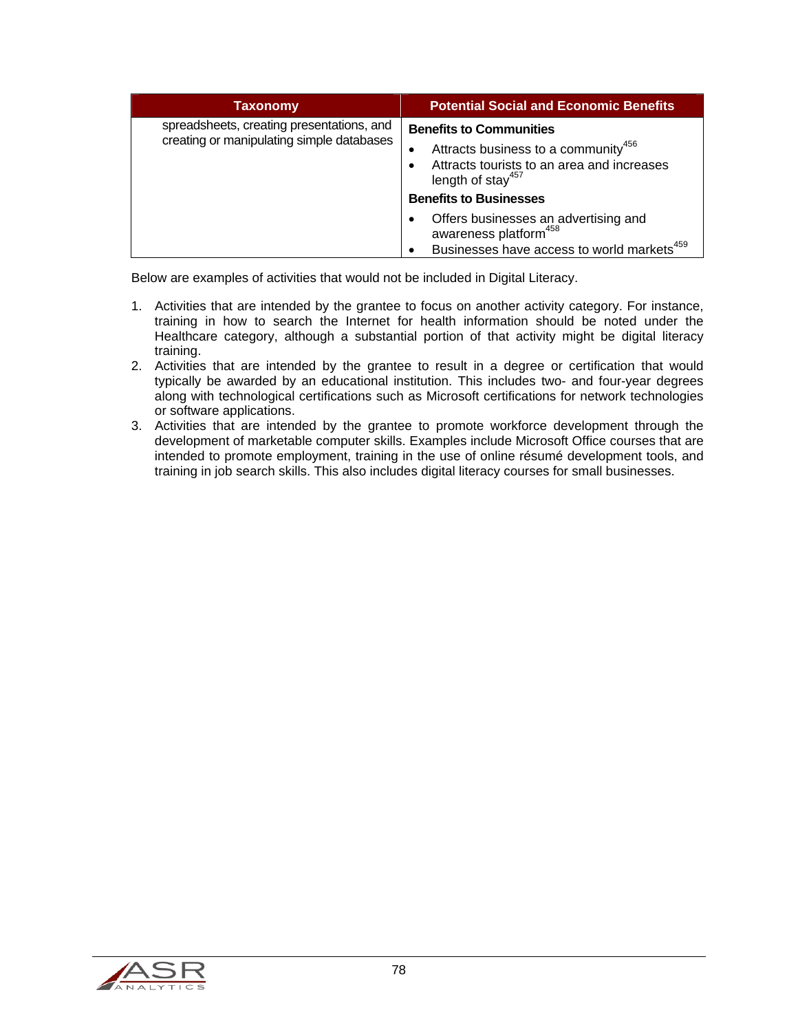| Taxonomy | Potential Social and Economic Benefits |
|---|---|
| spreadsheets, creating presentations, and creating or manipulating simple databases | **Benefits to Communities**<br>• Attracts business to a community[456]<br>• Attracts tourists to an area and increases length of stay[457]<br>**Benefits to Businesses**<br>• Offers businesses an advertising and awareness platform[458]<br>• Businesses have access to world markets[459] |

Below are examples of activities that would not be included in Digital Literacy.

1. Activities that are intended by the grantee to focus on another activity category. For instance, training in how to search the Internet for health information should be noted under the Healthcare category, although a substantial portion of that activity might be digital literacy training.
2. Activities that are intended by the grantee to result in a degree or certification that would typically be awarded by an educational institution. This includes two- and four-year degrees along with technological certifications such as Microsoft certifications for network technologies or software applications.
3. Activities that are intended by the grantee to promote workforce development through the development of marketable computer skills. Examples include Microsoft Office courses that are intended to promote employment, training in the use of online résumé development tools, and training in job search skills. This also includes digital literacy courses for small businesses.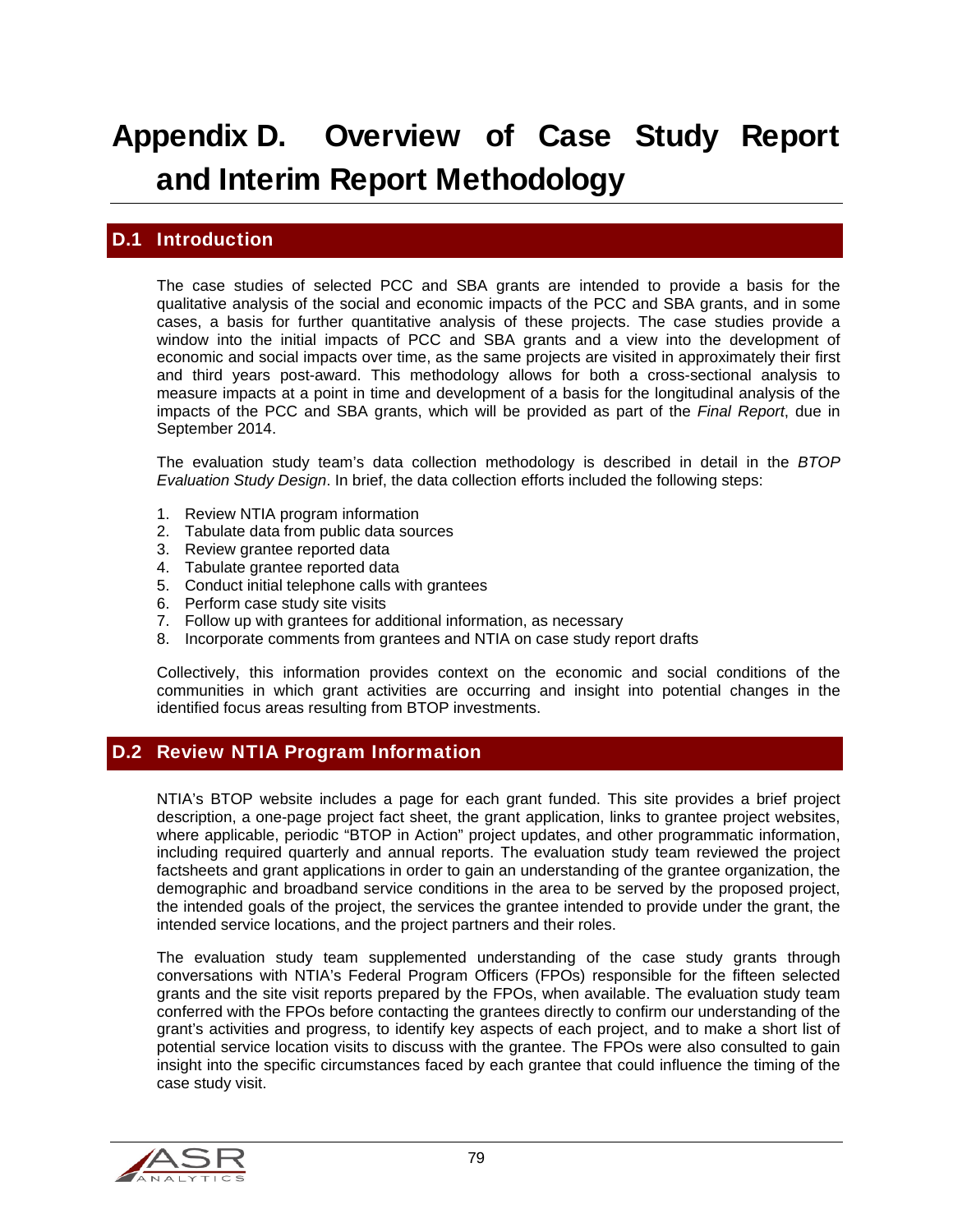# Appendix D. Overview of Case Study Report and Interim Report Methodology

## D.1 Introduction

The case studies of selected PCC and SBA grants are intended to provide a basis for the qualitative analysis of the social and economic impacts of the PCC and SBA grants, and in some cases, a basis for further quantitative analysis of these projects. The case studies provide a window into the initial impacts of PCC and SBA grants and a view into the development of economic and social impacts over time, as the same projects are visited in approximately their first and third years post-award. This methodology allows for both a cross-sectional analysis to measure impacts at a point in time and development of a basis for the longitudinal analysis of the impacts of the PCC and SBA grants, which will be provided as part of the *Final Report*, due in September 2014.

The evaluation study team's data collection methodology is described in detail in the *BTOP Evaluation Study Design*. In brief, the data collection efforts included the following steps:

1. Review NTIA program information
2. Tabulate data from public data sources
3. Review grantee reported data
4. Tabulate grantee reported data
5. Conduct initial telephone calls with grantees
6. Perform case study site visits
7. Follow up with grantees for additional information, as necessary
8. Incorporate comments from grantees and NTIA on case study report drafts

Collectively, this information provides context on the economic and social conditions of the communities in which grant activities are occurring and insight into potential changes in the identified focus areas resulting from BTOP investments.

## D.2 Review NTIA Program Information

NTIA's BTOP website includes a page for each grant funded. This site provides a brief project description, a one-page project fact sheet, the grant application, links to grantee project websites, where applicable, periodic "BTOP in Action" project updates, and other programmatic information, including required quarterly and annual reports. The evaluation study team reviewed the project factsheets and grant applications in order to gain an understanding of the grantee organization, the demographic and broadband service conditions in the area to be served by the proposed project, the intended goals of the project, the services the grantee intended to provide under the grant, the intended service locations, and the project partners and their roles.

The evaluation study team supplemented understanding of the case study grants through conversations with NTIA's Federal Program Officers (FPOs) responsible for the fifteen selected grants and the site visit reports prepared by the FPOs, when available. The evaluation study team conferred with the FPOs before contacting the grantees directly to confirm our understanding of the grant's activities and progress, to identify key aspects of each project, and to make a short list of potential service location visits to discuss with the grantee. The FPOs were also consulted to gain insight into the specific circumstances faced by each grantee that could influence the timing of the case study visit.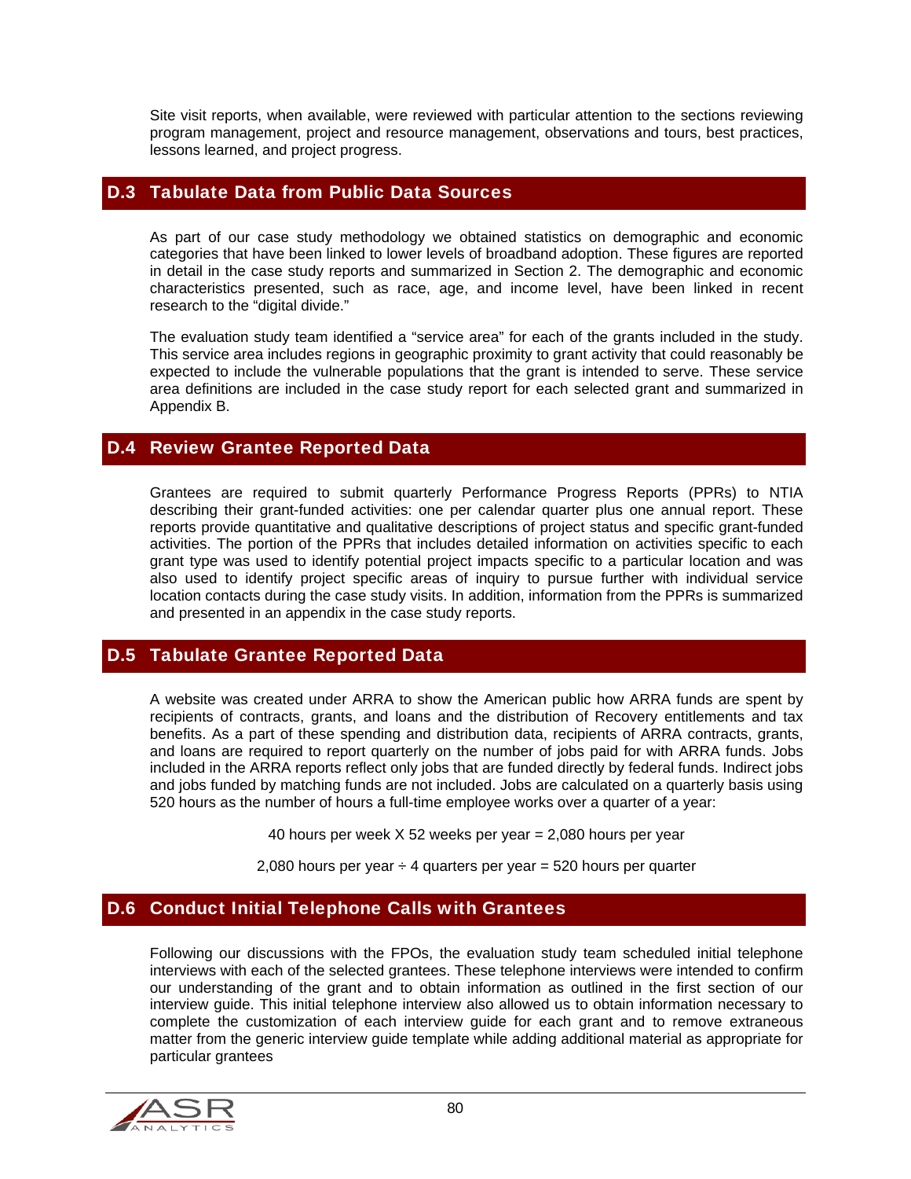Site visit reports, when available, were reviewed with particular attention to the sections reviewing program management, project and resource management, observations and tours, best practices, lessons learned, and project progress.

## D.3 Tabulate Data from Public Data Sources

As part of our case study methodology we obtained statistics on demographic and economic categories that have been linked to lower levels of broadband adoption. These figures are reported in detail in the case study reports and summarized in Section 2. The demographic and economic characteristics presented, such as race, age, and income level, have been linked in recent research to the "digital divide."

The evaluation study team identified a "service area" for each of the grants included in the study. This service area includes regions in geographic proximity to grant activity that could reasonably be expected to include the vulnerable populations that the grant is intended to serve. These service area definitions are included in the case study report for each selected grant and summarized in Appendix B.

## D.4 Review Grantee Reported Data

Grantees are required to submit quarterly Performance Progress Reports (PPRs) to NTIA describing their grant-funded activities: one per calendar quarter plus one annual report. These reports provide quantitative and qualitative descriptions of project status and specific grant-funded activities. The portion of the PPRs that includes detailed information on activities specific to each grant type was used to identify potential project impacts specific to a particular location and was also used to identify project specific areas of inquiry to pursue further with individual service location contacts during the case study visits. In addition, information from the PPRs is summarized and presented in an appendix in the case study reports.

## D.5 Tabulate Grantee Reported Data

A website was created under ARRA to show the American public how ARRA funds are spent by recipients of contracts, grants, and loans and the distribution of Recovery entitlements and tax benefits. As a part of these spending and distribution data, recipients of ARRA contracts, grants, and loans are required to report quarterly on the number of jobs paid for with ARRA funds. Jobs included in the ARRA reports reflect only jobs that are funded directly by federal funds. Indirect jobs and jobs funded by matching funds are not included. Jobs are calculated on a quarterly basis using 520 hours as the number of hours a full-time employee works over a quarter of a year:

40 hours per week X 52 weeks per year = 2,080 hours per year

2,080 hours per year ÷ 4 quarters per year = 520 hours per quarter

## D.6 Conduct Initial Telephone Calls with Grantees

Following our discussions with the FPOs, the evaluation study team scheduled initial telephone interviews with each of the selected grantees. These telephone interviews were intended to confirm our understanding of the grant and to obtain information as outlined in the first section of our interview guide. This initial telephone interview also allowed us to obtain information necessary to complete the customization of each interview guide for each grant and to remove extraneous matter from the generic interview guide template while adding additional material as appropriate for particular grantees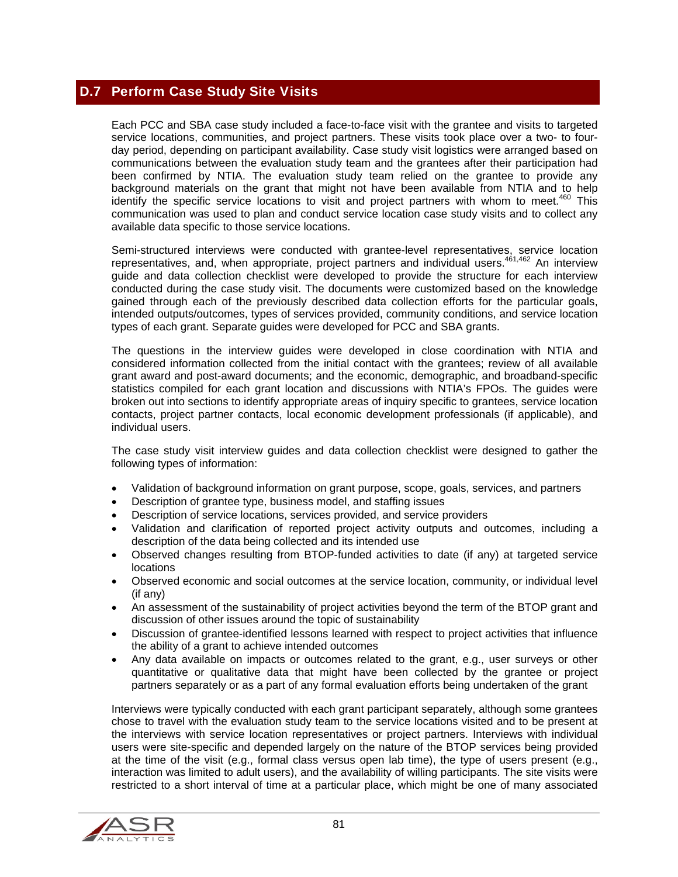## D.7 Perform Case Study Site Visits

Each PCC and SBA case study included a face-to-face visit with the grantee and visits to targeted service locations, communities, and project partners. These visits took place over a two- to four-day period, depending on participant availability. Case study visit logistics were arranged based on communications between the evaluation study team and the grantees after their participation had been confirmed by NTIA. The evaluation study team relied on the grantee to provide any background materials on the grant that might not have been available from NTIA and to help identify the specific service locations to visit and project partners with whom to meet.[460] This communication was used to plan and conduct service location case study visits and to collect any available data specific to those service locations.

Semi-structured interviews were conducted with grantee-level representatives, service location representatives, and, when appropriate, project partners and individual users.[461,462] An interview guide and data collection checklist were developed to provide the structure for each interview conducted during the case study visit. The documents were customized based on the knowledge gained through each of the previously described data collection efforts for the particular goals, intended outputs/outcomes, types of services provided, community conditions, and service location types of each grant. Separate guides were developed for PCC and SBA grants.

The questions in the interview guides were developed in close coordination with NTIA and considered information collected from the initial contact with the grantees; review of all available grant award and post-award documents; and the economic, demographic, and broadband-specific statistics compiled for each grant location and discussions with NTIA's FPOs. The guides were broken out into sections to identify appropriate areas of inquiry specific to grantees, service location contacts, project partner contacts, local economic development professionals (if applicable), and individual users.

The case study visit interview guides and data collection checklist were designed to gather the following types of information:

- Validation of background information on grant purpose, scope, goals, services, and partners
- Description of grantee type, business model, and staffing issues
- Description of service locations, services provided, and service providers
- Validation and clarification of reported project activity outputs and outcomes, including a description of the data being collected and its intended use
- Observed changes resulting from BTOP-funded activities to date (if any) at targeted service locations
- Observed economic and social outcomes at the service location, community, or individual level (if any)
- An assessment of the sustainability of project activities beyond the term of the BTOP grant and discussion of other issues around the topic of sustainability
- Discussion of grantee-identified lessons learned with respect to project activities that influence the ability of a grant to achieve intended outcomes
- Any data available on impacts or outcomes related to the grant, e.g., user surveys or other quantitative or qualitative data that might have been collected by the grantee or project partners separately or as a part of any formal evaluation efforts being undertaken of the grant

Interviews were typically conducted with each grant participant separately, although some grantees chose to travel with the evaluation study team to the service locations visited and to be present at the interviews with service location representatives or project partners. Interviews with individual users were site-specific and depended largely on the nature of the BTOP services being provided at the time of the visit (e.g., formal class versus open lab time), the type of users present (e.g., interaction was limited to adult users), and the availability of willing participants. The site visits were restricted to a short interval of time at a particular place, which might be one of many associated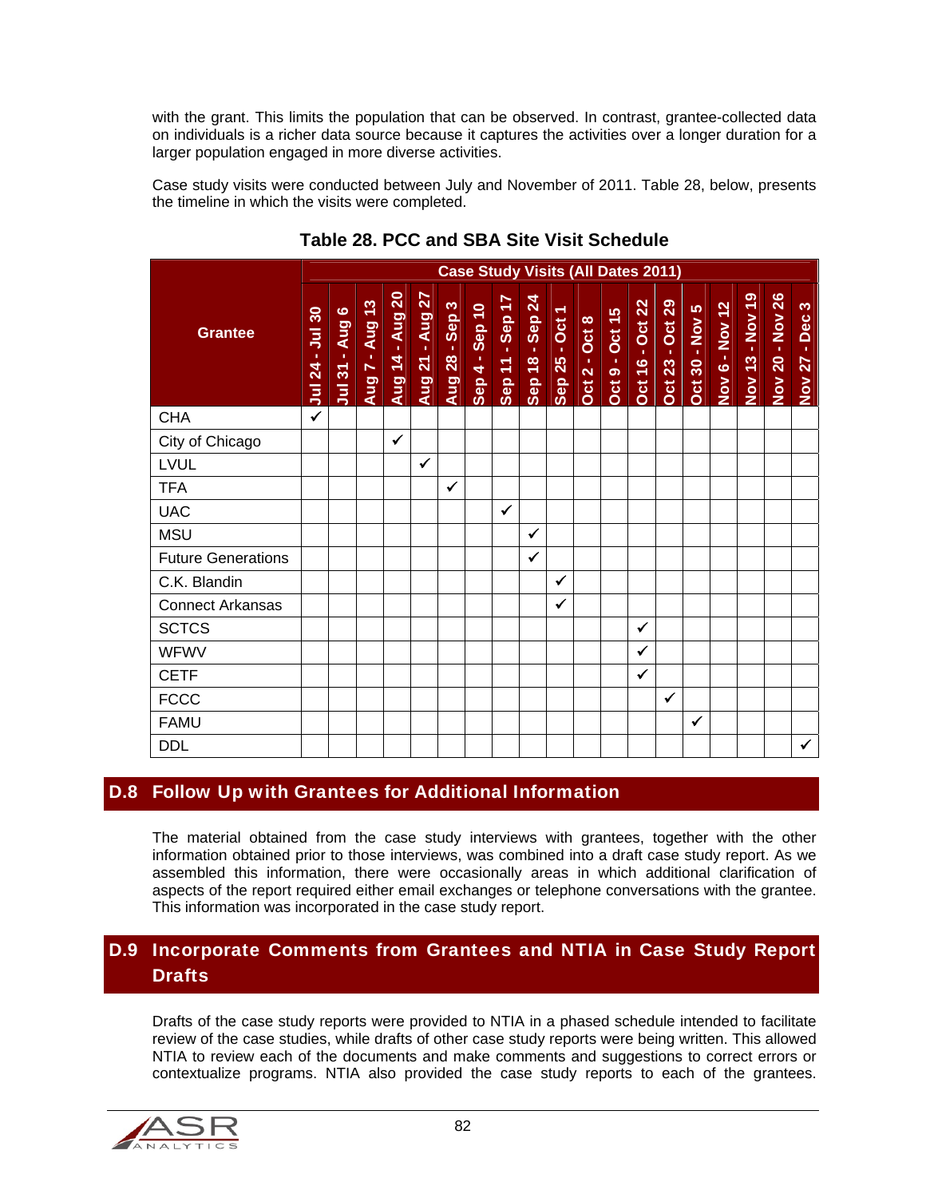with the grant. This limits the population that can be observed. In contrast, grantee-collected data on individuals is a richer data source because it captures the activities over a longer duration for a larger population engaged in more diverse activities.

Case study visits were conducted between July and November of 2011. Table 28, below, presents the timeline in which the visits were completed.

**Table 28. PCC and SBA Site Visit Schedule**

| Grantee | Case Study Visits (All Dates 2011) | | | | | | | | | | | | | | | | | | |
|---|---|---|---|---|---|---|---|---|---|---|---|---|---|---|---|---|---|---|---|
| | Jul 24 - Jul 30 | Jul 31 - Aug 6 | Aug 7 - Aug 13 | Aug 14 - Aug 20 | Aug 21 - Aug 27 | Aug 28 - Sep 3 | Sep 4 - Sep 10 | Sep 11 - Sep 17 | Sep 18 - Sep 24 | Sep 25 - Oct 1 | Oct 2 - Oct 8 | Oct 9 - Oct 15 | Oct 16 - Oct 22 | Oct 23 - Oct 29 | Oct 30 - Nov 5 | Nov 6 - Nov 12 | Nov 13 - Nov 19 | Nov 20 - Nov 26 | Nov 27 - Dec 3 |
| CHA | ✓ | | | | | | | | | | | | | | | | | | |
| City of Chicago | | | | ✓ | | | | | | | | | | | | | | | |
| LVUL | | | | | ✓ | | | | | | | | | | | | | | |
| TFA | | | | | | ✓ | | | | | | | | | | | | | |
| UAC | | | | | | | | ✓ | | | | | | | | | | | |
| MSU | | | | | | | | | ✓ | | | | | | | | | | |
| Future Generations | | | | | | | | | ✓ | | | | | | | | | | |
| C.K. Blandin | | | | | | | | | | ✓ | | | | | | | | | |
| Connect Arkansas | | | | | | | | | | ✓ | | | | | | | | | |
| SCTCS | | | | | | | | | | | | | ✓ | | | | | | |
| WFWV | | | | | | | | | | | | | ✓ | | | | | | |
| CETF | | | | | | | | | | | | | ✓ | | | | | | |
| FCCC | | | | | | | | | | | | | | ✓ | | | | | |
| FAMU | | | | | | | | | | | | | | | ✓ | | | | |
| DDL | | | | | | | | | | | | | | | | | | | ✓ |

## D.8 Follow Up with Grantees for Additional Information

The material obtained from the case study interviews with grantees, together with the other information obtained prior to those interviews, was combined into a draft case study report. As we assembled this information, there were occasionally areas in which additional clarification of aspects of the report required either email exchanges or telephone conversations with the grantee. This information was incorporated in the case study report.

## D.9 Incorporate Comments from Grantees and NTIA in Case Study Report Drafts

Drafts of the case study reports were provided to NTIA in a phased schedule intended to facilitate review of the case studies, while drafts of other case study reports were being written. This allowed NTIA to review each of the documents and make comments and suggestions to correct errors or contextualize programs. NTIA also provided the case study reports to each of the grantees.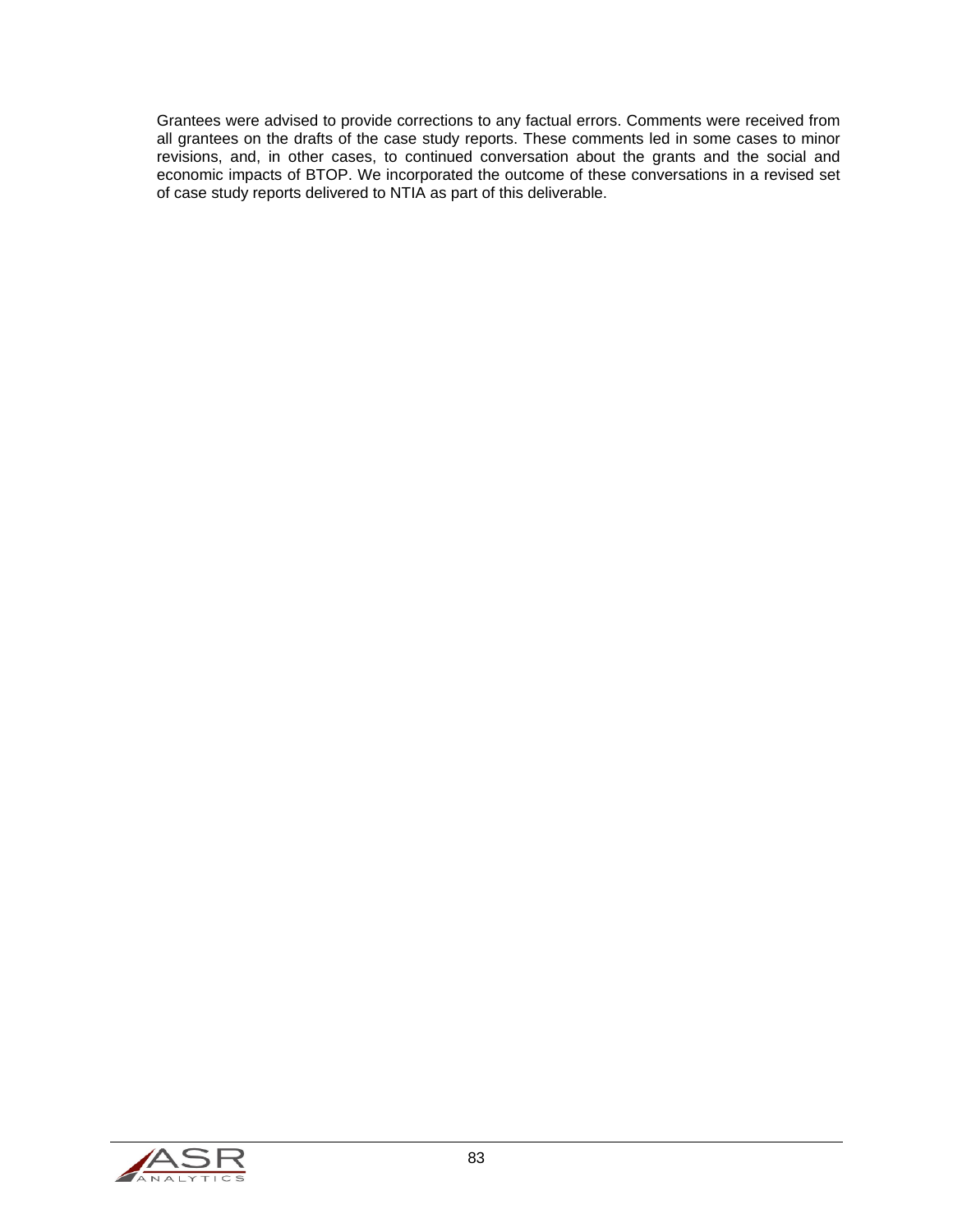Grantees were advised to provide corrections to any factual errors. Comments were received from all grantees on the drafts of the case study reports. These comments led in some cases to minor revisions, and, in other cases, to continued conversation about the grants and the social and economic impacts of BTOP. We incorporated the outcome of these conversations in a revised set of case study reports delivered to NTIA as part of this deliverable.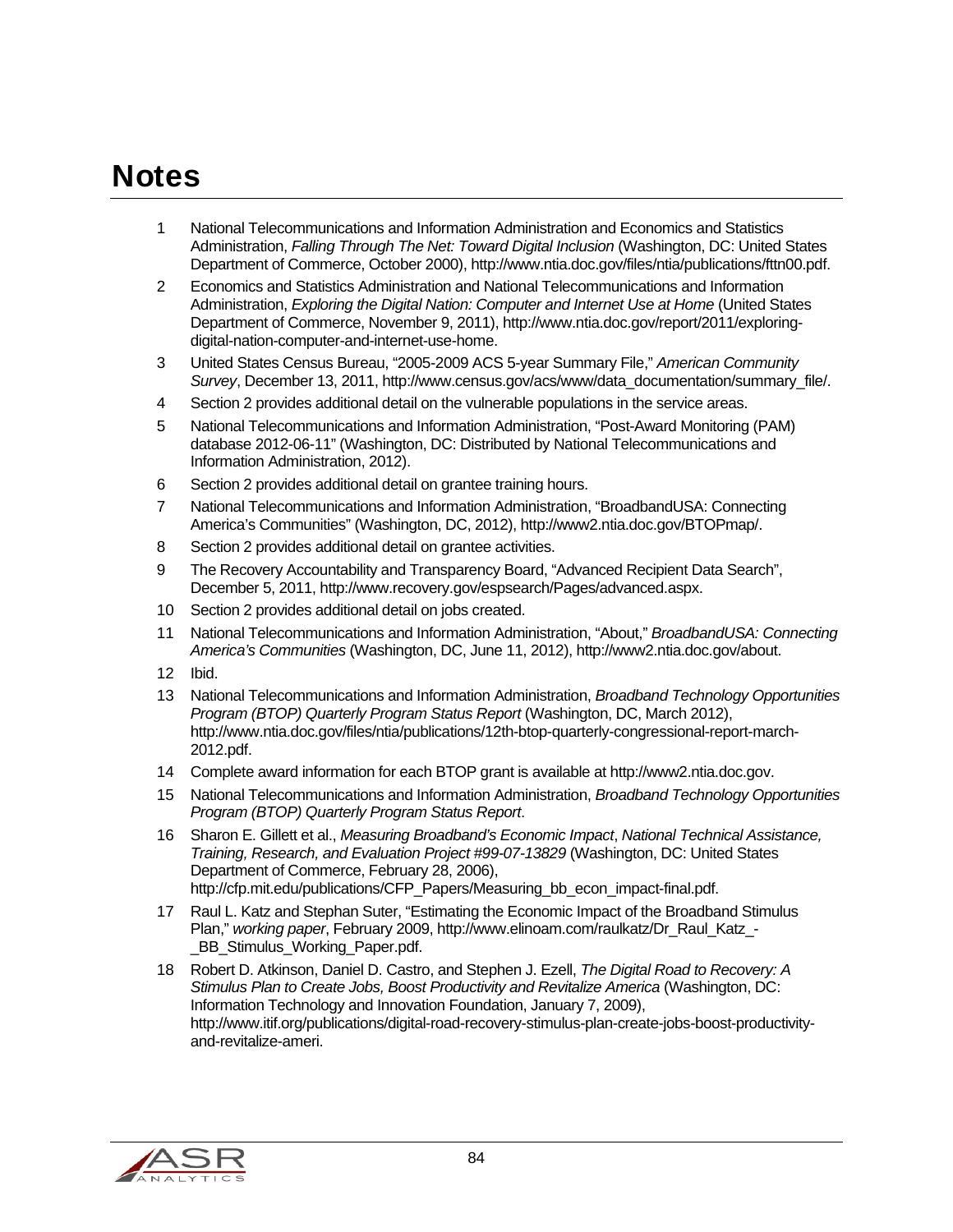# Notes

1. National Telecommunications and Information Administration and Economics and Statistics Administration, *Falling Through The Net: Toward Digital Inclusion* (Washington, DC: United States Department of Commerce, October 2000), http://www.ntia.doc.gov/files/ntia/publications/fttn00.pdf.
2. Economics and Statistics Administration and National Telecommunications and Information Administration, *Exploring the Digital Nation: Computer and Internet Use at Home* (United States Department of Commerce, November 9, 2011), http://www.ntia.doc.gov/report/2011/exploring-digital-nation-computer-and-internet-use-home.
3. United States Census Bureau, "2005-2009 ACS 5-year Summary File," *American Community Survey*, December 13, 2011, http://www.census.gov/acs/www/data_documentation/summary_file/.
4. Section 2 provides additional detail on the vulnerable populations in the service areas.
5. National Telecommunications and Information Administration, "Post-Award Monitoring (PAM) database 2012-06-11" (Washington, DC: Distributed by National Telecommunications and Information Administration, 2012).
6. Section 2 provides additional detail on grantee training hours.
7. National Telecommunications and Information Administration, "BroadbandUSA: Connecting America's Communities" (Washington, DC, 2012), http://www2.ntia.doc.gov/BTOPmap/.
8. Section 2 provides additional detail on grantee activities.
9. The Recovery Accountability and Transparency Board, "Advanced Recipient Data Search", December 5, 2011, http://www.recovery.gov/espsearch/Pages/advanced.aspx.
10. Section 2 provides additional detail on jobs created.
11. National Telecommunications and Information Administration, "About," *BroadbandUSA: Connecting America's Communities* (Washington, DC, June 11, 2012), http://www2.ntia.doc.gov/about.
12. Ibid.
13. National Telecommunications and Information Administration, *Broadband Technology Opportunities Program (BTOP) Quarterly Program Status Report* (Washington, DC, March 2012), http://www.ntia.doc.gov/files/ntia/publications/12th-btop-quarterly-congressional-report-march-2012.pdf.
14. Complete award information for each BTOP grant is available at http://www2.ntia.doc.gov.
15. National Telecommunications and Information Administration, *Broadband Technology Opportunities Program (BTOP) Quarterly Program Status Report*.
16. Sharon E. Gillett et al., *Measuring Broadband's Economic Impact*, *National Technical Assistance, Training, Research, and Evaluation Project #99-07-13829* (Washington, DC: United States Department of Commerce, February 28, 2006), http://cfp.mit.edu/publications/CFP_Papers/Measuring_bb_econ_impact-final.pdf.
17. Raul L. Katz and Stephan Suter, "Estimating the Economic Impact of the Broadband Stimulus Plan," *working paper*, February 2009, http://www.elinoam.com/raulkatz/Dr_Raul_Katz_-_BB_Stimulus_Working_Paper.pdf.
18. Robert D. Atkinson, Daniel D. Castro, and Stephen J. Ezell, *The Digital Road to Recovery: A Stimulus Plan to Create Jobs, Boost Productivity and Revitalize America* (Washington, DC: Information Technology and Innovation Foundation, January 7, 2009), http://www.itif.org/publications/digital-road-recovery-stimulus-plan-create-jobs-boost-productivity-and-revitalize-ameri.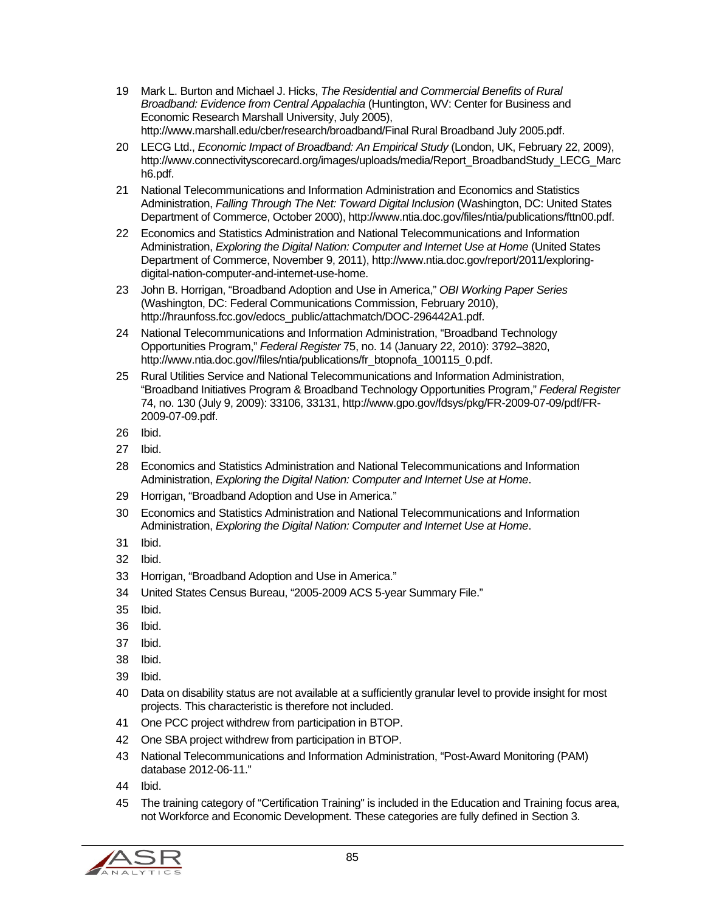19 Mark L. Burton and Michael J. Hicks, *The Residential and Commercial Benefits of Rural Broadband: Evidence from Central Appalachia* (Huntington, WV: Center for Business and Economic Research Marshall University, July 2005), http://www.marshall.edu/cber/research/broadband/Final Rural Broadband July 2005.pdf.

20 LECG Ltd., *Economic Impact of Broadband: An Empirical Study* (London, UK, February 22, 2009), http://www.connectivityscorecard.org/images/uploads/media/Report_BroadbandStudy_LECG_March6.pdf.

21 National Telecommunications and Information Administration and Economics and Statistics Administration, *Falling Through The Net: Toward Digital Inclusion* (Washington, DC: United States Department of Commerce, October 2000), http://www.ntia.doc.gov/files/ntia/publications/fttn00.pdf.

22 Economics and Statistics Administration and National Telecommunications and Information Administration, *Exploring the Digital Nation: Computer and Internet Use at Home* (United States Department of Commerce, November 9, 2011), http://www.ntia.doc.gov/report/2011/exploring-digital-nation-computer-and-internet-use-home.

23 John B. Horrigan, "Broadband Adoption and Use in America," *OBI Working Paper Series* (Washington, DC: Federal Communications Commission, February 2010), http://hraunfoss.fcc.gov/edocs_public/attachmatch/DOC-296442A1.pdf.

24 National Telecommunications and Information Administration, "Broadband Technology Opportunities Program," *Federal Register* 75, no. 14 (January 22, 2010): 3792–3820, http://www.ntia.doc.gov//files/ntia/publications/fr_btopnofa_100115_0.pdf.

25 Rural Utilities Service and National Telecommunications and Information Administration, "Broadband Initiatives Program & Broadband Technology Opportunities Program," *Federal Register* 74, no. 130 (July 9, 2009): 33106, 33131, http://www.gpo.gov/fdsys/pkg/FR-2009-07-09/pdf/FR-2009-07-09.pdf.

26 Ibid.

27 Ibid.

28 Economics and Statistics Administration and National Telecommunications and Information Administration, *Exploring the Digital Nation: Computer and Internet Use at Home*.

29 Horrigan, "Broadband Adoption and Use in America."

30 Economics and Statistics Administration and National Telecommunications and Information Administration, *Exploring the Digital Nation: Computer and Internet Use at Home*.

31 Ibid.

32 Ibid.

33 Horrigan, "Broadband Adoption and Use in America."

34 United States Census Bureau, "2005-2009 ACS 5-year Summary File."

35 Ibid.

36 Ibid.

37 Ibid.

38 Ibid.

39 Ibid.

40 Data on disability status are not available at a sufficiently granular level to provide insight for most projects. This characteristic is therefore not included.

41 One PCC project withdrew from participation in BTOP.

42 One SBA project withdrew from participation in BTOP.

43 National Telecommunications and Information Administration, "Post-Award Monitoring (PAM) database 2012-06-11."

44 Ibid.

45 The training category of "Certification Training" is included in the Education and Training focus area, not Workforce and Economic Development. These categories are fully defined in Section 3.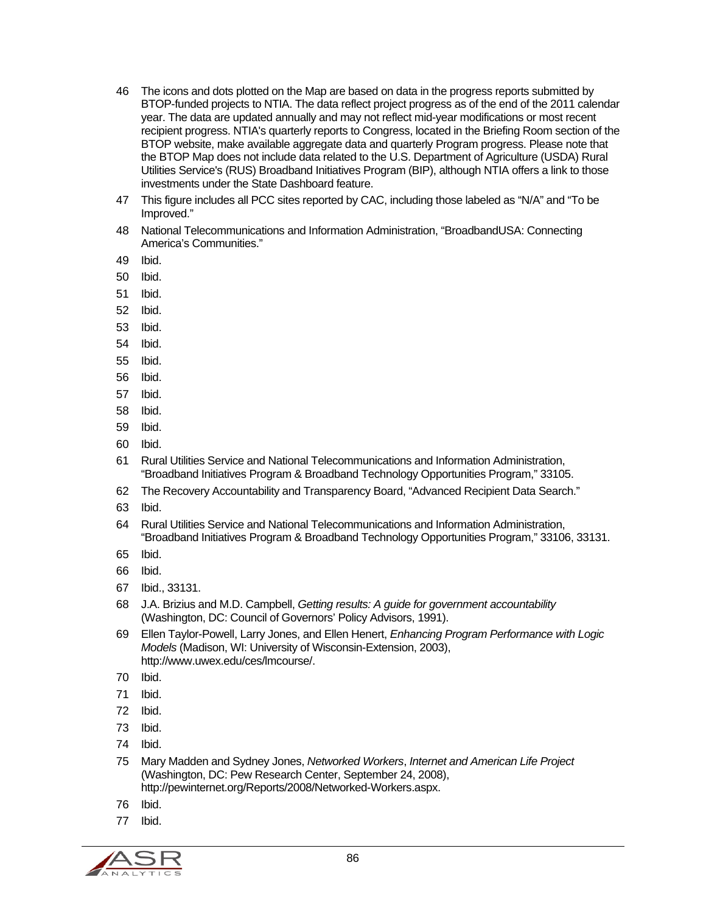46 The icons and dots plotted on the Map are based on data in the progress reports submitted by BTOP-funded projects to NTIA. The data reflect project progress as of the end of the 2011 calendar year. The data are updated annually and may not reflect mid-year modifications or most recent recipient progress. NTIA's quarterly reports to Congress, located in the Briefing Room section of the BTOP website, make available aggregate data and quarterly Program progress. Please note that the BTOP Map does not include data related to the U.S. Department of Agriculture (USDA) Rural Utilities Service's (RUS) Broadband Initiatives Program (BIP), although NTIA offers a link to those investments under the State Dashboard feature.

47 This figure includes all PCC sites reported by CAC, including those labeled as "N/A" and "To be Improved."

48 National Telecommunications and Information Administration, "BroadbandUSA: Connecting America's Communities."

49 Ibid.

50 Ibid.

51 Ibid.

52 Ibid.

53 Ibid.

54 Ibid.

55 Ibid.

56 Ibid.

57 Ibid.

58 Ibid.

59 Ibid.

60 Ibid.

61 Rural Utilities Service and National Telecommunications and Information Administration, "Broadband Initiatives Program & Broadband Technology Opportunities Program," 33105.

62 The Recovery Accountability and Transparency Board, "Advanced Recipient Data Search."

63 Ibid.

64 Rural Utilities Service and National Telecommunications and Information Administration, "Broadband Initiatives Program & Broadband Technology Opportunities Program," 33106, 33131.

65 Ibid.

66 Ibid.

67 Ibid., 33131.

68 J.A. Brizius and M.D. Campbell, *Getting results: A guide for government accountability* (Washington, DC: Council of Governors' Policy Advisors, 1991).

69 Ellen Taylor-Powell, Larry Jones, and Ellen Henert, *Enhancing Program Performance with Logic Models* (Madison, WI: University of Wisconsin-Extension, 2003), http://www.uwex.edu/ces/lmcourse/.

70 Ibid.

71 Ibid.

72 Ibid.

73 Ibid.

74 Ibid.

75 Mary Madden and Sydney Jones, *Networked Workers*, *Internet and American Life Project* (Washington, DC: Pew Research Center, September 24, 2008), http://pewinternet.org/Reports/2008/Networked-Workers.aspx.

76 Ibid.

77 Ibid.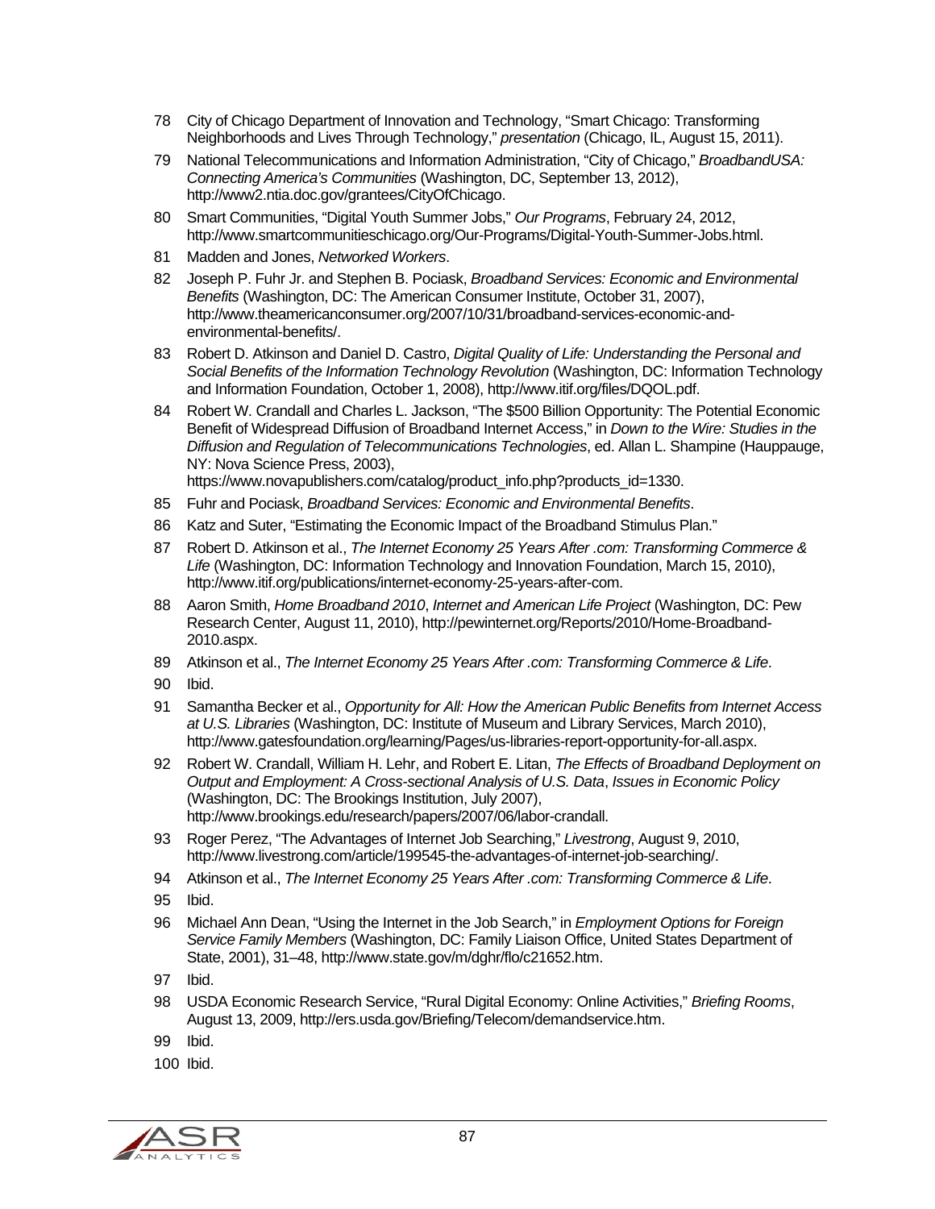78 City of Chicago Department of Innovation and Technology, "Smart Chicago: Transforming Neighborhoods and Lives Through Technology," *presentation* (Chicago, IL, August 15, 2011).

79 National Telecommunications and Information Administration, "City of Chicago," *BroadbandUSA: Connecting America's Communities* (Washington, DC, September 13, 2012), http://www2.ntia.doc.gov/grantees/CityOfChicago.

80 Smart Communities, "Digital Youth Summer Jobs," *Our Programs*, February 24, 2012, http://www.smartcommunitieschicago.org/Our-Programs/Digital-Youth-Summer-Jobs.html.

81 Madden and Jones, *Networked Workers*.

82 Joseph P. Fuhr Jr. and Stephen B. Pociask, *Broadband Services: Economic and Environmental Benefits* (Washington, DC: The American Consumer Institute, October 31, 2007), http://www.theamericanconsumer.org/2007/10/31/broadband-services-economic-and-environmental-benefits/.

83 Robert D. Atkinson and Daniel D. Castro, *Digital Quality of Life: Understanding the Personal and Social Benefits of the Information Technology Revolution* (Washington, DC: Information Technology and Information Foundation, October 1, 2008), http://www.itif.org/files/DQOL.pdf.

84 Robert W. Crandall and Charles L. Jackson, "The $500 Billion Opportunity: The Potential Economic Benefit of Widespread Diffusion of Broadband Internet Access," in *Down to the Wire: Studies in the Diffusion and Regulation of Telecommunications Technologies*, ed. Allan L. Shampine (Hauppauge, NY: Nova Science Press, 2003), https://www.novapublishers.com/catalog/product_info.php?products_id=1330.

85 Fuhr and Pociask, *Broadband Services: Economic and Environmental Benefits*.

86 Katz and Suter, "Estimating the Economic Impact of the Broadband Stimulus Plan."

87 Robert D. Atkinson et al., *The Internet Economy 25 Years After .com: Transforming Commerce & Life* (Washington, DC: Information Technology and Innovation Foundation, March 15, 2010), http://www.itif.org/publications/internet-economy-25-years-after-com.

88 Aaron Smith, *Home Broadband 2010*, *Internet and American Life Project* (Washington, DC: Pew Research Center, August 11, 2010), http://pewinternet.org/Reports/2010/Home-Broadband-2010.aspx.

89 Atkinson et al., *The Internet Economy 25 Years After .com: Transforming Commerce & Life*.

90 Ibid.

91 Samantha Becker et al., *Opportunity for All: How the American Public Benefits from Internet Access at U.S. Libraries* (Washington, DC: Institute of Museum and Library Services, March 2010), http://www.gatesfoundation.org/learning/Pages/us-libraries-report-opportunity-for-all.aspx.

92 Robert W. Crandall, William H. Lehr, and Robert E. Litan, *The Effects of Broadband Deployment on Output and Employment: A Cross-sectional Analysis of U.S. Data*, *Issues in Economic Policy* (Washington, DC: The Brookings Institution, July 2007), http://www.brookings.edu/research/papers/2007/06/labor-crandall.

93 Roger Perez, "The Advantages of Internet Job Searching," *Livestrong*, August 9, 2010, http://www.livestrong.com/article/199545-the-advantages-of-internet-job-searching/.

94 Atkinson et al., *The Internet Economy 25 Years After .com: Transforming Commerce & Life*.

95 Ibid.

96 Michael Ann Dean, "Using the Internet in the Job Search," in *Employment Options for Foreign Service Family Members* (Washington, DC: Family Liaison Office, United States Department of State, 2001), 31–48, http://www.state.gov/m/dghr/flo/c21652.htm.

97 Ibid.

98 USDA Economic Research Service, "Rural Digital Economy: Online Activities," *Briefing Rooms*, August 13, 2009, http://ers.usda.gov/Briefing/Telecom/demandservice.htm.

99 Ibid.

100 Ibid.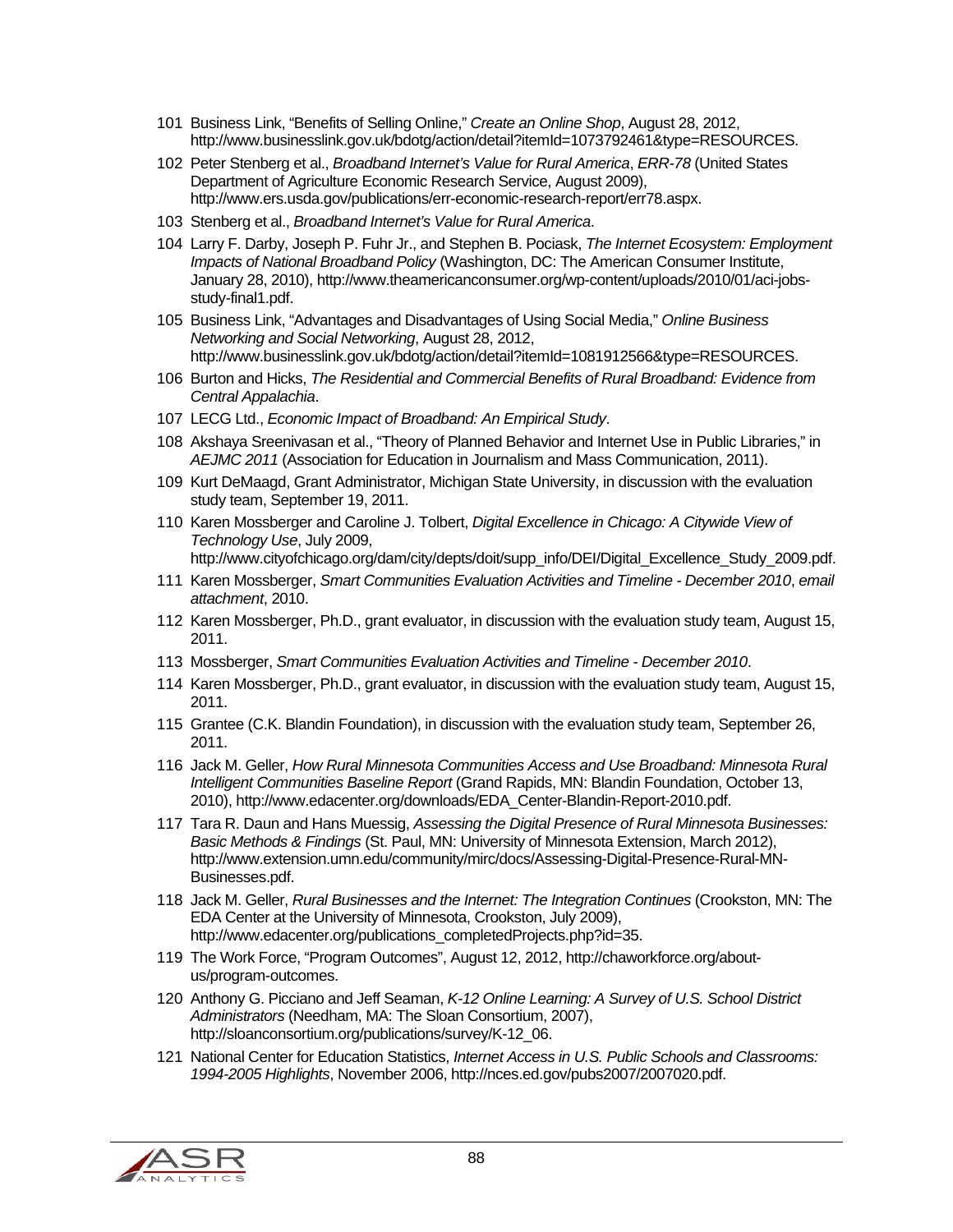101 Business Link, "Benefits of Selling Online," *Create an Online Shop*, August 28, 2012, http://www.businesslink.gov.uk/bdotg/action/detail?itemId=1073792461&type=RESOURCES.

102 Peter Stenberg et al., *Broadband Internet's Value for Rural America*, *ERR-78* (United States Department of Agriculture Economic Research Service, August 2009), http://www.ers.usda.gov/publications/err-economic-research-report/err78.aspx.

103 Stenberg et al., *Broadband Internet's Value for Rural America*.

104 Larry F. Darby, Joseph P. Fuhr Jr., and Stephen B. Pociask, *The Internet Ecosystem: Employment Impacts of National Broadband Policy* (Washington, DC: The American Consumer Institute, January 28, 2010), http://www.theamericanconsumer.org/wp-content/uploads/2010/01/aci-jobs-study-final1.pdf.

105 Business Link, "Advantages and Disadvantages of Using Social Media," *Online Business Networking and Social Networking*, August 28, 2012, http://www.businesslink.gov.uk/bdotg/action/detail?itemId=1081912566&type=RESOURCES.

106 Burton and Hicks, *The Residential and Commercial Benefits of Rural Broadband: Evidence from Central Appalachia*.

107 LECG Ltd., *Economic Impact of Broadband: An Empirical Study*.

108 Akshaya Sreenivasan et al., "Theory of Planned Behavior and Internet Use in Public Libraries," in *AEJMC 2011* (Association for Education in Journalism and Mass Communication, 2011).

109 Kurt DeMaagd, Grant Administrator, Michigan State University, in discussion with the evaluation study team, September 19, 2011.

110 Karen Mossberger and Caroline J. Tolbert, *Digital Excellence in Chicago: A Citywide View of Technology Use*, July 2009, http://www.cityofchicago.org/dam/city/depts/doit/supp_info/DEI/Digital_Excellence_Study_2009.pdf.

111 Karen Mossberger, *Smart Communities Evaluation Activities and Timeline - December 2010*, *email attachment*, 2010.

112 Karen Mossberger, Ph.D., grant evaluator, in discussion with the evaluation study team, August 15, 2011.

113 Mossberger, *Smart Communities Evaluation Activities and Timeline - December 2010*.

114 Karen Mossberger, Ph.D., grant evaluator, in discussion with the evaluation study team, August 15, 2011.

115 Grantee (C.K. Blandin Foundation), in discussion with the evaluation study team, September 26, 2011.

116 Jack M. Geller, *How Rural Minnesota Communities Access and Use Broadband: Minnesota Rural Intelligent Communities Baseline Report* (Grand Rapids, MN: Blandin Foundation, October 13, 2010), http://www.edacenter.org/downloads/EDA_Center-Blandin-Report-2010.pdf.

117 Tara R. Daun and Hans Muessig, *Assessing the Digital Presence of Rural Minnesota Businesses: Basic Methods & Findings* (St. Paul, MN: University of Minnesota Extension, March 2012), http://www.extension.umn.edu/community/mirc/docs/Assessing-Digital-Presence-Rural-MN-Businesses.pdf.

118 Jack M. Geller, *Rural Businesses and the Internet: The Integration Continues* (Crookston, MN: The EDA Center at the University of Minnesota, Crookston, July 2009), http://www.edacenter.org/publications_completedProjects.php?id=35.

119 The Work Force, "Program Outcomes", August 12, 2012, http://chaworkforce.org/about-us/program-outcomes.

120 Anthony G. Picciano and Jeff Seaman, *K-12 Online Learning: A Survey of U.S. School District Administrators* (Needham, MA: The Sloan Consortium, 2007), http://sloanconsortium.org/publications/survey/K-12_06.

121 National Center for Education Statistics, *Internet Access in U.S. Public Schools and Classrooms: 1994-2005 Highlights*, November 2006, http://nces.ed.gov/pubs2007/2007020.pdf.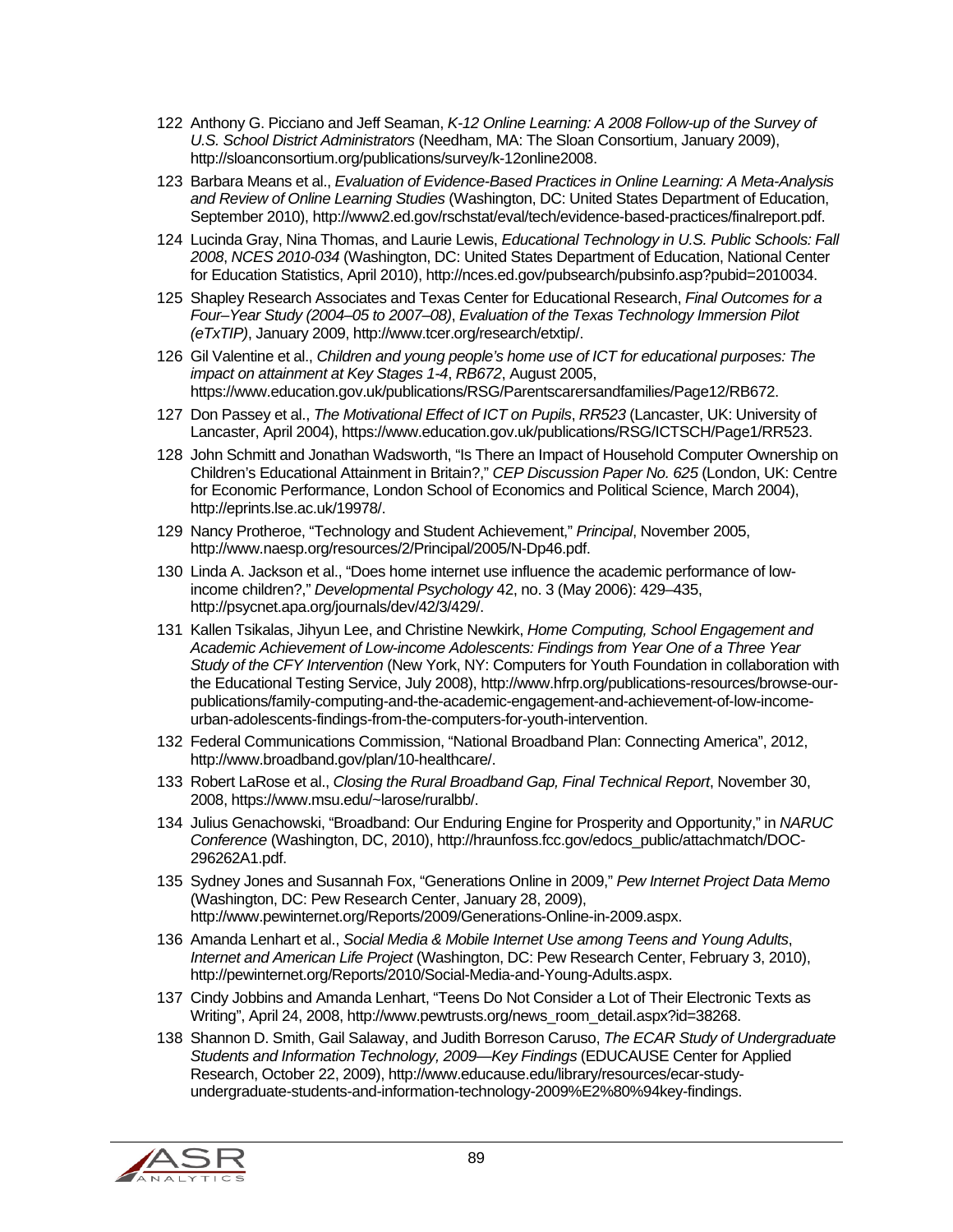122 Anthony G. Picciano and Jeff Seaman, *K-12 Online Learning: A 2008 Follow-up of the Survey of U.S. School District Administrators* (Needham, MA: The Sloan Consortium, January 2009), http://sloanconsortium.org/publications/survey/k-12online2008.

123 Barbara Means et al., *Evaluation of Evidence-Based Practices in Online Learning: A Meta-Analysis and Review of Online Learning Studies* (Washington, DC: United States Department of Education, September 2010), http://www2.ed.gov/rschstat/eval/tech/evidence-based-practices/finalreport.pdf.

124 Lucinda Gray, Nina Thomas, and Laurie Lewis, *Educational Technology in U.S. Public Schools: Fall 2008*, *NCES 2010-034* (Washington, DC: United States Department of Education, National Center for Education Statistics, April 2010), http://nces.ed.gov/pubsearch/pubsinfo.asp?pubid=2010034.

125 Shapley Research Associates and Texas Center for Educational Research, *Final Outcomes for a Four–Year Study (2004–05 to 2007–08)*, *Evaluation of the Texas Technology Immersion Pilot (eTxTIP)*, January 2009, http://www.tcer.org/research/etxtip/.

126 Gil Valentine et al., *Children and young people's home use of ICT for educational purposes: The impact on attainment at Key Stages 1-4*, *RB672*, August 2005, https://www.education.gov.uk/publications/RSG/Parentscarersandfamilies/Page12/RB672.

127 Don Passey et al., *The Motivational Effect of ICT on Pupils*, *RR523* (Lancaster, UK: University of Lancaster, April 2004), https://www.education.gov.uk/publications/RSG/ICTSCH/Page1/RR523.

128 John Schmitt and Jonathan Wadsworth, "Is There an Impact of Household Computer Ownership on Children's Educational Attainment in Britain?," *CEP Discussion Paper No. 625* (London, UK: Centre for Economic Performance, London School of Economics and Political Science, March 2004), http://eprints.lse.ac.uk/19978/.

129 Nancy Protheroe, "Technology and Student Achievement," *Principal*, November 2005, http://www.naesp.org/resources/2/Principal/2005/N-Dp46.pdf.

130 Linda A. Jackson et al., "Does home internet use influence the academic performance of low-income children?," *Developmental Psychology* 42, no. 3 (May 2006): 429–435, http://psycnet.apa.org/journals/dev/42/3/429/.

131 Kallen Tsikalas, Jihyun Lee, and Christine Newkirk, *Home Computing, School Engagement and Academic Achievement of Low-income Adolescents: Findings from Year One of a Three Year Study of the CFY Intervention* (New York, NY: Computers for Youth Foundation in collaboration with the Educational Testing Service, July 2008), http://www.hfrp.org/publications-resources/browse-our-publications/family-computing-and-the-academic-engagement-and-achievement-of-low-income-urban-adolescents-findings-from-the-computers-for-youth-intervention.

132 Federal Communications Commission, "National Broadband Plan: Connecting America", 2012, http://www.broadband.gov/plan/10-healthcare/.

133 Robert LaRose et al., *Closing the Rural Broadband Gap, Final Technical Report*, November 30, 2008, https://www.msu.edu/~larose/ruralbb/.

134 Julius Genachowski, "Broadband: Our Enduring Engine for Prosperity and Opportunity," in *NARUC Conference* (Washington, DC, 2010), http://hraunfoss.fcc.gov/edocs_public/attachmatch/DOC-296262A1.pdf.

135 Sydney Jones and Susannah Fox, "Generations Online in 2009," *Pew Internet Project Data Memo* (Washington, DC: Pew Research Center, January 28, 2009), http://www.pewinternet.org/Reports/2009/Generations-Online-in-2009.aspx.

136 Amanda Lenhart et al., *Social Media & Mobile Internet Use among Teens and Young Adults*, *Internet and American Life Project* (Washington, DC: Pew Research Center, February 3, 2010), http://pewinternet.org/Reports/2010/Social-Media-and-Young-Adults.aspx.

137 Cindy Jobbins and Amanda Lenhart, "Teens Do Not Consider a Lot of Their Electronic Texts as Writing", April 24, 2008, http://www.pewtrusts.org/news_room_detail.aspx?id=38268.

138 Shannon D. Smith, Gail Salaway, and Judith Borreson Caruso, *The ECAR Study of Undergraduate Students and Information Technology, 2009—Key Findings* (EDUCAUSE Center for Applied Research, October 22, 2009), http://www.educause.edu/library/resources/ecar-study-undergraduate-students-and-information-technology-2009%E2%80%94key-findings.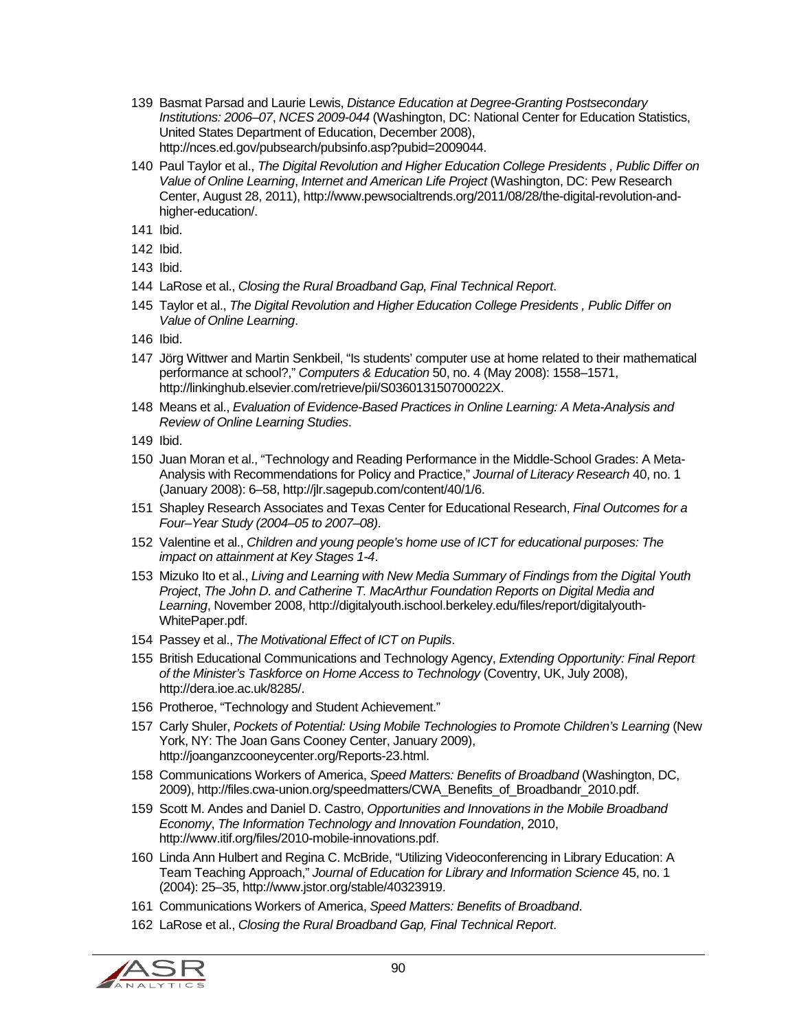139 Basmat Parsad and Laurie Lewis, *Distance Education at Degree-Granting Postsecondary Institutions: 2006–07*, *NCES 2009-044* (Washington, DC: National Center for Education Statistics, United States Department of Education, December 2008), http://nces.ed.gov/pubsearch/pubsinfo.asp?pubid=2009044.

140 Paul Taylor et al., *The Digital Revolution and Higher Education College Presidents , Public Differ on Value of Online Learning*, *Internet and American Life Project* (Washington, DC: Pew Research Center, August 28, 2011), http://www.pewsocialtrends.org/2011/08/28/the-digital-revolution-and-higher-education/.

141 Ibid.

142 Ibid.

143 Ibid.

144 LaRose et al., *Closing the Rural Broadband Gap, Final Technical Report*.

145 Taylor et al., *The Digital Revolution and Higher Education College Presidents , Public Differ on Value of Online Learning*.

146 Ibid.

147 Jörg Wittwer and Martin Senkbeil, "Is students' computer use at home related to their mathematical performance at school?," *Computers & Education* 50, no. 4 (May 2008): 1558–1571, http://linkinghub.elsevier.com/retrieve/pii/S036013150700022X.

148 Means et al., *Evaluation of Evidence-Based Practices in Online Learning: A Meta-Analysis and Review of Online Learning Studies*.

149 Ibid.

150 Juan Moran et al., "Technology and Reading Performance in the Middle-School Grades: A Meta-Analysis with Recommendations for Policy and Practice," *Journal of Literacy Research* 40, no. 1 (January 2008): 6–58, http://jlr.sagepub.com/content/40/1/6.

151 Shapley Research Associates and Texas Center for Educational Research, *Final Outcomes for a Four–Year Study (2004–05 to 2007–08)*.

152 Valentine et al., *Children and young people's home use of ICT for educational purposes: The impact on attainment at Key Stages 1-4*.

153 Mizuko Ito et al., *Living and Learning with New Media Summary of Findings from the Digital Youth Project*, *The John D. and Catherine T. MacArthur Foundation Reports on Digital Media and Learning*, November 2008, http://digitalyouth.ischool.berkeley.edu/files/report/digitalyouth-WhitePaper.pdf.

154 Passey et al., *The Motivational Effect of ICT on Pupils*.

155 British Educational Communications and Technology Agency, *Extending Opportunity: Final Report of the Minister's Taskforce on Home Access to Technology* (Coventry, UK, July 2008), http://dera.ioe.ac.uk/8285/.

156 Protheroe, "Technology and Student Achievement."

157 Carly Shuler, *Pockets of Potential: Using Mobile Technologies to Promote Children's Learning* (New York, NY: The Joan Gans Cooney Center, January 2009), http://joanganzcooneycenter.org/Reports-23.html.

158 Communications Workers of America, *Speed Matters: Benefits of Broadband* (Washington, DC, 2009), http://files.cwa-union.org/speedmatters/CWA_Benefits_of_Broadbandr_2010.pdf.

159 Scott M. Andes and Daniel D. Castro, *Opportunities and Innovations in the Mobile Broadband Economy*, *The Information Technology and Innovation Foundation*, 2010, http://www.itif.org/files/2010-mobile-innovations.pdf.

160 Linda Ann Hulbert and Regina C. McBride, "Utilizing Videoconferencing in Library Education: A Team Teaching Approach," *Journal of Education for Library and Information Science* 45, no. 1 (2004): 25–35, http://www.jstor.org/stable/40323919.

161 Communications Workers of America, *Speed Matters: Benefits of Broadband*.

162 LaRose et al., *Closing the Rural Broadband Gap, Final Technical Report*.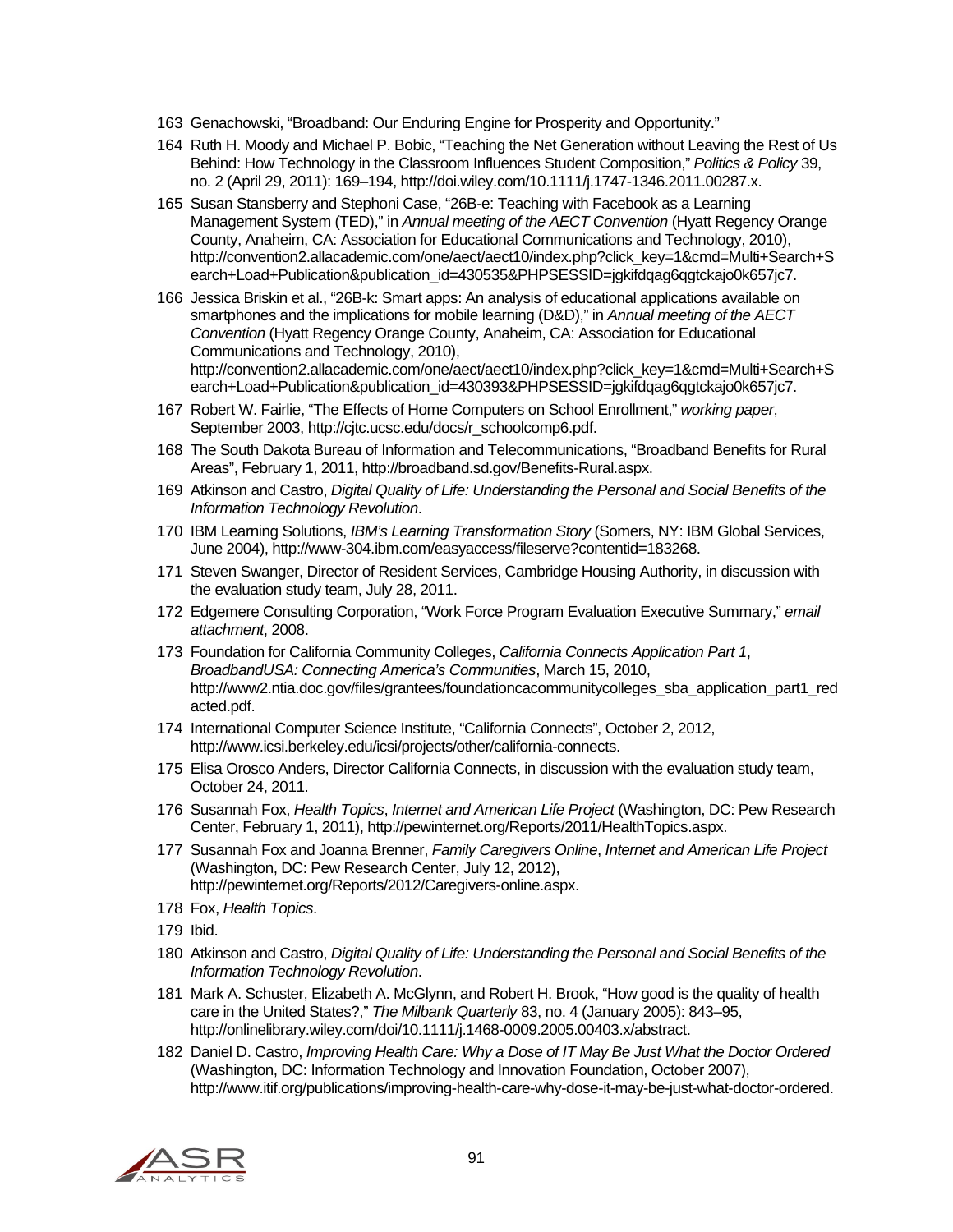163 Genachowski, "Broadband: Our Enduring Engine for Prosperity and Opportunity."

164 Ruth H. Moody and Michael P. Bobic, "Teaching the Net Generation without Leaving the Rest of Us Behind: How Technology in the Classroom Influences Student Composition," *Politics & Policy* 39, no. 2 (April 29, 2011): 169–194, http://doi.wiley.com/10.1111/j.1747-1346.2011.00287.x.

165 Susan Stansberry and Stephoni Case, "26B-e: Teaching with Facebook as a Learning Management System (TED)," in *Annual meeting of the AECT Convention* (Hyatt Regency Orange County, Anaheim, CA: Association for Educational Communications and Technology, 2010), http://convention2.allacademic.com/one/aect/aect10/index.php?click_key=1&cmd=Multi+Search+Search+Load+Publication&publication_id=430535&PHPSESSID=jgkifdqag6qgtckajo0k657jc7.

166 Jessica Briskin et al., "26B-k: Smart apps: An analysis of educational applications available on smartphones and the implications for mobile learning (D&D)," in *Annual meeting of the AECT Convention* (Hyatt Regency Orange County, Anaheim, CA: Association for Educational Communications and Technology, 2010), http://convention2.allacademic.com/one/aect/aect10/index.php?click_key=1&cmd=Multi+Search+Search+Load+Publication&publication_id=430393&PHPSESSID=jgkifdqag6qgtckajo0k657jc7.

167 Robert W. Fairlie, "The Effects of Home Computers on School Enrollment," *working paper*, September 2003, http://cjtc.ucsc.edu/docs/r_schoolcomp6.pdf.

168 The South Dakota Bureau of Information and Telecommunications, "Broadband Benefits for Rural Areas", February 1, 2011, http://broadband.sd.gov/Benefits-Rural.aspx.

169 Atkinson and Castro, *Digital Quality of Life: Understanding the Personal and Social Benefits of the Information Technology Revolution*.

170 IBM Learning Solutions, *IBM's Learning Transformation Story* (Somers, NY: IBM Global Services, June 2004), http://www-304.ibm.com/easyaccess/fileserve?contentid=183268.

171 Steven Swanger, Director of Resident Services, Cambridge Housing Authority, in discussion with the evaluation study team, July 28, 2011.

172 Edgemere Consulting Corporation, "Work Force Program Evaluation Executive Summary," *email attachment*, 2008.

173 Foundation for California Community Colleges, *California Connects Application Part 1*, *BroadbandUSA: Connecting America's Communities*, March 15, 2010, http://www2.ntia.doc.gov/files/grantees/foundationcacommunitycolleges_sba_application_part1_redacted.pdf.

174 International Computer Science Institute, "California Connects", October 2, 2012, http://www.icsi.berkeley.edu/icsi/projects/other/california-connects.

175 Elisa Orosco Anders, Director California Connects, in discussion with the evaluation study team, October 24, 2011.

176 Susannah Fox, *Health Topics*, *Internet and American Life Project* (Washington, DC: Pew Research Center, February 1, 2011), http://pewinternet.org/Reports/2011/HealthTopics.aspx.

177 Susannah Fox and Joanna Brenner, *Family Caregivers Online*, *Internet and American Life Project* (Washington, DC: Pew Research Center, July 12, 2012), http://pewinternet.org/Reports/2012/Caregivers-online.aspx.

178 Fox, *Health Topics*.

179 Ibid.

180 Atkinson and Castro, *Digital Quality of Life: Understanding the Personal and Social Benefits of the Information Technology Revolution*.

181 Mark A. Schuster, Elizabeth A. McGlynn, and Robert H. Brook, "How good is the quality of health care in the United States?," *The Milbank Quarterly* 83, no. 4 (January 2005): 843–95, http://onlinelibrary.wiley.com/doi/10.1111/j.1468-0009.2005.00403.x/abstract.

182 Daniel D. Castro, *Improving Health Care: Why a Dose of IT May Be Just What the Doctor Ordered* (Washington, DC: Information Technology and Innovation Foundation, October 2007), http://www.itif.org/publications/improving-health-care-why-dose-it-may-be-just-what-doctor-ordered.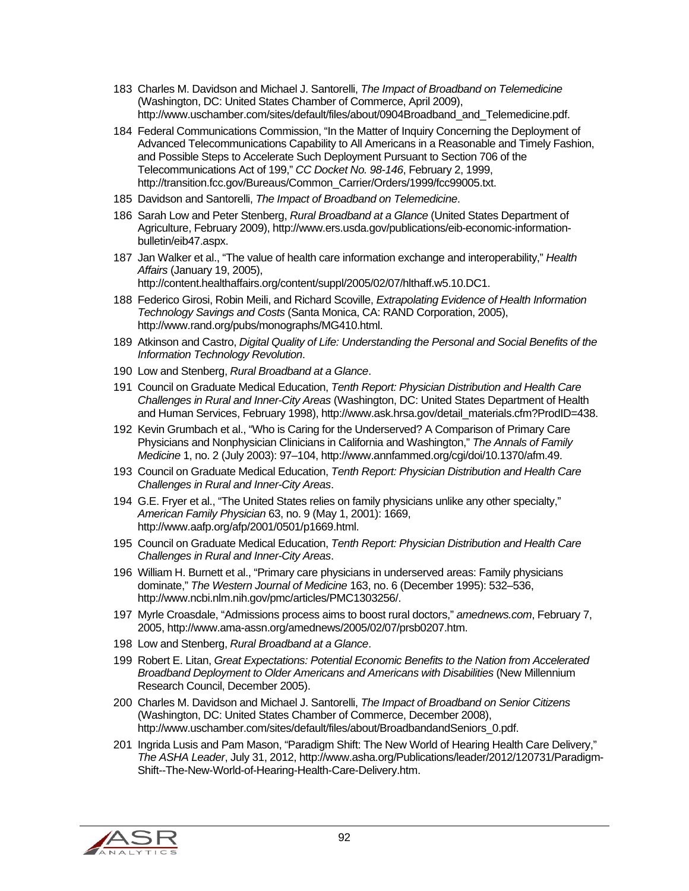183 Charles M. Davidson and Michael J. Santorelli, *The Impact of Broadband on Telemedicine* (Washington, DC: United States Chamber of Commerce, April 2009), http://www.uschamber.com/sites/default/files/about/0904Broadband_and_Telemedicine.pdf.

184 Federal Communications Commission, "In the Matter of Inquiry Concerning the Deployment of Advanced Telecommunications Capability to All Americans in a Reasonable and Timely Fashion, and Possible Steps to Accelerate Such Deployment Pursuant to Section 706 of the Telecommunications Act of 199," *CC Docket No. 98-146*, February 2, 1999, http://transition.fcc.gov/Bureaus/Common_Carrier/Orders/1999/fcc99005.txt.

185 Davidson and Santorelli, *The Impact of Broadband on Telemedicine*.

186 Sarah Low and Peter Stenberg, *Rural Broadband at a Glance* (United States Department of Agriculture, February 2009), http://www.ers.usda.gov/publications/eib-economic-information-bulletin/eib47.aspx.

187 Jan Walker et al., "The value of health care information exchange and interoperability," *Health Affairs* (January 19, 2005), http://content.healthaffairs.org/content/suppl/2005/02/07/hlthaff.w5.10.DC1.

188 Federico Girosi, Robin Meili, and Richard Scoville, *Extrapolating Evidence of Health Information Technology Savings and Costs* (Santa Monica, CA: RAND Corporation, 2005), http://www.rand.org/pubs/monographs/MG410.html.

189 Atkinson and Castro, *Digital Quality of Life: Understanding the Personal and Social Benefits of the Information Technology Revolution*.

190 Low and Stenberg, *Rural Broadband at a Glance*.

191 Council on Graduate Medical Education, *Tenth Report: Physician Distribution and Health Care Challenges in Rural and Inner-City Areas* (Washington, DC: United States Department of Health and Human Services, February 1998), http://www.ask.hrsa.gov/detail_materials.cfm?ProdID=438.

192 Kevin Grumbach et al., "Who is Caring for the Underserved? A Comparison of Primary Care Physicians and Nonphysician Clinicians in California and Washington," *The Annals of Family Medicine* 1, no. 2 (July 2003): 97–104, http://www.annfammed.org/cgi/doi/10.1370/afm.49.

193 Council on Graduate Medical Education, *Tenth Report: Physician Distribution and Health Care Challenges in Rural and Inner-City Areas*.

194 G.E. Fryer et al., "The United States relies on family physicians unlike any other specialty," *American Family Physician* 63, no. 9 (May 1, 2001): 1669, http://www.aafp.org/afp/2001/0501/p1669.html.

195 Council on Graduate Medical Education, *Tenth Report: Physician Distribution and Health Care Challenges in Rural and Inner-City Areas*.

196 William H. Burnett et al., "Primary care physicians in underserved areas: Family physicians dominate," *The Western Journal of Medicine* 163, no. 6 (December 1995): 532–536, http://www.ncbi.nlm.nih.gov/pmc/articles/PMC1303256/.

197 Myrle Croasdale, "Admissions process aims to boost rural doctors," *amednews.com*, February 7, 2005, http://www.ama-assn.org/amednews/2005/02/07/prsb0207.htm.

198 Low and Stenberg, *Rural Broadband at a Glance*.

199 Robert E. Litan, *Great Expectations: Potential Economic Benefits to the Nation from Accelerated Broadband Deployment to Older Americans and Americans with Disabilities* (New Millennium Research Council, December 2005).

200 Charles M. Davidson and Michael J. Santorelli, *The Impact of Broadband on Senior Citizens* (Washington, DC: United States Chamber of Commerce, December 2008), http://www.uschamber.com/sites/default/files/about/BroadbandandSeniors_0.pdf.

201 Ingrida Lusis and Pam Mason, "Paradigm Shift: The New World of Hearing Health Care Delivery," *The ASHA Leader*, July 31, 2012, http://www.asha.org/Publications/leader/2012/120731/Paradigm-Shift--The-New-World-of-Hearing-Health-Care-Delivery.htm.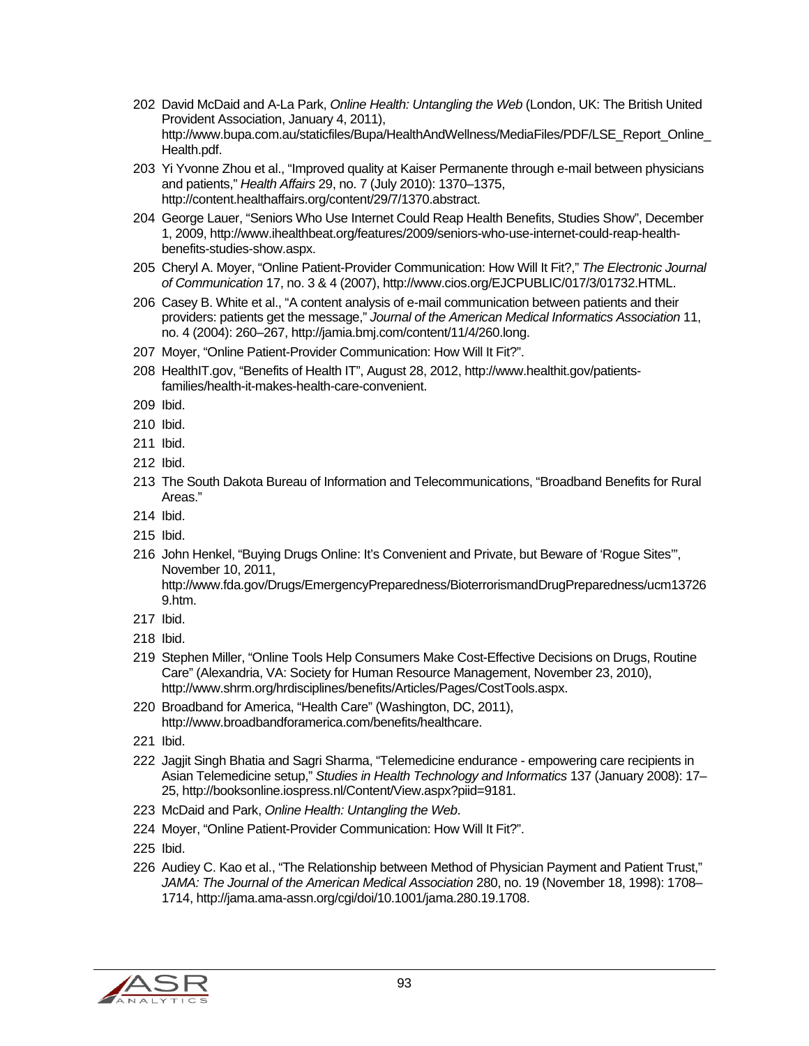202 David McDaid and A-La Park, *Online Health: Untangling the Web* (London, UK: The British United Provident Association, January 4, 2011), http://www.bupa.com.au/staticfiles/Bupa/HealthAndWellness/MediaFiles/PDF/LSE_Report_Online_Health.pdf.

203 Yi Yvonne Zhou et al., "Improved quality at Kaiser Permanente through e-mail between physicians and patients," *Health Affairs* 29, no. 7 (July 2010): 1370–1375, http://content.healthaffairs.org/content/29/7/1370.abstract.

204 George Lauer, "Seniors Who Use Internet Could Reap Health Benefits, Studies Show", December 1, 2009, http://www.ihealthbeat.org/features/2009/seniors-who-use-internet-could-reap-health-benefits-studies-show.aspx.

205 Cheryl A. Moyer, "Online Patient-Provider Communication: How Will It Fit?," *The Electronic Journal of Communication* 17, no. 3 & 4 (2007), http://www.cios.org/EJCPUBLIC/017/3/01732.HTML.

206 Casey B. White et al., "A content analysis of e-mail communication between patients and their providers: patients get the message," *Journal of the American Medical Informatics Association* 11, no. 4 (2004): 260–267, http://jamia.bmj.com/content/11/4/260.long.

207 Moyer, "Online Patient-Provider Communication: How Will It Fit?".

208 HealthIT.gov, "Benefits of Health IT", August 28, 2012, http://www.healthit.gov/patients-families/health-it-makes-health-care-convenient.

209 Ibid.

210 Ibid.

211 Ibid.

212 Ibid.

213 The South Dakota Bureau of Information and Telecommunications, "Broadband Benefits for Rural Areas."

214 Ibid.

215 Ibid.

216 John Henkel, "Buying Drugs Online: It's Convenient and Private, but Beware of 'Rogue Sites'", November 10, 2011, http://www.fda.gov/Drugs/EmergencyPreparedness/BioterrorismandDrugPreparedness/ucm137269.htm.

217 Ibid.

218 Ibid.

219 Stephen Miller, "Online Tools Help Consumers Make Cost-Effective Decisions on Drugs, Routine Care" (Alexandria, VA: Society for Human Resource Management, November 23, 2010), http://www.shrm.org/hrdisciplines/benefits/Articles/Pages/CostTools.aspx.

220 Broadband for America, "Health Care" (Washington, DC, 2011), http://www.broadbandforamerica.com/benefits/healthcare.

221 Ibid.

222 Jagjit Singh Bhatia and Sagri Sharma, "Telemedicine endurance - empowering care recipients in Asian Telemedicine setup," *Studies in Health Technology and Informatics* 137 (January 2008): 17–25, http://booksonline.iospress.nl/Content/View.aspx?piid=9181.

223 McDaid and Park, *Online Health: Untangling the Web*.

224 Moyer, "Online Patient-Provider Communication: How Will It Fit?".

225 Ibid.

226 Audiey C. Kao et al., "The Relationship between Method of Physician Payment and Patient Trust," *JAMA: The Journal of the American Medical Association* 280, no. 19 (November 18, 1998): 1708–1714, http://jama.ama-assn.org/cgi/doi/10.1001/jama.280.19.1708.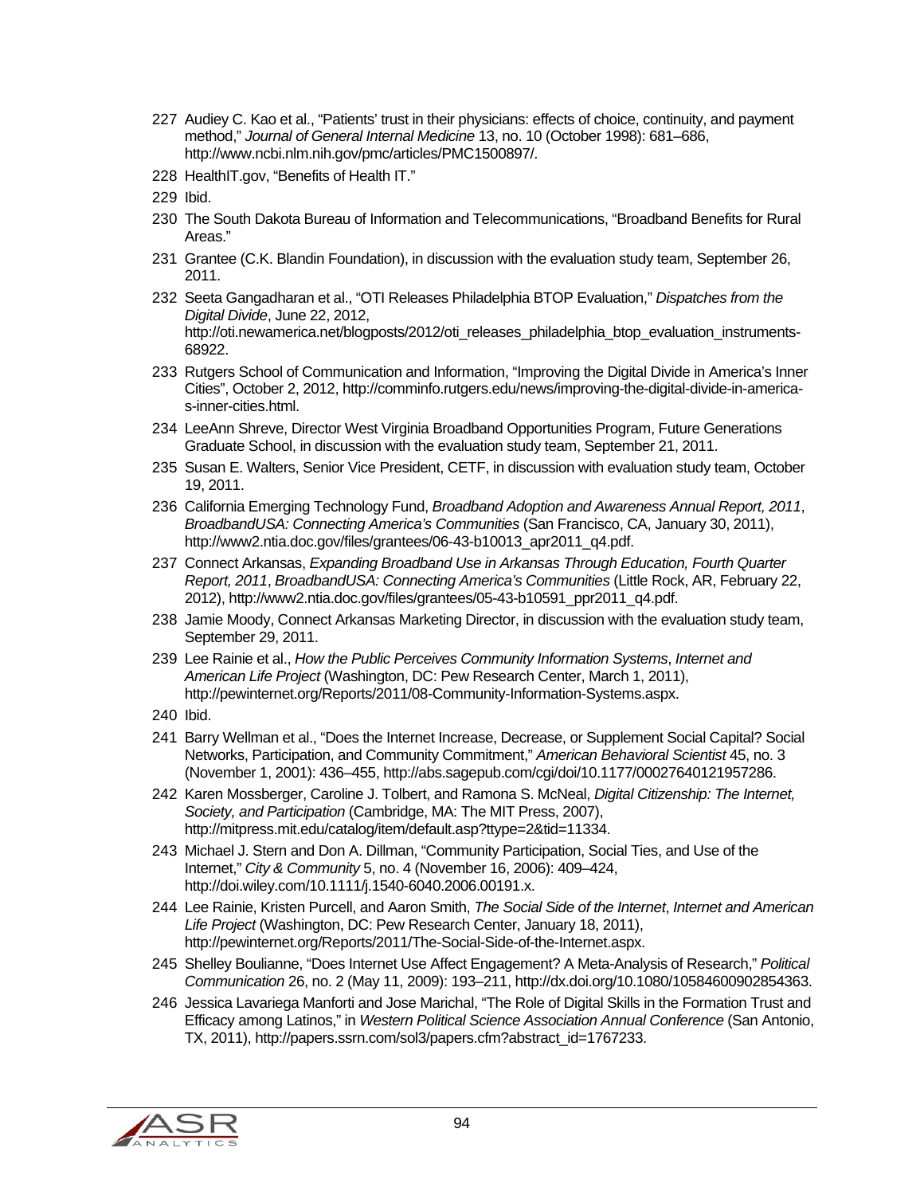227 Audiey C. Kao et al., "Patients' trust in their physicians: effects of choice, continuity, and payment method," *Journal of General Internal Medicine* 13, no. 10 (October 1998): 681–686, http://www.ncbi.nlm.nih.gov/pmc/articles/PMC1500897/.

228 HealthIT.gov, "Benefits of Health IT."

229 Ibid.

230 The South Dakota Bureau of Information and Telecommunications, "Broadband Benefits for Rural Areas."

231 Grantee (C.K. Blandin Foundation), in discussion with the evaluation study team, September 26, 2011.

232 Seeta Gangadharan et al., "OTI Releases Philadelphia BTOP Evaluation," *Dispatches from the Digital Divide*, June 22, 2012, http://oti.newamerica.net/blogposts/2012/oti_releases_philadelphia_btop_evaluation_instruments-68922.

233 Rutgers School of Communication and Information, "Improving the Digital Divide in America's Inner Cities", October 2, 2012, http://comminfo.rutgers.edu/news/improving-the-digital-divide-in-america-s-inner-cities.html.

234 LeeAnn Shreve, Director West Virginia Broadband Opportunities Program, Future Generations Graduate School, in discussion with the evaluation study team, September 21, 2011.

235 Susan E. Walters, Senior Vice President, CETF, in discussion with evaluation study team, October 19, 2011.

236 California Emerging Technology Fund, *Broadband Adoption and Awareness Annual Report, 2011*, *BroadbandUSA: Connecting America's Communities* (San Francisco, CA, January 30, 2011), http://www2.ntia.doc.gov/files/grantees/06-43-b10013_apr2011_q4.pdf.

237 Connect Arkansas, *Expanding Broadband Use in Arkansas Through Education, Fourth Quarter Report, 2011*, *BroadbandUSA: Connecting America's Communities* (Little Rock, AR, February 22, 2012), http://www2.ntia.doc.gov/files/grantees/05-43-b10591_ppr2011_q4.pdf.

238 Jamie Moody, Connect Arkansas Marketing Director, in discussion with the evaluation study team, September 29, 2011.

239 Lee Rainie et al., *How the Public Perceives Community Information Systems*, *Internet and American Life Project* (Washington, DC: Pew Research Center, March 1, 2011), http://pewinternet.org/Reports/2011/08-Community-Information-Systems.aspx.

240 Ibid.

241 Barry Wellman et al., "Does the Internet Increase, Decrease, or Supplement Social Capital? Social Networks, Participation, and Community Commitment," *American Behavioral Scientist* 45, no. 3 (November 1, 2001): 436–455, http://abs.sagepub.com/cgi/doi/10.1177/00027640121957286.

242 Karen Mossberger, Caroline J. Tolbert, and Ramona S. McNeal, *Digital Citizenship: The Internet, Society, and Participation* (Cambridge, MA: The MIT Press, 2007), http://mitpress.mit.edu/catalog/item/default.asp?ttype=2&tid=11334.

243 Michael J. Stern and Don A. Dillman, "Community Participation, Social Ties, and Use of the Internet," *City & Community* 5, no. 4 (November 16, 2006): 409–424, http://doi.wiley.com/10.1111/j.1540-6040.2006.00191.x.

244 Lee Rainie, Kristen Purcell, and Aaron Smith, *The Social Side of the Internet*, *Internet and American Life Project* (Washington, DC: Pew Research Center, January 18, 2011), http://pewinternet.org/Reports/2011/The-Social-Side-of-the-Internet.aspx.

245 Shelley Boulianne, "Does Internet Use Affect Engagement? A Meta-Analysis of Research," *Political Communication* 26, no. 2 (May 11, 2009): 193–211, http://dx.doi.org/10.1080/10584600902854363.

246 Jessica Lavariega Manforti and Jose Marichal, "The Role of Digital Skills in the Formation Trust and Efficacy among Latinos," in *Western Political Science Association Annual Conference* (San Antonio, TX, 2011), http://papers.ssrn.com/sol3/papers.cfm?abstract_id=1767233.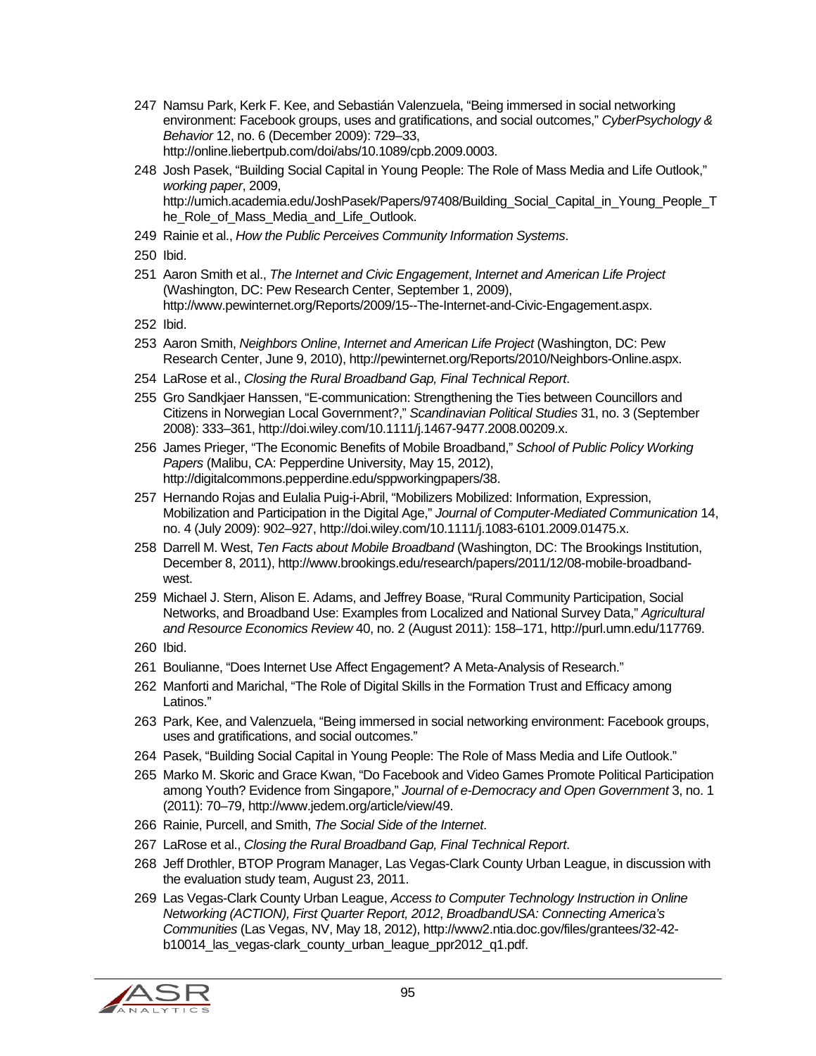247 Namsu Park, Kerk F. Kee, and Sebastián Valenzuela, "Being immersed in social networking environment: Facebook groups, uses and gratifications, and social outcomes," *CyberPsychology & Behavior* 12, no. 6 (December 2009): 729–33, http://online.liebertpub.com/doi/abs/10.1089/cpb.2009.0003.

248 Josh Pasek, "Building Social Capital in Young People: The Role of Mass Media and Life Outlook," *working paper*, 2009, http://umich.academia.edu/JoshPasek/Papers/97408/Building_Social_Capital_in_Young_People_The_Role_of_Mass_Media_and_Life_Outlook.

249 Rainie et al., *How the Public Perceives Community Information Systems*.

250 Ibid.

251 Aaron Smith et al., *The Internet and Civic Engagement*, *Internet and American Life Project* (Washington, DC: Pew Research Center, September 1, 2009), http://www.pewinternet.org/Reports/2009/15--The-Internet-and-Civic-Engagement.aspx.

252 Ibid.

253 Aaron Smith, *Neighbors Online*, *Internet and American Life Project* (Washington, DC: Pew Research Center, June 9, 2010), http://pewinternet.org/Reports/2010/Neighbors-Online.aspx.

254 LaRose et al., *Closing the Rural Broadband Gap, Final Technical Report*.

255 Gro Sandkjaer Hanssen, "E-communication: Strengthening the Ties between Councillors and Citizens in Norwegian Local Government?," *Scandinavian Political Studies* 31, no. 3 (September 2008): 333–361, http://doi.wiley.com/10.1111/j.1467-9477.2008.00209.x.

256 James Prieger, "The Economic Benefits of Mobile Broadband," *School of Public Policy Working Papers* (Malibu, CA: Pepperdine University, May 15, 2012), http://digitalcommons.pepperdine.edu/sppworkingpapers/38.

257 Hernando Rojas and Eulalia Puig-i-Abril, "Mobilizers Mobilized: Information, Expression, Mobilization and Participation in the Digital Age," *Journal of Computer-Mediated Communication* 14, no. 4 (July 2009): 902–927, http://doi.wiley.com/10.1111/j.1083-6101.2009.01475.x.

258 Darrell M. West, *Ten Facts about Mobile Broadband* (Washington, DC: The Brookings Institution, December 8, 2011), http://www.brookings.edu/research/papers/2011/12/08-mobile-broadband-west.

259 Michael J. Stern, Alison E. Adams, and Jeffrey Boase, "Rural Community Participation, Social Networks, and Broadband Use: Examples from Localized and National Survey Data," *Agricultural and Resource Economics Review* 40, no. 2 (August 2011): 158–171, http://purl.umn.edu/117769.

260 Ibid.

261 Boulianne, "Does Internet Use Affect Engagement? A Meta-Analysis of Research."

262 Manforti and Marichal, "The Role of Digital Skills in the Formation Trust and Efficacy among Latinos."

263 Park, Kee, and Valenzuela, "Being immersed in social networking environment: Facebook groups, uses and gratifications, and social outcomes."

264 Pasek, "Building Social Capital in Young People: The Role of Mass Media and Life Outlook."

265 Marko M. Skoric and Grace Kwan, "Do Facebook and Video Games Promote Political Participation among Youth? Evidence from Singapore," *Journal of e-Democracy and Open Government* 3, no. 1 (2011): 70–79, http://www.jedem.org/article/view/49.

266 Rainie, Purcell, and Smith, *The Social Side of the Internet*.

267 LaRose et al., *Closing the Rural Broadband Gap, Final Technical Report*.

268 Jeff Drothler, BTOP Program Manager, Las Vegas-Clark County Urban League, in discussion with the evaluation study team, August 23, 2011.

269 Las Vegas-Clark County Urban League, *Access to Computer Technology Instruction in Online Networking (ACTION), First Quarter Report, 2012*, *BroadbandUSA: Connecting America's Communities* (Las Vegas, NV, May 18, 2012), http://www2.ntia.doc.gov/files/grantees/32-42-b10014_las_vegas-clark_county_urban_league_ppr2012_q1.pdf.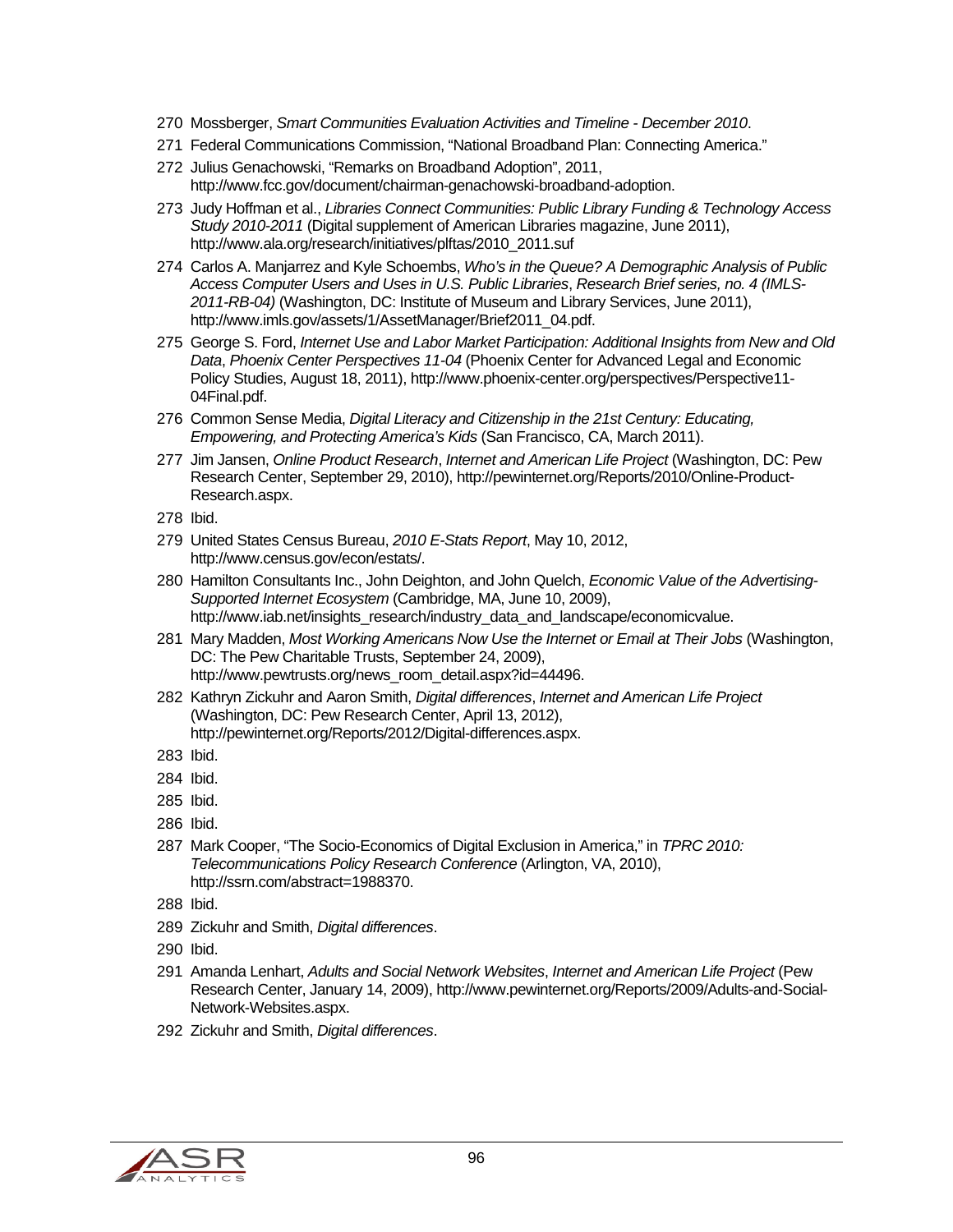270 Mossberger, *Smart Communities Evaluation Activities and Timeline - December 2010*.

271 Federal Communications Commission, "National Broadband Plan: Connecting America."

272 Julius Genachowski, "Remarks on Broadband Adoption", 2011, http://www.fcc.gov/document/chairman-genachowski-broadband-adoption.

273 Judy Hoffman et al., *Libraries Connect Communities: Public Library Funding & Technology Access Study 2010-2011* (Digital supplement of American Libraries magazine, June 2011), http://www.ala.org/research/initiatives/plftas/2010_2011.suf

274 Carlos A. Manjarrez and Kyle Schoembs, *Who's in the Queue? A Demographic Analysis of Public Access Computer Users and Uses in U.S. Public Libraries*, *Research Brief series, no. 4 (IMLS-2011-RB-04)* (Washington, DC: Institute of Museum and Library Services, June 2011), http://www.imls.gov/assets/1/AssetManager/Brief2011_04.pdf.

275 George S. Ford, *Internet Use and Labor Market Participation: Additional Insights from New and Old Data*, *Phoenix Center Perspectives 11-04* (Phoenix Center for Advanced Legal and Economic Policy Studies, August 18, 2011), http://www.phoenix-center.org/perspectives/Perspective11-04Final.pdf.

276 Common Sense Media, *Digital Literacy and Citizenship in the 21st Century: Educating, Empowering, and Protecting America's Kids* (San Francisco, CA, March 2011).

277 Jim Jansen, *Online Product Research*, *Internet and American Life Project* (Washington, DC: Pew Research Center, September 29, 2010), http://pewinternet.org/Reports/2010/Online-Product-Research.aspx.

278 Ibid.

279 United States Census Bureau, *2010 E-Stats Report*, May 10, 2012, http://www.census.gov/econ/estats/.

280 Hamilton Consultants Inc., John Deighton, and John Quelch, *Economic Value of the Advertising-Supported Internet Ecosystem* (Cambridge, MA, June 10, 2009), http://www.iab.net/insights_research/industry_data_and_landscape/economicvalue.

281 Mary Madden, *Most Working Americans Now Use the Internet or Email at Their Jobs* (Washington, DC: The Pew Charitable Trusts, September 24, 2009), http://www.pewtrusts.org/news_room_detail.aspx?id=44496.

282 Kathryn Zickuhr and Aaron Smith, *Digital differences*, *Internet and American Life Project* (Washington, DC: Pew Research Center, April 13, 2012), http://pewinternet.org/Reports/2012/Digital-differences.aspx.

283 Ibid.

284 Ibid.

285 Ibid.

286 Ibid.

287 Mark Cooper, "The Socio-Economics of Digital Exclusion in America," in *TPRC 2010: Telecommunications Policy Research Conference* (Arlington, VA, 2010), http://ssrn.com/abstract=1988370.

288 Ibid.

289 Zickuhr and Smith, *Digital differences*.

290 Ibid.

291 Amanda Lenhart, *Adults and Social Network Websites*, *Internet and American Life Project* (Pew Research Center, January 14, 2009), http://www.pewinternet.org/Reports/2009/Adults-and-Social-Network-Websites.aspx.

292 Zickuhr and Smith, *Digital differences*.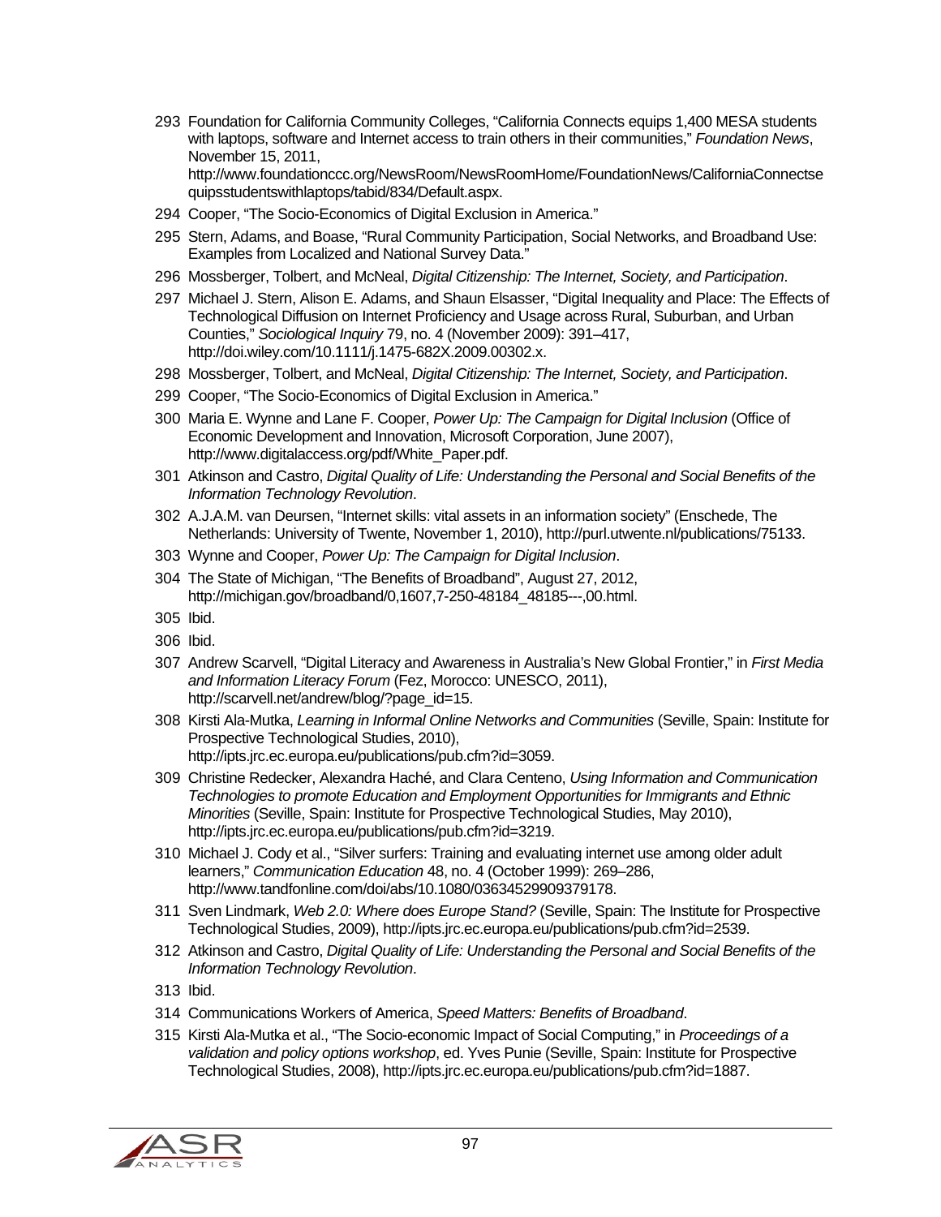293 Foundation for California Community Colleges, "California Connects equips 1,400 MESA students with laptops, software and Internet access to train others in their communities," *Foundation News*, November 15, 2011, http://www.foundationccc.org/NewsRoom/NewsRoomHome/FoundationNews/CaliforniaConnectsequipsstudentswithlaptops/tabid/834/Default.aspx.

294 Cooper, "The Socio-Economics of Digital Exclusion in America."

295 Stern, Adams, and Boase, "Rural Community Participation, Social Networks, and Broadband Use: Examples from Localized and National Survey Data."

296 Mossberger, Tolbert, and McNeal, *Digital Citizenship: The Internet, Society, and Participation*.

297 Michael J. Stern, Alison E. Adams, and Shaun Elsasser, "Digital Inequality and Place: The Effects of Technological Diffusion on Internet Proficiency and Usage across Rural, Suburban, and Urban Counties," *Sociological Inquiry* 79, no. 4 (November 2009): 391–417, http://doi.wiley.com/10.1111/j.1475-682X.2009.00302.x.

298 Mossberger, Tolbert, and McNeal, *Digital Citizenship: The Internet, Society, and Participation*.

299 Cooper, "The Socio-Economics of Digital Exclusion in America."

300 Maria E. Wynne and Lane F. Cooper, *Power Up: The Campaign for Digital Inclusion* (Office of Economic Development and Innovation, Microsoft Corporation, June 2007), http://www.digitalaccess.org/pdf/White_Paper.pdf.

301 Atkinson and Castro, *Digital Quality of Life: Understanding the Personal and Social Benefits of the Information Technology Revolution*.

302 A.J.A.M. van Deursen, "Internet skills: vital assets in an information society" (Enschede, The Netherlands: University of Twente, November 1, 2010), http://purl.utwente.nl/publications/75133.

303 Wynne and Cooper, *Power Up: The Campaign for Digital Inclusion*.

304 The State of Michigan, "The Benefits of Broadband", August 27, 2012, http://michigan.gov/broadband/0,1607,7-250-48184_48185---,00.html.

305 Ibid.

306 Ibid.

307 Andrew Scarvell, "Digital Literacy and Awareness in Australia's New Global Frontier," in *First Media and Information Literacy Forum* (Fez, Morocco: UNESCO, 2011), http://scarvell.net/andrew/blog/?page_id=15.

308 Kirsti Ala-Mutka, *Learning in Informal Online Networks and Communities* (Seville, Spain: Institute for Prospective Technological Studies, 2010), http://ipts.jrc.ec.europa.eu/publications/pub.cfm?id=3059.

309 Christine Redecker, Alexandra Haché, and Clara Centeno, *Using Information and Communication Technologies to promote Education and Employment Opportunities for Immigrants and Ethnic Minorities* (Seville, Spain: Institute for Prospective Technological Studies, May 2010), http://ipts.jrc.ec.europa.eu/publications/pub.cfm?id=3219.

310 Michael J. Cody et al., "Silver surfers: Training and evaluating internet use among older adult learners," *Communication Education* 48, no. 4 (October 1999): 269–286, http://www.tandfonline.com/doi/abs/10.1080/03634529909379178.

311 Sven Lindmark, *Web 2.0: Where does Europe Stand?* (Seville, Spain: The Institute for Prospective Technological Studies, 2009), http://ipts.jrc.ec.europa.eu/publications/pub.cfm?id=2539.

312 Atkinson and Castro, *Digital Quality of Life: Understanding the Personal and Social Benefits of the Information Technology Revolution*.

313 Ibid.

314 Communications Workers of America, *Speed Matters: Benefits of Broadband*.

315 Kirsti Ala-Mutka et al., "The Socio-economic Impact of Social Computing," in *Proceedings of a validation and policy options workshop*, ed. Yves Punie (Seville, Spain: Institute for Prospective Technological Studies, 2008), http://ipts.jrc.ec.europa.eu/publications/pub.cfm?id=1887.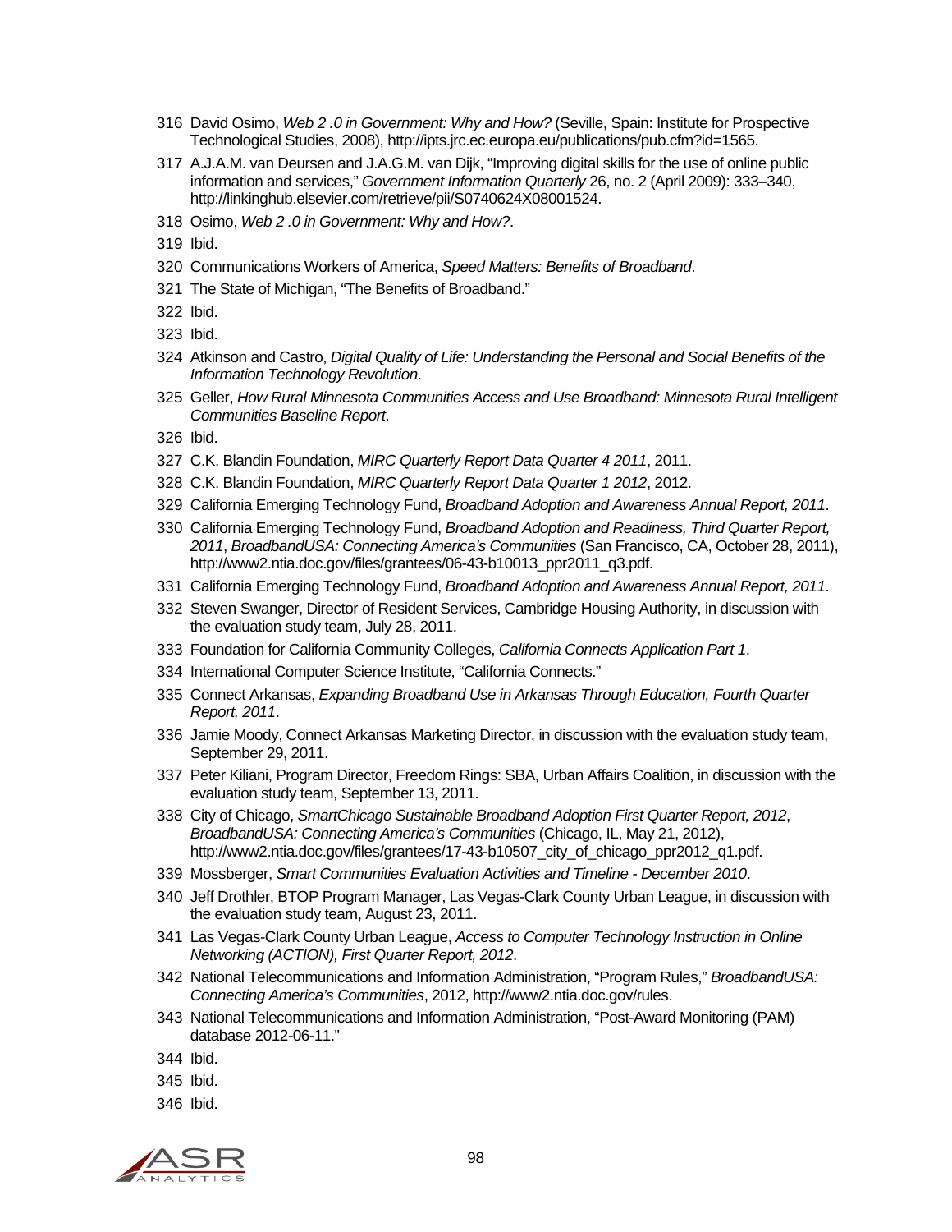316 David Osimo, *Web 2 .0 in Government: Why and How?* (Seville, Spain: Institute for Prospective Technological Studies, 2008), http://ipts.jrc.ec.europa.eu/publications/pub.cfm?id=1565.

317 A.J.A.M. van Deursen and J.A.G.M. van Dijk, "Improving digital skills for the use of online public information and services," *Government Information Quarterly* 26, no. 2 (April 2009): 333–340, http://linkinghub.elsevier.com/retrieve/pii/S0740624X08001524.

318 Osimo, *Web 2 .0 in Government: Why and How?*.

319 Ibid.

320 Communications Workers of America, *Speed Matters: Benefits of Broadband*.

321 The State of Michigan, "The Benefits of Broadband."

322 Ibid.

323 Ibid.

324 Atkinson and Castro, *Digital Quality of Life: Understanding the Personal and Social Benefits of the Information Technology Revolution*.

325 Geller, *How Rural Minnesota Communities Access and Use Broadband: Minnesota Rural Intelligent Communities Baseline Report*.

326 Ibid.

327 C.K. Blandin Foundation, *MIRC Quarterly Report Data Quarter 4 2011*, 2011.

328 C.K. Blandin Foundation, *MIRC Quarterly Report Data Quarter 1 2012*, 2012.

329 California Emerging Technology Fund, *Broadband Adoption and Awareness Annual Report, 2011*.

330 California Emerging Technology Fund, *Broadband Adoption and Readiness, Third Quarter Report, 2011*, *BroadbandUSA: Connecting America's Communities* (San Francisco, CA, October 28, 2011), http://www2.ntia.doc.gov/files/grantees/06-43-b10013_ppr2011_q3.pdf.

331 California Emerging Technology Fund, *Broadband Adoption and Awareness Annual Report, 2011*.

332 Steven Swanger, Director of Resident Services, Cambridge Housing Authority, in discussion with the evaluation study team, July 28, 2011.

333 Foundation for California Community Colleges, *California Connects Application Part 1*.

334 International Computer Science Institute, "California Connects."

335 Connect Arkansas, *Expanding Broadband Use in Arkansas Through Education, Fourth Quarter Report, 2011*.

336 Jamie Moody, Connect Arkansas Marketing Director, in discussion with the evaluation study team, September 29, 2011.

337 Peter Kiliani, Program Director, Freedom Rings: SBA, Urban Affairs Coalition, in discussion with the evaluation study team, September 13, 2011.

338 City of Chicago, *SmartChicago Sustainable Broadband Adoption First Quarter Report, 2012*, *BroadbandUSA: Connecting America's Communities* (Chicago, IL, May 21, 2012), http://www2.ntia.doc.gov/files/grantees/17-43-b10507_city_of_chicago_ppr2012_q1.pdf.

339 Mossberger, *Smart Communities Evaluation Activities and Timeline - December 2010*.

340 Jeff Drothler, BTOP Program Manager, Las Vegas-Clark County Urban League, in discussion with the evaluation study team, August 23, 2011.

341 Las Vegas-Clark County Urban League, *Access to Computer Technology Instruction in Online Networking (ACTION), First Quarter Report, 2012*.

342 National Telecommunications and Information Administration, "Program Rules," *BroadbandUSA: Connecting America's Communities*, 2012, http://www2.ntia.doc.gov/rules.

343 National Telecommunications and Information Administration, "Post-Award Monitoring (PAM) database 2012-06-11."

344 Ibid.

345 Ibid.

346 Ibid.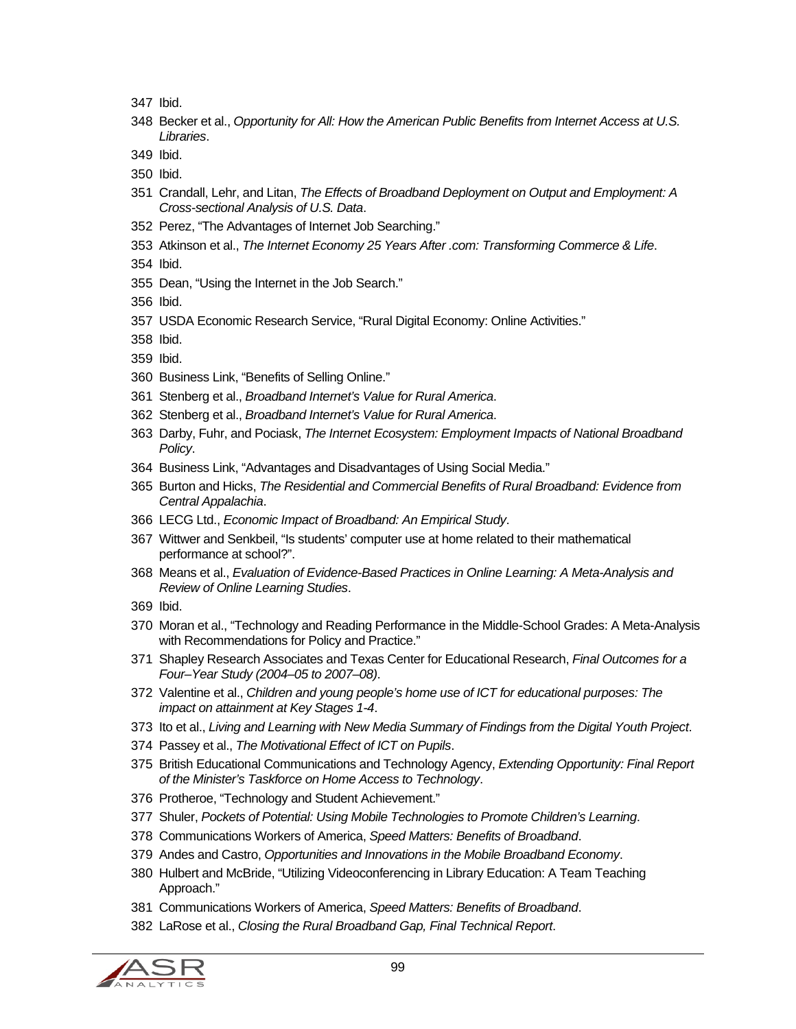347 Ibid.

348 Becker et al., *Opportunity for All: How the American Public Benefits from Internet Access at U.S. Libraries*.

349 Ibid.

350 Ibid.

351 Crandall, Lehr, and Litan, *The Effects of Broadband Deployment on Output and Employment: A Cross-sectional Analysis of U.S. Data*.

352 Perez, "The Advantages of Internet Job Searching."

353 Atkinson et al., *The Internet Economy 25 Years After .com: Transforming Commerce & Life*.

354 Ibid.

355 Dean, "Using the Internet in the Job Search."

356 Ibid.

357 USDA Economic Research Service, "Rural Digital Economy: Online Activities."

358 Ibid.

359 Ibid.

360 Business Link, "Benefits of Selling Online."

361 Stenberg et al., *Broadband Internet's Value for Rural America*.

362 Stenberg et al., *Broadband Internet's Value for Rural America*.

363 Darby, Fuhr, and Pociask, *The Internet Ecosystem: Employment Impacts of National Broadband Policy*.

364 Business Link, "Advantages and Disadvantages of Using Social Media."

365 Burton and Hicks, *The Residential and Commercial Benefits of Rural Broadband: Evidence from Central Appalachia*.

366 LECG Ltd., *Economic Impact of Broadband: An Empirical Study*.

367 Wittwer and Senkbeil, "Is students' computer use at home related to their mathematical performance at school?".

368 Means et al., *Evaluation of Evidence-Based Practices in Online Learning: A Meta-Analysis and Review of Online Learning Studies*.

369 Ibid.

370 Moran et al., "Technology and Reading Performance in the Middle-School Grades: A Meta-Analysis with Recommendations for Policy and Practice."

371 Shapley Research Associates and Texas Center for Educational Research, *Final Outcomes for a Four–Year Study (2004–05 to 2007–08)*.

372 Valentine et al., *Children and young people's home use of ICT for educational purposes: The impact on attainment at Key Stages 1-4*.

373 Ito et al., *Living and Learning with New Media Summary of Findings from the Digital Youth Project*.

374 Passey et al., *The Motivational Effect of ICT on Pupils*.

375 British Educational Communications and Technology Agency, *Extending Opportunity: Final Report of the Minister's Taskforce on Home Access to Technology*.

376 Protheroe, "Technology and Student Achievement."

377 Shuler, *Pockets of Potential: Using Mobile Technologies to Promote Children's Learning*.

378 Communications Workers of America, *Speed Matters: Benefits of Broadband*.

379 Andes and Castro, *Opportunities and Innovations in the Mobile Broadband Economy*.

380 Hulbert and McBride, "Utilizing Videoconferencing in Library Education: A Team Teaching Approach."

381 Communications Workers of America, *Speed Matters: Benefits of Broadband*.

382 LaRose et al., *Closing the Rural Broadband Gap, Final Technical Report*.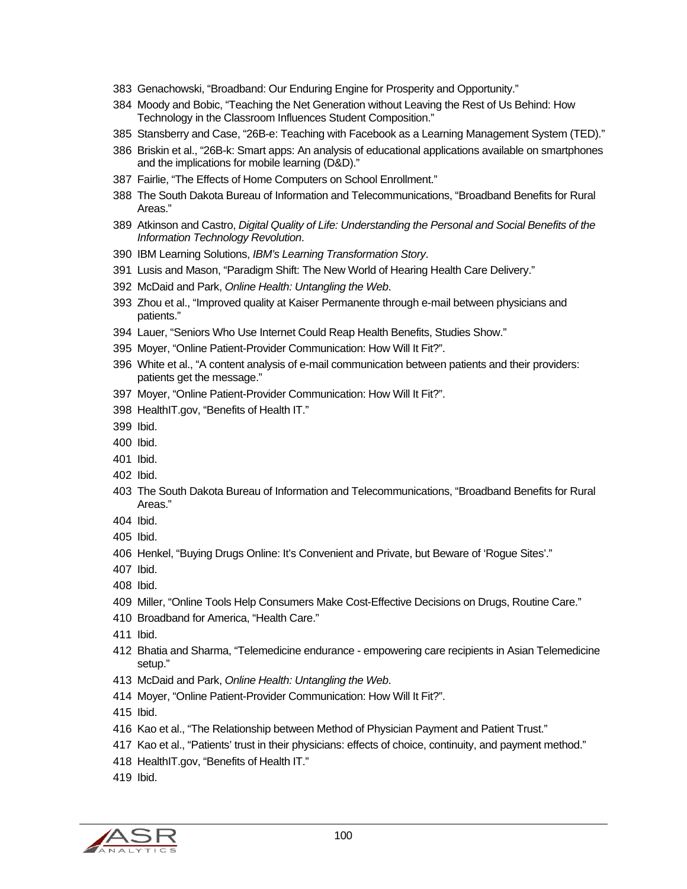383 Genachowski, “Broadband: Our Enduring Engine for Prosperity and Opportunity.”

384 Moody and Bobic, “Teaching the Net Generation without Leaving the Rest of Us Behind: How Technology in the Classroom Influences Student Composition.”

385 Stansberry and Case, “26B-e: Teaching with Facebook as a Learning Management System (TED).”

386 Briskin et al., “26B-k: Smart apps: An analysis of educational applications available on smartphones and the implications for mobile learning (D&D).”

387 Fairlie, “The Effects of Home Computers on School Enrollment.”

388 The South Dakota Bureau of Information and Telecommunications, “Broadband Benefits for Rural Areas.”

389 Atkinson and Castro, *Digital Quality of Life: Understanding the Personal and Social Benefits of the Information Technology Revolution*.

390 IBM Learning Solutions, *IBM’s Learning Transformation Story*.

391 Lusis and Mason, “Paradigm Shift: The New World of Hearing Health Care Delivery.”

392 McDaid and Park, *Online Health: Untangling the Web*.

393 Zhou et al., “Improved quality at Kaiser Permanente through e-mail between physicians and patients.”

394 Lauer, “Seniors Who Use Internet Could Reap Health Benefits, Studies Show.”

395 Moyer, “Online Patient-Provider Communication: How Will It Fit?”.

396 White et al., “A content analysis of e-mail communication between patients and their providers: patients get the message.”

397 Moyer, “Online Patient-Provider Communication: How Will It Fit?”.

398 HealthIT.gov, “Benefits of Health IT.”

399 Ibid.

400 Ibid.

401 Ibid.

402 Ibid.

403 The South Dakota Bureau of Information and Telecommunications, “Broadband Benefits for Rural Areas.”

404 Ibid.

405 Ibid.

406 Henkel, “Buying Drugs Online: It’s Convenient and Private, but Beware of ‘Rogue Sites’.”

407 Ibid.

408 Ibid.

409 Miller, “Online Tools Help Consumers Make Cost-Effective Decisions on Drugs, Routine Care.”

410 Broadband for America, “Health Care.”

411 Ibid.

412 Bhatia and Sharma, “Telemedicine endurance - empowering care recipients in Asian Telemedicine setup.”

413 McDaid and Park, *Online Health: Untangling the Web*.

414 Moyer, “Online Patient-Provider Communication: How Will It Fit?”.

415 Ibid.

416 Kao et al., “The Relationship between Method of Physician Payment and Patient Trust.”

417 Kao et al., “Patients’ trust in their physicians: effects of choice, continuity, and payment method.”

418 HealthIT.gov, “Benefits of Health IT.”

419 Ibid.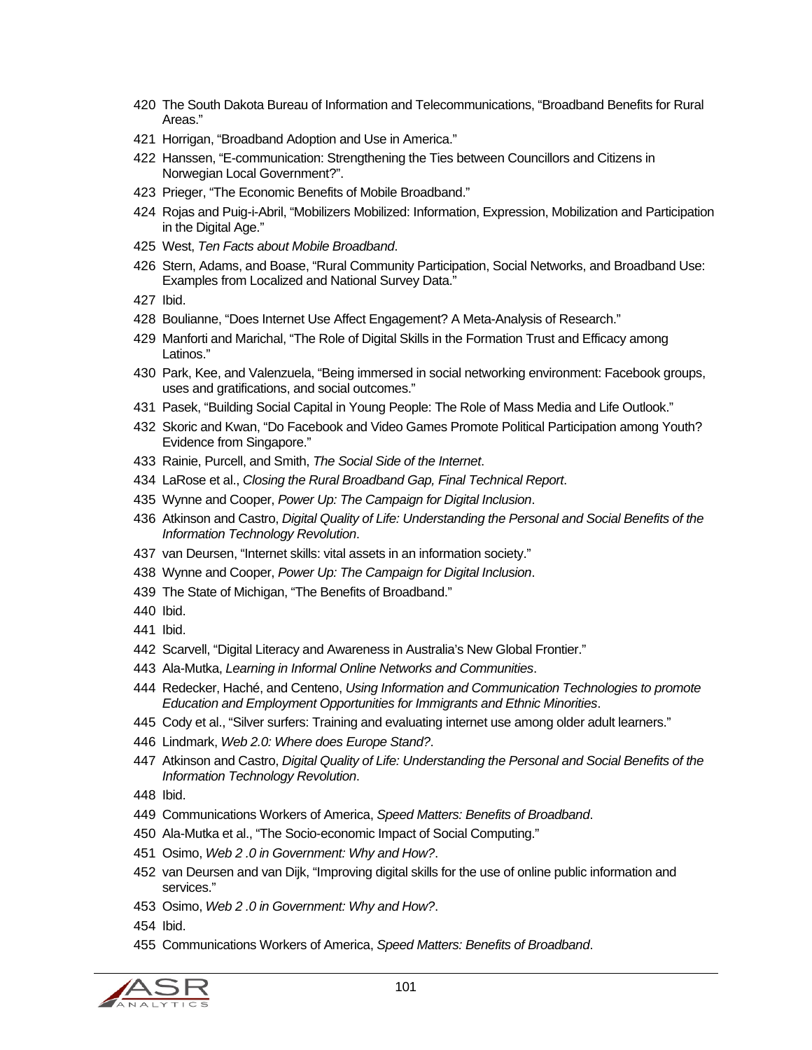420 The South Dakota Bureau of Information and Telecommunications, "Broadband Benefits for Rural Areas."

421 Horrigan, "Broadband Adoption and Use in America."

422 Hanssen, "E-communication: Strengthening the Ties between Councillors and Citizens in Norwegian Local Government?".

423 Prieger, "The Economic Benefits of Mobile Broadband."

424 Rojas and Puig-i-Abril, "Mobilizers Mobilized: Information, Expression, Mobilization and Participation in the Digital Age."

425 West, *Ten Facts about Mobile Broadband*.

426 Stern, Adams, and Boase, "Rural Community Participation, Social Networks, and Broadband Use: Examples from Localized and National Survey Data."

427 Ibid.

428 Boulianne, "Does Internet Use Affect Engagement? A Meta-Analysis of Research."

429 Manforti and Marichal, "The Role of Digital Skills in the Formation Trust and Efficacy among Latinos."

430 Park, Kee, and Valenzuela, "Being immersed in social networking environment: Facebook groups, uses and gratifications, and social outcomes."

431 Pasek, "Building Social Capital in Young People: The Role of Mass Media and Life Outlook."

432 Skoric and Kwan, "Do Facebook and Video Games Promote Political Participation among Youth? Evidence from Singapore."

433 Rainie, Purcell, and Smith, *The Social Side of the Internet*.

434 LaRose et al., *Closing the Rural Broadband Gap, Final Technical Report*.

435 Wynne and Cooper, *Power Up: The Campaign for Digital Inclusion*.

436 Atkinson and Castro, *Digital Quality of Life: Understanding the Personal and Social Benefits of the Information Technology Revolution*.

437 van Deursen, "Internet skills: vital assets in an information society."

438 Wynne and Cooper, *Power Up: The Campaign for Digital Inclusion*.

439 The State of Michigan, "The Benefits of Broadband."

440 Ibid.

441 Ibid.

442 Scarvell, "Digital Literacy and Awareness in Australia's New Global Frontier."

443 Ala-Mutka, *Learning in Informal Online Networks and Communities*.

444 Redecker, Haché, and Centeno, *Using Information and Communication Technologies to promote Education and Employment Opportunities for Immigrants and Ethnic Minorities*.

445 Cody et al., "Silver surfers: Training and evaluating internet use among older adult learners."

446 Lindmark, *Web 2.0: Where does Europe Stand?*.

447 Atkinson and Castro, *Digital Quality of Life: Understanding the Personal and Social Benefits of the Information Technology Revolution*.

448 Ibid.

449 Communications Workers of America, *Speed Matters: Benefits of Broadband*.

450 Ala-Mutka et al., "The Socio-economic Impact of Social Computing."

451 Osimo, *Web 2 .0 in Government: Why and How?*.

452 van Deursen and van Dijk, "Improving digital skills for the use of online public information and services."

453 Osimo, *Web 2 .0 in Government: Why and How?*.

454 Ibid.

455 Communications Workers of America, *Speed Matters: Benefits of Broadband*.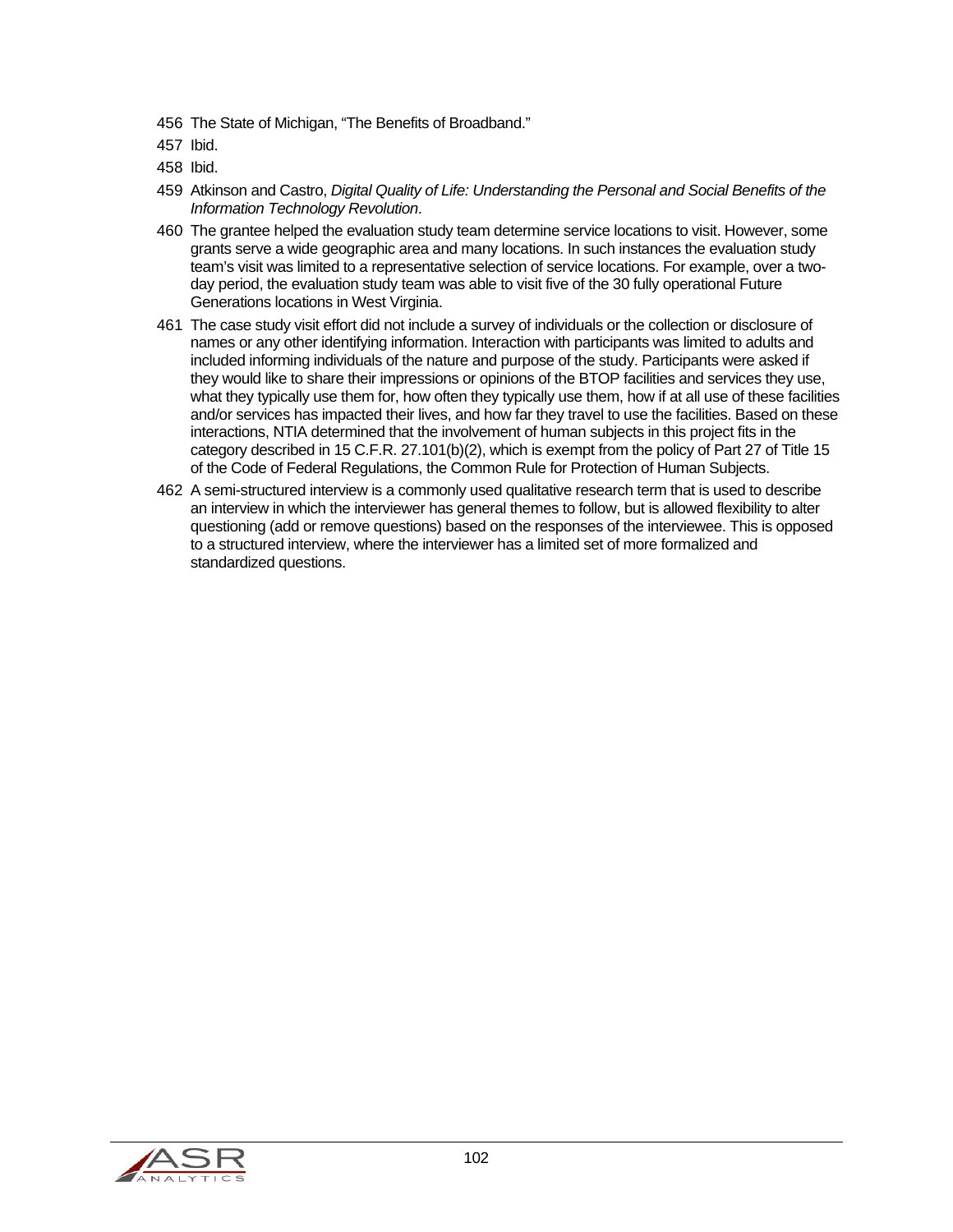456 The State of Michigan, "The Benefits of Broadband."

457 Ibid.

458 Ibid.

459 Atkinson and Castro, *Digital Quality of Life: Understanding the Personal and Social Benefits of the Information Technology Revolution*.

460 The grantee helped the evaluation study team determine service locations to visit. However, some grants serve a wide geographic area and many locations. In such instances the evaluation study team's visit was limited to a representative selection of service locations. For example, over a two-day period, the evaluation study team was able to visit five of the 30 fully operational Future Generations locations in West Virginia.

461 The case study visit effort did not include a survey of individuals or the collection or disclosure of names or any other identifying information. Interaction with participants was limited to adults and included informing individuals of the nature and purpose of the study. Participants were asked if they would like to share their impressions or opinions of the BTOP facilities and services they use, what they typically use them for, how often they typically use them, how if at all use of these facilities and/or services has impacted their lives, and how far they travel to use the facilities. Based on these interactions, NTIA determined that the involvement of human subjects in this project fits in the category described in 15 C.F.R. 27.101(b)(2), which is exempt from the policy of Part 27 of Title 15 of the Code of Federal Regulations, the Common Rule for Protection of Human Subjects.

462 A semi-structured interview is a commonly used qualitative research term that is used to describe an interview in which the interviewer has general themes to follow, but is allowed flexibility to alter questioning (add or remove questions) based on the responses of the interviewee. This is opposed to a structured interview, where the interviewer has a limited set of more formalized and standardized questions.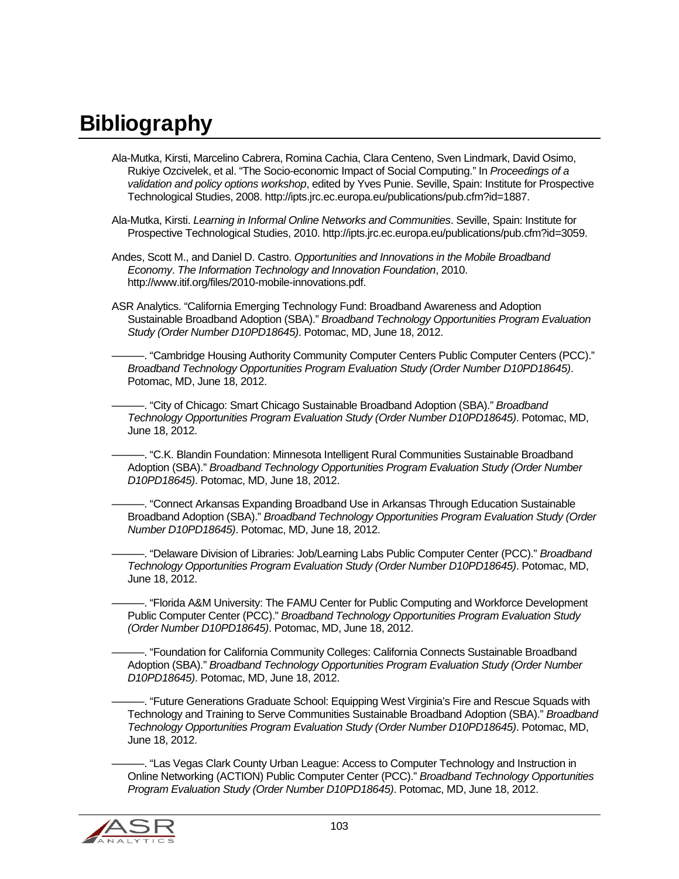# Bibliography

Ala-Mutka, Kirsti, Marcelino Cabrera, Romina Cachia, Clara Centeno, Sven Lindmark, David Osimo, Rukiye Ozcivelek, et al. "The Socio-economic Impact of Social Computing." In *Proceedings of a validation and policy options workshop*, edited by Yves Punie. Seville, Spain: Institute for Prospective Technological Studies, 2008. http://ipts.jrc.ec.europa.eu/publications/pub.cfm?id=1887.

Ala-Mutka, Kirsti. *Learning in Informal Online Networks and Communities*. Seville, Spain: Institute for Prospective Technological Studies, 2010. http://ipts.jrc.ec.europa.eu/publications/pub.cfm?id=3059.

Andes, Scott M., and Daniel D. Castro. *Opportunities and Innovations in the Mobile Broadband Economy*. *The Information Technology and Innovation Foundation*, 2010. http://www.itif.org/files/2010-mobile-innovations.pdf.

ASR Analytics. "California Emerging Technology Fund: Broadband Awareness and Adoption Sustainable Broadband Adoption (SBA)." *Broadband Technology Opportunities Program Evaluation Study (Order Number D10PD18645)*. Potomac, MD, June 18, 2012.

———. "Cambridge Housing Authority Community Computer Centers Public Computer Centers (PCC)." *Broadband Technology Opportunities Program Evaluation Study (Order Number D10PD18645)*. Potomac, MD, June 18, 2012.

———. "City of Chicago: Smart Chicago Sustainable Broadband Adoption (SBA)." *Broadband Technology Opportunities Program Evaluation Study (Order Number D10PD18645)*. Potomac, MD, June 18, 2012.

———. "C.K. Blandin Foundation: Minnesota Intelligent Rural Communities Sustainable Broadband Adoption (SBA)." *Broadband Technology Opportunities Program Evaluation Study (Order Number D10PD18645)*. Potomac, MD, June 18, 2012.

———. "Connect Arkansas Expanding Broadband Use in Arkansas Through Education Sustainable Broadband Adoption (SBA)." *Broadband Technology Opportunities Program Evaluation Study (Order Number D10PD18645)*. Potomac, MD, June 18, 2012.

———. "Delaware Division of Libraries: Job/Learning Labs Public Computer Center (PCC)." *Broadband Technology Opportunities Program Evaluation Study (Order Number D10PD18645)*. Potomac, MD, June 18, 2012.

———. "Florida A&M University: The FAMU Center for Public Computing and Workforce Development Public Computer Center (PCC)." *Broadband Technology Opportunities Program Evaluation Study (Order Number D10PD18645)*. Potomac, MD, June 18, 2012.

———. "Foundation for California Community Colleges: California Connects Sustainable Broadband Adoption (SBA)." *Broadband Technology Opportunities Program Evaluation Study (Order Number D10PD18645)*. Potomac, MD, June 18, 2012.

———. "Future Generations Graduate School: Equipping West Virginia's Fire and Rescue Squads with Technology and Training to Serve Communities Sustainable Broadband Adoption (SBA)." *Broadband Technology Opportunities Program Evaluation Study (Order Number D10PD18645)*. Potomac, MD, June 18, 2012.

———. "Las Vegas Clark County Urban League: Access to Computer Technology and Instruction in Online Networking (ACTION) Public Computer Center (PCC)." *Broadband Technology Opportunities Program Evaluation Study (Order Number D10PD18645)*. Potomac, MD, June 18, 2012.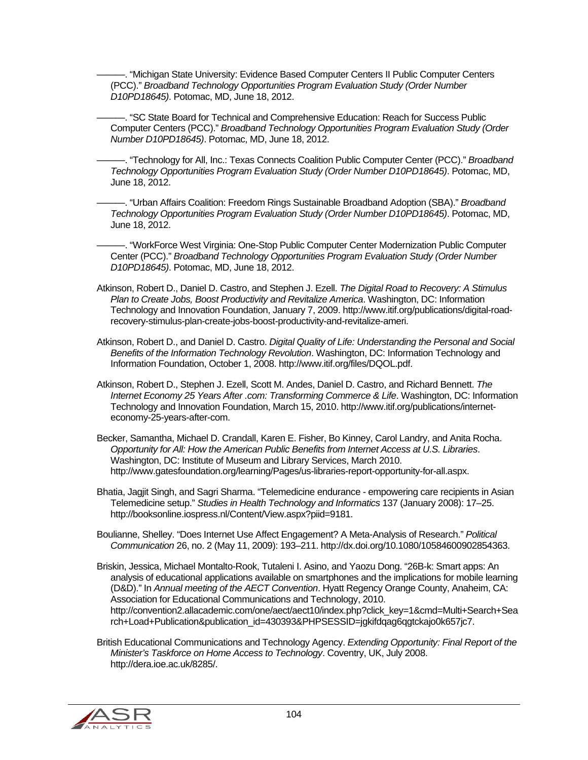———. "Michigan State University: Evidence Based Computer Centers II Public Computer Centers (PCC)." *Broadband Technology Opportunities Program Evaluation Study (Order Number D10PD18645)*. Potomac, MD, June 18, 2012.

———. "SC State Board for Technical and Comprehensive Education: Reach for Success Public Computer Centers (PCC)." *Broadband Technology Opportunities Program Evaluation Study (Order Number D10PD18645)*. Potomac, MD, June 18, 2012.

———. "Technology for All, Inc.: Texas Connects Coalition Public Computer Center (PCC)." *Broadband Technology Opportunities Program Evaluation Study (Order Number D10PD18645)*. Potomac, MD, June 18, 2012.

———. "Urban Affairs Coalition: Freedom Rings Sustainable Broadband Adoption (SBA)." *Broadband Technology Opportunities Program Evaluation Study (Order Number D10PD18645)*. Potomac, MD, June 18, 2012.

———. "WorkForce West Virginia: One-Stop Public Computer Center Modernization Public Computer Center (PCC)." *Broadband Technology Opportunities Program Evaluation Study (Order Number D10PD18645)*. Potomac, MD, June 18, 2012.

Atkinson, Robert D., Daniel D. Castro, and Stephen J. Ezell. *The Digital Road to Recovery: A Stimulus Plan to Create Jobs, Boost Productivity and Revitalize America*. Washington, DC: Information Technology and Innovation Foundation, January 7, 2009. http://www.itif.org/publications/digital-road-recovery-stimulus-plan-create-jobs-boost-productivity-and-revitalize-ameri.

Atkinson, Robert D., and Daniel D. Castro. *Digital Quality of Life: Understanding the Personal and Social Benefits of the Information Technology Revolution*. Washington, DC: Information Technology and Information Foundation, October 1, 2008. http://www.itif.org/files/DQOL.pdf.

Atkinson, Robert D., Stephen J. Ezell, Scott M. Andes, Daniel D. Castro, and Richard Bennett. *The Internet Economy 25 Years After .com: Transforming Commerce & Life*. Washington, DC: Information Technology and Innovation Foundation, March 15, 2010. http://www.itif.org/publications/internet-economy-25-years-after-com.

Becker, Samantha, Michael D. Crandall, Karen E. Fisher, Bo Kinney, Carol Landry, and Anita Rocha. *Opportunity for All: How the American Public Benefits from Internet Access at U.S. Libraries*. Washington, DC: Institute of Museum and Library Services, March 2010. http://www.gatesfoundation.org/learning/Pages/us-libraries-report-opportunity-for-all.aspx.

Bhatia, Jagjit Singh, and Sagri Sharma. "Telemedicine endurance - empowering care recipients in Asian Telemedicine setup." *Studies in Health Technology and Informatics* 137 (January 2008): 17–25. http://booksonline.iospress.nl/Content/View.aspx?piid=9181.

Boulianne, Shelley. "Does Internet Use Affect Engagement? A Meta-Analysis of Research." *Political Communication* 26, no. 2 (May 11, 2009): 193–211. http://dx.doi.org/10.1080/10584600902854363.

Briskin, Jessica, Michael Montalto-Rook, Tutaleni I. Asino, and Yaozu Dong. "26B-k: Smart apps: An analysis of educational applications available on smartphones and the implications for mobile learning (D&D)." In *Annual meeting of the AECT Convention*. Hyatt Regency Orange County, Anaheim, CA: Association for Educational Communications and Technology, 2010. http://convention2.allacademic.com/one/aect/aect10/index.php?click_key=1&cmd=Multi+Search+Search+Load+Publication&publication_id=430393&PHPSESSID=jgkifdqag6qgtckajo0k657jc7.

British Educational Communications and Technology Agency. *Extending Opportunity: Final Report of the Minister's Taskforce on Home Access to Technology*. Coventry, UK, July 2008. http://dera.ioe.ac.uk/8285/.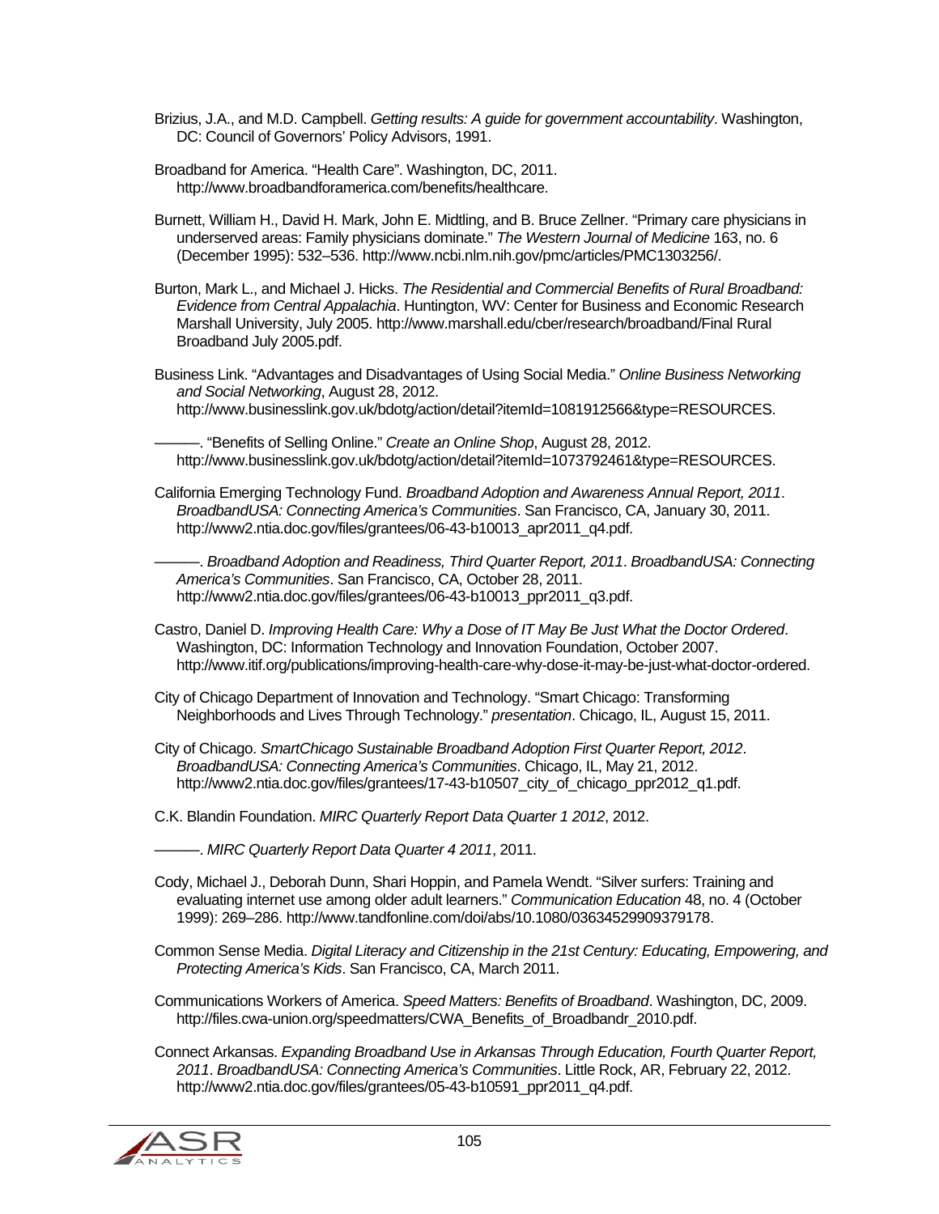Brizius, J.A., and M.D. Campbell. *Getting results: A guide for government accountability*. Washington, DC: Council of Governors' Policy Advisors, 1991.

Broadband for America. "Health Care". Washington, DC, 2011. http://www.broadbandforamerica.com/benefits/healthcare.

Burnett, William H., David H. Mark, John E. Midtling, and B. Bruce Zellner. "Primary care physicians in underserved areas: Family physicians dominate." *The Western Journal of Medicine* 163, no. 6 (December 1995): 532–536. http://www.ncbi.nlm.nih.gov/pmc/articles/PMC1303256/.

Burton, Mark L., and Michael J. Hicks. *The Residential and Commercial Benefits of Rural Broadband: Evidence from Central Appalachia*. Huntington, WV: Center for Business and Economic Research Marshall University, July 2005. http://www.marshall.edu/cber/research/broadband/Final Rural Broadband July 2005.pdf.

Business Link. "Advantages and Disadvantages of Using Social Media." *Online Business Networking and Social Networking*, August 28, 2012. http://www.businesslink.gov.uk/bdotg/action/detail?itemId=1081912566&type=RESOURCES.

———. "Benefits of Selling Online." *Create an Online Shop*, August 28, 2012. http://www.businesslink.gov.uk/bdotg/action/detail?itemId=1073792461&type=RESOURCES.

California Emerging Technology Fund. *Broadband Adoption and Awareness Annual Report, 2011*. *BroadbandUSA: Connecting America's Communities*. San Francisco, CA, January 30, 2011. http://www2.ntia.doc.gov/files/grantees/06-43-b10013_apr2011_q4.pdf.

———. *Broadband Adoption and Readiness, Third Quarter Report, 2011*. *BroadbandUSA: Connecting America's Communities*. San Francisco, CA, October 28, 2011. http://www2.ntia.doc.gov/files/grantees/06-43-b10013_ppr2011_q3.pdf.

Castro, Daniel D. *Improving Health Care: Why a Dose of IT May Be Just What the Doctor Ordered*. Washington, DC: Information Technology and Innovation Foundation, October 2007. http://www.itif.org/publications/improving-health-care-why-dose-it-may-be-just-what-doctor-ordered.

City of Chicago Department of Innovation and Technology. "Smart Chicago: Transforming Neighborhoods and Lives Through Technology." *presentation*. Chicago, IL, August 15, 2011.

City of Chicago. *SmartChicago Sustainable Broadband Adoption First Quarter Report, 2012*. *BroadbandUSA: Connecting America's Communities*. Chicago, IL, May 21, 2012. http://www2.ntia.doc.gov/files/grantees/17-43-b10507_city_of_chicago_ppr2012_q1.pdf.

C.K. Blandin Foundation. *MIRC Quarterly Report Data Quarter 1 2012*, 2012.

———. *MIRC Quarterly Report Data Quarter 4 2011*, 2011.

Cody, Michael J., Deborah Dunn, Shari Hoppin, and Pamela Wendt. "Silver surfers: Training and evaluating internet use among older adult learners." *Communication Education* 48, no. 4 (October 1999): 269–286. http://www.tandfonline.com/doi/abs/10.1080/03634529909379178.

Common Sense Media. *Digital Literacy and Citizenship in the 21st Century: Educating, Empowering, and Protecting America's Kids*. San Francisco, CA, March 2011.

Communications Workers of America. *Speed Matters: Benefits of Broadband*. Washington, DC, 2009. http://files.cwa-union.org/speedmatters/CWA_Benefits_of_Broadbandr_2010.pdf.

Connect Arkansas. *Expanding Broadband Use in Arkansas Through Education, Fourth Quarter Report, 2011*. *BroadbandUSA: Connecting America's Communities*. Little Rock, AR, February 22, 2012. http://www2.ntia.doc.gov/files/grantees/05-43-b10591_ppr2011_q4.pdf.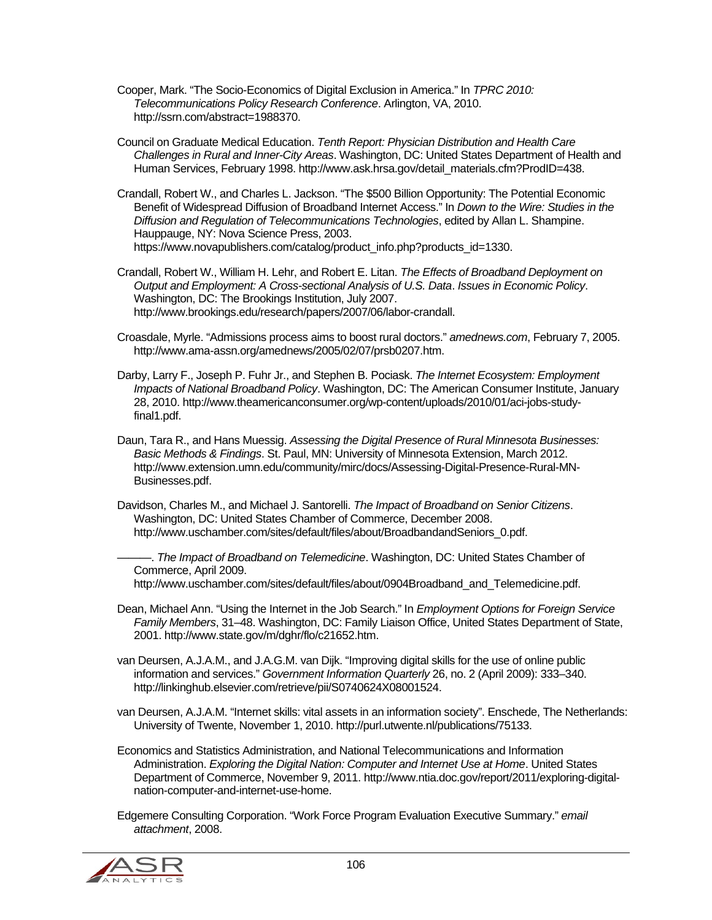Cooper, Mark. "The Socio-Economics of Digital Exclusion in America." In *TPRC 2010: Telecommunications Policy Research Conference*. Arlington, VA, 2010. http://ssrn.com/abstract=1988370.

Council on Graduate Medical Education. *Tenth Report: Physician Distribution and Health Care Challenges in Rural and Inner-City Areas*. Washington, DC: United States Department of Health and Human Services, February 1998. http://www.ask.hrsa.gov/detail_materials.cfm?ProdID=438.

Crandall, Robert W., and Charles L. Jackson. "The $500 Billion Opportunity: The Potential Economic Benefit of Widespread Diffusion of Broadband Internet Access." In *Down to the Wire: Studies in the Diffusion and Regulation of Telecommunications Technologies*, edited by Allan L. Shampine. Hauppauge, NY: Nova Science Press, 2003. https://www.novapublishers.com/catalog/product_info.php?products_id=1330.

Crandall, Robert W., William H. Lehr, and Robert E. Litan. *The Effects of Broadband Deployment on Output and Employment: A Cross-sectional Analysis of U.S. Data*. *Issues in Economic Policy*. Washington, DC: The Brookings Institution, July 2007. http://www.brookings.edu/research/papers/2007/06/labor-crandall.

Croasdale, Myrle. "Admissions process aims to boost rural doctors." *amednews.com*, February 7, 2005. http://www.ama-assn.org/amednews/2005/02/07/prsb0207.htm.

Darby, Larry F., Joseph P. Fuhr Jr., and Stephen B. Pociask. *The Internet Ecosystem: Employment Impacts of National Broadband Policy*. Washington, DC: The American Consumer Institute, January 28, 2010. http://www.theamericanconsumer.org/wp-content/uploads/2010/01/aci-jobs-study-final1.pdf.

Daun, Tara R., and Hans Muessig. *Assessing the Digital Presence of Rural Minnesota Businesses: Basic Methods & Findings*. St. Paul, MN: University of Minnesota Extension, March 2012. http://www.extension.umn.edu/community/mirc/docs/Assessing-Digital-Presence-Rural-MN-Businesses.pdf.

Davidson, Charles M., and Michael J. Santorelli. *The Impact of Broadband on Senior Citizens*. Washington, DC: United States Chamber of Commerce, December 2008. http://www.uschamber.com/sites/default/files/about/BroadbandandSeniors_0.pdf.

———. *The Impact of Broadband on Telemedicine*. Washington, DC: United States Chamber of Commerce, April 2009. http://www.uschamber.com/sites/default/files/about/0904Broadband_and_Telemedicine.pdf.

Dean, Michael Ann. "Using the Internet in the Job Search." In *Employment Options for Foreign Service Family Members*, 31–48. Washington, DC: Family Liaison Office, United States Department of State, 2001. http://www.state.gov/m/dghr/flo/c21652.htm.

van Deursen, A.J.A.M., and J.A.G.M. van Dijk. "Improving digital skills for the use of online public information and services." *Government Information Quarterly* 26, no. 2 (April 2009): 333–340. http://linkinghub.elsevier.com/retrieve/pii/S0740624X08001524.

van Deursen, A.J.A.M. "Internet skills: vital assets in an information society". Enschede, The Netherlands: University of Twente, November 1, 2010. http://purl.utwente.nl/publications/75133.

Economics and Statistics Administration, and National Telecommunications and Information Administration. *Exploring the Digital Nation: Computer and Internet Use at Home*. United States Department of Commerce, November 9, 2011. http://www.ntia.doc.gov/report/2011/exploring-digital-nation-computer-and-internet-use-home.

Edgemere Consulting Corporation. "Work Force Program Evaluation Executive Summary." *email attachment*, 2008.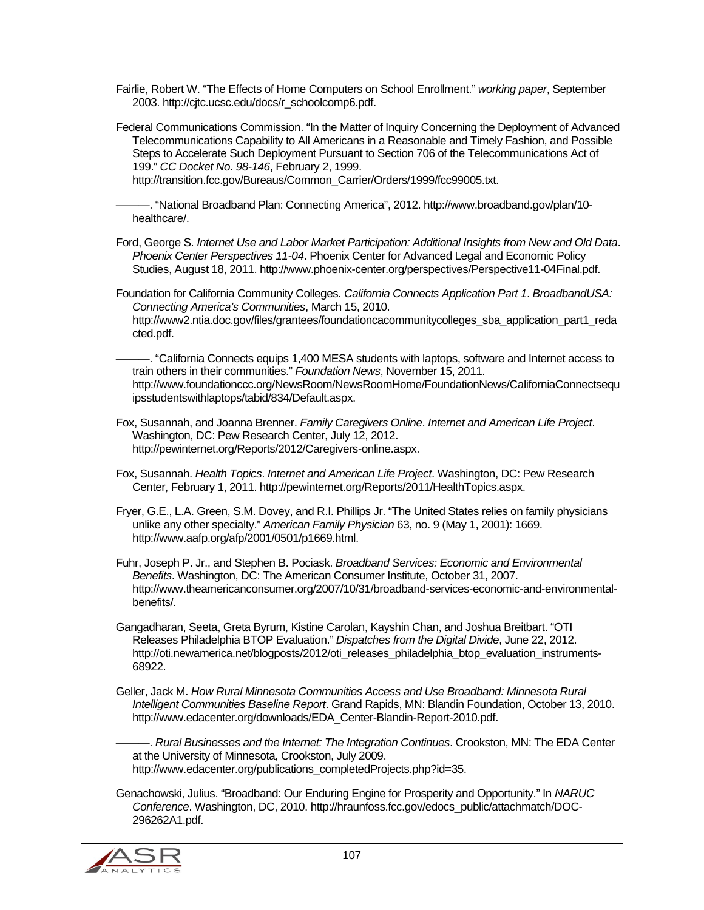Fairlie, Robert W. "The Effects of Home Computers on School Enrollment." *working paper*, September 2003. http://cjtc.ucsc.edu/docs/r_schoolcomp6.pdf.

Federal Communications Commission. "In the Matter of Inquiry Concerning the Deployment of Advanced Telecommunications Capability to All Americans in a Reasonable and Timely Fashion, and Possible Steps to Accelerate Such Deployment Pursuant to Section 706 of the Telecommunications Act of 199." *CC Docket No. 98-146*, February 2, 1999. http://transition.fcc.gov/Bureaus/Common_Carrier/Orders/1999/fcc99005.txt.

———. "National Broadband Plan: Connecting America", 2012. http://www.broadband.gov/plan/10-healthcare/.

Ford, George S. *Internet Use and Labor Market Participation: Additional Insights from New and Old Data*. *Phoenix Center Perspectives 11-04*. Phoenix Center for Advanced Legal and Economic Policy Studies, August 18, 2011. http://www.phoenix-center.org/perspectives/Perspective11-04Final.pdf.

Foundation for California Community Colleges. *California Connects Application Part 1*. *BroadbandUSA: Connecting America's Communities*, March 15, 2010. http://www2.ntia.doc.gov/files/grantees/foundationcacommunitycolleges_sba_application_part1_redacted.pdf.

———. "California Connects equips 1,400 MESA students with laptops, software and Internet access to train others in their communities." *Foundation News*, November 15, 2011. http://www.foundationccc.org/NewsRoom/NewsRoomHome/FoundationNews/CaliforniaConnectsequipsstudentswithlaptops/tabid/834/Default.aspx.

Fox, Susannah, and Joanna Brenner. *Family Caregivers Online*. *Internet and American Life Project*. Washington, DC: Pew Research Center, July 12, 2012. http://pewinternet.org/Reports/2012/Caregivers-online.aspx.

Fox, Susannah. *Health Topics*. *Internet and American Life Project*. Washington, DC: Pew Research Center, February 1, 2011. http://pewinternet.org/Reports/2011/HealthTopics.aspx.

Fryer, G.E., L.A. Green, S.M. Dovey, and R.I. Phillips Jr. "The United States relies on family physicians unlike any other specialty." *American Family Physician* 63, no. 9 (May 1, 2001): 1669. http://www.aafp.org/afp/2001/0501/p1669.html.

Fuhr, Joseph P. Jr., and Stephen B. Pociask. *Broadband Services: Economic and Environmental Benefits*. Washington, DC: The American Consumer Institute, October 31, 2007. http://www.theamericanconsumer.org/2007/10/31/broadband-services-economic-and-environmental-benefits/.

Gangadharan, Seeta, Greta Byrum, Kistine Carolan, Kayshin Chan, and Joshua Breitbart. "OTI Releases Philadelphia BTOP Evaluation." *Dispatches from the Digital Divide*, June 22, 2012. http://oti.newamerica.net/blogposts/2012/oti_releases_philadelphia_btop_evaluation_instruments-68922.

Geller, Jack M. *How Rural Minnesota Communities Access and Use Broadband: Minnesota Rural Intelligent Communities Baseline Report*. Grand Rapids, MN: Blandin Foundation, October 13, 2010. http://www.edacenter.org/downloads/EDA_Center-Blandin-Report-2010.pdf.

———. *Rural Businesses and the Internet: The Integration Continues*. Crookston, MN: The EDA Center at the University of Minnesota, Crookston, July 2009. http://www.edacenter.org/publications_completedProjects.php?id=35.

Genachowski, Julius. "Broadband: Our Enduring Engine for Prosperity and Opportunity." In *NARUC Conference*. Washington, DC, 2010. http://hraunfoss.fcc.gov/edocs_public/attachmatch/DOC-296262A1.pdf.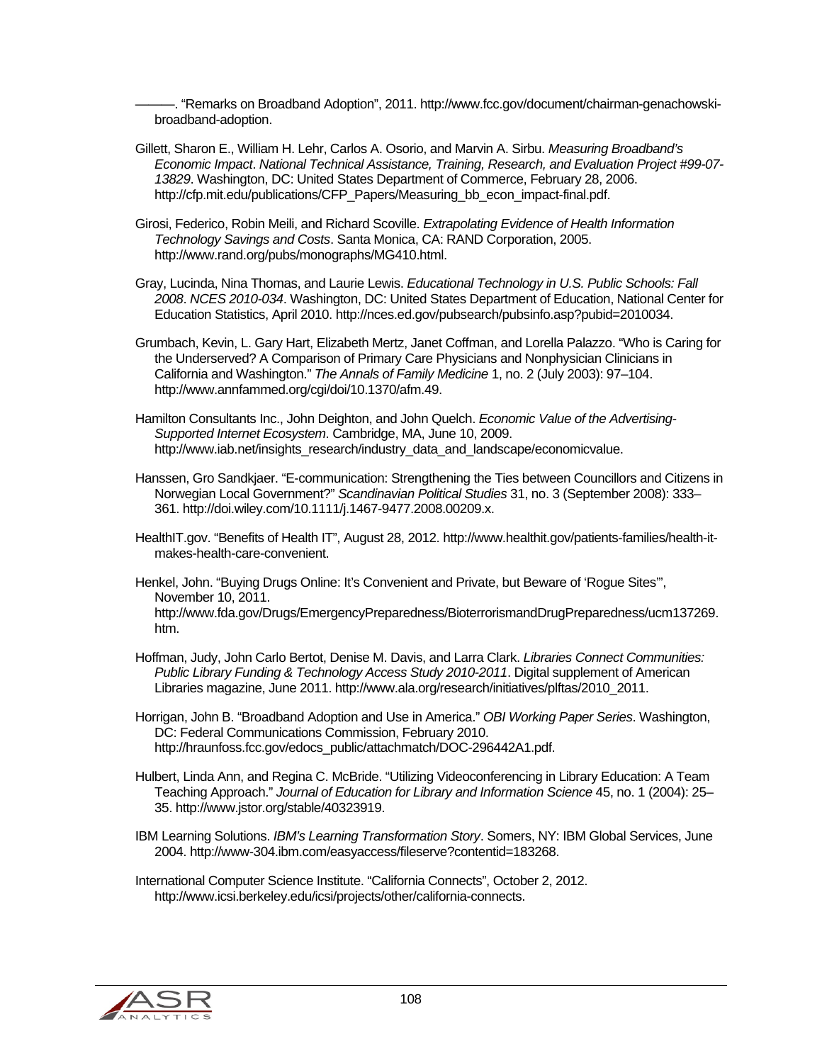———. "Remarks on Broadband Adoption", 2011. http://www.fcc.gov/document/chairman-genachowski-broadband-adoption.

Gillett, Sharon E., William H. Lehr, Carlos A. Osorio, and Marvin A. Sirbu. *Measuring Broadband's Economic Impact*. *National Technical Assistance, Training, Research, and Evaluation Project #99-07-13829*. Washington, DC: United States Department of Commerce, February 28, 2006. http://cfp.mit.edu/publications/CFP_Papers/Measuring_bb_econ_impact-final.pdf.

Girosi, Federico, Robin Meili, and Richard Scoville. *Extrapolating Evidence of Health Information Technology Savings and Costs*. Santa Monica, CA: RAND Corporation, 2005. http://www.rand.org/pubs/monographs/MG410.html.

Gray, Lucinda, Nina Thomas, and Laurie Lewis. *Educational Technology in U.S. Public Schools: Fall 2008*. *NCES 2010-034*. Washington, DC: United States Department of Education, National Center for Education Statistics, April 2010. http://nces.ed.gov/pubsearch/pubsinfo.asp?pubid=2010034.

Grumbach, Kevin, L. Gary Hart, Elizabeth Mertz, Janet Coffman, and Lorella Palazzo. "Who is Caring for the Underserved? A Comparison of Primary Care Physicians and Nonphysician Clinicians in California and Washington." *The Annals of Family Medicine* 1, no. 2 (July 2003): 97–104. http://www.annfammed.org/cgi/doi/10.1370/afm.49.

Hamilton Consultants Inc., John Deighton, and John Quelch. *Economic Value of the Advertising-Supported Internet Ecosystem*. Cambridge, MA, June 10, 2009. http://www.iab.net/insights_research/industry_data_and_landscape/economicvalue.

Hanssen, Gro Sandkjaer. "E-communication: Strengthening the Ties between Councillors and Citizens in Norwegian Local Government?" *Scandinavian Political Studies* 31, no. 3 (September 2008): 333–361. http://doi.wiley.com/10.1111/j.1467-9477.2008.00209.x.

HealthIT.gov. "Benefits of Health IT", August 28, 2012. http://www.healthit.gov/patients-families/health-it-makes-health-care-convenient.

Henkel, John. "Buying Drugs Online: It's Convenient and Private, but Beware of 'Rogue Sites'", November 10, 2011. http://www.fda.gov/Drugs/EmergencyPreparedness/BioterrorismandDrugPreparedness/ucm137269.htm.

Hoffman, Judy, John Carlo Bertot, Denise M. Davis, and Larra Clark. *Libraries Connect Communities: Public Library Funding & Technology Access Study 2010-2011*. Digital supplement of American Libraries magazine, June 2011. http://www.ala.org/research/initiatives/plftas/2010_2011.

Horrigan, John B. "Broadband Adoption and Use in America." *OBI Working Paper Series*. Washington, DC: Federal Communications Commission, February 2010. http://hraunfoss.fcc.gov/edocs_public/attachmatch/DOC-296442A1.pdf.

Hulbert, Linda Ann, and Regina C. McBride. "Utilizing Videoconferencing in Library Education: A Team Teaching Approach." *Journal of Education for Library and Information Science* 45, no. 1 (2004): 25–35. http://www.jstor.org/stable/40323919.

IBM Learning Solutions. *IBM's Learning Transformation Story*. Somers, NY: IBM Global Services, June 2004. http://www-304.ibm.com/easyaccess/fileserve?contentid=183268.

International Computer Science Institute. "California Connects", October 2, 2012. http://www.icsi.berkeley.edu/icsi/projects/other/california-connects.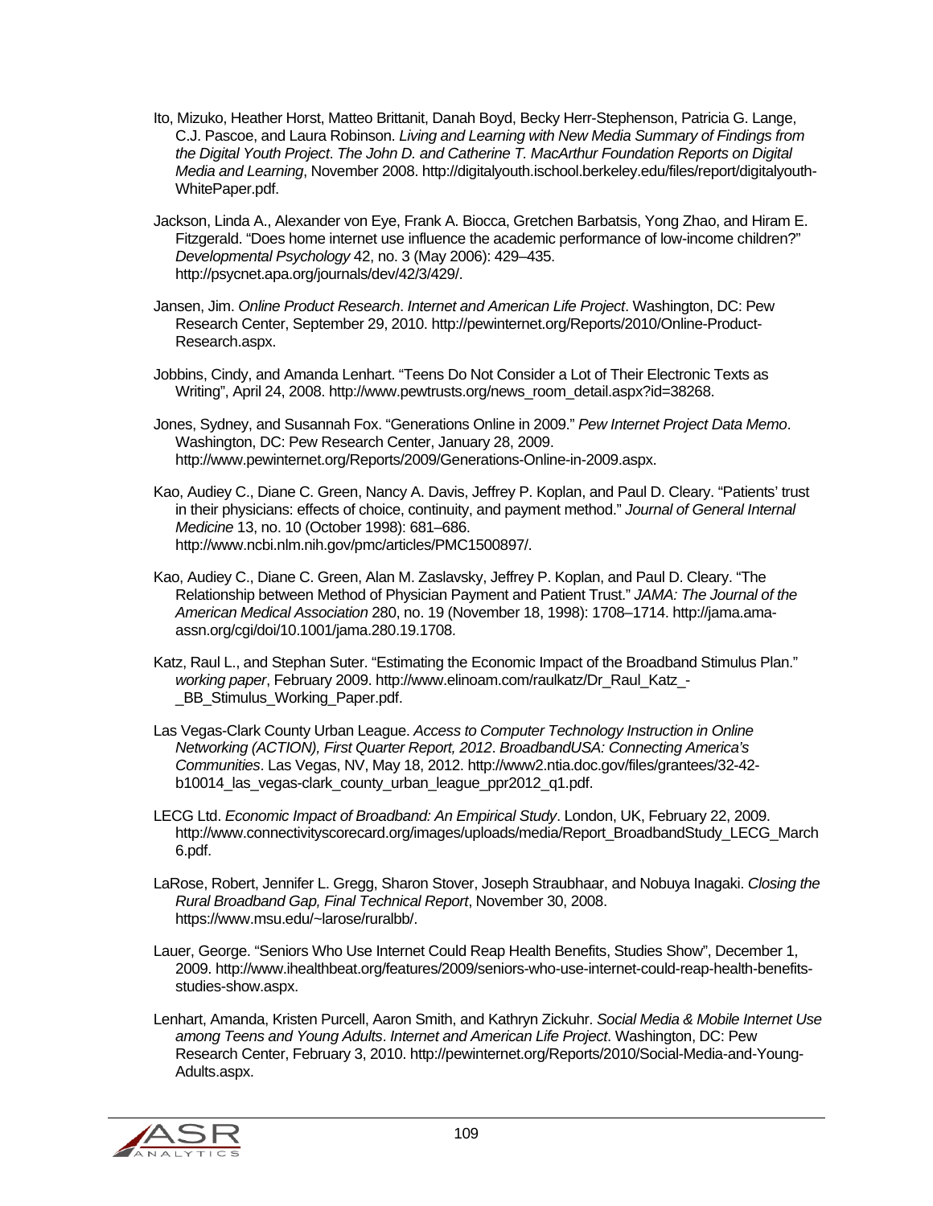Ito, Mizuko, Heather Horst, Matteo Brittanit, Danah Boyd, Becky Herr-Stephenson, Patricia G. Lange, C.J. Pascoe, and Laura Robinson. *Living and Learning with New Media Summary of Findings from the Digital Youth Project*. *The John D. and Catherine T. MacArthur Foundation Reports on Digital Media and Learning*, November 2008. http://digitalyouth.ischool.berkeley.edu/files/report/digitalyouth-WhitePaper.pdf.

Jackson, Linda A., Alexander von Eye, Frank A. Biocca, Gretchen Barbatsis, Yong Zhao, and Hiram E. Fitzgerald. "Does home internet use influence the academic performance of low-income children?" *Developmental Psychology* 42, no. 3 (May 2006): 429–435. http://psycnet.apa.org/journals/dev/42/3/429/.

Jansen, Jim. *Online Product Research*. *Internet and American Life Project*. Washington, DC: Pew Research Center, September 29, 2010. http://pewinternet.org/Reports/2010/Online-Product-Research.aspx.

Jobbins, Cindy, and Amanda Lenhart. "Teens Do Not Consider a Lot of Their Electronic Texts as Writing", April 24, 2008. http://www.pewtrusts.org/news_room_detail.aspx?id=38268.

Jones, Sydney, and Susannah Fox. "Generations Online in 2009." *Pew Internet Project Data Memo*. Washington, DC: Pew Research Center, January 28, 2009. http://www.pewinternet.org/Reports/2009/Generations-Online-in-2009.aspx.

Kao, Audiey C., Diane C. Green, Nancy A. Davis, Jeffrey P. Koplan, and Paul D. Cleary. "Patients' trust in their physicians: effects of choice, continuity, and payment method." *Journal of General Internal Medicine* 13, no. 10 (October 1998): 681–686. http://www.ncbi.nlm.nih.gov/pmc/articles/PMC1500897/.

Kao, Audiey C., Diane C. Green, Alan M. Zaslavsky, Jeffrey P. Koplan, and Paul D. Cleary. "The Relationship between Method of Physician Payment and Patient Trust." *JAMA: The Journal of the American Medical Association* 280, no. 19 (November 18, 1998): 1708–1714. http://jama.ama-assn.org/cgi/doi/10.1001/jama.280.19.1708.

Katz, Raul L., and Stephan Suter. "Estimating the Economic Impact of the Broadband Stimulus Plan." *working paper*, February 2009. http://www.elinoam.com/raulkatz/Dr_Raul_Katz_-_BB_Stimulus_Working_Paper.pdf.

Las Vegas-Clark County Urban League. *Access to Computer Technology Instruction in Online Networking (ACTION), First Quarter Report, 2012*. *BroadbandUSA: Connecting America's Communities*. Las Vegas, NV, May 18, 2012. http://www2.ntia.doc.gov/files/grantees/32-42-b10014_las_vegas-clark_county_urban_league_ppr2012_q1.pdf.

LECG Ltd. *Economic Impact of Broadband: An Empirical Study*. London, UK, February 22, 2009. http://www.connectivityscorecard.org/images/uploads/media/Report_BroadbandStudy_LECG_March6.pdf.

LaRose, Robert, Jennifer L. Gregg, Sharon Stover, Joseph Straubhaar, and Nobuya Inagaki. *Closing the Rural Broadband Gap, Final Technical Report*, November 30, 2008. https://www.msu.edu/~larose/ruralbb/.

Lauer, George. "Seniors Who Use Internet Could Reap Health Benefits, Studies Show", December 1, 2009. http://www.ihealthbeat.org/features/2009/seniors-who-use-internet-could-reap-health-benefits-studies-show.aspx.

Lenhart, Amanda, Kristen Purcell, Aaron Smith, and Kathryn Zickuhr. *Social Media & Mobile Internet Use among Teens and Young Adults*. *Internet and American Life Project*. Washington, DC: Pew Research Center, February 3, 2010. http://pewinternet.org/Reports/2010/Social-Media-and-Young-Adults.aspx.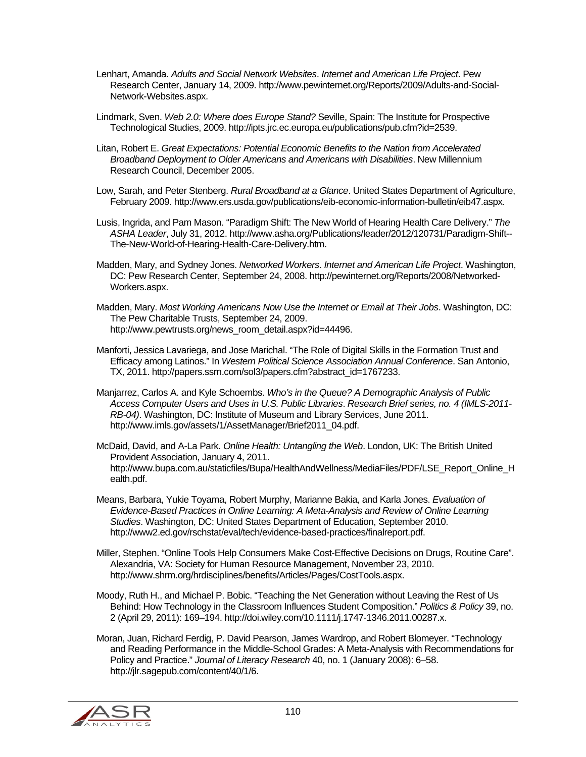Lenhart, Amanda. *Adults and Social Network Websites*. *Internet and American Life Project*. Pew Research Center, January 14, 2009. http://www.pewinternet.org/Reports/2009/Adults-and-Social-Network-Websites.aspx.

Lindmark, Sven. *Web 2.0: Where does Europe Stand?* Seville, Spain: The Institute for Prospective Technological Studies, 2009. http://ipts.jrc.ec.europa.eu/publications/pub.cfm?id=2539.

Litan, Robert E. *Great Expectations: Potential Economic Benefits to the Nation from Accelerated Broadband Deployment to Older Americans and Americans with Disabilities*. New Millennium Research Council, December 2005.

Low, Sarah, and Peter Stenberg. *Rural Broadband at a Glance*. United States Department of Agriculture, February 2009. http://www.ers.usda.gov/publications/eib-economic-information-bulletin/eib47.aspx.

Lusis, Ingrida, and Pam Mason. "Paradigm Shift: The New World of Hearing Health Care Delivery." *The ASHA Leader*, July 31, 2012. http://www.asha.org/Publications/leader/2012/120731/Paradigm-Shift--The-New-World-of-Hearing-Health-Care-Delivery.htm.

Madden, Mary, and Sydney Jones. *Networked Workers*. *Internet and American Life Project*. Washington, DC: Pew Research Center, September 24, 2008. http://pewinternet.org/Reports/2008/Networked-Workers.aspx.

Madden, Mary. *Most Working Americans Now Use the Internet or Email at Their Jobs*. Washington, DC: The Pew Charitable Trusts, September 24, 2009. http://www.pewtrusts.org/news_room_detail.aspx?id=44496.

Manforti, Jessica Lavariega, and Jose Marichal. "The Role of Digital Skills in the Formation Trust and Efficacy among Latinos." In *Western Political Science Association Annual Conference*. San Antonio, TX, 2011. http://papers.ssrn.com/sol3/papers.cfm?abstract_id=1767233.

Manjarrez, Carlos A. and Kyle Schoembs. *Who's in the Queue? A Demographic Analysis of Public Access Computer Users and Uses in U.S. Public Libraries*. *Research Brief series, no. 4 (IMLS-2011-RB-04)*. Washington, DC: Institute of Museum and Library Services, June 2011. http://www.imls.gov/assets/1/AssetManager/Brief2011_04.pdf.

McDaid, David, and A-La Park. *Online Health: Untangling the Web*. London, UK: The British United Provident Association, January 4, 2011. http://www.bupa.com.au/staticfiles/Bupa/HealthAndWellness/MediaFiles/PDF/LSE_Report_Online_Health.pdf.

Means, Barbara, Yukie Toyama, Robert Murphy, Marianne Bakia, and Karla Jones. *Evaluation of Evidence-Based Practices in Online Learning: A Meta-Analysis and Review of Online Learning Studies*. Washington, DC: United States Department of Education, September 2010. http://www2.ed.gov/rschstat/eval/tech/evidence-based-practices/finalreport.pdf.

Miller, Stephen. "Online Tools Help Consumers Make Cost-Effective Decisions on Drugs, Routine Care". Alexandria, VA: Society for Human Resource Management, November 23, 2010. http://www.shrm.org/hrdisciplines/benefits/Articles/Pages/CostTools.aspx.

Moody, Ruth H., and Michael P. Bobic. "Teaching the Net Generation without Leaving the Rest of Us Behind: How Technology in the Classroom Influences Student Composition." *Politics & Policy* 39, no. 2 (April 29, 2011): 169–194. http://doi.wiley.com/10.1111/j.1747-1346.2011.00287.x.

Moran, Juan, Richard Ferdig, P. David Pearson, James Wardrop, and Robert Blomeyer. "Technology and Reading Performance in the Middle-School Grades: A Meta-Analysis with Recommendations for Policy and Practice." *Journal of Literacy Research* 40, no. 1 (January 2008): 6–58. http://jlr.sagepub.com/content/40/1/6.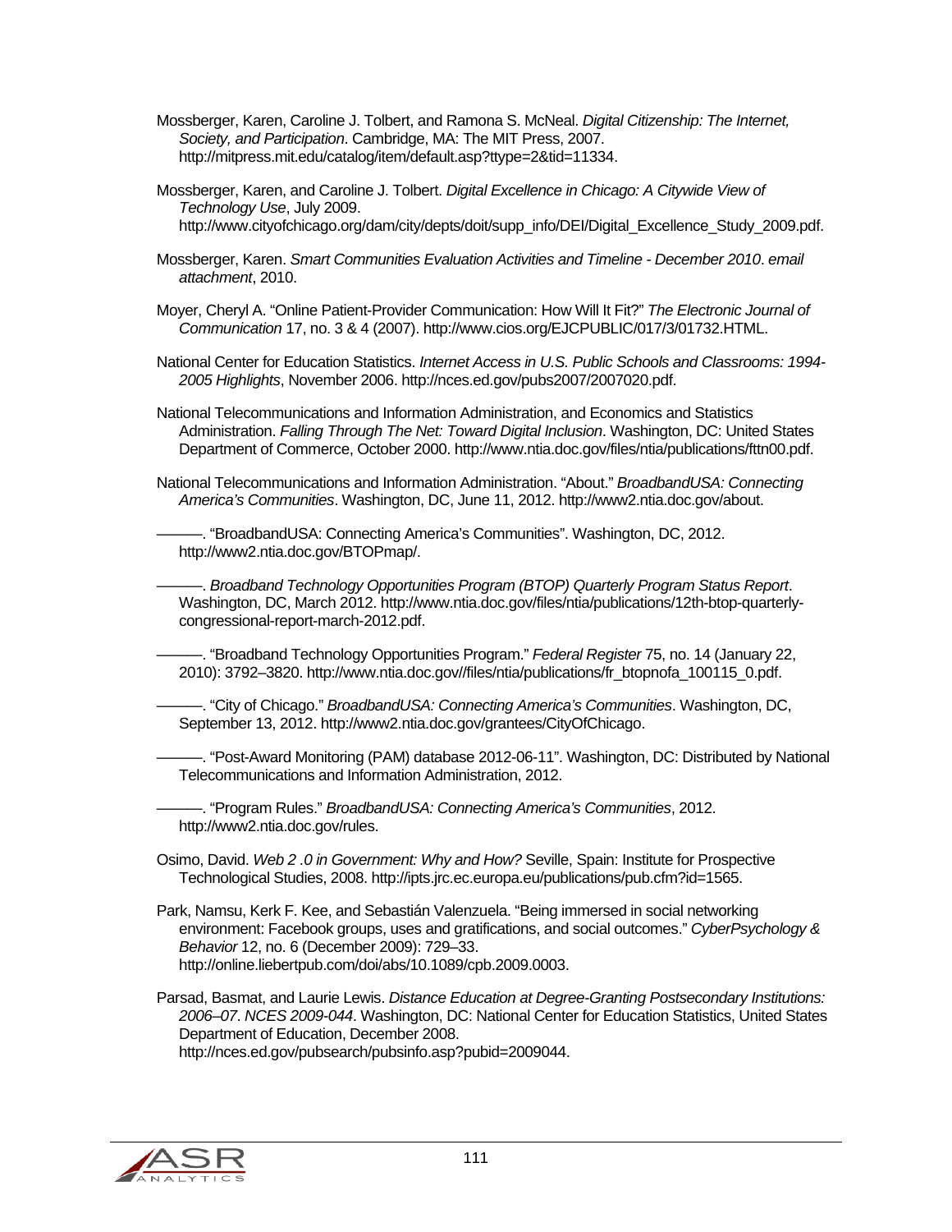Mossberger, Karen, Caroline J. Tolbert, and Ramona S. McNeal. *Digital Citizenship: The Internet, Society, and Participation*. Cambridge, MA: The MIT Press, 2007. http://mitpress.mit.edu/catalog/item/default.asp?ttype=2&tid=11334.

Mossberger, Karen, and Caroline J. Tolbert. *Digital Excellence in Chicago: A Citywide View of Technology Use*, July 2009. http://www.cityofchicago.org/dam/city/depts/doit/supp_info/DEI/Digital_Excellence_Study_2009.pdf.

Mossberger, Karen. *Smart Communities Evaluation Activities and Timeline - December 2010*. *email attachment*, 2010.

Moyer, Cheryl A. "Online Patient-Provider Communication: How Will It Fit?" *The Electronic Journal of Communication* 17, no. 3 & 4 (2007). http://www.cios.org/EJCPUBLIC/017/3/01732.HTML.

National Center for Education Statistics. *Internet Access in U.S. Public Schools and Classrooms: 1994-2005 Highlights*, November 2006. http://nces.ed.gov/pubs2007/2007020.pdf.

National Telecommunications and Information Administration, and Economics and Statistics Administration. *Falling Through The Net: Toward Digital Inclusion*. Washington, DC: United States Department of Commerce, October 2000. http://www.ntia.doc.gov/files/ntia/publications/fttn00.pdf.

National Telecommunications and Information Administration. "About." *BroadbandUSA: Connecting America's Communities*. Washington, DC, June 11, 2012. http://www2.ntia.doc.gov/about.

———. "BroadbandUSA: Connecting America's Communities". Washington, DC, 2012. http://www2.ntia.doc.gov/BTOPmap/.

———. *Broadband Technology Opportunities Program (BTOP) Quarterly Program Status Report*. Washington, DC, March 2012. http://www.ntia.doc.gov/files/ntia/publications/12th-btop-quarterly-congressional-report-march-2012.pdf.

———. "Broadband Technology Opportunities Program." *Federal Register* 75, no. 14 (January 22, 2010): 3792–3820. http://www.ntia.doc.gov//files/ntia/publications/fr_btopnofa_100115_0.pdf.

———. "City of Chicago." *BroadbandUSA: Connecting America's Communities*. Washington, DC, September 13, 2012. http://www2.ntia.doc.gov/grantees/CityOfChicago.

———. "Post-Award Monitoring (PAM) database 2012-06-11". Washington, DC: Distributed by National Telecommunications and Information Administration, 2012.

———. "Program Rules." *BroadbandUSA: Connecting America's Communities*, 2012. http://www2.ntia.doc.gov/rules.

Osimo, David. *Web 2 .0 in Government: Why and How?* Seville, Spain: Institute for Prospective Technological Studies, 2008. http://ipts.jrc.ec.europa.eu/publications/pub.cfm?id=1565.

Park, Namsu, Kerk F. Kee, and Sebastián Valenzuela. "Being immersed in social networking environment: Facebook groups, uses and gratifications, and social outcomes." *CyberPsychology & Behavior* 12, no. 6 (December 2009): 729–33. http://online.liebertpub.com/doi/abs/10.1089/cpb.2009.0003.

Parsad, Basmat, and Laurie Lewis. *Distance Education at Degree-Granting Postsecondary Institutions: 2006–07*. *NCES 2009-044*. Washington, DC: National Center for Education Statistics, United States Department of Education, December 2008. http://nces.ed.gov/pubsearch/pubsinfo.asp?pubid=2009044.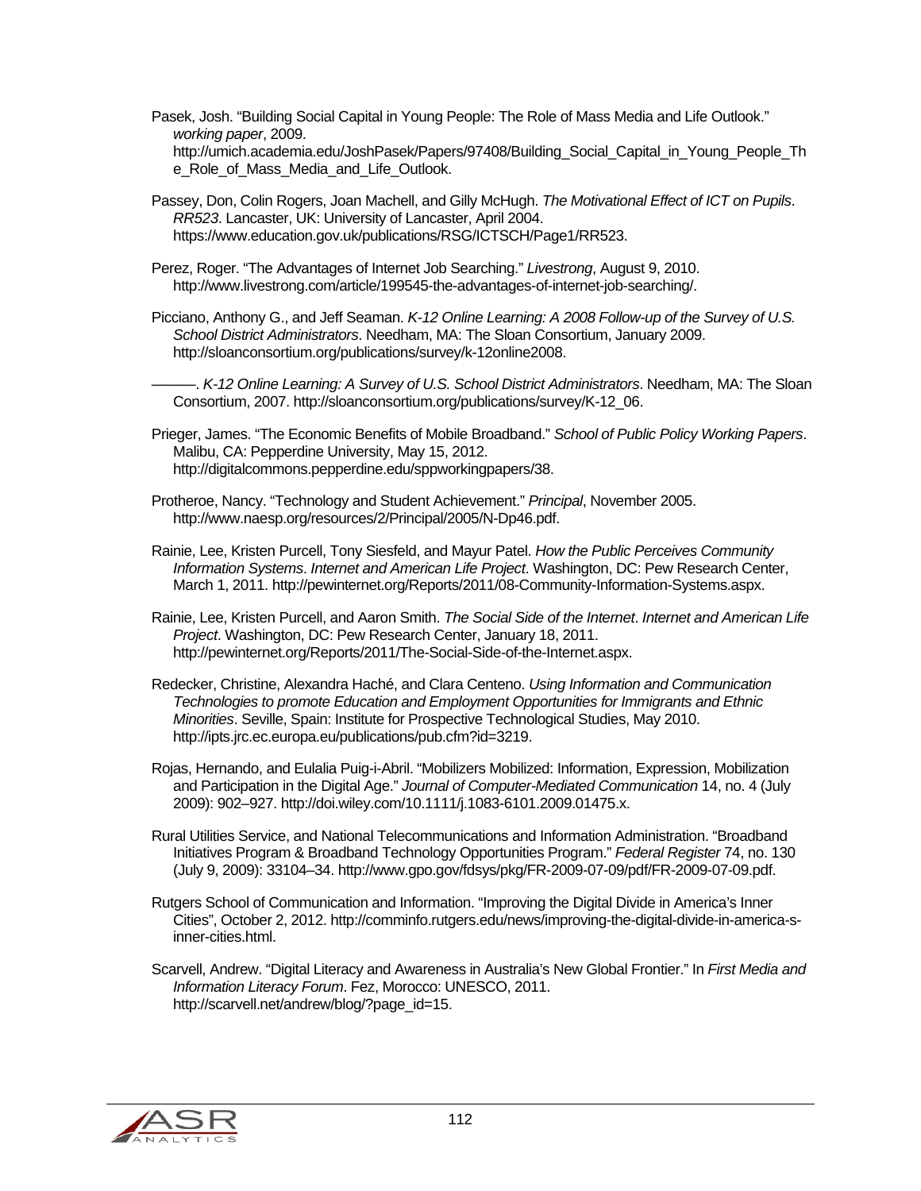Pasek, Josh. "Building Social Capital in Young People: The Role of Mass Media and Life Outlook." *working paper*, 2009. http://umich.academia.edu/JoshPasek/Papers/97408/Building_Social_Capital_in_Young_People_The_Role_of_Mass_Media_and_Life_Outlook.

Passey, Don, Colin Rogers, Joan Machell, and Gilly McHugh. *The Motivational Effect of ICT on Pupils*. *RR523*. Lancaster, UK: University of Lancaster, April 2004. https://www.education.gov.uk/publications/RSG/ICTSCH/Page1/RR523.

Perez, Roger. "The Advantages of Internet Job Searching." *Livestrong*, August 9, 2010. http://www.livestrong.com/article/199545-the-advantages-of-internet-job-searching/.

Picciano, Anthony G., and Jeff Seaman. *K-12 Online Learning: A 2008 Follow-up of the Survey of U.S. School District Administrators*. Needham, MA: The Sloan Consortium, January 2009. http://sloanconsortium.org/publications/survey/k-12online2008.

———. *K-12 Online Learning: A Survey of U.S. School District Administrators*. Needham, MA: The Sloan Consortium, 2007. http://sloanconsortium.org/publications/survey/K-12_06.

Prieger, James. "The Economic Benefits of Mobile Broadband." *School of Public Policy Working Papers*. Malibu, CA: Pepperdine University, May 15, 2012. http://digitalcommons.pepperdine.edu/sppworkingpapers/38.

Protheroe, Nancy. "Technology and Student Achievement." *Principal*, November 2005. http://www.naesp.org/resources/2/Principal/2005/N-Dp46.pdf.

Rainie, Lee, Kristen Purcell, Tony Siesfeld, and Mayur Patel. *How the Public Perceives Community Information Systems*. *Internet and American Life Project*. Washington, DC: Pew Research Center, March 1, 2011. http://pewinternet.org/Reports/2011/08-Community-Information-Systems.aspx.

Rainie, Lee, Kristen Purcell, and Aaron Smith. *The Social Side of the Internet*. *Internet and American Life Project*. Washington, DC: Pew Research Center, January 18, 2011. http://pewinternet.org/Reports/2011/The-Social-Side-of-the-Internet.aspx.

Redecker, Christine, Alexandra Haché, and Clara Centeno. *Using Information and Communication Technologies to promote Education and Employment Opportunities for Immigrants and Ethnic Minorities*. Seville, Spain: Institute for Prospective Technological Studies, May 2010. http://ipts.jrc.ec.europa.eu/publications/pub.cfm?id=3219.

Rojas, Hernando, and Eulalia Puig-i-Abril. "Mobilizers Mobilized: Information, Expression, Mobilization and Participation in the Digital Age." *Journal of Computer-Mediated Communication* 14, no. 4 (July 2009): 902–927. http://doi.wiley.com/10.1111/j.1083-6101.2009.01475.x.

Rural Utilities Service, and National Telecommunications and Information Administration. "Broadband Initiatives Program & Broadband Technology Opportunities Program." *Federal Register* 74, no. 130 (July 9, 2009): 33104–34. http://www.gpo.gov/fdsys/pkg/FR-2009-07-09/pdf/FR-2009-07-09.pdf.

Rutgers School of Communication and Information. "Improving the Digital Divide in America's Inner Cities", October 2, 2012. http://comminfo.rutgers.edu/news/improving-the-digital-divide-in-america-s-inner-cities.html.

Scarvell, Andrew. "Digital Literacy and Awareness in Australia's New Global Frontier." In *First Media and Information Literacy Forum*. Fez, Morocco: UNESCO, 2011. http://scarvell.net/andrew/blog/?page_id=15.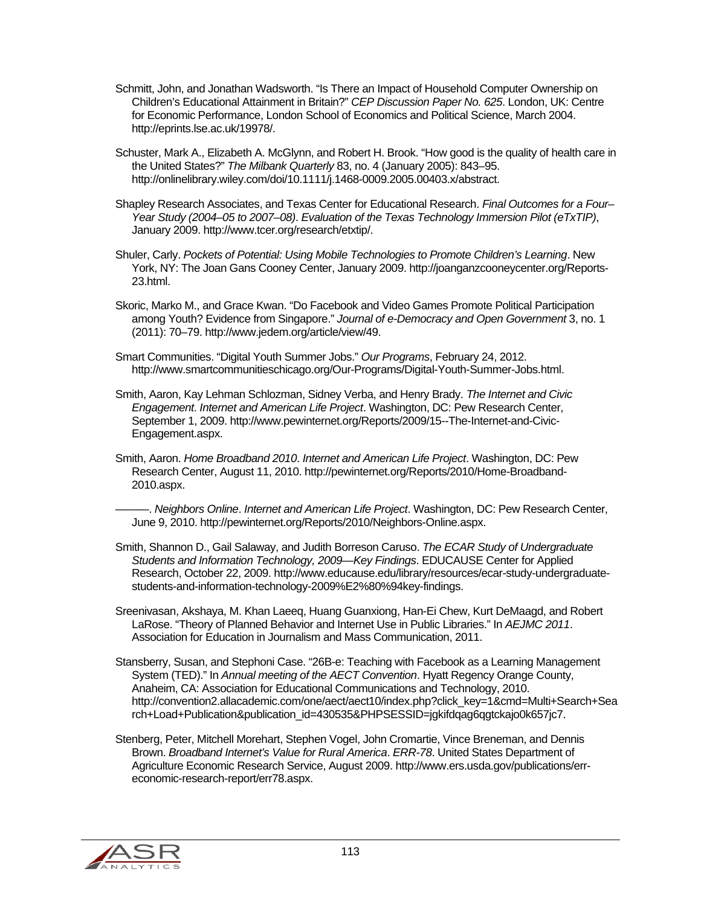Schmitt, John, and Jonathan Wadsworth. "Is There an Impact of Household Computer Ownership on Children's Educational Attainment in Britain?" *CEP Discussion Paper No. 625*. London, UK: Centre for Economic Performance, London School of Economics and Political Science, March 2004. http://eprints.lse.ac.uk/19978/.

Schuster, Mark A., Elizabeth A. McGlynn, and Robert H. Brook. "How good is the quality of health care in the United States?" *The Milbank Quarterly* 83, no. 4 (January 2005): 843–95. http://onlinelibrary.wiley.com/doi/10.1111/j.1468-0009.2005.00403.x/abstract.

Shapley Research Associates, and Texas Center for Educational Research. *Final Outcomes for a Four–Year Study (2004–05 to 2007–08). Evaluation of the Texas Technology Immersion Pilot (eTxTIP)*, January 2009. http://www.tcer.org/research/etxtip/.

Shuler, Carly. *Pockets of Potential: Using Mobile Technologies to Promote Children's Learning*. New York, NY: The Joan Gans Cooney Center, January 2009. http://joanganzcooneycenter.org/Reports-23.html.

Skoric, Marko M., and Grace Kwan. "Do Facebook and Video Games Promote Political Participation among Youth? Evidence from Singapore." *Journal of e-Democracy and Open Government* 3, no. 1 (2011): 70–79. http://www.jedem.org/article/view/49.

Smart Communities. "Digital Youth Summer Jobs." *Our Programs*, February 24, 2012. http://www.smartcommunitieschicago.org/Our-Programs/Digital-Youth-Summer-Jobs.html.

Smith, Aaron, Kay Lehman Schlozman, Sidney Verba, and Henry Brady. *The Internet and Civic Engagement*. *Internet and American Life Project*. Washington, DC: Pew Research Center, September 1, 2009. http://www.pewinternet.org/Reports/2009/15--The-Internet-and-Civic-Engagement.aspx.

Smith, Aaron. *Home Broadband 2010*. *Internet and American Life Project*. Washington, DC: Pew Research Center, August 11, 2010. http://pewinternet.org/Reports/2010/Home-Broadband-2010.aspx.

———. *Neighbors Online*. *Internet and American Life Project*. Washington, DC: Pew Research Center, June 9, 2010. http://pewinternet.org/Reports/2010/Neighbors-Online.aspx.

Smith, Shannon D., Gail Salaway, and Judith Borreson Caruso. *The ECAR Study of Undergraduate Students and Information Technology, 2009—Key Findings*. EDUCAUSE Center for Applied Research, October 22, 2009. http://www.educause.edu/library/resources/ecar-study-undergraduate-students-and-information-technology-2009%E2%80%94key-findings.

Sreenivasan, Akshaya, M. Khan Laeeq, Huang Guanxiong, Han-Ei Chew, Kurt DeMaagd, and Robert LaRose. "Theory of Planned Behavior and Internet Use in Public Libraries." In *AEJMC 2011*. Association for Education in Journalism and Mass Communication, 2011.

Stansberry, Susan, and Stephoni Case. "26B-e: Teaching with Facebook as a Learning Management System (TED)." In *Annual meeting of the AECT Convention*. Hyatt Regency Orange County, Anaheim, CA: Association for Educational Communications and Technology, 2010. http://convention2.allacademic.com/one/aect/aect10/index.php?click_key=1&cmd=Multi+Search+Search+Load+Publication&publication_id=430535&PHPSESSID=jgkifdqag6qgtckajo0k657jc7.

Stenberg, Peter, Mitchell Morehart, Stephen Vogel, John Cromartie, Vince Breneman, and Dennis Brown. *Broadband Internet's Value for Rural America*. *ERR-78*. United States Department of Agriculture Economic Research Service, August 2009. http://www.ers.usda.gov/publications/err-economic-research-report/err78.aspx.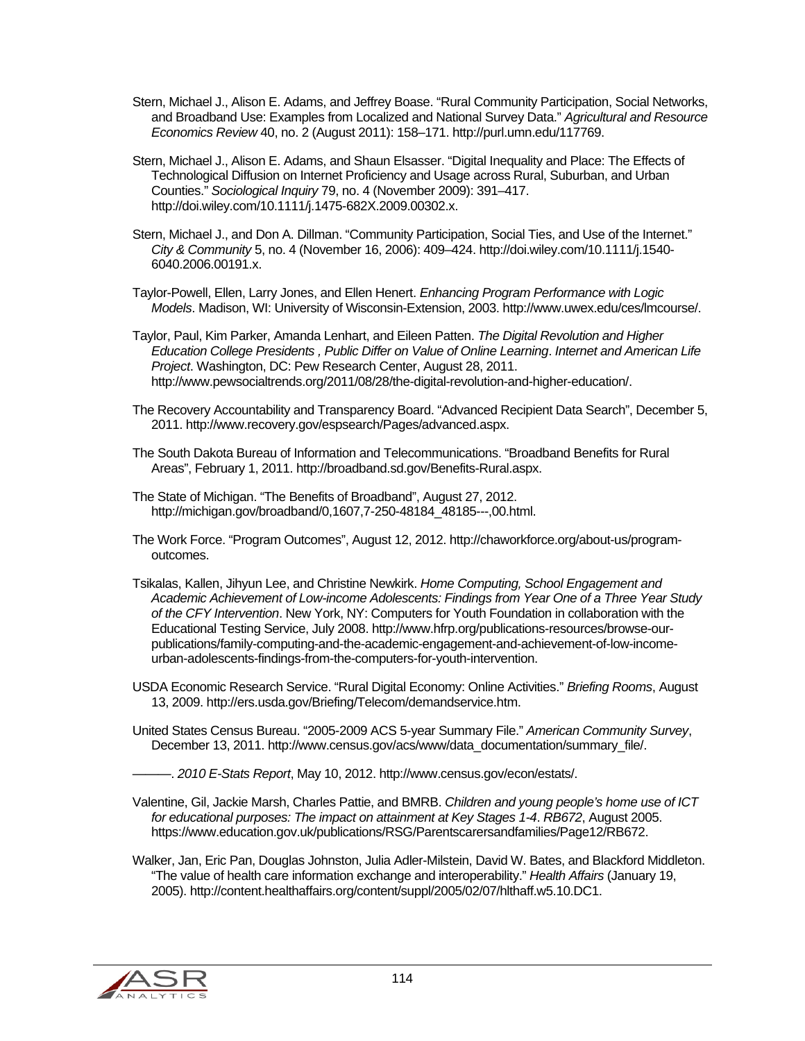Stern, Michael J., Alison E. Adams, and Jeffrey Boase. "Rural Community Participation, Social Networks, and Broadband Use: Examples from Localized and National Survey Data." *Agricultural and Resource Economics Review* 40, no. 2 (August 2011): 158–171. http://purl.umn.edu/117769.

Stern, Michael J., Alison E. Adams, and Shaun Elsasser. "Digital Inequality and Place: The Effects of Technological Diffusion on Internet Proficiency and Usage across Rural, Suburban, and Urban Counties." *Sociological Inquiry* 79, no. 4 (November 2009): 391–417. http://doi.wiley.com/10.1111/j.1475-682X.2009.00302.x.

Stern, Michael J., and Don A. Dillman. "Community Participation, Social Ties, and Use of the Internet." *City & Community* 5, no. 4 (November 16, 2006): 409–424. http://doi.wiley.com/10.1111/j.1540-6040.2006.00191.x.

Taylor-Powell, Ellen, Larry Jones, and Ellen Henert. *Enhancing Program Performance with Logic Models*. Madison, WI: University of Wisconsin-Extension, 2003. http://www.uwex.edu/ces/lmcourse/.

Taylor, Paul, Kim Parker, Amanda Lenhart, and Eileen Patten. *The Digital Revolution and Higher Education College Presidents , Public Differ on Value of Online Learning*. *Internet and American Life Project*. Washington, DC: Pew Research Center, August 28, 2011. http://www.pewsocialtrends.org/2011/08/28/the-digital-revolution-and-higher-education/.

The Recovery Accountability and Transparency Board. "Advanced Recipient Data Search", December 5, 2011. http://www.recovery.gov/espsearch/Pages/advanced.aspx.

The South Dakota Bureau of Information and Telecommunications. "Broadband Benefits for Rural Areas", February 1, 2011. http://broadband.sd.gov/Benefits-Rural.aspx.

The State of Michigan. "The Benefits of Broadband", August 27, 2012. http://michigan.gov/broadband/0,1607,7-250-48184_48185---,00.html.

The Work Force. "Program Outcomes", August 12, 2012. http://chaworkforce.org/about-us/program-outcomes.

Tsikalas, Kallen, Jihyun Lee, and Christine Newkirk. *Home Computing, School Engagement and Academic Achievement of Low-income Adolescents: Findings from Year One of a Three Year Study of the CFY Intervention*. New York, NY: Computers for Youth Foundation in collaboration with the Educational Testing Service, July 2008. http://www.hfrp.org/publications-resources/browse-our-publications/family-computing-and-the-academic-engagement-and-achievement-of-low-income-urban-adolescents-findings-from-the-computers-for-youth-intervention.

USDA Economic Research Service. "Rural Digital Economy: Online Activities." *Briefing Rooms*, August 13, 2009. http://ers.usda.gov/Briefing/Telecom/demandservice.htm.

United States Census Bureau. "2005-2009 ACS 5-year Summary File." *American Community Survey*, December 13, 2011. http://www.census.gov/acs/www/data_documentation/summary_file/.

———. *2010 E-Stats Report*, May 10, 2012. http://www.census.gov/econ/estats/.

Valentine, Gil, Jackie Marsh, Charles Pattie, and BMRB. *Children and young people's home use of ICT for educational purposes: The impact on attainment at Key Stages 1-4*. *RB672*, August 2005. https://www.education.gov.uk/publications/RSG/Parentscarersandfamilies/Page12/RB672.

Walker, Jan, Eric Pan, Douglas Johnston, Julia Adler-Milstein, David W. Bates, and Blackford Middleton. "The value of health care information exchange and interoperability." *Health Affairs* (January 19, 2005). http://content.healthaffairs.org/content/suppl/2005/02/07/hlthaff.w5.10.DC1.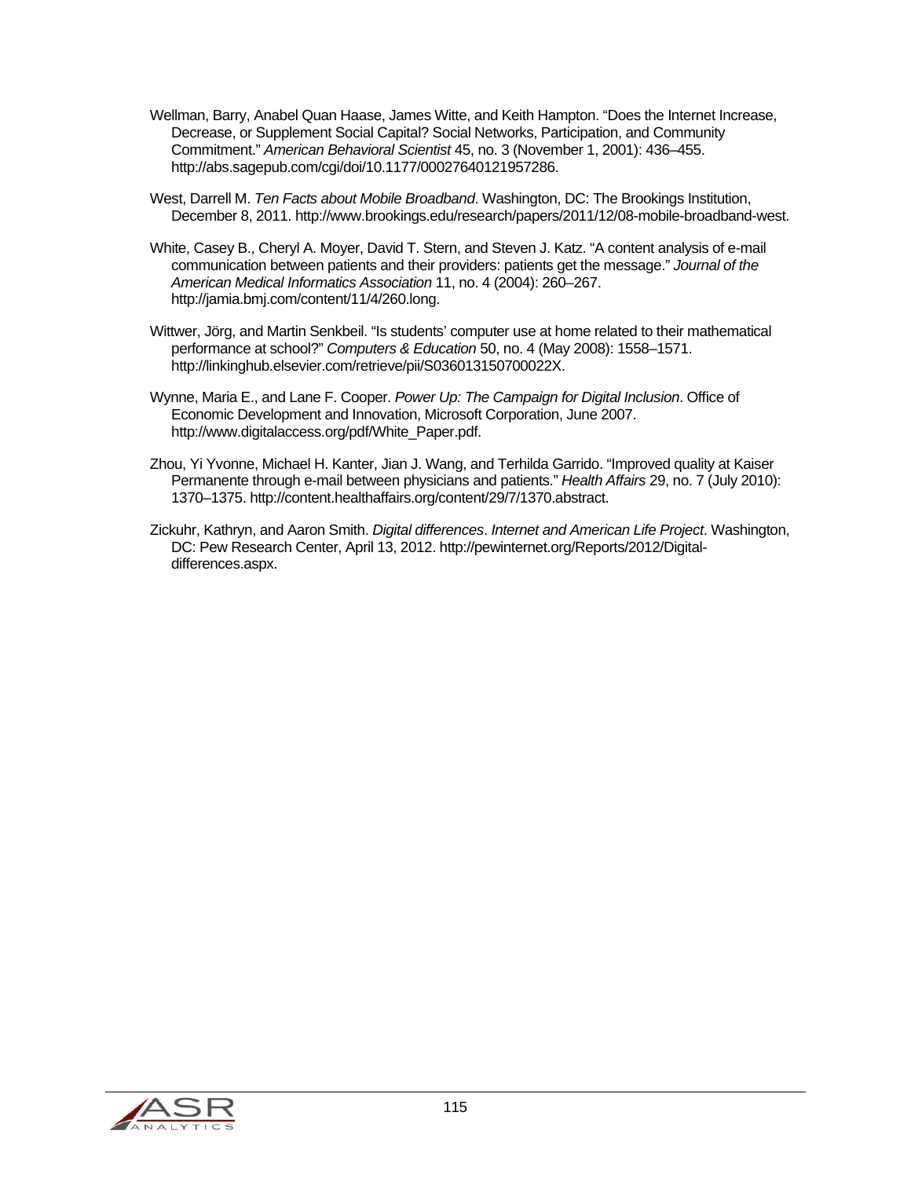Wellman, Barry, Anabel Quan Haase, James Witte, and Keith Hampton. "Does the Internet Increase, Decrease, or Supplement Social Capital? Social Networks, Participation, and Community Commitment." *American Behavioral Scientist* 45, no. 3 (November 1, 2001): 436–455. http://abs.sagepub.com/cgi/doi/10.1177/00027640121957286.

West, Darrell M. *Ten Facts about Mobile Broadband*. Washington, DC: The Brookings Institution, December 8, 2011. http://www.brookings.edu/research/papers/2011/12/08-mobile-broadband-west.

White, Casey B., Cheryl A. Moyer, David T. Stern, and Steven J. Katz. "A content analysis of e-mail communication between patients and their providers: patients get the message." *Journal of the American Medical Informatics Association* 11, no. 4 (2004): 260–267. http://jamia.bmj.com/content/11/4/260.long.

Wittwer, Jörg, and Martin Senkbeil. "Is students' computer use at home related to their mathematical performance at school?" *Computers & Education* 50, no. 4 (May 2008): 1558–1571. http://linkinghub.elsevier.com/retrieve/pii/S036013150700022X.

Wynne, Maria E., and Lane F. Cooper. *Power Up: The Campaign for Digital Inclusion*. Office of Economic Development and Innovation, Microsoft Corporation, June 2007. http://www.digitalaccess.org/pdf/White_Paper.pdf.

Zhou, Yi Yvonne, Michael H. Kanter, Jian J. Wang, and Terhilda Garrido. "Improved quality at Kaiser Permanente through e-mail between physicians and patients." *Health Affairs* 29, no. 7 (July 2010): 1370–1375. http://content.healthaffairs.org/content/29/7/1370.abstract.

Zickuhr, Kathryn, and Aaron Smith. *Digital differences*. *Internet and American Life Project*. Washington, DC: Pew Research Center, April 13, 2012. http://pewinternet.org/Reports/2012/Digital-differences.aspx.